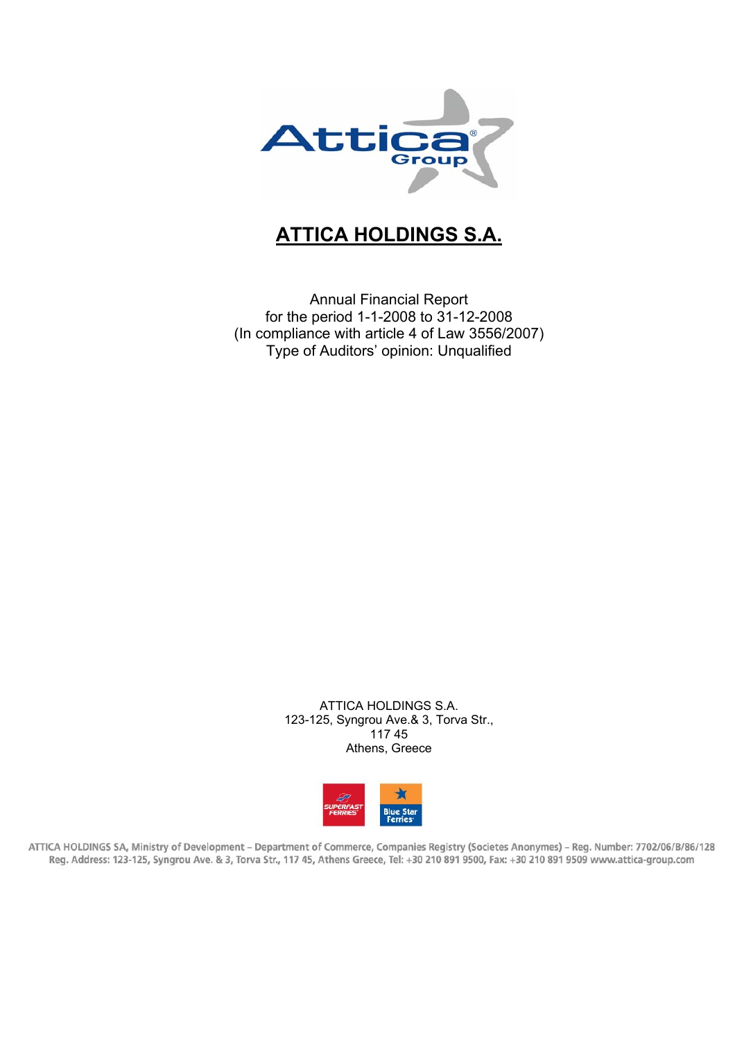# ATTICA HOLDINGS S.A.

Annual Financial Report
for the period 1-1-2008 to 31-12-2008
(In compliance with article 4 of Law 3556/2007)
Type of Auditors' opinion: Unqualified

ATTICA HOLDINGS S.A.
123-125, Syngrou Ave.& 3, Torva Str.,
117 45
Athens, Greece

ATTICA HOLDINGS SA, Ministry of Development – Department of Commerce, Companies Registry (Societes Anonymes) – Reg. Number: 7702/06/B/86/128
Reg. Address: 123-125, Syngrou Ave. & 3, Torva Str., 117 45, Athens Greece, Tel: +30 210 891 9500, Fax: +30 210 891 9509 www.attica-group.com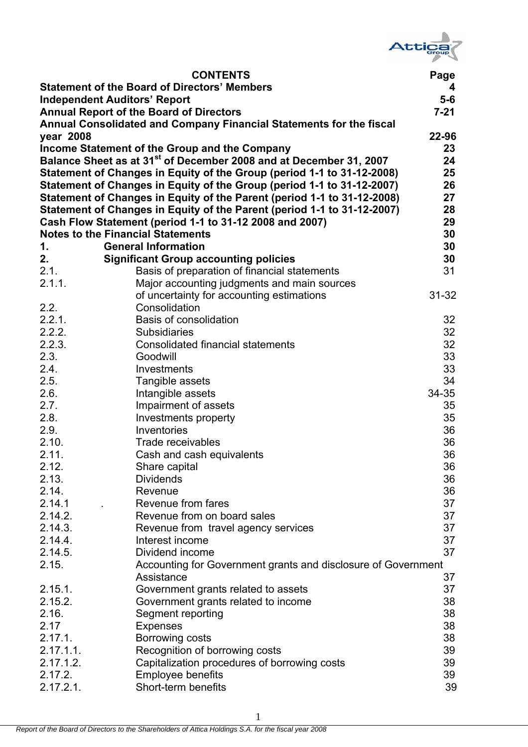| CONTENTS | | Page |
|---|---|---|
| **Statement of the Board of Directors' Members** | | **4** |
| **Independent Auditors' Report** | | **5-6** |
| **Annual Report of the Board of Directors** | | **7-21** |
| **Annual Consolidated and Company Financial Statements for the fiscal year 2008** | | **22-96** |
| **Income Statement of the Group and the Company** | | **23** |
| **Balance Sheet as at 31st of December 2008 and at December 31, 2007** | | **24** |
| **Statement of Changes in Equity of the Group (period 1-1 to 31-12-2008)** | | **25** |
| **Statement of Changes in Equity of the Group (period 1-1 to 31-12-2007)** | | **26** |
| **Statement of Changes in Equity of the Parent (period 1-1 to 31-12-2008)** | | **27** |
| **Statement of Changes in Equity of the Parent (period 1-1 to 31-12-2007)** | | **28** |
| **Cash Flow Statement (period 1-1 to 31-12 2008 and 2007)** | | **29** |
| **Notes to the Financial Statements** | | **30** |
| **1.** | **General Information** | **30** |
| **2.** | **Significant Group accounting policies** | **30** |
| 2.1. | Basis of preparation of financial statements | 31 |
| 2.1.1. | Major accounting judgments and main sources of uncertainty for accounting estimations | 31-32 |
| 2.2. | Consolidation | |
| 2.2.1. | Basis of consolidation | 32 |
| 2.2.2. | Subsidiaries | 32 |
| 2.2.3. | Consolidated financial statements | 32 |
| 2.3. | Goodwill | 33 |
| 2.4. | Investments | 33 |
| 2.5. | Tangible assets | 34 |
| 2.6. | Intangible assets | 34-35 |
| 2.7. | Impairment of assets | 35 |
| 2.8. | Investments property | 35 |
| 2.9. | Inventories | 36 |
| 2.10. | Trade receivables | 36 |
| 2.11. | Cash and cash equivalents | 36 |
| 2.12. | Share capital | 36 |
| 2.13. | Dividends | 36 |
| 2.14. | Revenue | 36 |
| 2.14.1 | Revenue from fares | 37 |
| 2.14.2. | Revenue from on board sales | 37 |
| 2.14.3. | Revenue from travel agency services | 37 |
| 2.14.4. | Interest income | 37 |
| 2.14.5. | Dividend income | 37 |
| 2.15. | Accounting for Government grants and disclosure of Government Assistance | 37 |
| 2.15.1. | Government grants related to assets | 37 |
| 2.15.2. | Government grants related to income | 38 |
| 2.16. | Segment reporting | 38 |
| 2.17 | Expenses | 38 |
| 2.17.1. | Borrowing costs | 38 |
| 2.17.1.1. | Recognition of borrowing costs | 39 |
| 2.17.1.2. | Capitalization procedures of borrowing costs | 39 |
| 2.17.2. | Employee benefits | 39 |
| 2.17.2.1. | Short-term benefits | 39 |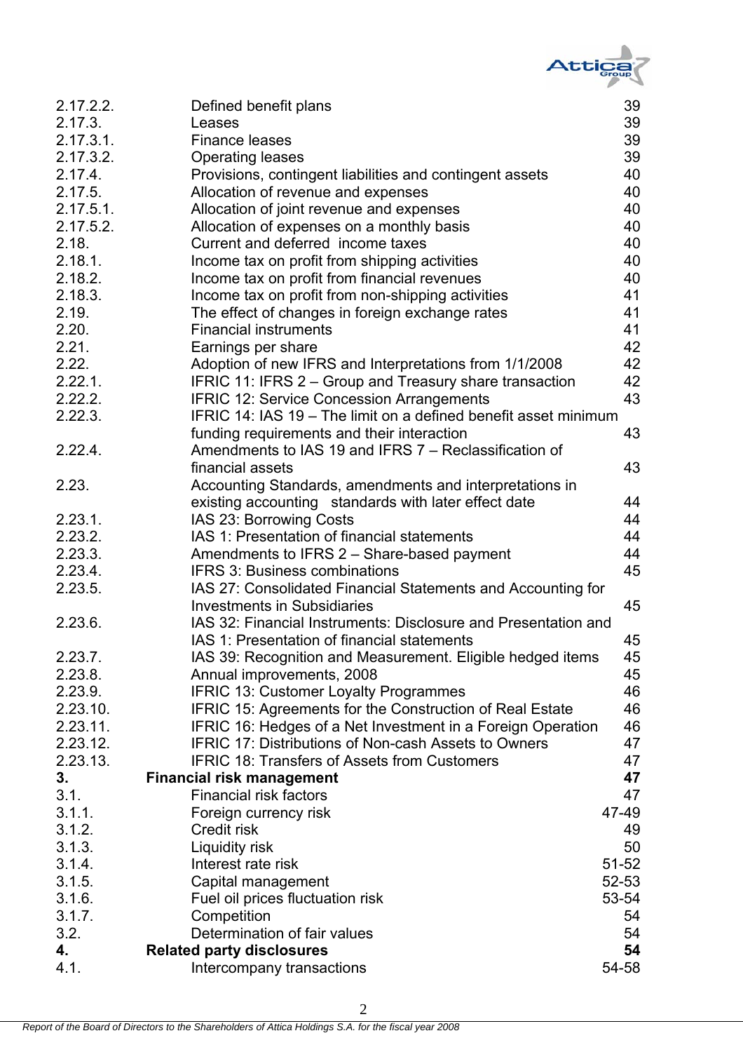| | | |
|---|---|---|
| 2.17.2.2. | Defined benefit plans | 39 |
| 2.17.3. | Leases | 39 |
| 2.17.3.1. | Finance leases | 39 |
| 2.17.3.2. | Operating leases | 39 |
| 2.17.4. | Provisions, contingent liabilities and contingent assets | 40 |
| 2.17.5. | Allocation of revenue and expenses | 40 |
| 2.17.5.1. | Allocation of joint revenue and expenses | 40 |
| 2.17.5.2. | Allocation of expenses on a monthly basis | 40 |
| 2.18. | Current and deferred income taxes | 40 |
| 2.18.1. | Income tax on profit from shipping activities | 40 |
| 2.18.2. | Income tax on profit from financial revenues | 40 |
| 2.18.3. | Income tax on profit from non-shipping activities | 41 |
| 2.19. | The effect of changes in foreign exchange rates | 41 |
| 2.20. | Financial instruments | 41 |
| 2.21. | Earnings per share | 42 |
| 2.22. | Adoption of new IFRS and Interpretations from 1/1/2008 | 42 |
| 2.22.1. | IFRIC 11: IFRS 2 – Group and Treasury share transaction | 42 |
| 2.22.2. | IFRIC 12: Service Concession Arrangements | 43 |
| 2.22.3. | IFRIC 14: IAS 19 – The limit on a defined benefit asset minimum funding requirements and their interaction | 43 |
| 2.22.4. | Amendments to IAS 19 and IFRS 7 – Reclassification of financial assets | 43 |
| 2.23. | Accounting Standards, amendments and interpretations in existing accounting standards with later effect date | 44 |
| 2.23.1. | IAS 23: Borrowing Costs | 44 |
| 2.23.2. | IAS 1: Presentation of financial statements | 44 |
| 2.23.3. | Amendments to IFRS 2 – Share-based payment | 44 |
| 2.23.4. | IFRS 3: Business combinations | 45 |
| 2.23.5. | IAS 27: Consolidated Financial Statements and Accounting for Investments in Subsidiaries | 45 |
| 2.23.6. | IAS 32: Financial Instruments: Disclosure and Presentation and IAS 1: Presentation of financial statements | 45 |
| 2.23.7. | IAS 39: Recognition and Measurement. Eligible hedged items | 45 |
| 2.23.8. | Annual improvements, 2008 | 45 |
| 2.23.9. | IFRIC 13: Customer Loyalty Programmes | 46 |
| 2.23.10. | IFRIC 15: Agreements for the Construction of Real Estate | 46 |
| 2.23.11. | IFRIC 16: Hedges of a Net Investment in a Foreign Operation | 46 |
| 2.23.12. | IFRIC 17: Distributions of Non-cash Assets to Owners | 47 |
| 2.23.13. | IFRIC 18: Transfers of Assets from Customers | 47 |
| **3.** | **Financial risk management** | **47** |
| 3.1. | Financial risk factors | 47 |
| 3.1.1. | Foreign currency risk | 47-49 |
| 3.1.2. | Credit risk | 49 |
| 3.1.3. | Liquidity risk | 50 |
| 3.1.4. | Interest rate risk | 51-52 |
| 3.1.5. | Capital management | 52-53 |
| 3.1.6. | Fuel oil prices fluctuation risk | 53-54 |
| 3.1.7. | Competition | 54 |
| 3.2. | Determination of fair values | 54 |
| **4.** | **Related party disclosures** | **54** |
| 4.1. | Intercompany transactions | 54-58 |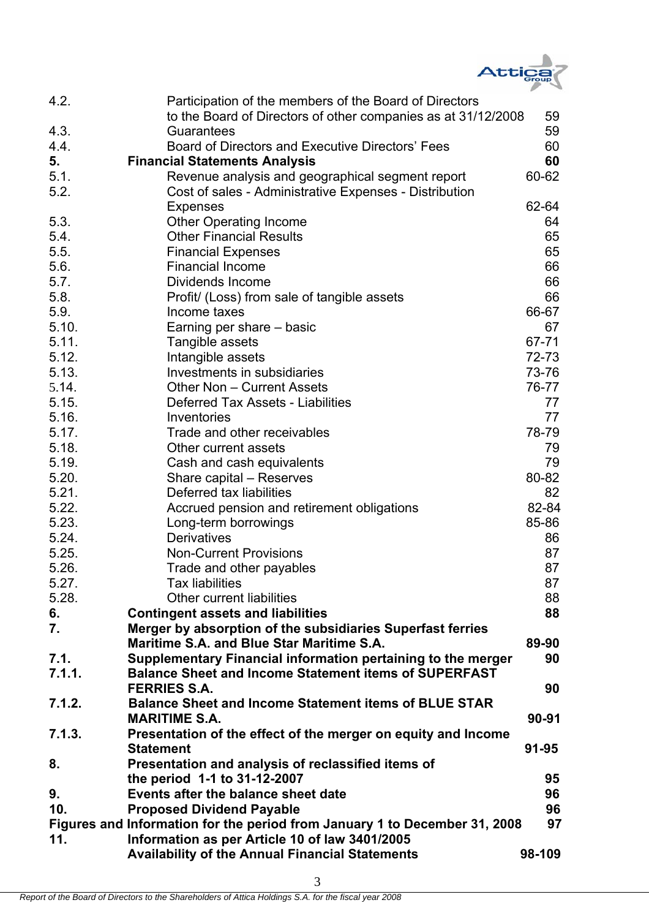| | | |
|---|---|---|
| 4.2. | Participation of the members of the Board of Directors to the Board of Directors of other companies as at 31/12/2008 | 59 |
| 4.3. | Guarantees | 59 |
| 4.4. | Board of Directors and Executive Directors' Fees | 60 |
| **5.** | **Financial Statements Analysis** | **60** |
| 5.1. | Revenue analysis and geographical segment report | 60-62 |
| 5.2. | Cost of sales - Administrative Expenses - Distribution Expenses | 62-64 |
| 5.3. | Other Operating Income | 64 |
| 5.4. | Other Financial Results | 65 |
| 5.5. | Financial Expenses | 65 |
| 5.6. | Financial Income | 66 |
| 5.7. | Dividends Income | 66 |
| 5.8. | Profit/ (Loss) from sale of tangible assets | 66 |
| 5.9. | Income taxes | 66-67 |
| 5.10. | Earning per share – basic | 67 |
| 5.11. | Tangible assets | 67-71 |
| 5.12. | Intangible assets | 72-73 |
| 5.13. | Investments in subsidiaries | 73-76 |
| 5.14. | Other Non – Current Assets | 76-77 |
| 5.15. | Deferred Tax Assets - Liabilities | 77 |
| 5.16. | Inventories | 77 |
| 5.17. | Trade and other receivables | 78-79 |
| 5.18. | Other current assets | 79 |
| 5.19. | Cash and cash equivalents | 79 |
| 5.20. | Share capital – Reserves | 80-82 |
| 5.21. | Deferred tax liabilities | 82 |
| 5.22. | Accrued pension and retirement obligations | 82-84 |
| 5.23. | Long-term borrowings | 85-86 |
| 5.24. | Derivatives | 86 |
| 5.25. | Non-Current Provisions | 87 |
| 5.26. | Trade and other payables | 87 |
| 5.27. | Tax liabilities | 87 |
| 5.28. | Other current liabilities | 88 |
| **6.** | **Contingent assets and liabilities** | **88** |
| **7.** | **Merger by absorption of the subsidiaries Superfast ferries Maritime S.A. and Blue Star Maritime S.A.** | **89-90** |
| **7.1.** | **Supplementary Financial information pertaining to the merger** | **90** |
| **7.1.1.** | **Balance Sheet and Income Statement items of SUPERFAST FERRIES S.A.** | **90** |
| **7.1.2.** | **Balance Sheet and Income Statement items of BLUE STAR MARITIME S.A.** | **90-91** |
| **7.1.3.** | **Presentation of the effect of the merger on equity and Income Statement** | **91-95** |
| **8.** | **Presentation and analysis of reclassified items of the period 1-1 to 31-12-2007** | **95** |
| **9.** | **Events after the balance sheet date** | **96** |
| **10.** | **Proposed Dividend Payable** | **96** |
| **Figures and Information for the period from January 1 to December 31, 2008** | | **97** |
| **11.** | **Information as per Article 10 of law 3401/2005 Availability of the Annual Financial Statements** | **98-109** |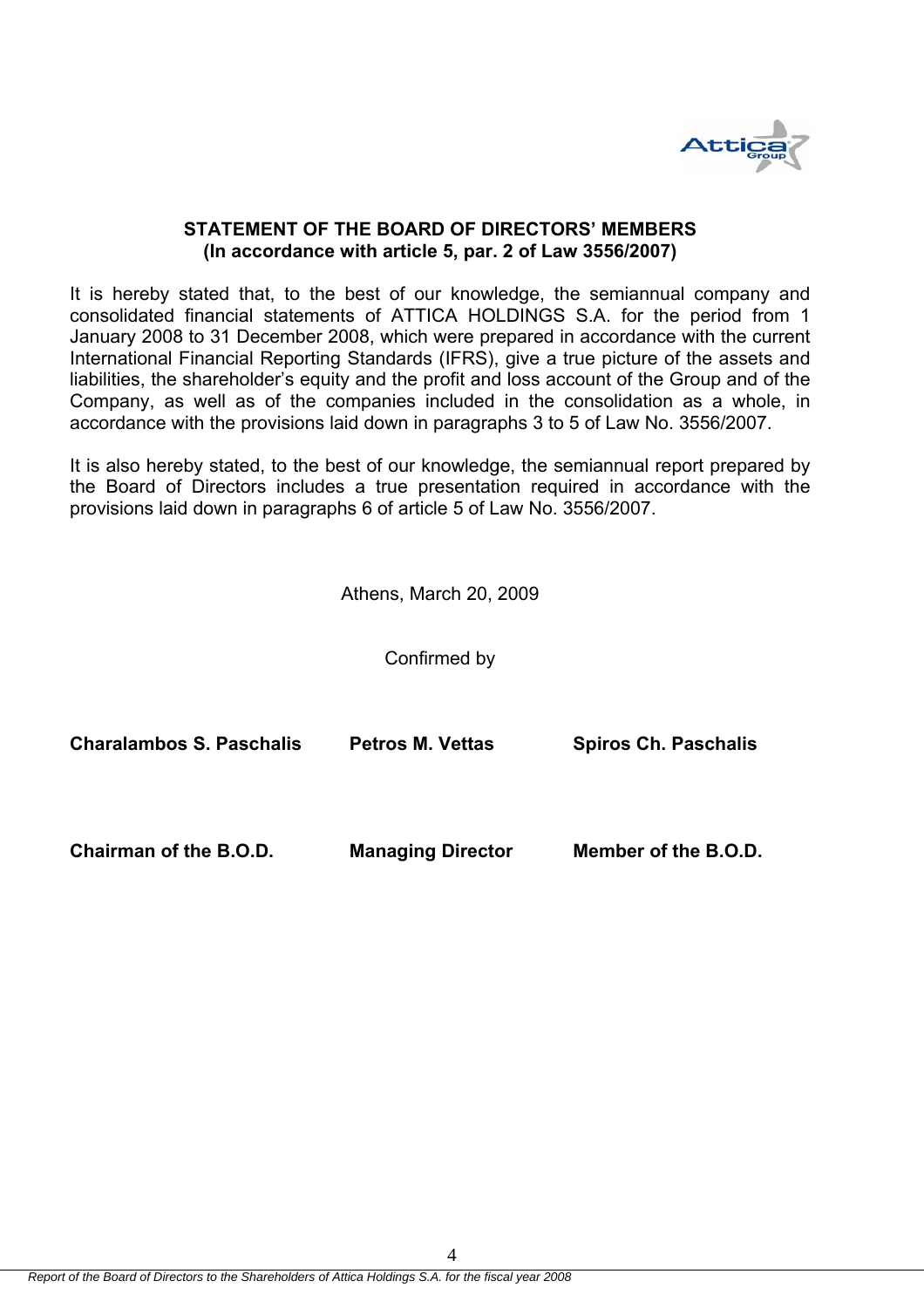**STATEMENT OF THE BOARD OF DIRECTORS' MEMBERS**
**(In accordance with article 5, par. 2 of Law 3556/2007)**

It is hereby stated that, to the best of our knowledge, the semiannual company and consolidated financial statements of ATTICA HOLDINGS S.A. for the period from 1 January 2008 to 31 December 2008, which were prepared in accordance with the current International Financial Reporting Standards (IFRS), give a true picture of the assets and liabilities, the shareholder's equity and the profit and loss account of the Group and of the Company, as well as of the companies included in the consolidation as a whole, in accordance with the provisions laid down in paragraphs 3 to 5 of Law No. 3556/2007.

It is also hereby stated, to the best of our knowledge, the semiannual report prepared by the Board of Directors includes a true presentation required in accordance with the provisions laid down in paragraphs 6 of article 5 of Law No. 3556/2007.

Athens, March 20, 2009

Confirmed by

| **Charalambos S. Paschalis** | **Petros M. Vettas** | **Spiros Ch. Paschalis** |
|---|---|---|
| **Chairman of the B.O.D.** | **Managing Director** | **Member of the B.O.D.** |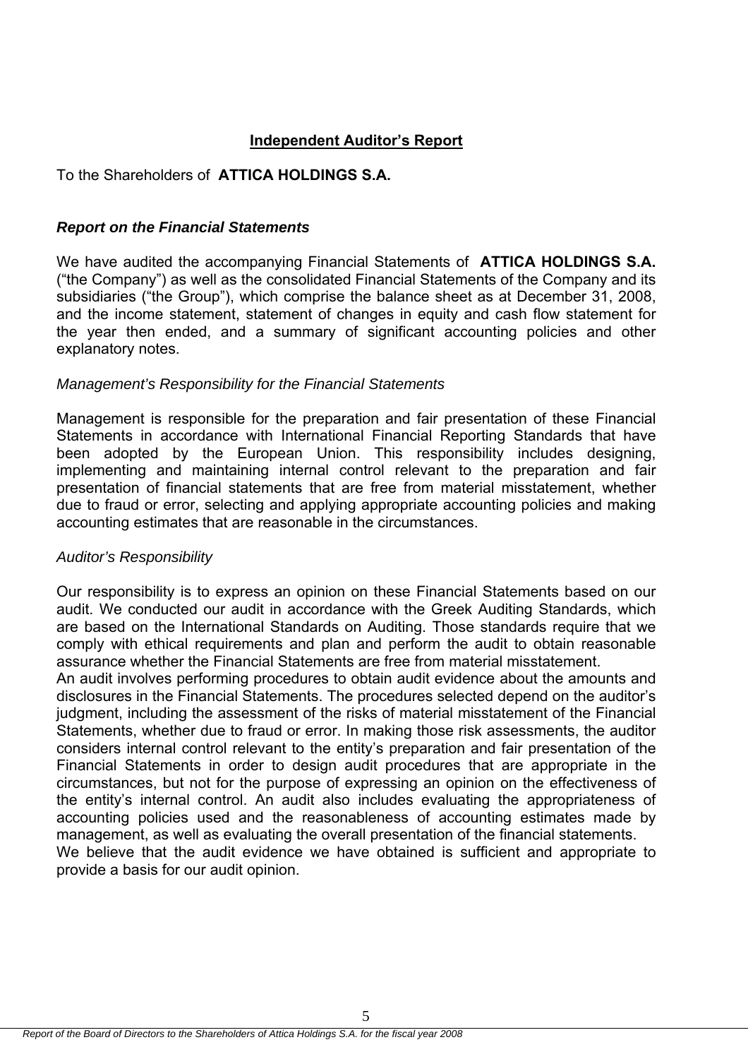## Independent Auditor's Report

To the Shareholders of **ATTICA HOLDINGS S.A.**

### *Report on the Financial Statements*

We have audited the accompanying Financial Statements of **ATTICA HOLDINGS S.A.** ("the Company") as well as the consolidated Financial Statements of the Company and its subsidiaries ("the Group"), which comprise the balance sheet as at December 31, 2008, and the income statement, statement of changes in equity and cash flow statement for the year then ended, and a summary of significant accounting policies and other explanatory notes.

*Management's Responsibility for the Financial Statements*

Management is responsible for the preparation and fair presentation of these Financial Statements in accordance with International Financial Reporting Standards that have been adopted by the European Union. This responsibility includes designing, implementing and maintaining internal control relevant to the preparation and fair presentation of financial statements that are free from material misstatement, whether due to fraud or error, selecting and applying appropriate accounting policies and making accounting estimates that are reasonable in the circumstances.

*Auditor's Responsibility*

Our responsibility is to express an opinion on these Financial Statements based on our audit. We conducted our audit in accordance with the Greek Auditing Standards, which are based on the International Standards on Auditing. Those standards require that we comply with ethical requirements and plan and perform the audit to obtain reasonable assurance whether the Financial Statements are free from material misstatement.
An audit involves performing procedures to obtain audit evidence about the amounts and disclosures in the Financial Statements. The procedures selected depend on the auditor's judgment, including the assessment of the risks of material misstatement of the Financial Statements, whether due to fraud or error. In making those risk assessments, the auditor considers internal control relevant to the entity's preparation and fair presentation of the Financial Statements in order to design audit procedures that are appropriate in the circumstances, but not for the purpose of expressing an opinion on the effectiveness of the entity's internal control. An audit also includes evaluating the appropriateness of accounting policies used and the reasonableness of accounting estimates made by management, as well as evaluating the overall presentation of the financial statements.
We believe that the audit evidence we have obtained is sufficient and appropriate to provide a basis for our audit opinion.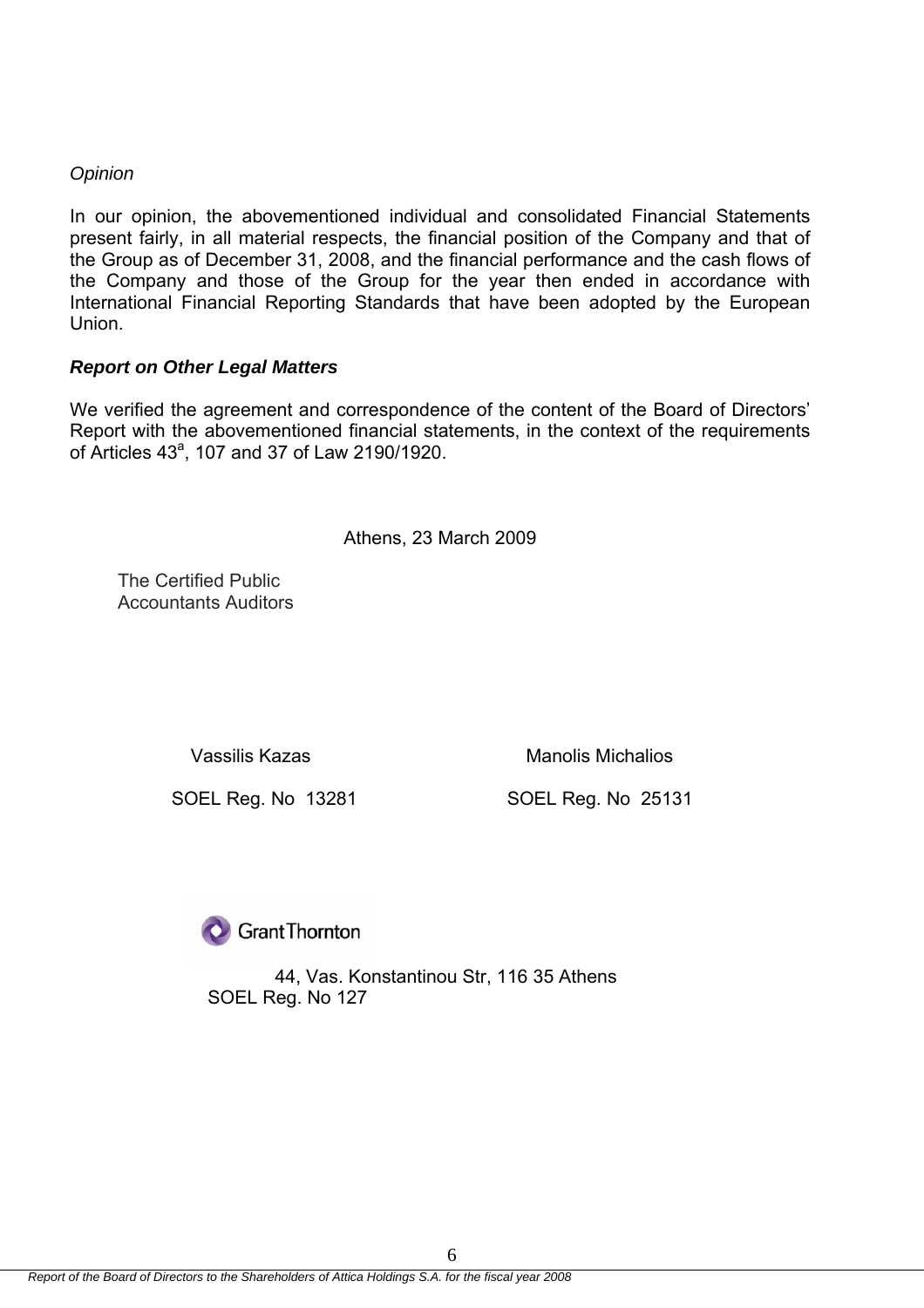*Opinion*

In our opinion, the abovementioned individual and consolidated Financial Statements present fairly, in all material respects, the financial position of the Company and that of the Group as of December 31, 2008, and the financial performance and the cash flows of the Company and those of the Group for the year then ended in accordance with International Financial Reporting Standards that have been adopted by the European Union.

***Report on Other Legal Matters***

We verified the agreement and correspondence of the content of the Board of Directors' Report with the abovementioned financial statements, in the context of the requirements of Articles 43[a], 107 and 37 of Law 2190/1920.

Athens, 23 March 2009

The Certified Public
Accountants Auditors

| Vassilis Kazas | Manolis Michalios |
|---|---|
| SOEL Reg. No 13281 | SOEL Reg. No 25131 |

Grant Thornton

44, Vas. Konstantinou Str, 116 35 Athens
SOEL Reg. No 127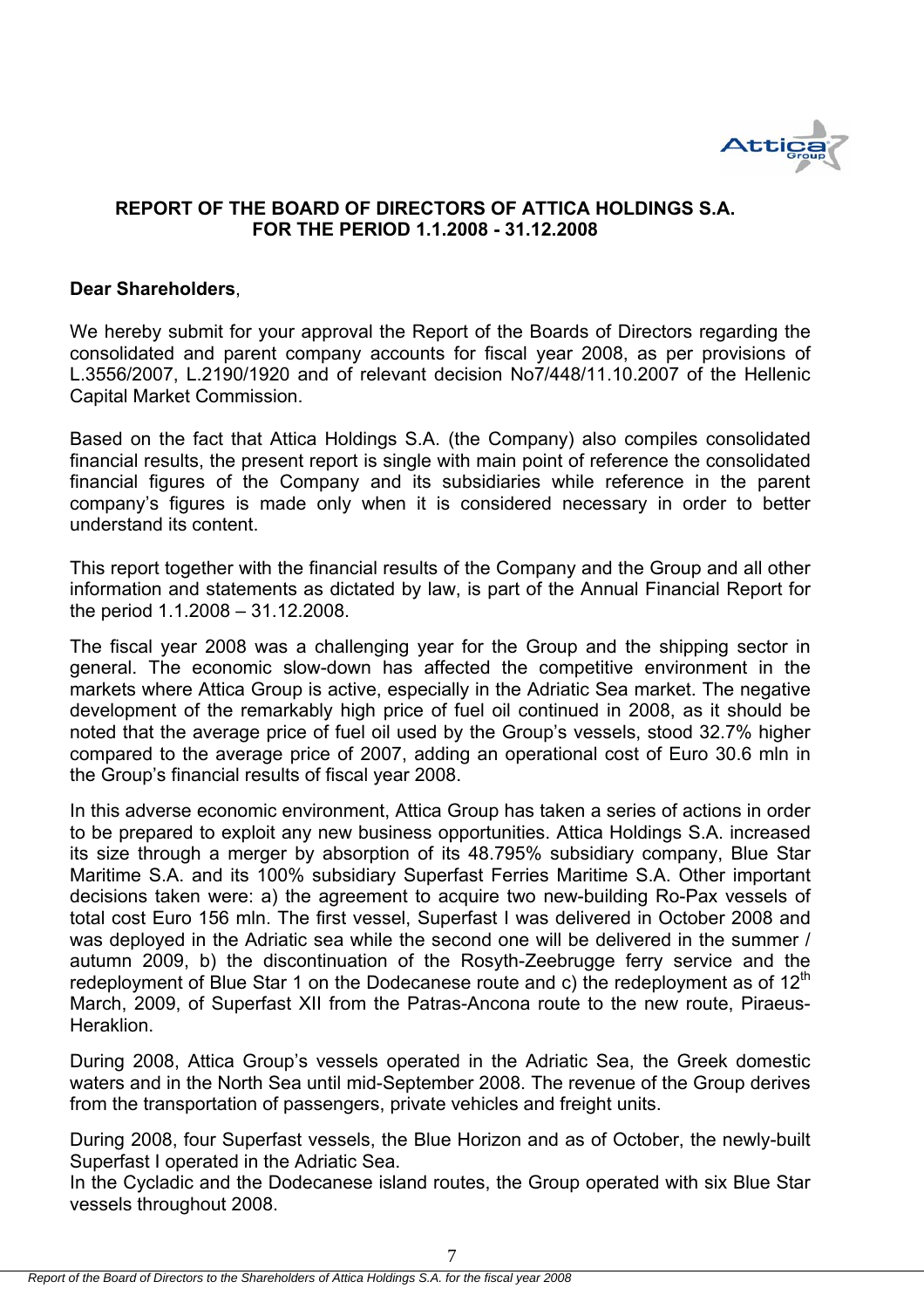# REPORT OF THE BOARD OF DIRECTORS OF ATTICA HOLDINGS S.A. FOR THE PERIOD 1.1.2008 - 31.12.2008

**Dear Shareholders**,

We hereby submit for your approval the Report of the Boards of Directors regarding the consolidated and parent company accounts for fiscal year 2008, as per provisions of L.3556/2007, L.2190/1920 and of relevant decision No7/448/11.10.2007 of the Hellenic Capital Market Commission.

Based on the fact that Attica Holdings S.A. (the Company) also compiles consolidated financial results, the present report is single with main point of reference the consolidated financial figures of the Company and its subsidiaries while reference in the parent company's figures is made only when it is considered necessary in order to better understand its content.

This report together with the financial results of the Company and the Group and all other information and statements as dictated by law, is part of the Annual Financial Report for the period 1.1.2008 – 31.12.2008.

The fiscal year 2008 was a challenging year for the Group and the shipping sector in general. The economic slow-down has affected the competitive environment in the markets where Attica Group is active, especially in the Adriatic Sea market. The negative development of the remarkably high price of fuel oil continued in 2008, as it should be noted that the average price of fuel oil used by the Group's vessels, stood 32.7% higher compared to the average price of 2007, adding an operational cost of Euro 30.6 mln in the Group's financial results of fiscal year 2008.

In this adverse economic environment, Attica Group has taken a series of actions in order to be prepared to exploit any new business opportunities. Attica Holdings S.A. increased its size through a merger by absorption of its 48.795% subsidiary company, Blue Star Maritime S.A. and its 100% subsidiary Superfast Ferries Maritime S.A. Other important decisions taken were: a) the agreement to acquire two new-building Ro-Pax vessels of total cost Euro 156 mln. The first vessel, Superfast I was delivered in October 2008 and was deployed in the Adriatic sea while the second one will be delivered in the summer / autumn 2009, b) the discontinuation of the Rosyth-Zeebrugge ferry service and the redeployment of Blue Star 1 on the Dodecanese route and c) the redeployment as of 12th March, 2009, of Superfast XII from the Patras-Ancona route to the new route, Piraeus-Heraklion.

During 2008, Attica Group's vessels operated in the Adriatic Sea, the Greek domestic waters and in the North Sea until mid-September 2008. The revenue of the Group derives from the transportation of passengers, private vehicles and freight units.

During 2008, four Superfast vessels, the Blue Horizon and as of October, the newly-built Superfast I operated in the Adriatic Sea.
In the Cycladic and the Dodecanese island routes, the Group operated with six Blue Star vessels throughout 2008.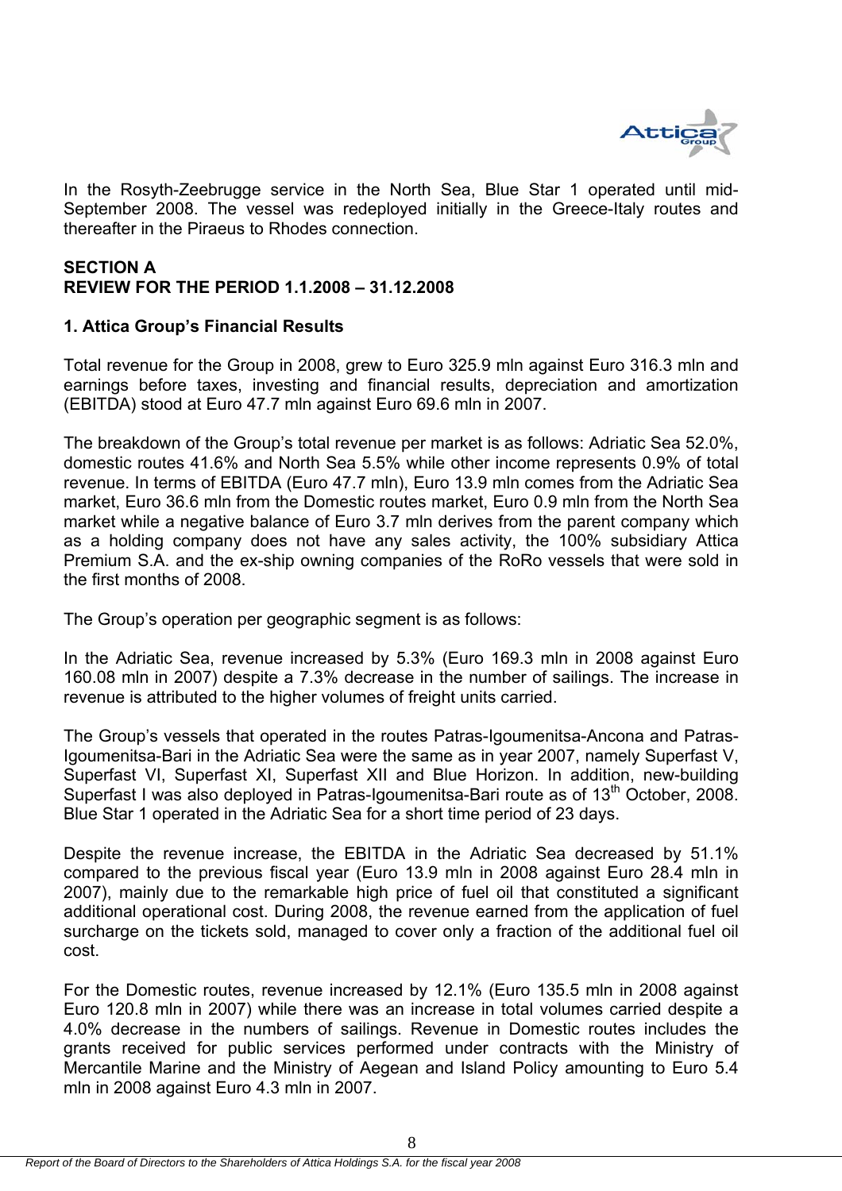In the Rosyth-Zeebrugge service in the North Sea, Blue Star 1 operated until mid-September 2008. The vessel was redeployed initially in the Greece-Italy routes and thereafter in the Piraeus to Rhodes connection.

## SECTION A
## REVIEW FOR THE PERIOD 1.1.2008 – 31.12.2008

### 1. Attica Group's Financial Results

Total revenue for the Group in 2008, grew to Euro 325.9 mln against Euro 316.3 mln and earnings before taxes, investing and financial results, depreciation and amortization (EBITDA) stood at Euro 47.7 mln against Euro 69.6 mln in 2007.

The breakdown of the Group's total revenue per market is as follows: Adriatic Sea 52.0%, domestic routes 41.6% and North Sea 5.5% while other income represents 0.9% of total revenue. In terms of EBITDA (Euro 47.7 mln), Euro 13.9 mln comes from the Adriatic Sea market, Euro 36.6 mln from the Domestic routes market, Euro 0.9 mln from the North Sea market while a negative balance of Euro 3.7 mln derives from the parent company which as a holding company does not have any sales activity, the 100% subsidiary Attica Premium S.A. and the ex-ship owning companies of the RoRo vessels that were sold in the first months of 2008.

The Group's operation per geographic segment is as follows:

In the Adriatic Sea, revenue increased by 5.3% (Euro 169.3 mln in 2008 against Euro 160.08 mln in 2007) despite a 7.3% decrease in the number of sailings. The increase in revenue is attributed to the higher volumes of freight units carried.

The Group's vessels that operated in the routes Patras-Igoumenitsa-Ancona and Patras-Igoumenitsa-Bari in the Adriatic Sea were the same as in year 2007, namely Superfast V, Superfast VI, Superfast XI, Superfast XII and Blue Horizon. In addition, new-building Superfast I was also deployed in Patras-Igoumenitsa-Bari route as of 13th October, 2008. Blue Star 1 operated in the Adriatic Sea for a short time period of 23 days.

Despite the revenue increase, the EBITDA in the Adriatic Sea decreased by 51.1% compared to the previous fiscal year (Euro 13.9 mln in 2008 against Euro 28.4 mln in 2007), mainly due to the remarkable high price of fuel oil that constituted a significant additional operational cost. During 2008, the revenue earned from the application of fuel surcharge on the tickets sold, managed to cover only a fraction of the additional fuel oil cost.

For the Domestic routes, revenue increased by 12.1% (Euro 135.5 mln in 2008 against Euro 120.8 mln in 2007) while there was an increase in total volumes carried despite a 4.0% decrease in the numbers of sailings. Revenue in Domestic routes includes the grants received for public services performed under contracts with the Ministry of Mercantile Marine and the Ministry of Aegean and Island Policy amounting to Euro 5.4 mln in 2008 against Euro 4.3 mln in 2007.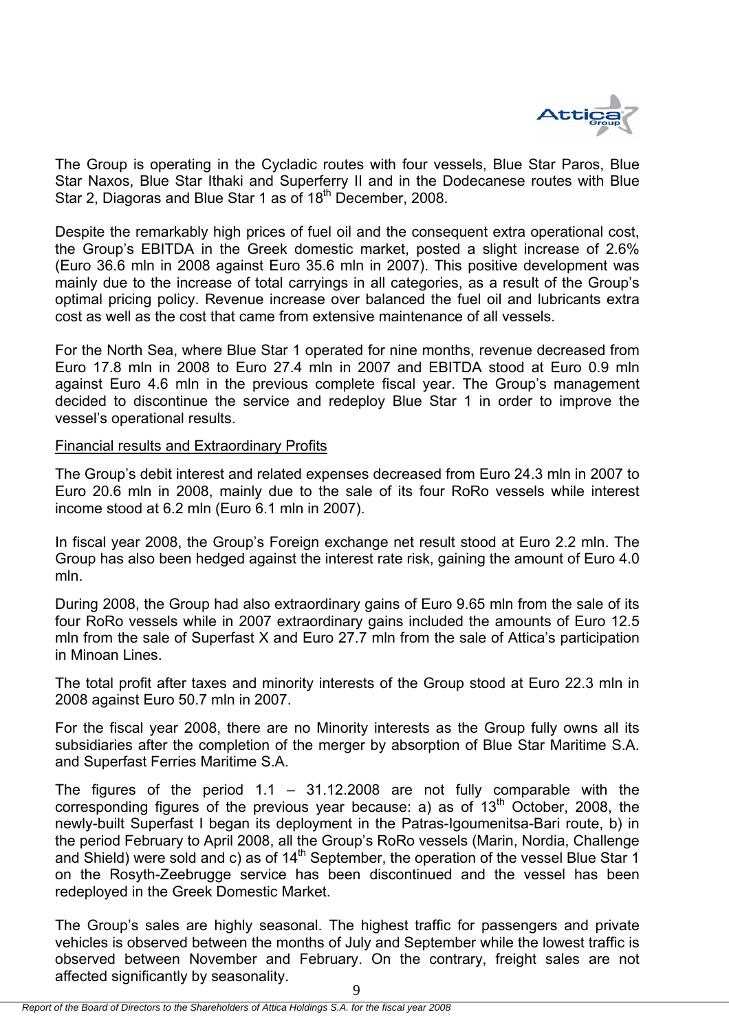The Group is operating in the Cycladic routes with four vessels, Blue Star Paros, Blue Star Naxos, Blue Star Ithaki and Superferry II and in the Dodecanese routes with Blue Star 2, Diagoras and Blue Star 1 as of 18th December, 2008.

Despite the remarkably high prices of fuel oil and the consequent extra operational cost, the Group's EBITDA in the Greek domestic market, posted a slight increase of 2.6% (Euro 36.6 mln in 2008 against Euro 35.6 mln in 2007). This positive development was mainly due to the increase of total carryings in all categories, as a result of the Group's optimal pricing policy. Revenue increase over balanced the fuel oil and lubricants extra cost as well as the cost that came from extensive maintenance of all vessels.

For the North Sea, where Blue Star 1 operated for nine months, revenue decreased from Euro 17.8 mln in 2008 to Euro 27.4 mln in 2007 and EBITDA stood at Euro 0.9 mln against Euro 4.6 mln in the previous complete fiscal year. The Group's management decided to discontinue the service and redeploy Blue Star 1 in order to improve the vessel's operational results.

Financial results and Extraordinary Profits

The Group's debit interest and related expenses decreased from Euro 24.3 mln in 2007 to Euro 20.6 mln in 2008, mainly due to the sale of its four RoRo vessels while interest income stood at 6.2 mln (Euro 6.1 mln in 2007).

In fiscal year 2008, the Group's Foreign exchange net result stood at Euro 2.2 mln. The Group has also been hedged against the interest rate risk, gaining the amount of Euro 4.0 mln.

During 2008, the Group had also extraordinary gains of Euro 9.65 mln from the sale of its four RoRo vessels while in 2007 extraordinary gains included the amounts of Euro 12.5 mln from the sale of Superfast X and Euro 27.7 mln from the sale of Attica's participation in Minoan Lines.

The total profit after taxes and minority interests of the Group stood at Euro 22.3 mln in 2008 against Euro 50.7 mln in 2007.

For the fiscal year 2008, there are no Minority interests as the Group fully owns all its subsidiaries after the completion of the merger by absorption of Blue Star Maritime S.A. and Superfast Ferries Maritime S.A.

The figures of the period 1.1 – 31.12.2008 are not fully comparable with the corresponding figures of the previous year because: a) as of 13th October, 2008, the newly-built Superfast I began its deployment in the Patras-Igoumenitsa-Bari route, b) in the period February to April 2008, all the Group's RoRo vessels (Marin, Nordia, Challenge and Shield) were sold and c) as of 14th September, the operation of the vessel Blue Star 1 on the Rosyth-Zeebrugge service has been discontinued and the vessel has been redeployed in the Greek Domestic Market.

The Group's sales are highly seasonal. The highest traffic for passengers and private vehicles is observed between the months of July and September while the lowest traffic is observed between November and February. On the contrary, freight sales are not affected significantly by seasonality.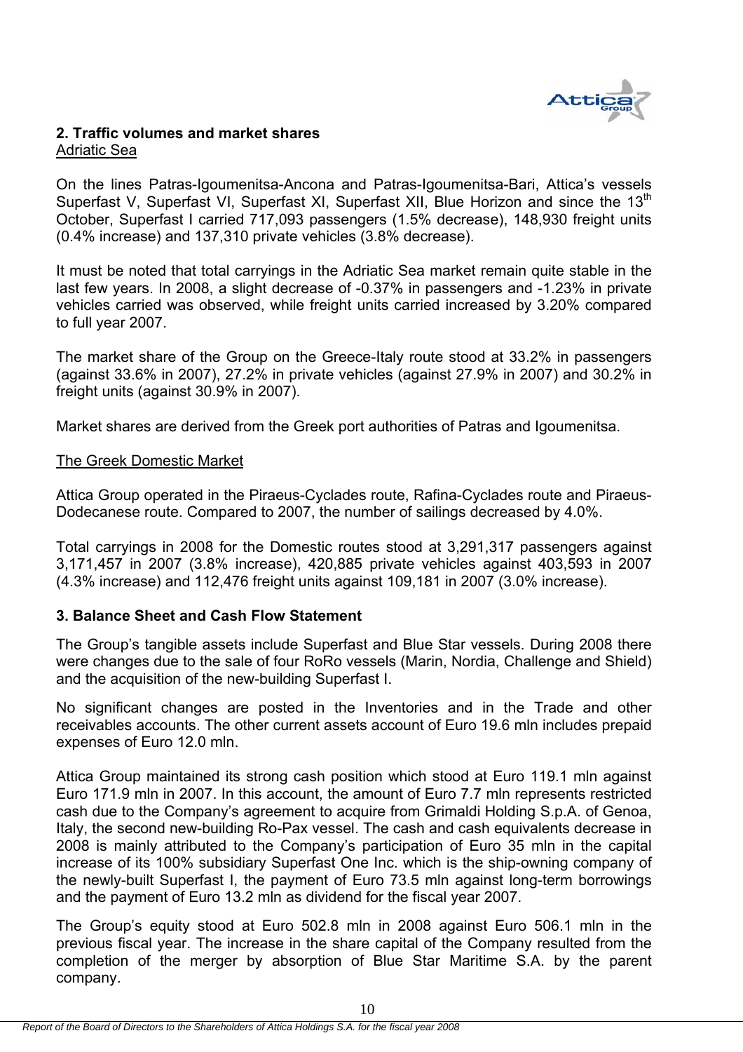## 2. Traffic volumes and market shares

Adriatic Sea

On the lines Patras-Igoumenitsa-Ancona and Patras-Igoumenitsa-Bari, Attica's vessels Superfast V, Superfast VI, Superfast XI, Superfast XII, Blue Horizon and since the 13th October, Superfast I carried 717,093 passengers (1.5% decrease), 148,930 freight units (0.4% increase) and 137,310 private vehicles (3.8% decrease).

It must be noted that total carryings in the Adriatic Sea market remain quite stable in the last few years. In 2008, a slight decrease of -0.37% in passengers and -1.23% in private vehicles carried was observed, while freight units carried increased by 3.20% compared to full year 2007.

The market share of the Group on the Greece-Italy route stood at 33.2% in passengers (against 33.6% in 2007), 27.2% in private vehicles (against 27.9% in 2007) and 30.2% in freight units (against 30.9% in 2007).

Market shares are derived from the Greek port authorities of Patras and Igoumenitsa.

The Greek Domestic Market

Attica Group operated in the Piraeus-Cyclades route, Rafina-Cyclades route and Piraeus-Dodecanese route. Compared to 2007, the number of sailings decreased by 4.0%.

Total carryings in 2008 for the Domestic routes stood at 3,291,317 passengers against 3,171,457 in 2007 (3.8% increase), 420,885 private vehicles against 403,593 in 2007 (4.3% increase) and 112,476 freight units against 109,181 in 2007 (3.0% increase).

## 3. Balance Sheet and Cash Flow Statement

The Group's tangible assets include Superfast and Blue Star vessels. During 2008 there were changes due to the sale of four RoRo vessels (Marin, Nordia, Challenge and Shield) and the acquisition of the new-building Superfast I.

No significant changes are posted in the Inventories and in the Trade and other receivables accounts. The other current assets account of Euro 19.6 mln includes prepaid expenses of Euro 12.0 mln.

Attica Group maintained its strong cash position which stood at Euro 119.1 mln against Euro 171.9 mln in 2007. In this account, the amount of Euro 7.7 mln represents restricted cash due to the Company's agreement to acquire from Grimaldi Holding S.p.A. of Genoa, Italy, the second new-building Ro-Pax vessel. The cash and cash equivalents decrease in 2008 is mainly attributed to the Company's participation of Euro 35 mln in the capital increase of its 100% subsidiary Superfast One Inc. which is the ship-owning company of the newly-built Superfast I, the payment of Euro 73.5 mln against long-term borrowings and the payment of Euro 13.2 mln as dividend for the fiscal year 2007.

The Group's equity stood at Euro 502.8 mln in 2008 against Euro 506.1 mln in the previous fiscal year. The increase in the share capital of the Company resulted from the completion of the merger by absorption of Blue Star Maritime S.A. by the parent company.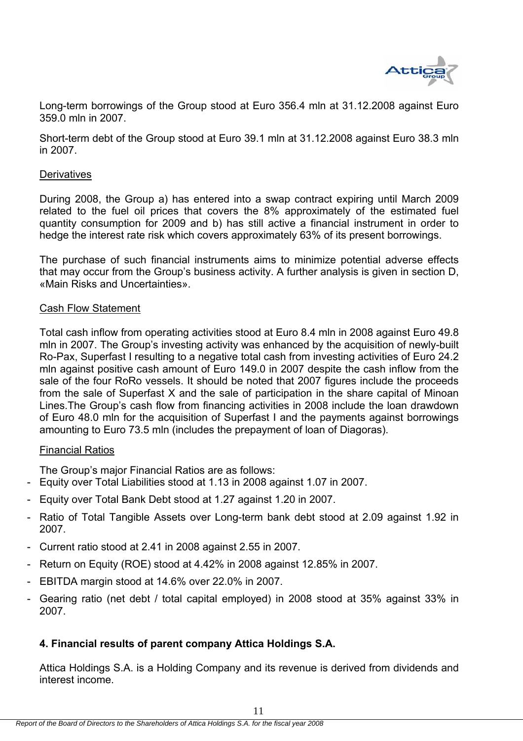Long-term borrowings of the Group stood at Euro 356.4 mln at 31.12.2008 against Euro 359.0 mln in 2007.

Short-term debt of the Group stood at Euro 39.1 mln at 31.12.2008 against Euro 38.3 mln in 2007.

Derivatives

During 2008, the Group a) has entered into a swap contract expiring until March 2009 related to the fuel oil prices that covers the 8% approximately of the estimated fuel quantity consumption for 2009 and b) has still active a financial instrument in order to hedge the interest rate risk which covers approximately 63% of its present borrowings.

The purchase of such financial instruments aims to minimize potential adverse effects that may occur from the Group's business activity. A further analysis is given in section D, «Main Risks and Uncertainties».

Cash Flow Statement

Total cash inflow from operating activities stood at Euro 8.4 mln in 2008 against Euro 49.8 mln in 2007. The Group's investing activity was enhanced by the acquisition of newly-built Ro-Pax, Superfast I resulting to a negative total cash from investing activities of Euro 24.2 mln against positive cash amount of Euro 149.0 in 2007 despite the cash inflow from the sale of the four RoRo vessels. It should be noted that 2007 figures include the proceeds from the sale of Superfast X and the sale of participation in the share capital of Minoan Lines.The Group's cash flow from financing activities in 2008 include the loan drawdown of Euro 48.0 mln for the acquisition of Superfast I and the payments against borrowings amounting to Euro 73.5 mln (includes the prepayment of loan of Diagoras).

Financial Ratios

The Group's major Financial Ratios are as follows:

- Equity over Total Liabilities stood at 1.13 in 2008 against 1.07 in 2007.
- Equity over Total Bank Debt stood at 1.27 against 1.20 in 2007.
- Ratio of Total Tangible Assets over Long-term bank debt stood at 2.09 against 1.92 in 2007.
- Current ratio stood at 2.41 in 2008 against 2.55 in 2007.
- Return on Equity (ROE) stood at 4.42% in 2008 against 12.85% in 2007.
- EBITDA margin stood at 14.6% over 22.0% in 2007.
- Gearing ratio (net debt / total capital employed) in 2008 stood at 35% against 33% in 2007.

**4. Financial results of parent company Attica Holdings S.A.**

Attica Holdings S.A. is a Holding Company and its revenue is derived from dividends and interest income.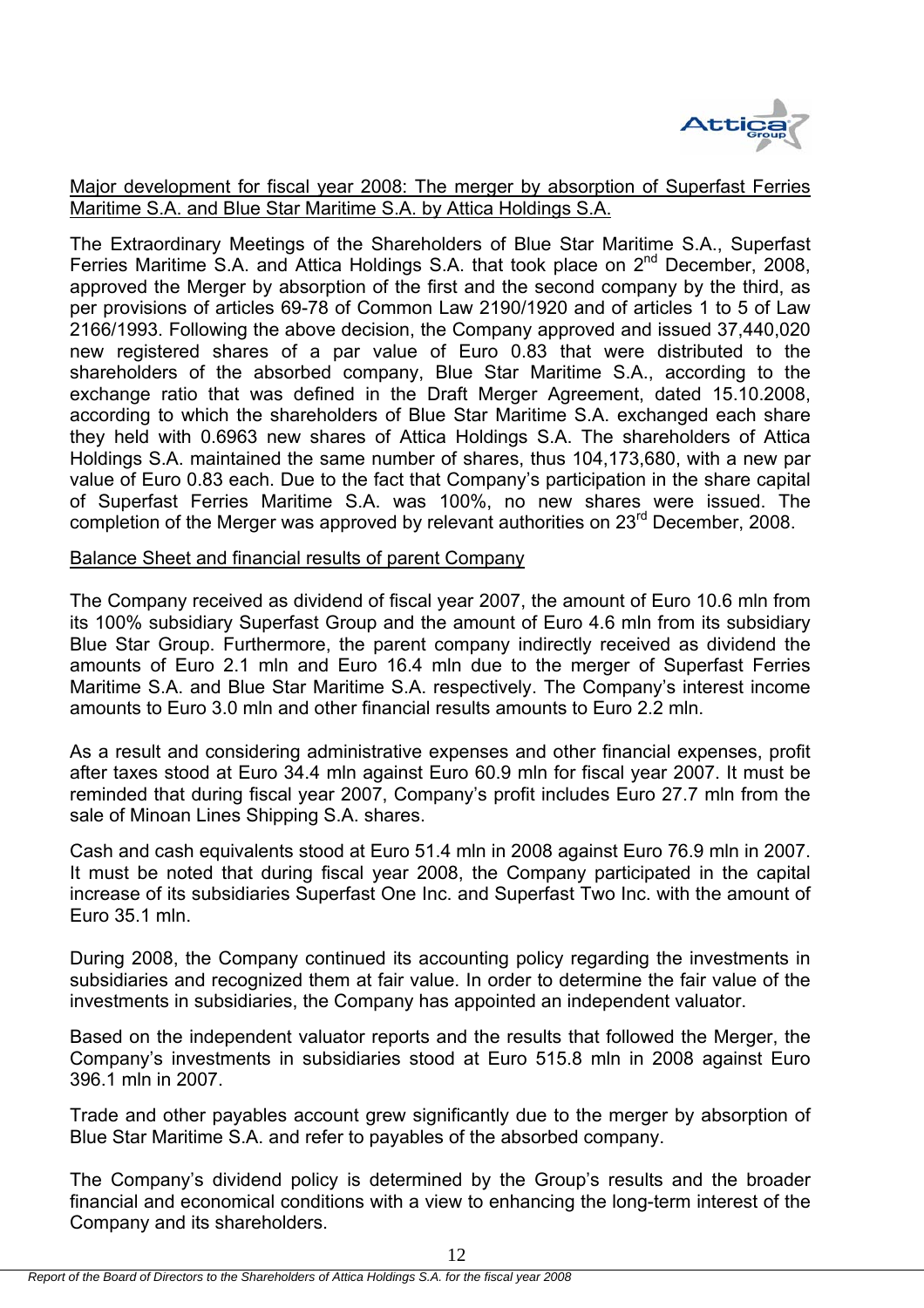Major development for fiscal year 2008: The merger by absorption of Superfast Ferries Maritime S.A. and Blue Star Maritime S.A. by Attica Holdings S.A.

The Extraordinary Meetings of the Shareholders of Blue Star Maritime S.A., Superfast Ferries Maritime S.A. and Attica Holdings S.A. that took place on 2nd December, 2008, approved the Merger by absorption of the first and the second company by the third, as per provisions of articles 69-78 of Common Law 2190/1920 and of articles 1 to 5 of Law 2166/1993. Following the above decision, the Company approved and issued 37,440,020 new registered shares of a par value of Euro 0.83 that were distributed to the shareholders of the absorbed company, Blue Star Maritime S.A., according to the exchange ratio that was defined in the Draft Merger Agreement, dated 15.10.2008, according to which the shareholders of Blue Star Maritime S.A. exchanged each share they held with 0.6963 new shares of Attica Holdings S.A. The shareholders of Attica Holdings S.A. maintained the same number of shares, thus 104,173,680, with a new par value of Euro 0.83 each. Due to the fact that Company's participation in the share capital of Superfast Ferries Maritime S.A. was 100%, no new shares were issued. The completion of the Merger was approved by relevant authorities on 23rd December, 2008.

Balance Sheet and financial results of parent Company

The Company received as dividend of fiscal year 2007, the amount of Euro 10.6 mln from its 100% subsidiary Superfast Group and the amount of Euro 4.6 mln from its subsidiary Blue Star Group. Furthermore, the parent company indirectly received as dividend the amounts of Euro 2.1 mln and Euro 16.4 mln due to the merger of Superfast Ferries Maritime S.A. and Blue Star Maritime S.A. respectively. The Company's interest income amounts to Euro 3.0 mln and other financial results amounts to Euro 2.2 mln.

As a result and considering administrative expenses and other financial expenses, profit after taxes stood at Euro 34.4 mln against Euro 60.9 mln for fiscal year 2007. It must be reminded that during fiscal year 2007, Company's profit includes Euro 27.7 mln from the sale of Minoan Lines Shipping S.A. shares.

Cash and cash equivalents stood at Euro 51.4 mln in 2008 against Euro 76.9 mln in 2007. It must be noted that during fiscal year 2008, the Company participated in the capital increase of its subsidiaries Superfast One Inc. and Superfast Two Inc. with the amount of Euro 35.1 mln.

During 2008, the Company continued its accounting policy regarding the investments in subsidiaries and recognized them at fair value. In order to determine the fair value of the investments in subsidiaries, the Company has appointed an independent valuator.

Based on the independent valuator reports and the results that followed the Merger, the Company's investments in subsidiaries stood at Euro 515.8 mln in 2008 against Euro 396.1 mln in 2007.

Trade and other payables account grew significantly due to the merger by absorption of Blue Star Maritime S.A. and refer to payables of the absorbed company.

The Company's dividend policy is determined by the Group's results and the broader financial and economical conditions with a view to enhancing the long-term interest of the Company and its shareholders.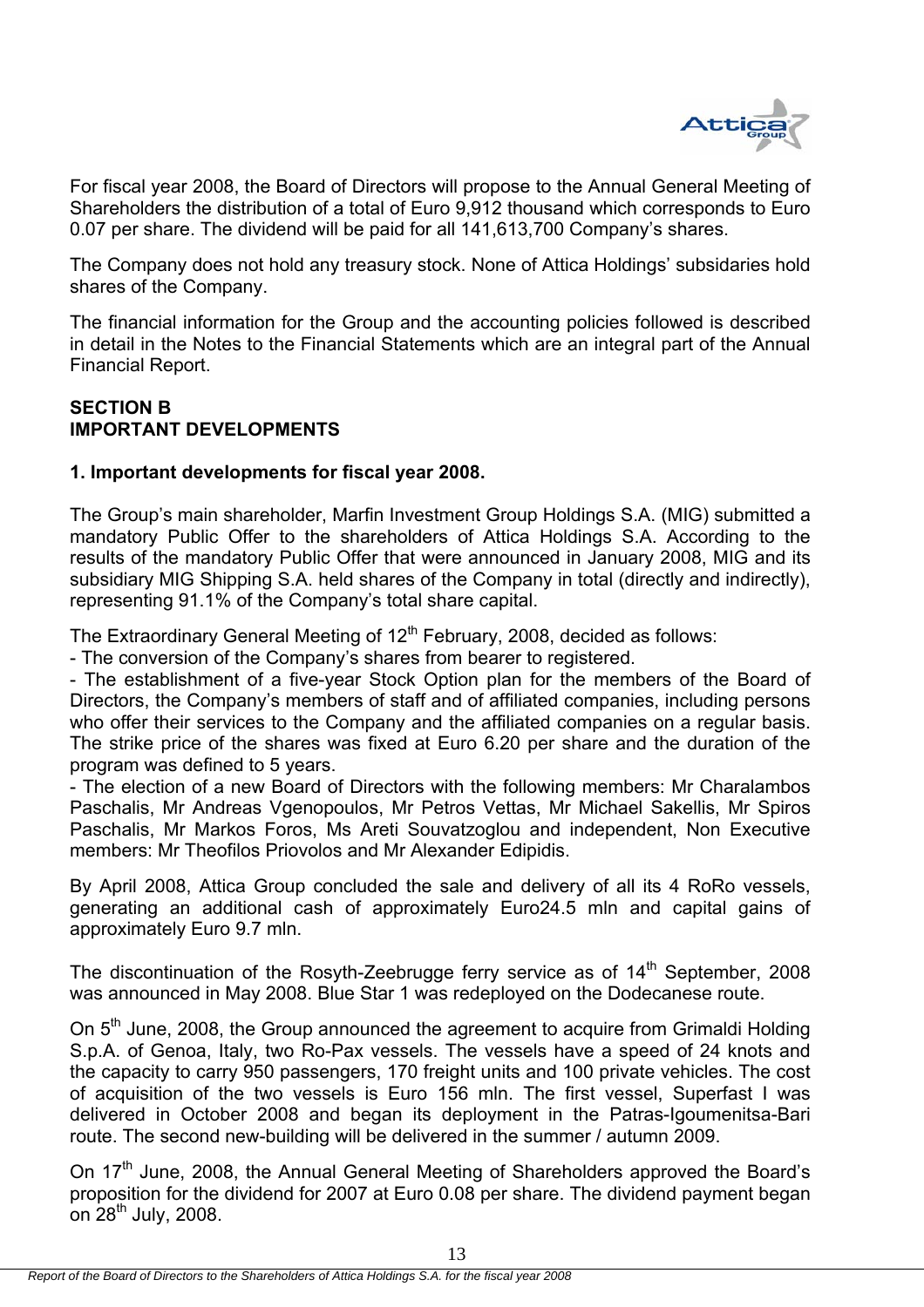For fiscal year 2008, the Board of Directors will propose to the Annual General Meeting of Shareholders the distribution of a total of Euro 9,912 thousand which corresponds to Euro 0.07 per share. The dividend will be paid for all 141,613,700 Company's shares.

The Company does not hold any treasury stock. None of Attica Holdings' subsidaries hold shares of the Company.

The financial information for the Group and the accounting policies followed is described in detail in the Notes to the Financial Statements which are an integral part of the Annual Financial Report.

## SECTION B
## IMPORTANT DEVELOPMENTS

### 1. Important developments for fiscal year 2008.

The Group's main shareholder, Marfin Investment Group Holdings S.A. (MIG) submitted a mandatory Public Offer to the shareholders of Attica Holdings S.A. According to the results of the mandatory Public Offer that were announced in January 2008, MIG and its subsidiary MIG Shipping S.A. held shares of the Company in total (directly and indirectly), representing 91.1% of the Company's total share capital.

The Extraordinary General Meeting of 12th February, 2008, decided as follows:
- The conversion of the Company's shares from bearer to registered.
- The establishment of a five-year Stock Option plan for the members of the Board of Directors, the Company's members of staff and of affiliated companies, including persons who offer their services to the Company and the affiliated companies on a regular basis. The strike price of the shares was fixed at Euro 6.20 per share and the duration of the program was defined to 5 years.
- The election of a new Board of Directors with the following members: Mr Charalambos Paschalis, Mr Andreas Vgenopoulos, Mr Petros Vettas, Mr Michael Sakellis, Mr Spiros Paschalis, Mr Markos Foros, Ms Areti Souvatzoglou and independent, Non Executive members: Mr Theofilos Priovolos and Mr Alexander Edipidis.

By April 2008, Attica Group concluded the sale and delivery of all its 4 RoRo vessels, generating an additional cash of approximately Euro24.5 mln and capital gains of approximately Euro 9.7 mln.

The discontinuation of the Rosyth-Zeebrugge ferry service as of 14th September, 2008 was announced in May 2008. Blue Star 1 was redeployed on the Dodecanese route.

On 5th June, 2008, the Group announced the agreement to acquire from Grimaldi Holding S.p.A. of Genoa, Italy, two Ro-Pax vessels. The vessels have a speed of 24 knots and the capacity to carry 950 passengers, 170 freight units and 100 private vehicles. The cost of acquisition of the two vessels is Euro 156 mln. The first vessel, Superfast I was delivered in October 2008 and began its deployment in the Patras-Igoumenitsa-Bari route. The second new-building will be delivered in the summer / autumn 2009.

On 17th June, 2008, the Annual General Meeting of Shareholders approved the Board's proposition for the dividend for 2007 at Euro 0.08 per share. The dividend payment began on 28th July, 2008.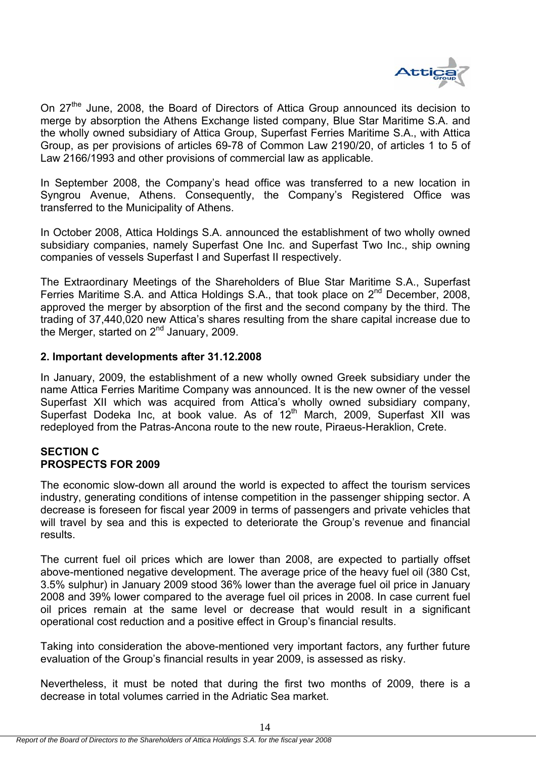On 27[the] June, 2008, the Board of Directors of Attica Group announced its decision to merge by absorption the Athens Exchange listed company, Blue Star Maritime S.A. and the wholly owned subsidiary of Attica Group, Superfast Ferries Maritime S.A., with Attica Group, as per provisions of articles 69-78 of Common Law 2190/20, of articles 1 to 5 of Law 2166/1993 and other provisions of commercial law as applicable.

In September 2008, the Company's head office was transferred to a new location in Syngrou Avenue, Athens. Consequently, the Company's Registered Office was transferred to the Municipality of Athens.

In October 2008, Attica Holdings S.A. announced the establishment of two wholly owned subsidiary companies, namely Superfast One Inc. and Superfast Two Inc., ship owning companies of vessels Superfast I and Superfast II respectively.

The Extraordinary Meetings of the Shareholders of Blue Star Maritime S.A., Superfast Ferries Maritime S.A. and Attica Holdings S.A., that took place on 2[nd] December, 2008, approved the merger by absorption of the first and the second company by the third. The trading of 37,440,020 new Attica's shares resulting from the share capital increase due to the Merger, started on 2[nd] January, 2009.

**2. Important developments after 31.12.2008**

In January, 2009, the establishment of a new wholly owned Greek subsidiary under the name Attica Ferries Maritime Company was announced. It is the new owner of the vessel Superfast XII which was acquired from Attica's wholly owned subsidiary company, Superfast Dodeka Inc, at book value. As of 12[th] March, 2009, Superfast XII was redeployed from the Patras-Ancona route to the new route, Piraeus-Heraklion, Crete.

## SECTION C
## PROSPECTS FOR 2009

The economic slow-down all around the world is expected to affect the tourism services industry, generating conditions of intense competition in the passenger shipping sector. A decrease is foreseen for fiscal year 2009 in terms of passengers and private vehicles that will travel by sea and this is expected to deteriorate the Group's revenue and financial results.

The current fuel oil prices which are lower than 2008, are expected to partially offset above-mentioned negative development. The average price of the heavy fuel oil (380 Cst, 3.5% sulphur) in January 2009 stood 36% lower than the average fuel oil price in January 2008 and 39% lower compared to the average fuel oil prices in 2008. In case current fuel oil prices remain at the same level or decrease that would result in a significant operational cost reduction and a positive effect in Group's financial results.

Taking into consideration the above-mentioned very important factors, any further future evaluation of the Group's financial results in year 2009, is assessed as risky.

Nevertheless, it must be noted that during the first two months of 2009, there is a decrease in total volumes carried in the Adriatic Sea market.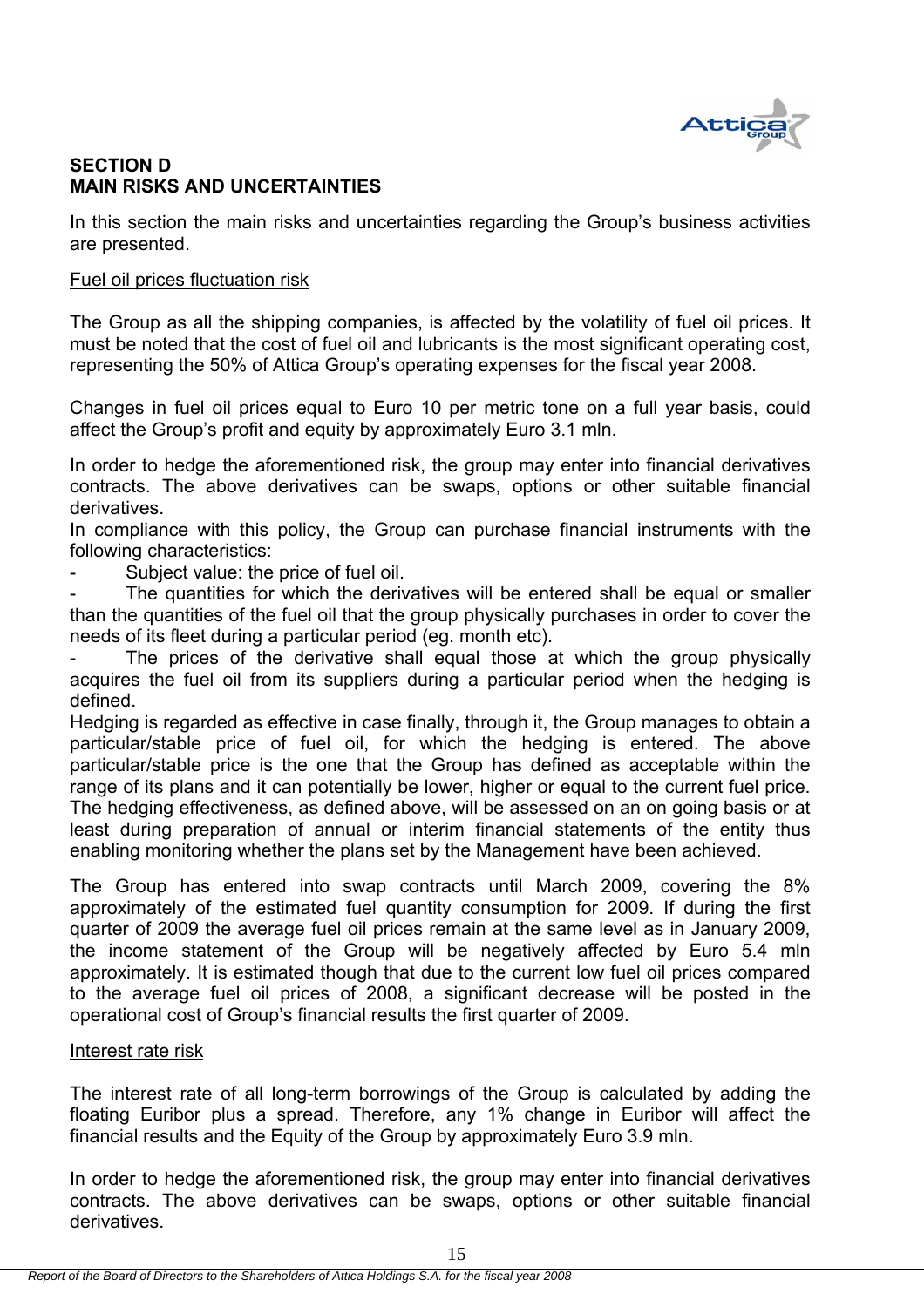## SECTION D
## MAIN RISKS AND UNCERTAINTIES

In this section the main risks and uncertainties regarding the Group's business activities are presented.

Fuel oil prices fluctuation risk

The Group as all the shipping companies, is affected by the volatility of fuel oil prices. It must be noted that the cost of fuel oil and lubricants is the most significant operating cost, representing the 50% of Attica Group's operating expenses for the fiscal year 2008.

Changes in fuel oil prices equal to Euro 10 per metric tone on a full year basis, could affect the Group's profit and equity by approximately Euro 3.1 mln.

In order to hedge the aforementioned risk, the group may enter into financial derivatives contracts. The above derivatives can be swaps, options or other suitable financial derivatives.
In compliance with this policy, the Group can purchase financial instruments with the following characteristics:

- Subject value: the price of fuel oil.
- The quantities for which the derivatives will be entered shall be equal or smaller than the quantities of the fuel oil that the group physically purchases in order to cover the needs of its fleet during a particular period (eg. month etc).
- The prices of the derivative shall equal those at which the group physically acquires the fuel oil from its suppliers during a particular period when the hedging is defined.

Hedging is regarded as effective in case finally, through it, the Group manages to obtain a particular/stable price of fuel oil, for which the hedging is entered. The above particular/stable price is the one that the Group has defined as acceptable within the range of its plans and it can potentially be lower, higher or equal to the current fuel price. The hedging effectiveness, as defined above, will be assessed on an on going basis or at least during preparation of annual or interim financial statements of the entity thus enabling monitoring whether the plans set by the Management have been achieved.

The Group has entered into swap contracts until March 2009, covering the 8% approximately of the estimated fuel quantity consumption for 2009. If during the first quarter of 2009 the average fuel oil prices remain at the same level as in January 2009, the income statement of the Group will be negatively affected by Euro 5.4 mln approximately. It is estimated though that due to the current low fuel oil prices compared to the average fuel oil prices of 2008, a significant decrease will be posted in the operational cost of Group's financial results the first quarter of 2009.

Interest rate risk

The interest rate of all long-term borrowings of the Group is calculated by adding the floating Euribor plus a spread. Therefore, any 1% change in Euribor will affect the financial results and the Equity of the Group by approximately Euro 3.9 mln.

In order to hedge the aforementioned risk, the group may enter into financial derivatives contracts. The above derivatives can be swaps, options or other suitable financial derivatives.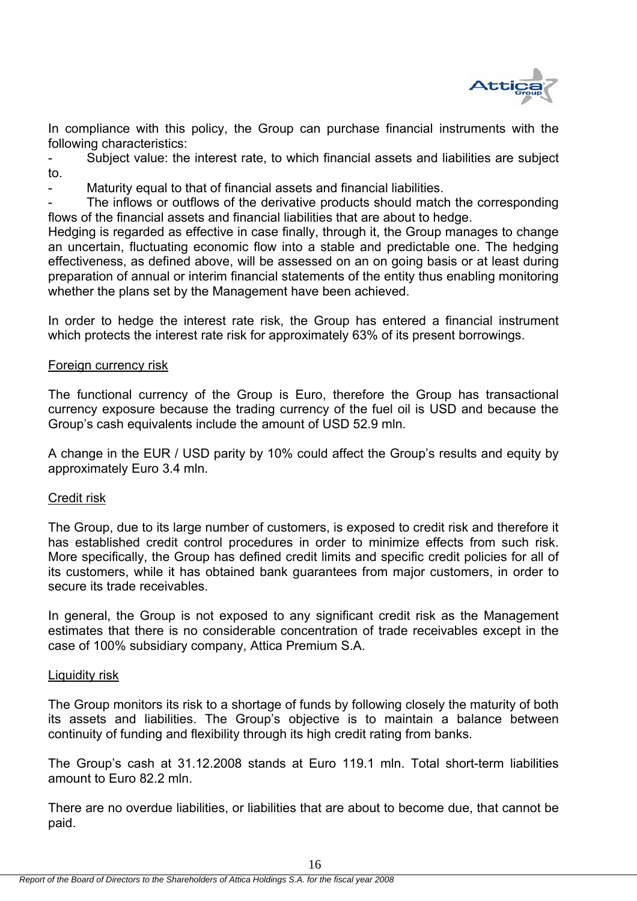In compliance with this policy, the Group can purchase financial instruments with the following characteristics:

- Subject value: the interest rate, to which financial assets and liabilities are subject to.
- Maturity equal to that of financial assets and financial liabilities.
- The inflows or outflows of the derivative products should match the corresponding flows of the financial assets and financial liabilities that are about to hedge.

Hedging is regarded as effective in case finally, through it, the Group manages to change an uncertain, fluctuating economic flow into a stable and predictable one. The hedging effectiveness, as defined above, will be assessed on an on going basis or at least during preparation of annual or interim financial statements of the entity thus enabling monitoring whether the plans set by the Management have been achieved.

In order to hedge the interest rate risk, the Group has entered a financial instrument which protects the interest rate risk for approximately 63% of its present borrowings.

Foreign currency risk

The functional currency of the Group is Euro, therefore the Group has transactional currency exposure because the trading currency of the fuel oil is USD and because the Group's cash equivalents include the amount of USD 52.9 mln.

A change in the EUR / USD parity by 10% could affect the Group's results and equity by approximately Euro 3.4 mln.

Credit risk

The Group, due to its large number of customers, is exposed to credit risk and therefore it has established credit control procedures in order to minimize effects from such risk. More specifically, the Group has defined credit limits and specific credit policies for all of its customers, while it has obtained bank guarantees from major customers, in order to secure its trade receivables.

In general, the Group is not exposed to any significant credit risk as the Management estimates that there is no considerable concentration of trade receivables except in the case of 100% subsidiary company, Attica Premium S.A.

Liquidity risk

The Group monitors its risk to a shortage of funds by following closely the maturity of both its assets and liabilities. The Group's objective is to maintain a balance between continuity of funding and flexibility through its high credit rating from banks.

The Group's cash at 31.12.2008 stands at Euro 119.1 mln. Total short-term liabilities amount to Euro 82.2 mln.

There are no overdue liabilities, or liabilities that are about to become due, that cannot be paid.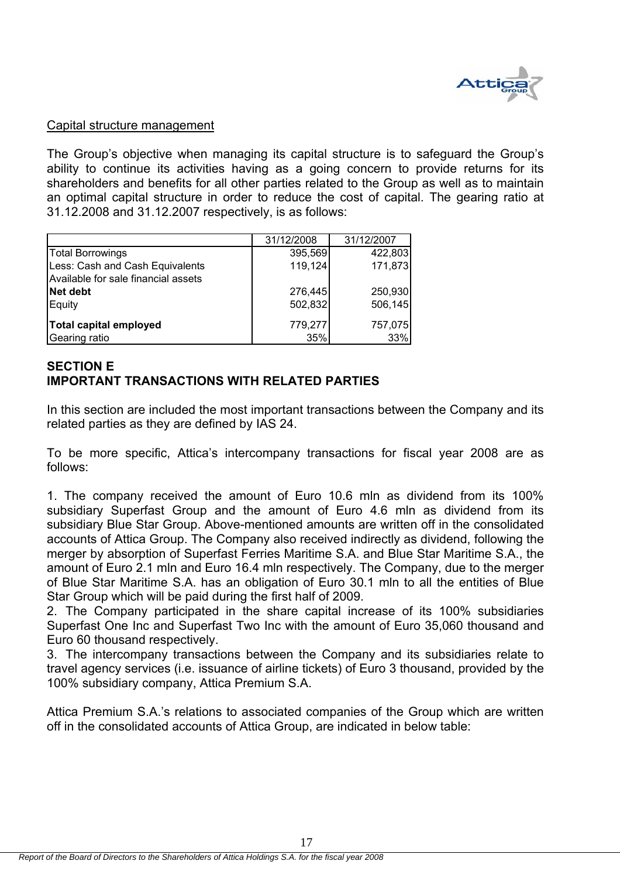Capital structure management

The Group's objective when managing its capital structure is to safeguard the Group's ability to continue its activities having as a going concern to provide returns for its shareholders and benefits for all other parties related to the Group as well as to maintain an optimal capital structure in order to reduce the cost of capital. The gearing ratio at 31.12.2008 and 31.12.2007 respectively, is as follows:

| | 31/12/2008 | 31/12/2007 |
|---|---|---|
| Total Borrowings | 395,569 | 422,803 |
| Less: Cash and Cash Equivalents | 119,124 | 171,873 |
| Available for sale financial assets | | |
| **Net debt** | 276,445 | 250,930 |
| Equity | 502,832 | 506,145 |
| **Total capital employed** | 779,277 | 757,075 |
| Gearing ratio | 35% | 33% |

## SECTION E
## IMPORTANT TRANSACTIONS WITH RELATED PARTIES

In this section are included the most important transactions between the Company and its related parties as they are defined by IAS 24.

To be more specific, Attica's intercompany transactions for fiscal year 2008 are as follows:

1. The company received the amount of Euro 10.6 mln as dividend from its 100% subsidiary Superfast Group and the amount of Euro 4.6 mln as dividend from its subsidiary Blue Star Group. Above-mentioned amounts are written off in the consolidated accounts of Attica Group. The Company also received indirectly as dividend, following the merger by absorption of Superfast Ferries Maritime S.A. and Blue Star Maritime S.A., the amount of Euro 2.1 mln and Euro 16.4 mln respectively. The Company, due to the merger of Blue Star Maritime S.A. has an obligation of Euro 30.1 mln to all the entities of Blue Star Group which will be paid during the first half of 2009.
2. The Company participated in the share capital increase of its 100% subsidiaries Superfast One Inc and Superfast Two Inc with the amount of Euro 35,060 thousand and Euro 60 thousand respectively.
3. The intercompany transactions between the Company and its subsidiaries relate to travel agency services (i.e. issuance of airline tickets) of Euro 3 thousand, provided by the 100% subsidiary company, Attica Premium S.A.

Attica Premium S.A.'s relations to associated companies of the Group which are written off in the consolidated accounts of Attica Group, are indicated in below table: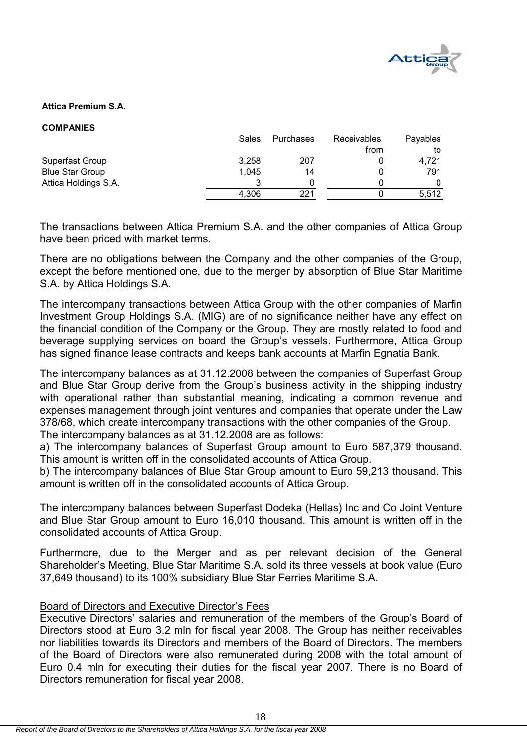**Attica Premium S.A.**

**COMPANIES**

| | Sales | Purchases | Receivables from | Payables to |
|---|---|---|---|---|
| Superfast Group | 3,258 | 207 | 0 | 4,721 |
| Blue Star Group | 1,045 | 14 | 0 | 791 |
| Attica Holdings S.A. | 3 | 0 | 0 | 0 |
| | 4,306 | 221 | 0 | 5,512 |

The transactions between Attica Premium S.A. and the other companies of Attica Group have been priced with market terms.

There are no obligations between the Company and the other companies of the Group, except the before mentioned one, due to the merger by absorption of Blue Star Maritime S.A. by Attica Holdings S.A.

The intercompany transactions between Attica Group with the other companies of Marfin Investment Group Holdings S.A. (MIG) are of no significance neither have any effect on the financial condition of the Company or the Group. They are mostly related to food and beverage supplying services on board the Group's vessels. Furthermore, Attica Group has signed finance lease contracts and keeps bank accounts at Marfin Egnatia Bank.

The intercompany balances as at 31.12.2008 between the companies of Superfast Group and Blue Star Group derive from the Group's business activity in the shipping industry with operational rather than substantial meaning, indicating a common revenue and expenses management through joint ventures and companies that operate under the Law 378/68, which create intercompany transactions with the other companies of the Group. The intercompany balances as at 31.12.2008 are as follows:

a) The intercompany balances of Superfast Group amount to Euro 587,379 thousand. This amount is written off in the consolidated accounts of Attica Group.

b) The intercompany balances of Blue Star Group amount to Euro 59,213 thousand. This amount is written off in the consolidated accounts of Attica Group.

The intercompany balances between Superfast Dodeka (Hellas) Inc and Co Joint Venture and Blue Star Group amount to Euro 16,010 thousand. This amount is written off in the consolidated accounts of Attica Group.

Furthermore, due to the Merger and as per relevant decision of the General Shareholder's Meeting, Blue Star Maritime S.A. sold its three vessels at book value (Euro 37,649 thousand) to its 100% subsidiary Blue Star Ferries Maritime S.A.

Board of Directors and Executive Director's Fees

Executive Directors' salaries and remuneration of the members of the Group's Board of Directors stood at Euro 3.2 mln for fiscal year 2008. The Group has neither receivables nor liabilities towards its Directors and members of the Board of Directors. The members of the Board of Directors were also remunerated during 2008 with the total amount of Euro 0.4 mln for executing their duties for the fiscal year 2007. There is no Board of Directors remuneration for fiscal year 2008.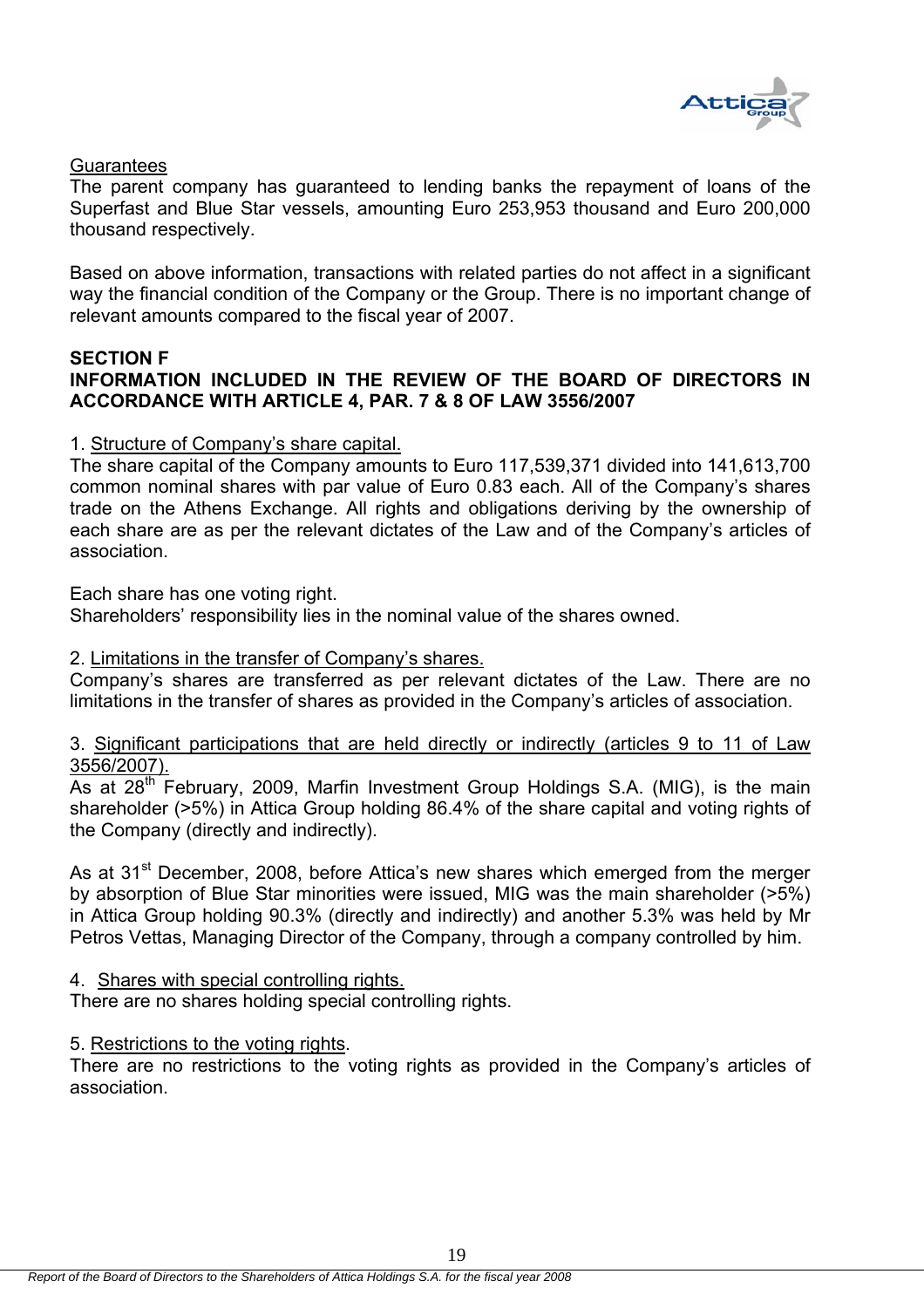Guarantees

The parent company has guaranteed to lending banks the repayment of loans of the Superfast and Blue Star vessels, amounting Euro 253,953 thousand and Euro 200,000 thousand respectively.

Based on above information, transactions with related parties do not affect in a significant way the financial condition of the Company or the Group. There is no important change of relevant amounts compared to the fiscal year of 2007.

**SECTION F**
**INFORMATION INCLUDED IN THE REVIEW OF THE BOARD OF DIRECTORS IN ACCORDANCE WITH ARTICLE 4, PAR. 7 & 8 OF LAW 3556/2007**

1. Structure of Company's share capital.

The share capital of the Company amounts to Euro 117,539,371 divided into 141,613,700 common nominal shares with par value of Euro 0.83 each. All of the Company's shares trade on the Athens Exchange. All rights and obligations deriving by the ownership of each share are as per the relevant dictates of the Law and of the Company's articles of association.

Each share has one voting right.
Shareholders' responsibility lies in the nominal value of the shares owned.

2. Limitations in the transfer of Company's shares.

Company's shares are transferred as per relevant dictates of the Law. There are no limitations in the transfer of shares as provided in the Company's articles of association.

3. Significant participations that are held directly or indirectly (articles 9 to 11 of Law 3556/2007).

As at 28th February, 2009, Marfin Investment Group Holdings S.A. (MIG), is the main shareholder (>5%) in Attica Group holding 86.4% of the share capital and voting rights of the Company (directly and indirectly).

As at 31st December, 2008, before Attica's new shares which emerged from the merger by absorption of Blue Star minorities were issued, MIG was the main shareholder (>5%) in Attica Group holding 90.3% (directly and indirectly) and another 5.3% was held by Mr Petros Vettas, Managing Director of the Company, through a company controlled by him.

4. Shares with special controlling rights.

There are no shares holding special controlling rights.

5. Restrictions to the voting rights.

There are no restrictions to the voting rights as provided in the Company's articles of association.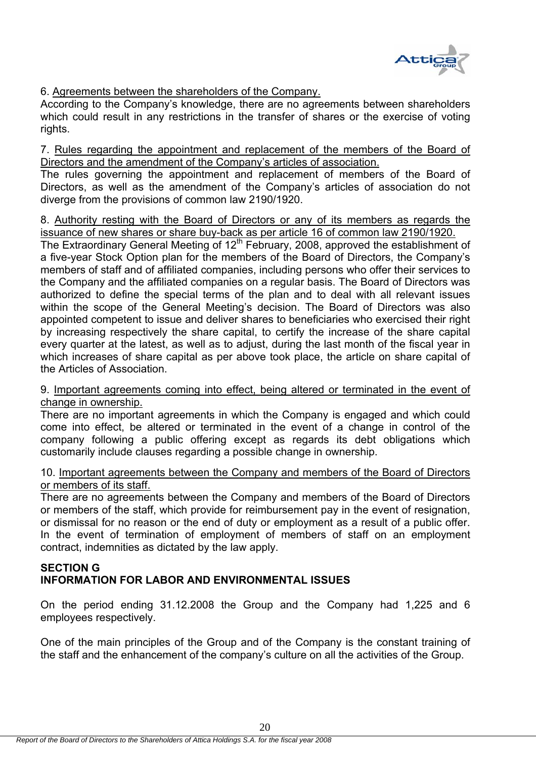6. Agreements between the shareholders of the Company.
According to the Company's knowledge, there are no agreements between shareholders which could result in any restrictions in the transfer of shares or the exercise of voting rights.

7. Rules regarding the appointment and replacement of the members of the Board of Directors and the amendment of the Company's articles of association.
The rules governing the appointment and replacement of members of the Board of Directors, as well as the amendment of the Company's articles of association do not diverge from the provisions of common law 2190/1920.

8. Authority resting with the Board of Directors or any of its members as regards the issuance of new shares or share buy-back as per article 16 of common law 2190/1920.
The Extraordinary General Meeting of 12th February, 2008, approved the establishment of a five-year Stock Option plan for the members of the Board of Directors, the Company's members of staff and of affiliated companies, including persons who offer their services to the Company and the affiliated companies on a regular basis. The Board of Directors was authorized to define the special terms of the plan and to deal with all relevant issues within the scope of the General Meeting's decision. The Board of Directors was also appointed competent to issue and deliver shares to beneficiaries who exercised their right by increasing respectively the share capital, to certify the increase of the share capital every quarter at the latest, as well as to adjust, during the last month of the fiscal year in which increases of share capital as per above took place, the article on share capital of the Articles of Association.

9. Important agreements coming into effect, being altered or terminated in the event of change in ownership.
There are no important agreements in which the Company is engaged and which could come into effect, be altered or terminated in the event of a change in control of the company following a public offering except as regards its debt obligations which customarily include clauses regarding a possible change in ownership.

10. Important agreements between the Company and members of the Board of Directors or members of its staff.
There are no agreements between the Company and members of the Board of Directors or members of the staff, which provide for reimbursement pay in the event of resignation, or dismissal for no reason or the end of duty or employment as a result of a public offer. In the event of termination of employment of members of staff on an employment contract, indemnities as dictated by the law apply.

## SECTION G
## INFORMATION FOR LABOR AND ENVIRONMENTAL ISSUES

On the period ending 31.12.2008 the Group and the Company had 1,225 and 6 employees respectively.

One of the main principles of the Group and of the Company is the constant training of the staff and the enhancement of the company's culture on all the activities of the Group.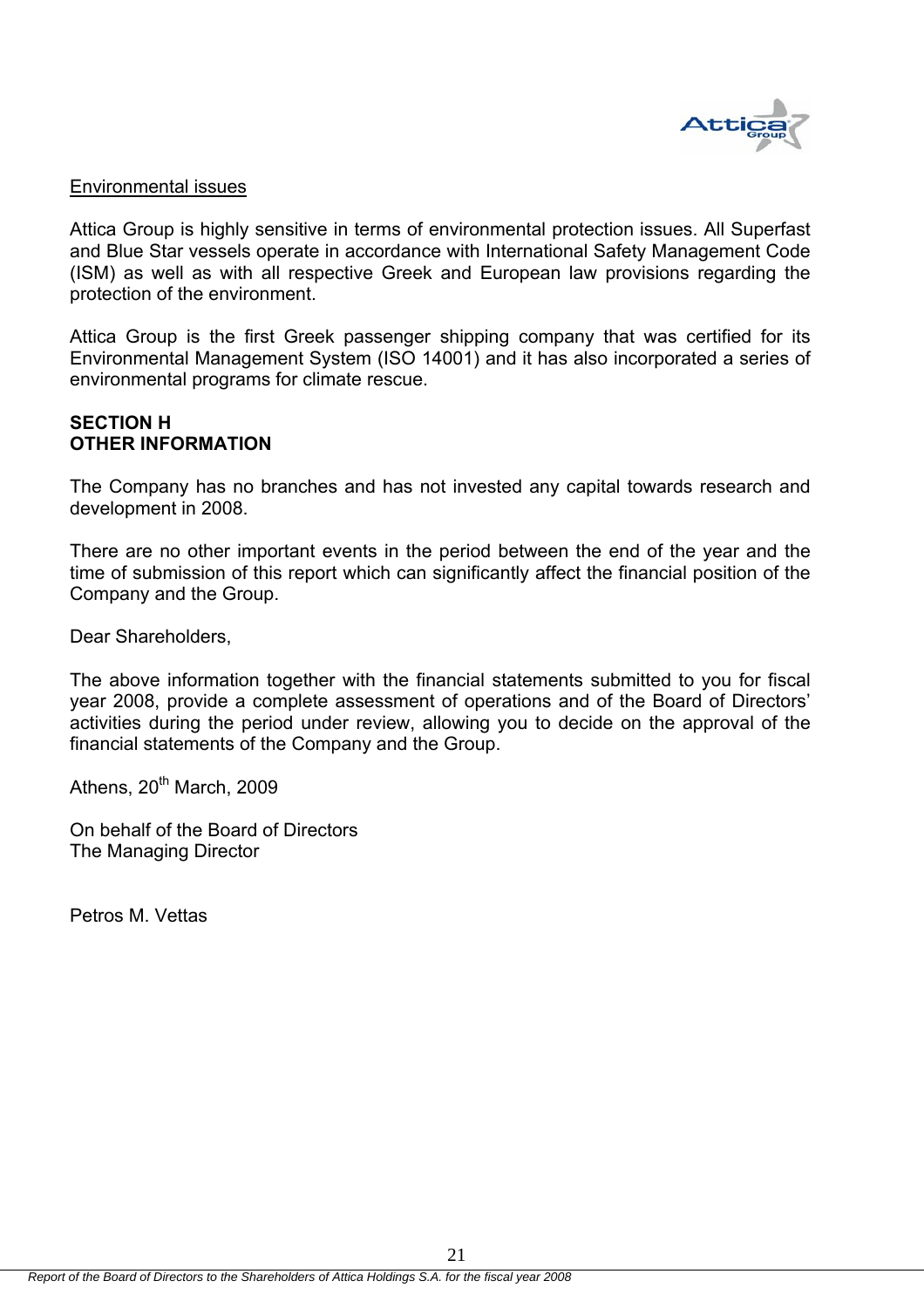Environmental issues

Attica Group is highly sensitive in terms of environmental protection issues. All Superfast and Blue Star vessels operate in accordance with International Safety Management Code (ISM) as well as with all respective Greek and European law provisions regarding the protection of the environment.

Attica Group is the first Greek passenger shipping company that was certified for its Environmental Management System (ISO 14001) and it has also incorporated a series of environmental programs for climate rescue.

## SECTION H
## OTHER INFORMATION

The Company has no branches and has not invested any capital towards research and development in 2008.

There are no other important events in the period between the end of the year and the time of submission of this report which can significantly affect the financial position of the Company and the Group.

Dear Shareholders,

The above information together with the financial statements submitted to you for fiscal year 2008, provide a complete assessment of operations and of the Board of Directors' activities during the period under review, allowing you to decide on the approval of the financial statements of the Company and the Group.

Athens, 20th March, 2009

On behalf of the Board of Directors
The Managing Director

Petros M. Vettas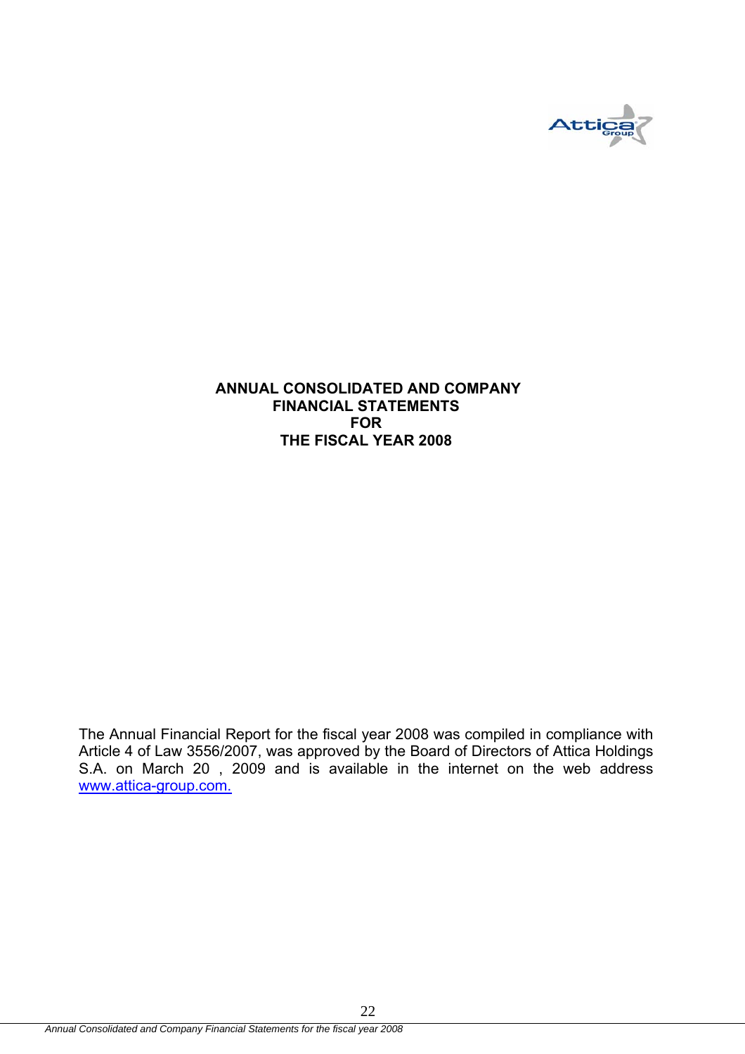# ANNUAL CONSOLIDATED AND COMPANY FINANCIAL STATEMENTS FOR THE FISCAL YEAR 2008

The Annual Financial Report for the fiscal year 2008 was compiled in compliance with Article 4 of Law 3556/2007, was approved by the Board of Directors of Attica Holdings S.A. on March 20 , 2009 and is available in the internet on the web address www.attica-group.com.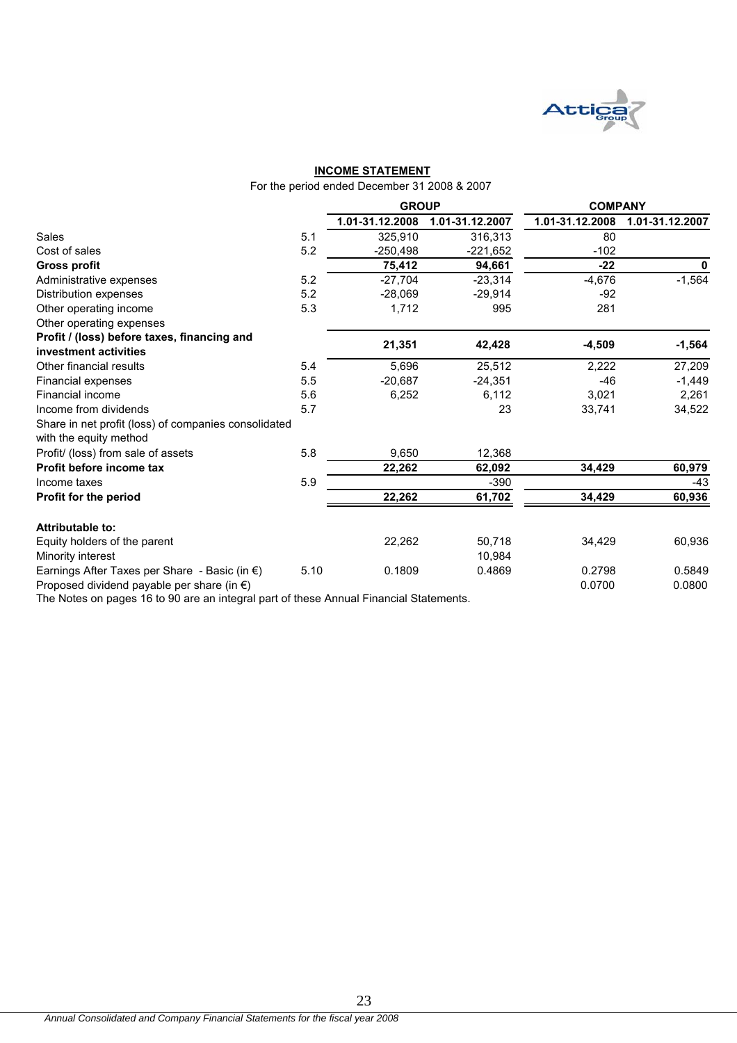## INCOME STATEMENT

For the period ended December 31 2008 & 2007

| | | GROUP | | COMPANY | |
|---|---|---|---|---|---|
| | | 1.01-31.12.2008 | 1.01-31.12.2007 | 1.01-31.12.2008 | 1.01-31.12.2007 |
| Sales | 5.1 | 325,910 | 316,313 | 80 | |
| Cost of sales | 5.2 | -250,498 | -221,652 | -102 | |
| **Gross profit** | | **75,412** | **94,661** | **-22** | **0** |
| Administrative expenses | 5.2 | -27,704 | -23,314 | -4,676 | -1,564 |
| Distribution expenses | 5.2 | -28,069 | -29,914 | -92 | |
| Other operating income | 5.3 | 1,712 | 995 | 281 | |
| Other operating expenses | | | | | |
| **Profit / (loss) before taxes, financing and investment activities** | | **21,351** | **42,428** | **-4,509** | **-1,564** |
| Other financial results | 5.4 | 5,696 | 25,512 | 2,222 | 27,209 |
| Financial expenses | 5.5 | -20,687 | -24,351 | -46 | -1,449 |
| Financial income | 5.6 | 6,252 | 6,112 | 3,021 | 2,261 |
| Income from dividends | 5.7 | | 23 | 33,741 | 34,522 |
| Share in net profit (loss) of companies consolidated with the equity method | | | | | |
| Profit/ (loss) from sale of assets | 5.8 | 9,650 | 12,368 | | |
| **Profit before income tax** | | **22,262** | **62,092** | **34,429** | **60,979** |
| Income taxes | 5.9 | | -390 | | -43 |
| **Profit for the period** | | **22,262** | **61,702** | **34,429** | **60,936** |
| | | | | | |
| **Attributable to:** | | | | | |
| Equity holders of the parent | | 22,262 | 50,718 | 34,429 | 60,936 |
| Minority interest | | | 10,984 | | |
| Earnings After Taxes per Share - Basic (in €) | 5.10 | 0.1809 | 0.4869 | 0.2798 | 0.5849 |
| Proposed dividend payable per share (in €) | | | | 0.0700 | 0.0800 |

The Notes on pages 16 to 90 are an integral part of these Annual Financial Statements.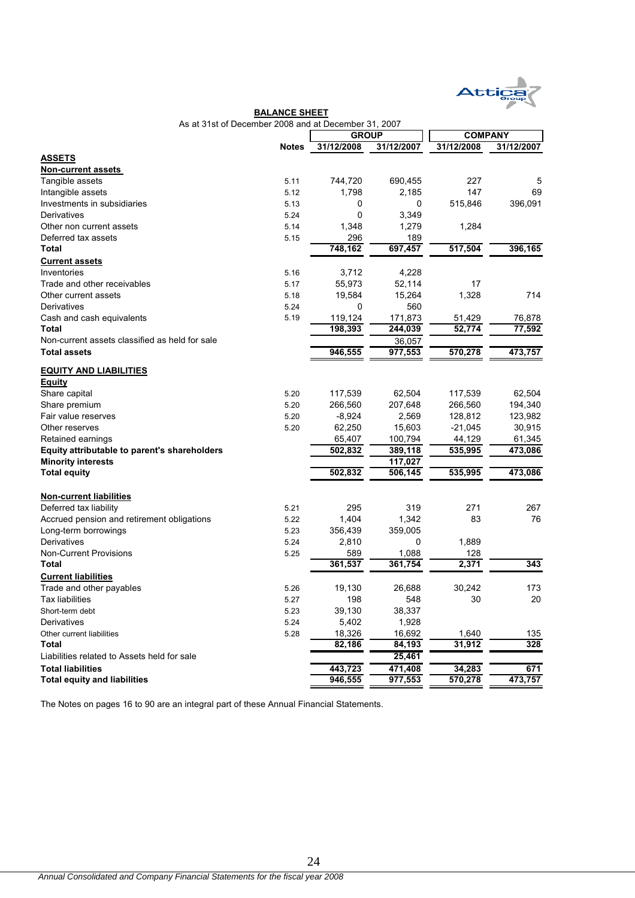## BALANCE SHEET

As at 31st of December 2008 and at December 31, 2007

| | Notes | GROUP | | COMPANY | |
|---|---|---|---|---|---|
| | | 31/12/2008 | 31/12/2007 | 31/12/2008 | 31/12/2007 |
| **ASSETS** | | | | | |
| **Non-current assets** | | | | | |
| Tangible assets | 5.11 | 744,720 | 690,455 | 227 | 5 |
| Intangible assets | 5.12 | 1,798 | 2,185 | 147 | 69 |
| Investments in subsidiaries | 5.13 | 0 | 0 | 515,846 | 396,091 |
| Derivatives | 5.24 | 0 | 3,349 | | |
| Other non current assets | 5.14 | 1,348 | 1,279 | 1,284 | |
| Deferred tax assets | 5.15 | 296 | 189 | | |
| **Total** | | 748,162 | 697,457 | 517,504 | 396,165 |
| **Current assets** | | | | | |
| Inventories | 5.16 | 3,712 | 4,228 | | |
| Trade and other receivables | 5.17 | 55,973 | 52,114 | 17 | |
| Other current assets | 5.18 | 19,584 | 15,264 | 1,328 | 714 |
| Derivatives | 5.24 | 0 | 560 | | |
| Cash and cash equivalents | 5.19 | 119,124 | 171,873 | 51,429 | 76,878 |
| **Total** | | 198,393 | 244,039 | 52,774 | 77,592 |
| Non-current assets classified as held for sale | | | 36,057 | | |
| **Total assets** | | 946,555 | 977,553 | 570,278 | 473,757 |
| **EQUITY AND LIABILITIES** | | | | | |
| **Equity** | | | | | |
| Share capital | 5.20 | 117,539 | 62,504 | 117,539 | 62,504 |
| Share premium | 5.20 | 266,560 | 207,648 | 266,560 | 194,340 |
| Fair value reserves | 5.20 | -8,924 | 2,569 | 128,812 | 123,982 |
| Other reserves | 5.20 | 62,250 | 15,603 | -21,045 | 30,915 |
| Retained earnings | | 65,407 | 100,794 | 44,129 | 61,345 |
| **Equity attributable to parent's shareholders** | | 502,832 | 389,118 | 535,995 | 473,086 |
| **Minority interests** | | | 117,027 | | |
| **Total equity** | | 502,832 | 506,145 | 535,995 | 473,086 |
| **Non-current liabilities** | | | | | |
| Deferred tax liability | 5.21 | 295 | 319 | 271 | 267 |
| Accrued pension and retirement obligations | 5.22 | 1,404 | 1,342 | 83 | 76 |
| Long-term borrowings | 5.23 | 356,439 | 359,005 | | |
| Derivatives | 5.24 | 2,810 | 0 | 1,889 | |
| Non-Current Provisions | 5.25 | 589 | 1,088 | 128 | |
| **Total** | | 361,537 | 361,754 | 2,371 | 343 |
| **Current liabilities** | | | | | |
| Trade and other payables | 5.26 | 19,130 | 26,688 | 30,242 | 173 |
| Tax liabilities | 5.27 | 198 | 548 | 30 | 20 |
| Short-term debt | 5.23 | 39,130 | 38,337 | | |
| Derivatives | 5.24 | 5,402 | 1,928 | | |
| Other current liabilities | 5.28 | 18,326 | 16,692 | 1,640 | 135 |
| **Total** | | 82,186 | 84,193 | 31,912 | 328 |
| Liabilities related to Assets held for sale | | | 25,461 | | |
| **Total liabilities** | | 443,723 | 471,408 | 34,283 | 671 |
| **Total equity and liabilities** | | 946,555 | 977,553 | 570,278 | 473,757 |

The Notes on pages 16 to 90 are an integral part of these Annual Financial Statements.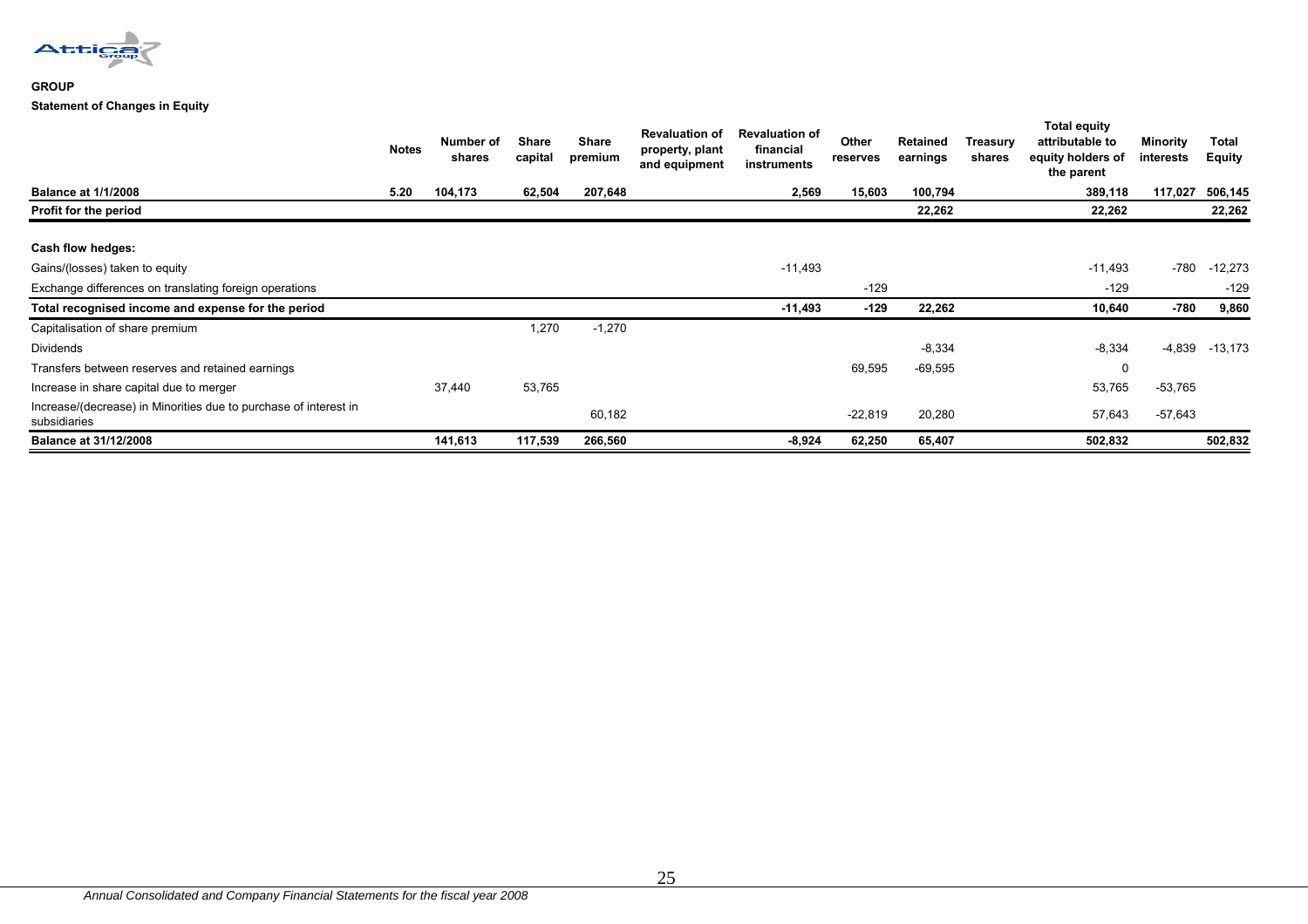**GROUP**

**Statement of Changes in Equity**

| | Notes | Number of shares | Share capital | Share premium | Revaluation of property, plant and equipment | Revaluation of financial instruments | Other reserves | Retained earnings | Treasury shares | Total equity attributable to equity holders of the parent | Minority interests | Total Equity |
|---|---|---|---|---|---|---|---|---|---|---|---|---|
| **Balance at 1/1/2008** | **5.20** | **104,173** | **62,504** | **207,648** | | **2,569** | **15,603** | **100,794** | | **389,118** | **117,027** | **506,145** |
| **Profit for the period** | | | | | | | | **22,262** | | **22,262** | | **22,262** |
| **Cash flow hedges:** | | | | | | | | | | | | |
| Gains/(losses) taken to equity | | | | | | -11,493 | | | | -11,493 | -780 | -12,273 |
| Exchange differences on translating foreign operations | | | | | | | -129 | | | -129 | | -129 |
| **Total recognised income and expense for the period** | | | | | | **-11,493** | **-129** | **22,262** | | **10,640** | **-780** | **9,860** |
| Capitalisation of share premium | | | 1,270 | -1,270 | | | | | | | | |
| Dividends | | | | | | | | -8,334 | | -8,334 | -4,839 | -13,173 |
| Transfers between reserves and retained earnings | | | | | | | 69,595 | -69,595 | | 0 | | |
| Increase in share capital due to merger | | 37,440 | 53,765 | | | | | | | 53,765 | -53,765 | |
| Increase/(decrease) in Minorities due to purchase of interest in subsidiaries | | | | 60,182 | | | -22,819 | 20,280 | | 57,643 | -57,643 | |
| **Balance at 31/12/2008** | | **141,613** | **117,539** | **266,560** | | **-8,924** | **62,250** | **65,407** | | **502,832** | | **502,832** |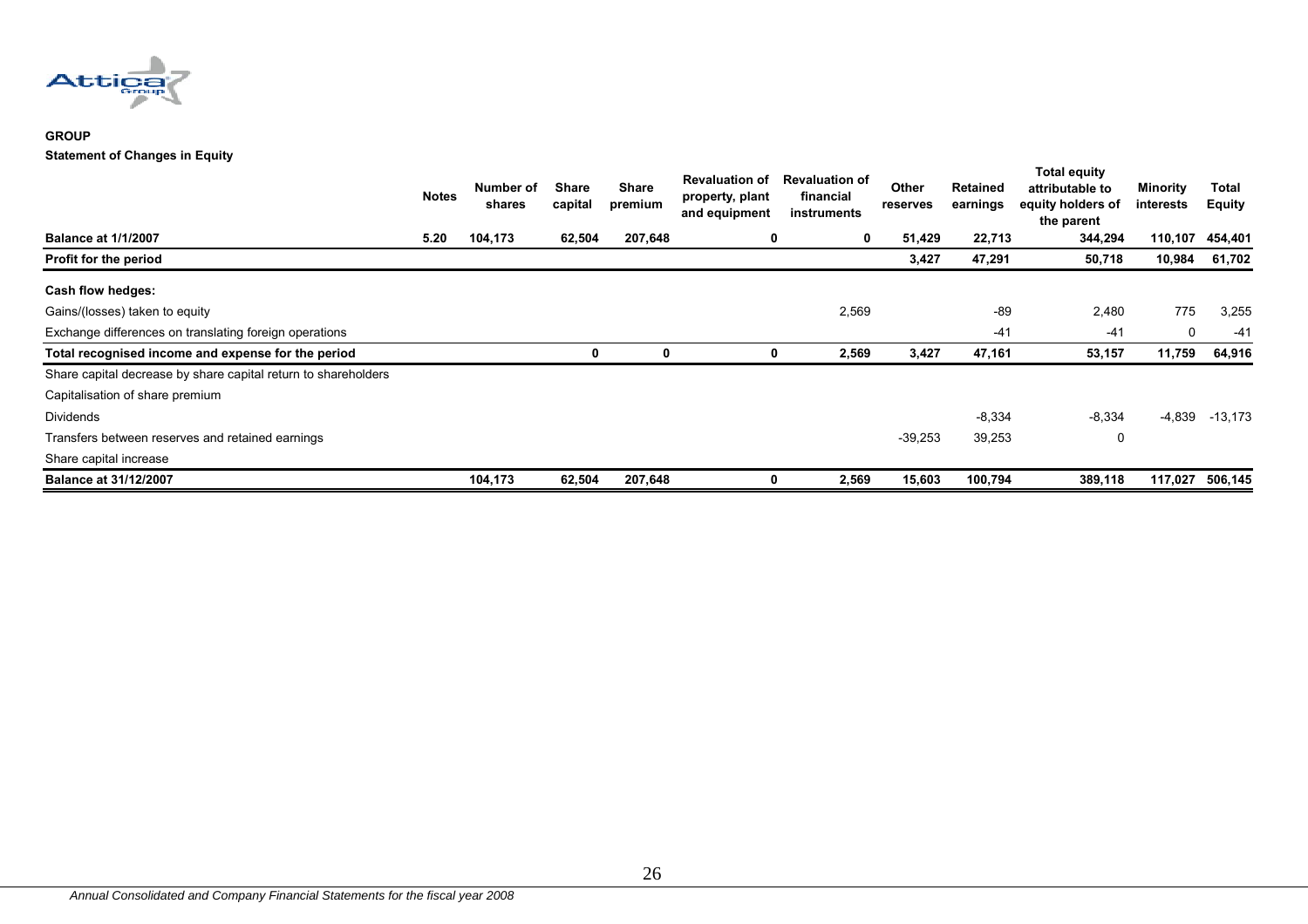**GROUP**

**Statement of Changes in Equity**

| | Notes | Number of shares | Share capital | Share premium | Revaluation of property, plant and equipment | Revaluation of financial instruments | Other reserves | Retained earnings | Total equity attributable to equity holders of the parent | Minority interests | Total Equity |
|---|---|---|---|---|---|---|---|---|---|---|---|
| **Balance at 1/1/2007** | **5.20** | **104,173** | **62,504** | **207,648** | **0** | **0** | **51,429** | **22,713** | **344,294** | **110,107** | **454,401** |
| **Profit for the period** | | | | | | | **3,427** | **47,291** | **50,718** | **10,984** | **61,702** |
| **Cash flow hedges:** | | | | | | | | | | | |
| Gains/(losses) taken to equity | | | | | | 2,569 | | -89 | 2,480 | 775 | 3,255 |
| Exchange differences on translating foreign operations | | | | | | | | -41 | -41 | 0 | -41 |
| **Total recognised income and expense for the period** | | | **0** | **0** | **0** | **2,569** | **3,427** | **47,161** | **53,157** | **11,759** | **64,916** |
| Share capital decrease by share capital return to shareholders | | | | | | | | | | | |
| Capitalisation of share premium | | | | | | | | | | | |
| Dividends | | | | | | | | -8,334 | -8,334 | -4,839 | -13,173 |
| Transfers between reserves and retained earnings | | | | | | | -39,253 | 39,253 | 0 | | |
| Share capital increase | | | | | | | | | | | |
| **Balance at 31/12/2007** | | **104,173** | **62,504** | **207,648** | **0** | **2,569** | **15,603** | **100,794** | **389,118** | **117,027** | **506,145** |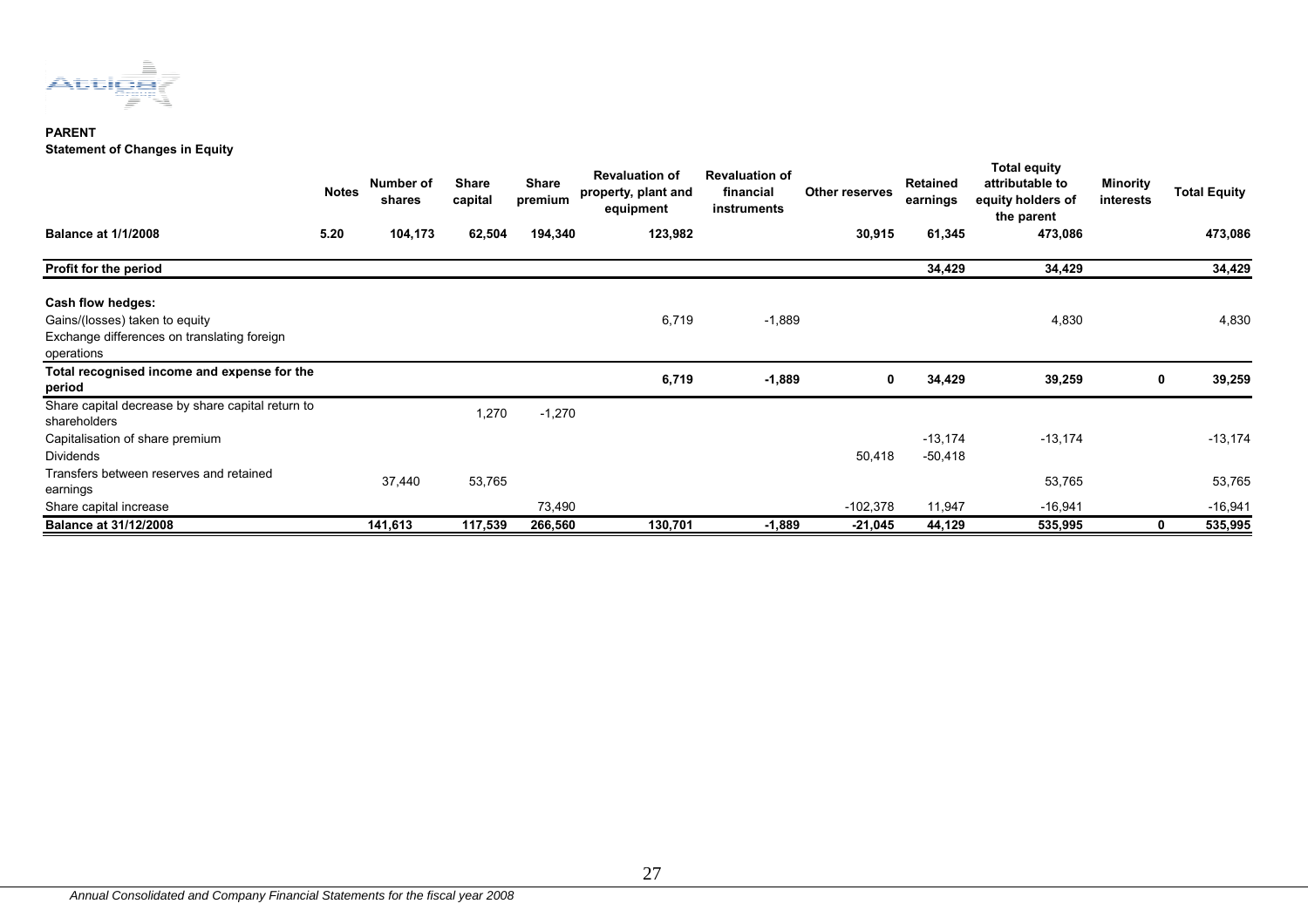**PARENT**

**Statement of Changes in Equity**

| | Notes | Number of shares | Share capital | Share premium | Revaluation of property, plant and equipment | Revaluation of financial instruments | Other reserves | Retained earnings | Total equity attributable to equity holders of the parent | Minority interests | Total Equity |
|---|---|---|---|---|---|---|---|---|---|---|---|
| **Balance at 1/1/2008** | **5.20** | **104,173** | **62,504** | **194,340** | **123,982** | | **30,915** | **61,345** | **473,086** | | **473,086** |
| **Profit for the period** | | | | | | | | **34,429** | **34,429** | | **34,429** |
| **Cash flow hedges:** | | | | | | | | | | | |
| Gains/(losses) taken to equity | | | | | 6,719 | -1,889 | | | 4,830 | | 4,830 |
| Exchange differences on translating foreign operations | | | | | | | | | | | |
| **Total recognised income and expense for the period** | | | | | **6,719** | **-1,889** | **0** | **34,429** | **39,259** | **0** | **39,259** |
| Share capital decrease by share capital return to shareholders | | | 1,270 | -1,270 | | | | | | | |
| Capitalisation of share premium | | | | | | | | -13,174 | -13,174 | | -13,174 |
| Dividends | | | | | | | 50,418 | -50,418 | | | |
| Transfers between reserves and retained earnings | | 37,440 | 53,765 | | | | | | 53,765 | | 53,765 |
| Share capital increase | | | | 73,490 | | | -102,378 | 11,947 | -16,941 | | -16,941 |
| **Balance at 31/12/2008** | | **141,613** | **117,539** | **266,560** | **130,701** | **-1,889** | **-21,045** | **44,129** | **535,995** | **0** | **535,995** |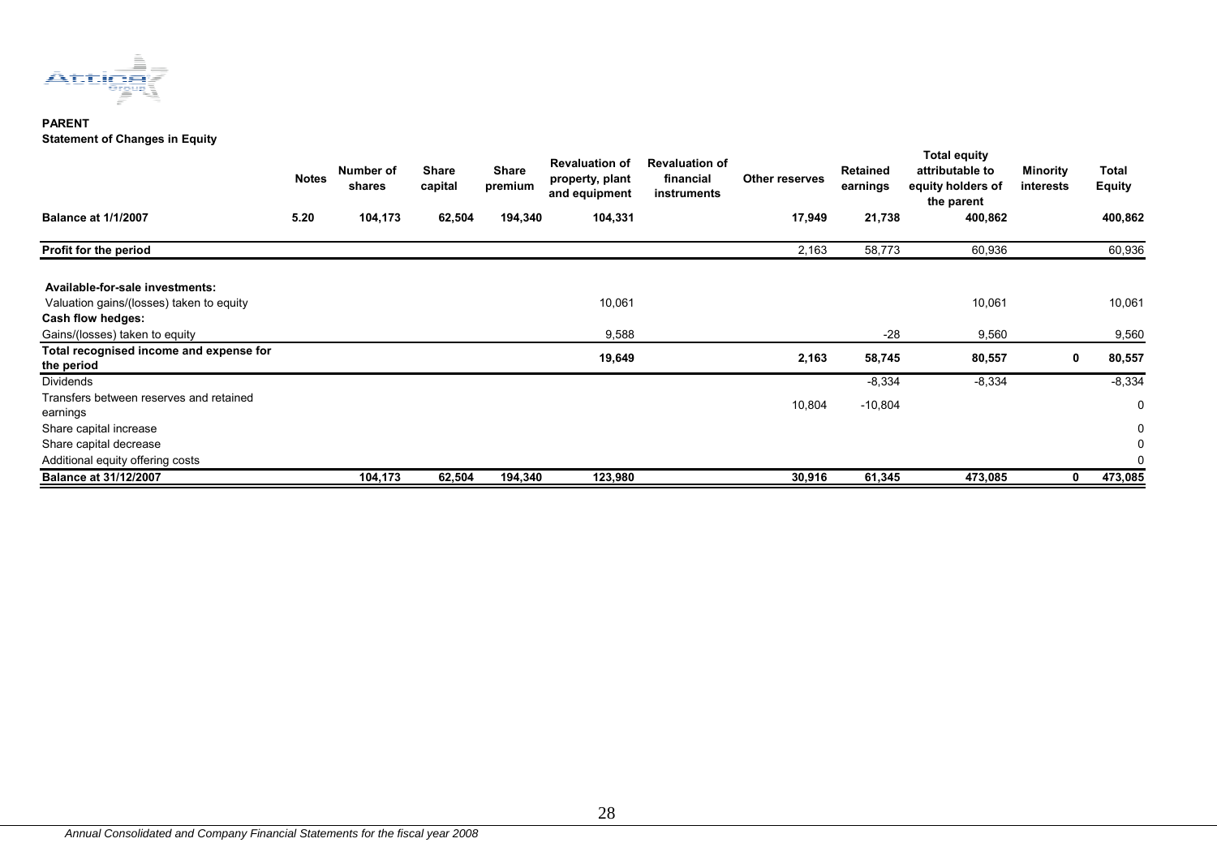**PARENT**
**Statement of Changes in Equity**

| | Notes | Number of shares | Share capital | Share premium | Revaluation of property, plant and equipment | Revaluation of financial instruments | Other reserves | Retained earnings | Total equity attributable to equity holders of the parent | Minority interests | Total Equity |
|---|---|---|---|---|---|---|---|---|---|---|---|
| **Balance at 1/1/2007** | **5.20** | **104,173** | **62,504** | **194,340** | **104,331** | | **17,949** | **21,738** | **400,862** | | **400,862** |
| **Profit for the period** | | | | | | | 2,163 | 58,773 | 60,936 | | 60,936 |
| **Available-for-sale investments:** | | | | | | | | | | | |
| Valuation gains/(losses) taken to equity | | | | | 10,061 | | | | 10,061 | | 10,061 |
| **Cash flow hedges:** | | | | | | | | | | | |
| Gains/(losses) taken to equity | | | | | 9,588 | | | -28 | 9,560 | | 9,560 |
| **Total recognised income and expense for the period** | | | | | **19,649** | | **2,163** | **58,745** | **80,557** | **0** | **80,557** |
| Dividends | | | | | | | | -8,334 | -8,334 | | -8,334 |
| Transfers between reserves and retained earnings | | | | | | | 10,804 | -10,804 | | | 0 |
| Share capital increase | | | | | | | | | | | 0 |
| Share capital decrease | | | | | | | | | | | 0 |
| Additional equity offering costs | | | | | | | | | | | 0 |
| **Balance at 31/12/2007** | | **104,173** | **62,504** | **194,340** | **123,980** | | **30,916** | **61,345** | **473,085** | **0** | **473,085** |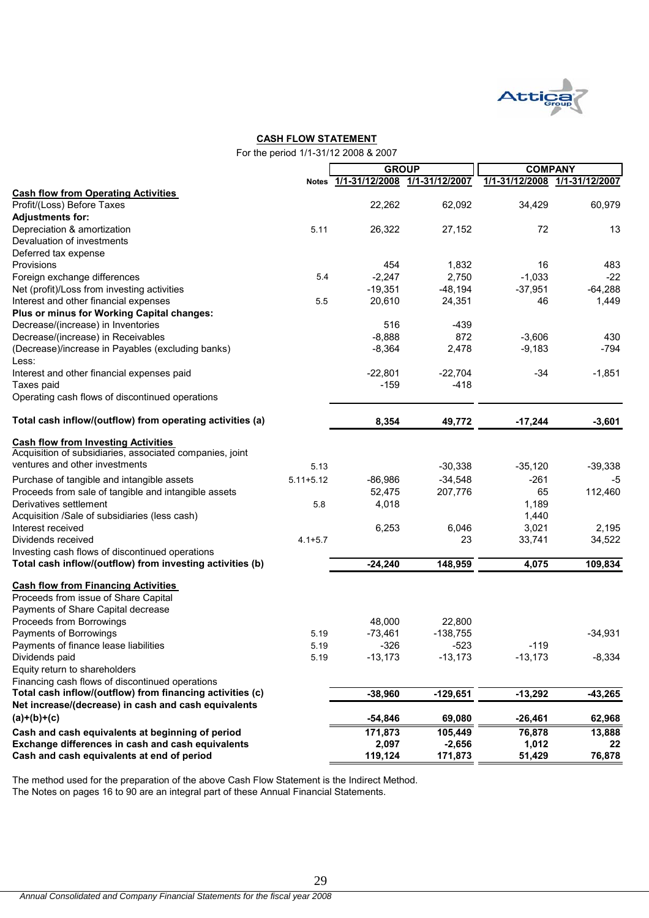## CASH FLOW STATEMENT

For the period 1/1-31/12 2008 & 2007

| | Notes | GROUP | | COMPANY | |
|---|---|---|---|---|---|
| | | 1/1-31/12/2008 | 1/1-31/12/2007 | 1/1-31/12/2008 | 1/1-31/12/2007 |
| **Cash flow from Operating Activities** | | | | | |
| Profit/(Loss) Before Taxes | | 22,262 | 62,092 | 34,429 | 60,979 |
| **Adjustments for:** | | | | | |
| Depreciation & amortization | 5.11 | 26,322 | 27,152 | 72 | 13 |
| Devaluation of investments | | | | | |
| Deferred tax expense | | | | | |
| Provisions | | 454 | 1,832 | 16 | 483 |
| Foreign exchange differences | 5.4 | -2,247 | 2,750 | -1,033 | -22 |
| Net (profit)/Loss from investing activities | | -19,351 | -48,194 | -37,951 | -64,288 |
| Interest and other financial expenses | 5.5 | 20,610 | 24,351 | 46 | 1,449 |
| **Plus or minus for Working Capital changes:** | | | | | |
| Decrease/(increase) in Inventories | | 516 | -439 | | |
| Decrease/(increase) in Receivables | | -8,888 | 872 | -3,606 | 430 |
| (Decrease)/increase in Payables (excluding banks) | | -8,364 | 2,478 | -9,183 | -794 |
| Less: | | | | | |
| Interest and other financial expenses paid | | -22,801 | -22,704 | -34 | -1,851 |
| Taxes paid | | -159 | -418 | | |
| Operating cash flows of discontinued operations | | | | | |
| **Total cash inflow/(outflow) from operating activities (a)** | | **8,354** | **49,772** | **-17,244** | **-3,601** |
| **Cash flow from Investing Activities** | | | | | |
| Acquisition of subsidiaries, associated companies, joint ventures and other investments | 5.13 | | -30,338 | -35,120 | -39,338 |
| Purchase of tangible and intangible assets | 5.11+5.12 | -86,986 | -34,548 | -261 | -5 |
| Proceeds from sale of tangible and intangible assets | | 52,475 | 207,776 | 65 | 112,460 |
| Derivatives settlement | 5.8 | 4,018 | | 1,189 | |
| Acquisition /Sale of subsidiaries (less cash) | | | | 1,440 | |
| Interest received | | 6,253 | 6,046 | 3,021 | 2,195 |
| Dividends received | 4.1+5.7 | | 23 | 33,741 | 34,522 |
| Investing cash flows of discontinued operations | | | | | |
| **Total cash inflow/(outflow) from investing activities (b)** | | **-24,240** | **148,959** | **4,075** | **109,834** |
| **Cash flow from Financing Activities** | | | | | |
| Proceeds from issue of Share Capital | | | | | |
| Payments of Share Capital decrease | | | | | |
| Proceeds from Borrowings | | 48,000 | 22,800 | | |
| Payments of Borrowings | 5.19 | -73,461 | -138,755 | | -34,931 |
| Payments of finance lease liabilities | 5.19 | -326 | -523 | -119 | |
| Dividends paid | 5.19 | -13,173 | -13,173 | -13,173 | -8,334 |
| Equity return to shareholders | | | | | |
| Financing cash flows of discontinued operations | | | | | |
| **Total cash inflow/(outflow) from financing activities (c)** | | **-38,960** | **-129,651** | **-13,292** | **-43,265** |
| **Net increase/(decrease) in cash and cash equivalents (a)+(b)+(c)** | | **-54,846** | **69,080** | **-26,461** | **62,968** |
| **Cash and cash equivalents at beginning of period** | | **171,873** | **105,449** | **76,878** | **13,888** |
| **Exchange differences in cash and cash equivalents** | | **2,097** | **-2,656** | **1,012** | **22** |
| **Cash and cash equivalents at end of period** | | **119,124** | **171,873** | **51,429** | **76,878** |

The method used for the preparation of the above Cash Flow Statement is the Indirect Method.
The Notes on pages 16 to 90 are an integral part of these Annual Financial Statements.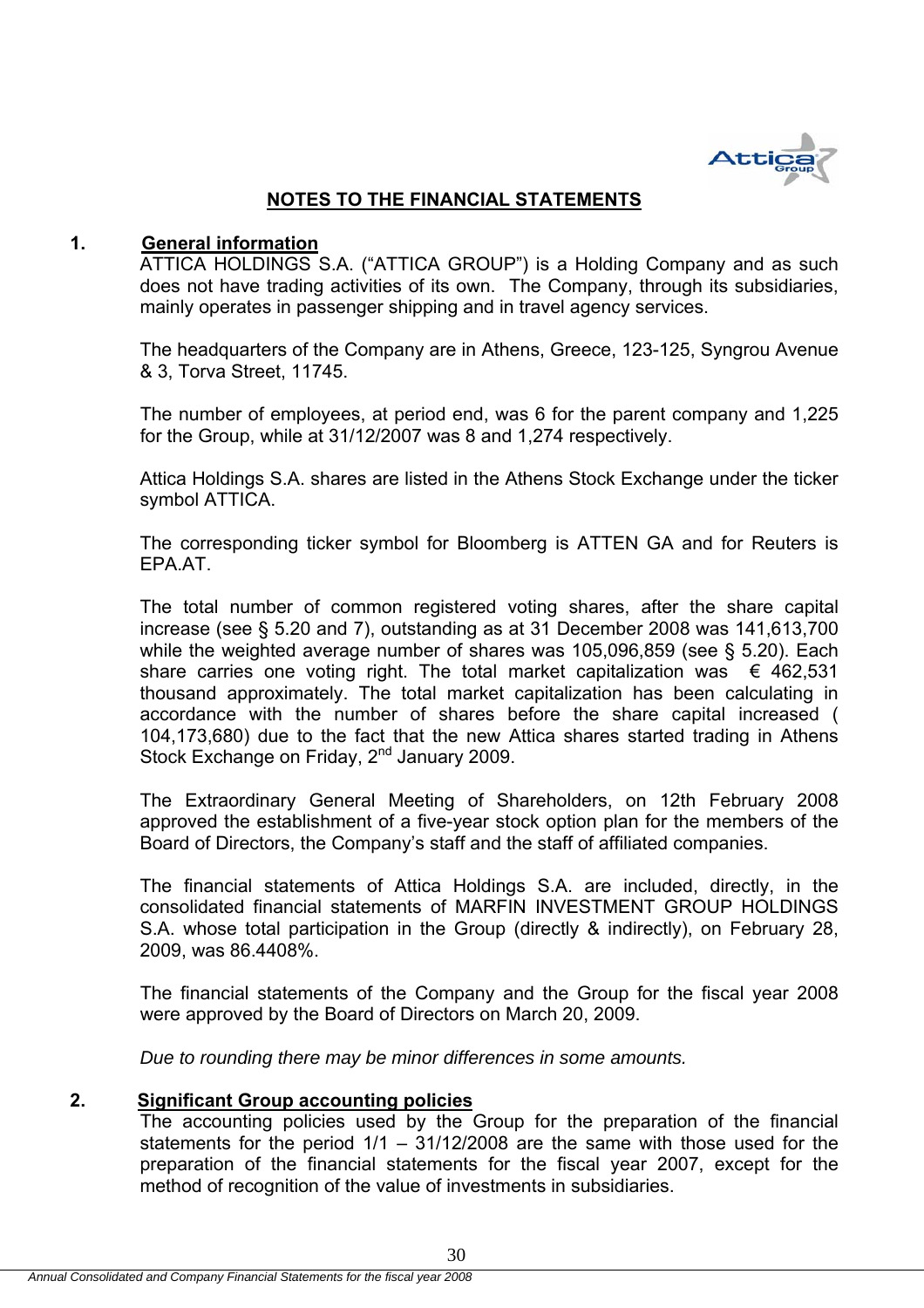# NOTES TO THE FINANCIAL STATEMENTS

## 1. General information

ATTICA HOLDINGS S.A. ("ATTICA GROUP") is a Holding Company and as such does not have trading activities of its own. The Company, through its subsidiaries, mainly operates in passenger shipping and in travel agency services.

The headquarters of the Company are in Athens, Greece, 123-125, Syngrou Avenue & 3, Torva Street, 11745.

The number of employees, at period end, was 6 for the parent company and 1,225 for the Group, while at 31/12/2007 was 8 and 1,274 respectively.

Attica Holdings S.A. shares are listed in the Athens Stock Exchange under the ticker symbol ATTICA.

The corresponding ticker symbol for Bloomberg is ATTEN GA and for Reuters is EPA.AT.

The total number of common registered voting shares, after the share capital increase (see § 5.20 and 7), outstanding as at 31 December 2008 was 141,613,700 while the weighted average number of shares was 105,096,859 (see § 5.20). Each share carries one voting right. The total market capitalization was € 462,531 thousand approximately. The total market capitalization has been calculating in accordance with the number of shares before the share capital increased ( 104,173,680) due to the fact that the new Attica shares started trading in Athens Stock Exchange on Friday, 2nd January 2009.

The Extraordinary General Meeting of Shareholders, on 12th February 2008 approved the establishment of a five-year stock option plan for the members of the Board of Directors, the Company's staff and the staff of affiliated companies.

The financial statements of Attica Holdings S.A. are included, directly, in the consolidated financial statements of MARFIN INVESTMENT GROUP HOLDINGS S.A. whose total participation in the Group (directly & indirectly), on February 28, 2009, was 86.4408%.

The financial statements of the Company and the Group for the fiscal year 2008 were approved by the Board of Directors on March 20, 2009.

*Due to rounding there may be minor differences in some amounts.*

## 2. Significant Group accounting policies

The accounting policies used by the Group for the preparation of the financial statements for the period 1/1 – 31/12/2008 are the same with those used for the preparation of the financial statements for the fiscal year 2007, except for the method of recognition of the value of investments in subsidiaries.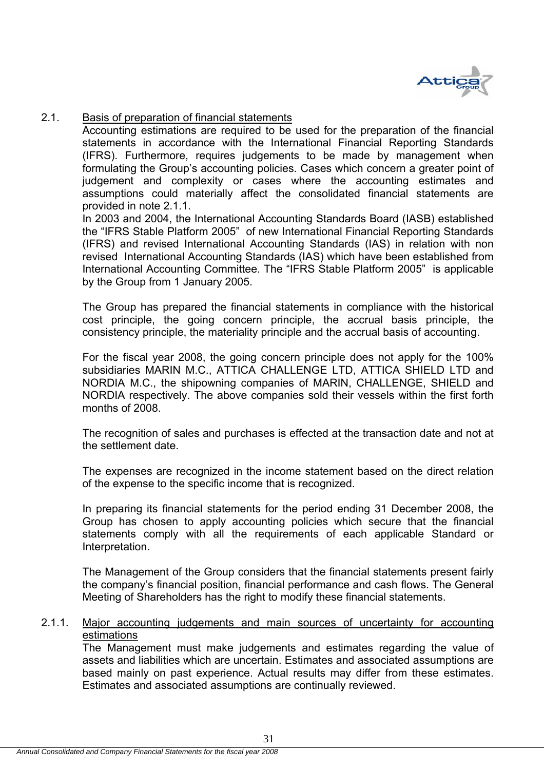## 2.1. Basis of preparation of financial statements

Accounting estimations are required to be used for the preparation of the financial statements in accordance with the International Financial Reporting Standards (IFRS). Furthermore, requires judgements to be made by management when formulating the Group's accounting policies. Cases which concern a greater point of judgement and complexity or cases where the accounting estimates and assumptions could materially affect the consolidated financial statements are provided in note 2.1.1.

In 2003 and 2004, the International Accounting Standards Board (IASB) established the "IFRS Stable Platform 2005" of new International Financial Reporting Standards (IFRS) and revised International Accounting Standards (IAS) in relation with non revised International Accounting Standards (IAS) which have been established from International Accounting Committee. The "IFRS Stable Platform 2005" is applicable by the Group from 1 January 2005.

The Group has prepared the financial statements in compliance with the historical cost principle, the going concern principle, the accrual basis principle, the consistency principle, the materiality principle and the accrual basis of accounting.

For the fiscal year 2008, the going concern principle does not apply for the 100% subsidiaries MARIN M.C., ATTICA CHALLENGE LTD, ATTICA SHIELD LTD and NORDIA M.C., the shipowning companies of MARIN, CHALLENGE, SHIELD and NORDIA respectively. The above companies sold their vessels within the first forth months of 2008.

The recognition of sales and purchases is effected at the transaction date and not at the settlement date.

The expenses are recognized in the income statement based on the direct relation of the expense to the specific income that is recognized.

In preparing its financial statements for the period ending 31 December 2008, the Group has chosen to apply accounting policies which secure that the financial statements comply with all the requirements of each applicable Standard or Interpretation.

The Management of the Group considers that the financial statements present fairly the company's financial position, financial performance and cash flows. The General Meeting of Shareholders has the right to modify these financial statements.

### 2.1.1. Major accounting judgements and main sources of uncertainty for accounting estimations

The Management must make judgements and estimates regarding the value of assets and liabilities which are uncertain. Estimates and associated assumptions are based mainly on past experience. Actual results may differ from these estimates. Estimates and associated assumptions are continually reviewed.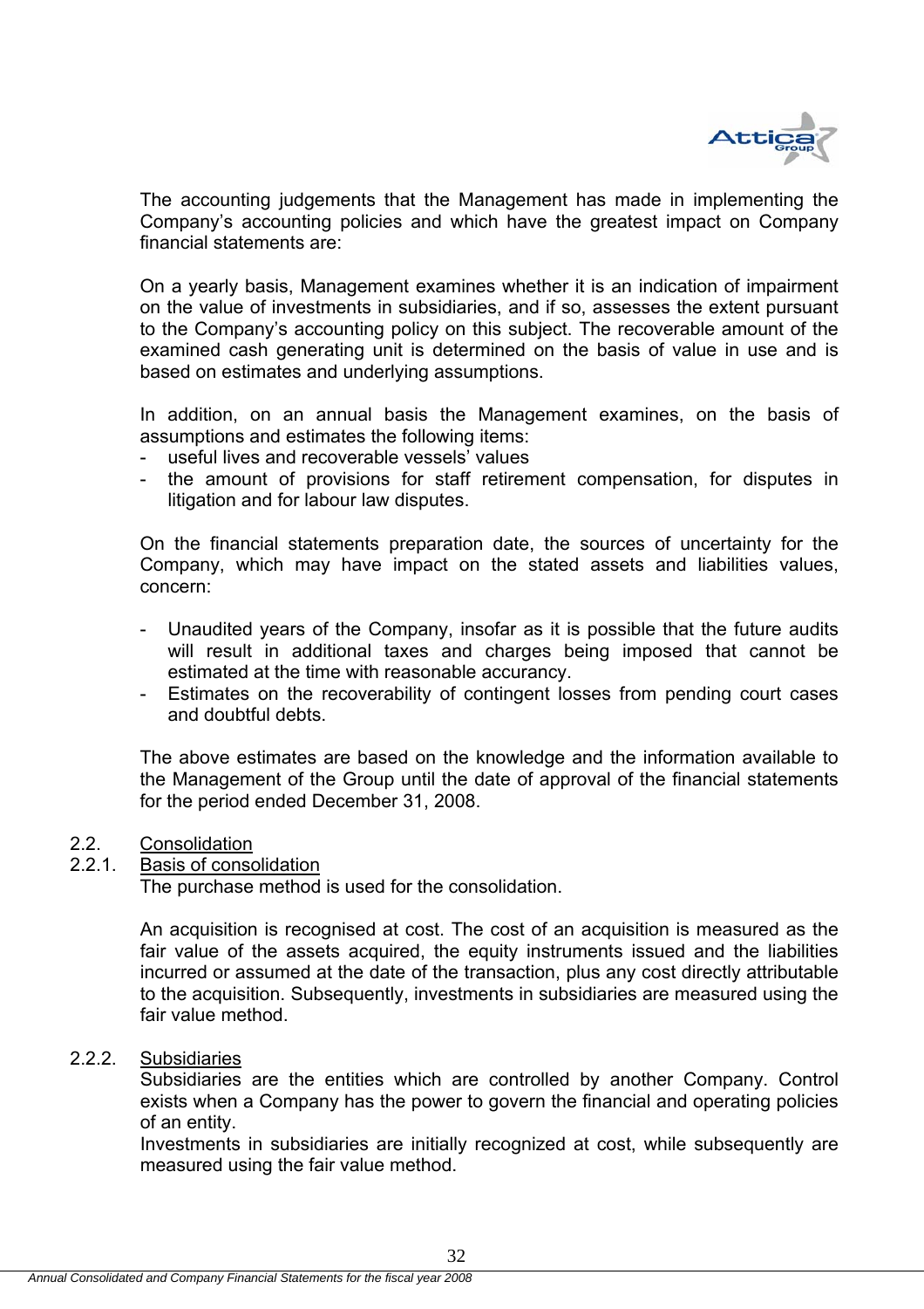The accounting judgements that the Management has made in implementing the Company's accounting policies and which have the greatest impact on Company financial statements are:

On a yearly basis, Management examines whether it is an indication of impairment on the value of investments in subsidiaries, and if so, assesses the extent pursuant to the Company's accounting policy on this subject. The recoverable amount of the examined cash generating unit is determined on the basis of value in use and is based on estimates and underlying assumptions.

In addition, on an annual basis the Management examines, on the basis of assumptions and estimates the following items:

- useful lives and recoverable vessels' values
- the amount of provisions for staff retirement compensation, for disputes in litigation and for labour law disputes.

On the financial statements preparation date, the sources of uncertainty for the Company, which may have impact on the stated assets and liabilities values, concern:

- Unaudited years of the Company, insofar as it is possible that the future audits will result in additional taxes and charges being imposed that cannot be estimated at the time with reasonable accurancy.
- Estimates on the recoverability of contingent losses from pending court cases and doubtful debts.

The above estimates are based on the knowledge and the information available to the Management of the Group until the date of approval of the financial statements for the period ended December 31, 2008.

## 2.2. Consolidation

### 2.2.1. Basis of consolidation

The purchase method is used for the consolidation.

An acquisition is recognised at cost. The cost of an acquisition is measured as the fair value of the assets acquired, the equity instruments issued and the liabilities incurred or assumed at the date of the transaction, plus any cost directly attributable to the acquisition. Subsequently, investments in subsidiaries are measured using the fair value method.

### 2.2.2. Subsidiaries

Subsidiaries are the entities which are controlled by another Company. Control exists when a Company has the power to govern the financial and operating policies of an entity.

Investments in subsidiaries are initially recognized at cost, while subsequently are measured using the fair value method.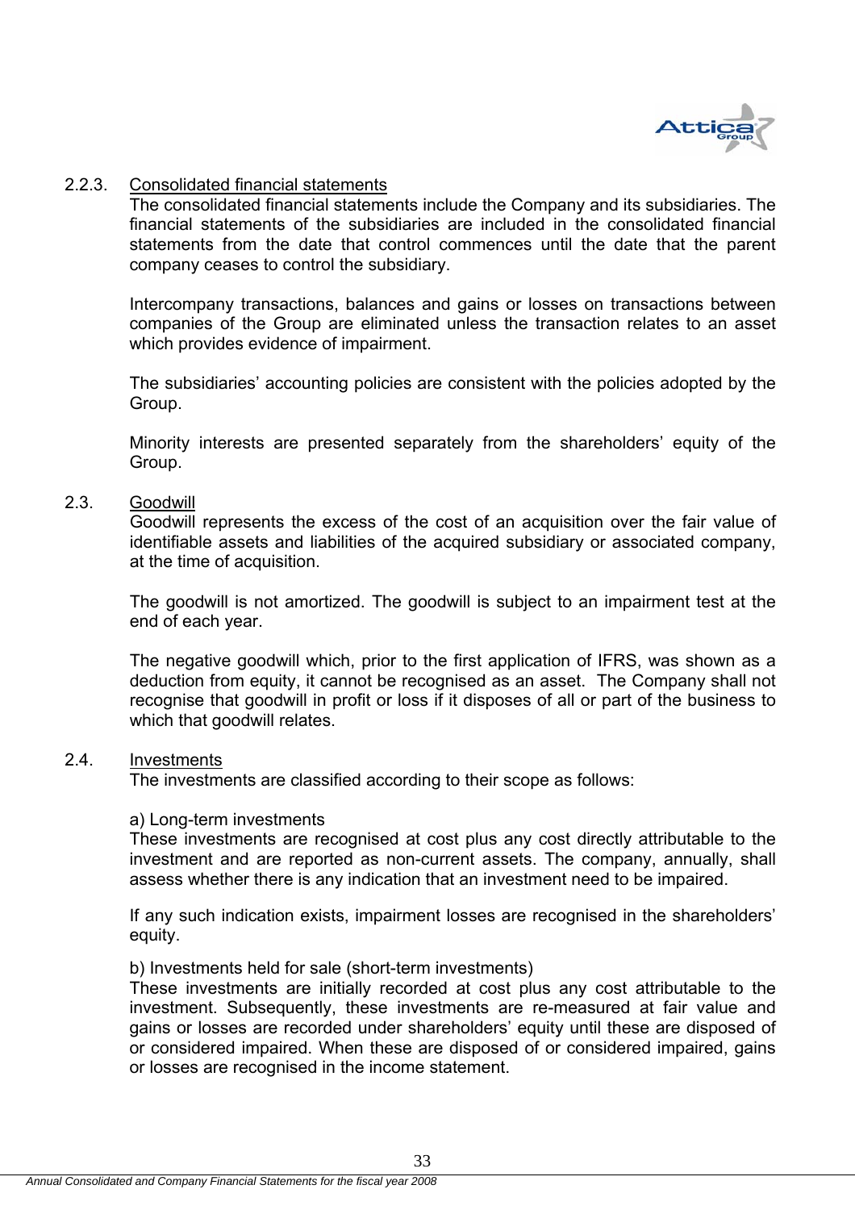### 2.2.3. Consolidated financial statements

The consolidated financial statements include the Company and its subsidiaries. The financial statements of the subsidiaries are included in the consolidated financial statements from the date that control commences until the date that the parent company ceases to control the subsidiary.

Intercompany transactions, balances and gains or losses on transactions between companies of the Group are eliminated unless the transaction relates to an asset which provides evidence of impairment.

The subsidiaries' accounting policies are consistent with the policies adopted by the Group.

Minority interests are presented separately from the shareholders' equity of the Group.

## 2.3. Goodwill

Goodwill represents the excess of the cost of an acquisition over the fair value of identifiable assets and liabilities of the acquired subsidiary or associated company, at the time of acquisition.

The goodwill is not amortized. The goodwill is subject to an impairment test at the end of each year.

The negative goodwill which, prior to the first application of IFRS, was shown as a deduction from equity, it cannot be recognised as an asset. The Company shall not recognise that goodwill in profit or loss if it disposes of all or part of the business to which that goodwill relates.

## 2.4. Investments

The investments are classified according to their scope as follows:

a) Long-term investments

These investments are recognised at cost plus any cost directly attributable to the investment and are reported as non-current assets. The company, annually, shall assess whether there is any indication that an investment need to be impaired.

If any such indication exists, impairment losses are recognised in the shareholders' equity.

b) Investments held for sale (short-term investments)

These investments are initially recorded at cost plus any cost attributable to the investment. Subsequently, these investments are re-measured at fair value and gains or losses are recorded under shareholders' equity until these are disposed of or considered impaired. When these are disposed of or considered impaired, gains or losses are recognised in the income statement.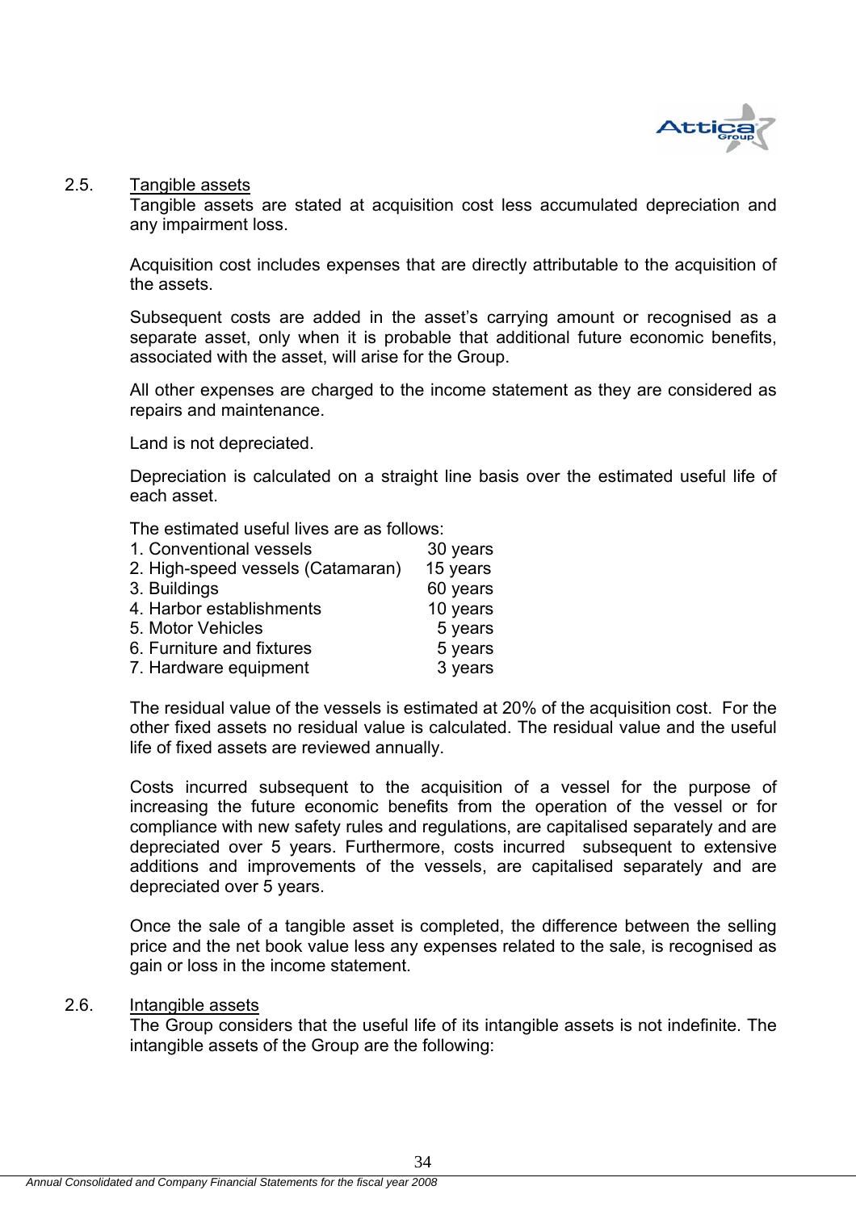## 2.5. Tangible assets

Tangible assets are stated at acquisition cost less accumulated depreciation and any impairment loss.

Acquisition cost includes expenses that are directly attributable to the acquisition of the assets.

Subsequent costs are added in the asset's carrying amount or recognised as a separate asset, only when it is probable that additional future economic benefits, associated with the asset, will arise for the Group.

All other expenses are charged to the income statement as they are considered as repairs and maintenance.

Land is not depreciated.

Depreciation is calculated on a straight line basis over the estimated useful life of each asset.

The estimated useful lives are as follows:

| | |
|---|---|
| 1. Conventional vessels | 30 years |
| 2. High-speed vessels (Catamaran) | 15 years |
| 3. Buildings | 60 years |
| 4. Harbor establishments | 10 years |
| 5. Motor Vehicles | 5 years |
| 6. Furniture and fixtures | 5 years |
| 7. Hardware equipment | 3 years |

The residual value of the vessels is estimated at 20% of the acquisition cost. For the other fixed assets no residual value is calculated. The residual value and the useful life of fixed assets are reviewed annually.

Costs incurred subsequent to the acquisition of a vessel for the purpose of increasing the future economic benefits from the operation of the vessel or for compliance with new safety rules and regulations, are capitalised separately and are depreciated over 5 years. Furthermore, costs incurred subsequent to extensive additions and improvements of the vessels, are capitalised separately and are depreciated over 5 years.

Once the sale of a tangible asset is completed, the difference between the selling price and the net book value less any expenses related to the sale, is recognised as gain or loss in the income statement.

## 2.6. Intangible assets

The Group considers that the useful life of its intangible assets is not indefinite. The intangible assets of the Group are the following: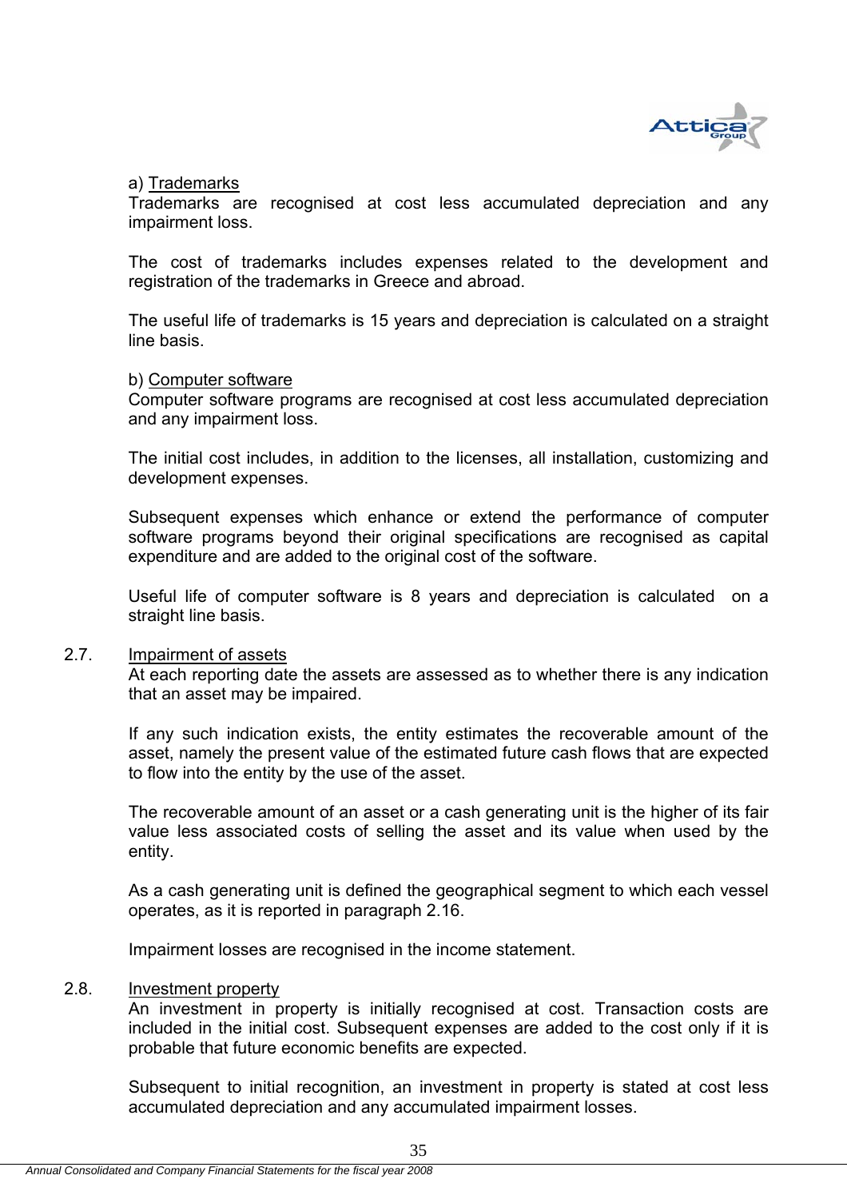a) Trademarks

Trademarks are recognised at cost less accumulated depreciation and any impairment loss.

The cost of trademarks includes expenses related to the development and registration of the trademarks in Greece and abroad.

The useful life of trademarks is 15 years and depreciation is calculated on a straight line basis.

b) Computer software

Computer software programs are recognised at cost less accumulated depreciation and any impairment loss.

The initial cost includes, in addition to the licenses, all installation, customizing and development expenses.

Subsequent expenses which enhance or extend the performance of computer software programs beyond their original specifications are recognised as capital expenditure and are added to the original cost of the software.

Useful life of computer software is 8 years and depreciation is calculated on a straight line basis.

### 2.7. Impairment of assets

At each reporting date the assets are assessed as to whether there is any indication that an asset may be impaired.

If any such indication exists, the entity estimates the recoverable amount of the asset, namely the present value of the estimated future cash flows that are expected to flow into the entity by the use of the asset.

The recoverable amount of an asset or a cash generating unit is the higher of its fair value less associated costs of selling the asset and its value when used by the entity.

As a cash generating unit is defined the geographical segment to which each vessel operates, as it is reported in paragraph 2.16.

Impairment losses are recognised in the income statement.

### 2.8. Investment property

An investment in property is initially recognised at cost. Transaction costs are included in the initial cost. Subsequent expenses are added to the cost only if it is probable that future economic benefits are expected.

Subsequent to initial recognition, an investment in property is stated at cost less accumulated depreciation and any accumulated impairment losses.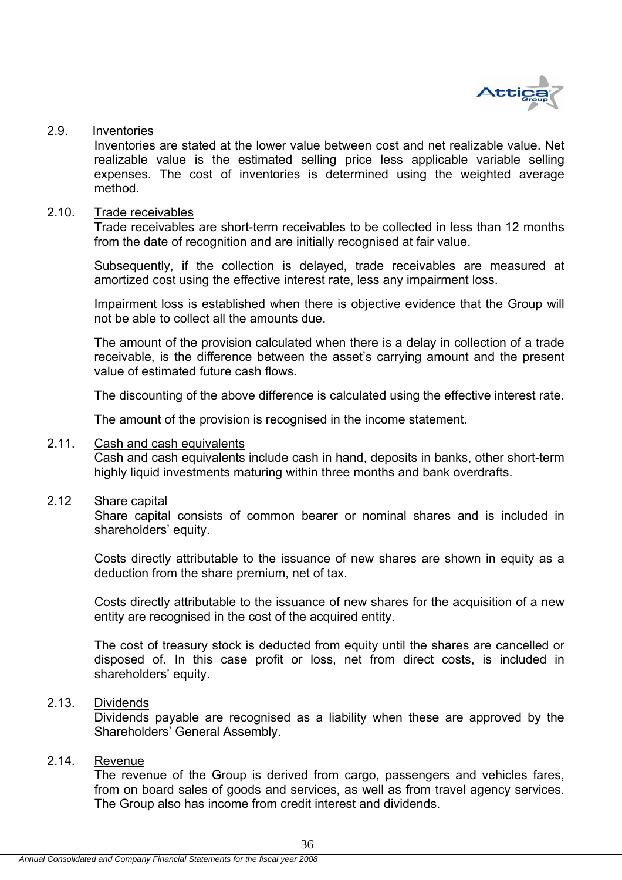### 2.9. Inventories

Inventories are stated at the lower value between cost and net realizable value. Net realizable value is the estimated selling price less applicable variable selling expenses. The cost of inventories is determined using the weighted average method.

### 2.10. Trade receivables

Trade receivables are short-term receivables to be collected in less than 12 months from the date of recognition and are initially recognised at fair value.

Subsequently, if the collection is delayed, trade receivables are measured at amortized cost using the effective interest rate, less any impairment loss.

Impairment loss is established when there is objective evidence that the Group will not be able to collect all the amounts due.

The amount of the provision calculated when there is a delay in collection of a trade receivable, is the difference between the asset's carrying amount and the present value of estimated future cash flows.

The discounting of the above difference is calculated using the effective interest rate.

The amount of the provision is recognised in the income statement.

### 2.11. Cash and cash equivalents

Cash and cash equivalents include cash in hand, deposits in banks, other short-term highly liquid investments maturing within three months and bank overdrafts.

### 2.12 Share capital

Share capital consists of common bearer or nominal shares and is included in shareholders' equity.

Costs directly attributable to the issuance of new shares are shown in equity as a deduction from the share premium, net of tax.

Costs directly attributable to the issuance of new shares for the acquisition of a new entity are recognised in the cost of the acquired entity.

The cost of treasury stock is deducted from equity until the shares are cancelled or disposed of. In this case profit or loss, net from direct costs, is included in shareholders' equity.

### 2.13. Dividends

Dividends payable are recognised as a liability when these are approved by the Shareholders' General Assembly.

### 2.14. Revenue

The revenue of the Group is derived from cargo, passengers and vehicles fares, from on board sales of goods and services, as well as from travel agency services. The Group also has income from credit interest and dividends.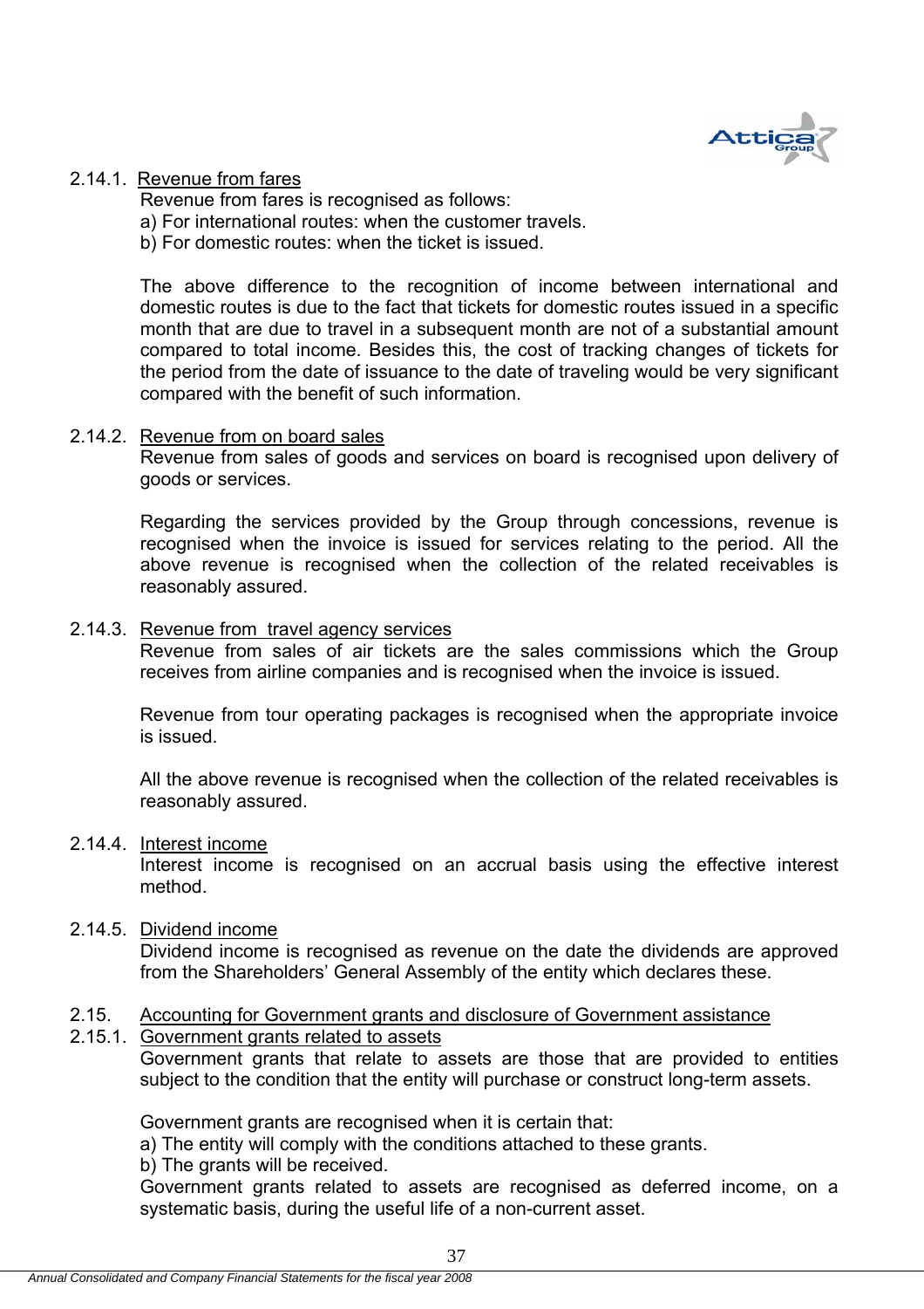### 2.14.1. Revenue from fares

Revenue from fares is recognised as follows:

a) For international routes: when the customer travels.

b) For domestic routes: when the ticket is issued.

The above difference to the recognition of income between international and domestic routes is due to the fact that tickets for domestic routes issued in a specific month that are due to travel in a subsequent month are not of a substantial amount compared to total income. Besides this, the cost of tracking changes of tickets for the period from the date of issuance to the date of traveling would be very significant compared with the benefit of such information.

### 2.14.2. Revenue from on board sales

Revenue from sales of goods and services on board is recognised upon delivery of goods or services.

Regarding the services provided by the Group through concessions, revenue is recognised when the invoice is issued for services relating to the period. All the above revenue is recognised when the collection of the related receivables is reasonably assured.

### 2.14.3. Revenue from travel agency services

Revenue from sales of air tickets are the sales commissions which the Group receives from airline companies and is recognised when the invoice is issued.

Revenue from tour operating packages is recognised when the appropriate invoice is issued.

All the above revenue is recognised when the collection of the related receivables is reasonably assured.

### 2.14.4. Interest income

Interest income is recognised on an accrual basis using the effective interest method.

### 2.14.5. Dividend income

Dividend income is recognised as revenue on the date the dividends are approved from the Shareholders' General Assembly of the entity which declares these.

## 2.15. Accounting for Government grants and disclosure of Government assistance

### 2.15.1. Government grants related to assets

Government grants that relate to assets are those that are provided to entities subject to the condition that the entity will purchase or construct long-term assets.

Government grants are recognised when it is certain that:

a) The entity will comply with the conditions attached to these grants.

b) The grants will be received.

Government grants related to assets are recognised as deferred income, on a systematic basis, during the useful life of a non-current asset.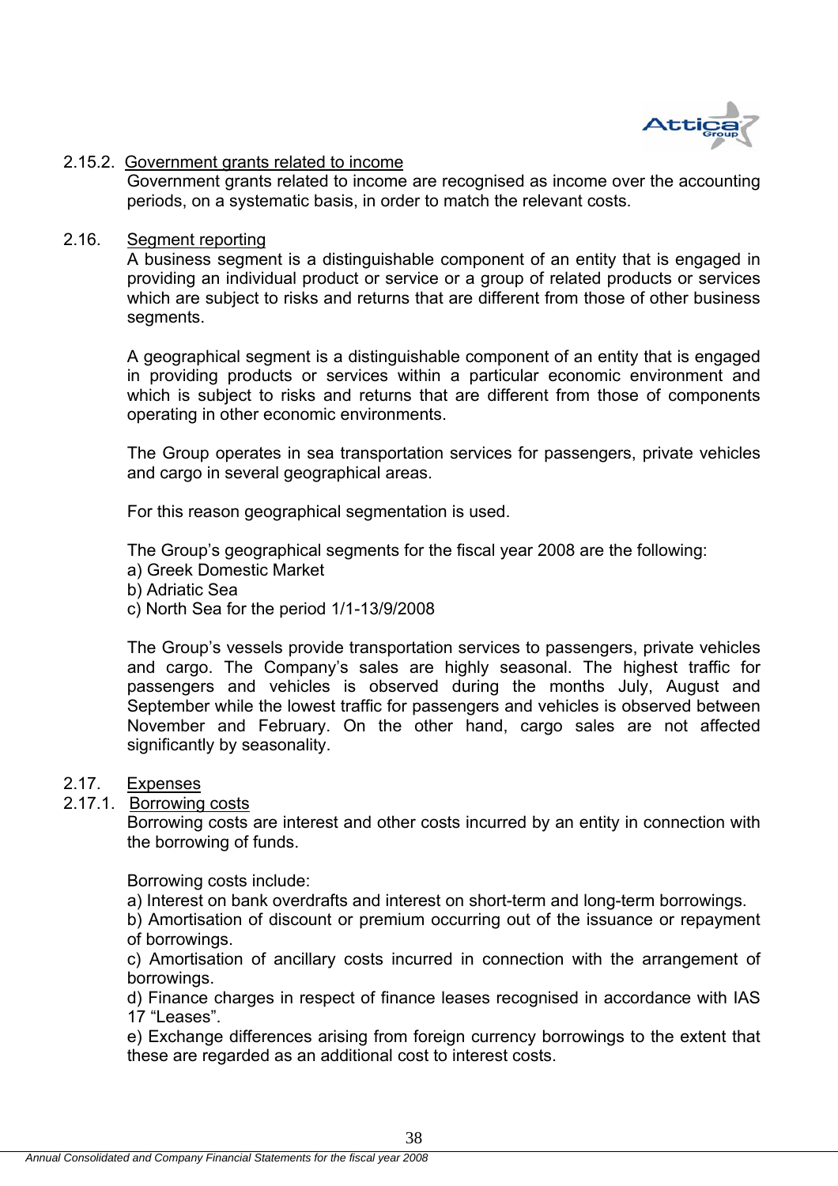### 2.15.2. Government grants related to income

Government grants related to income are recognised as income over the accounting periods, on a systematic basis, in order to match the relevant costs.

## 2.16. Segment reporting

A business segment is a distinguishable component of an entity that is engaged in providing an individual product or service or a group of related products or services which are subject to risks and returns that are different from those of other business segments.

A geographical segment is a distinguishable component of an entity that is engaged in providing products or services within a particular economic environment and which is subject to risks and returns that are different from those of components operating in other economic environments.

The Group operates in sea transportation services for passengers, private vehicles and cargo in several geographical areas.

For this reason geographical segmentation is used.

The Group's geographical segments for the fiscal year 2008 are the following:

a) Greek Domestic Market
b) Adriatic Sea
c) North Sea for the period 1/1-13/9/2008

The Group's vessels provide transportation services to passengers, private vehicles and cargo. The Company's sales are highly seasonal. The highest traffic for passengers and vehicles is observed during the months July, August and September while the lowest traffic for passengers and vehicles is observed between November and February. On the other hand, cargo sales are not affected significantly by seasonality.

## 2.17. Expenses

### 2.17.1. Borrowing costs

Borrowing costs are interest and other costs incurred by an entity in connection with the borrowing of funds.

Borrowing costs include:

a) Interest on bank overdrafts and interest on short-term and long-term borrowings.
b) Amortisation of discount or premium occurring out of the issuance or repayment of borrowings.
c) Amortisation of ancillary costs incurred in connection with the arrangement of borrowings.
d) Finance charges in respect of finance leases recognised in accordance with IAS 17 "Leases".
e) Exchange differences arising from foreign currency borrowings to the extent that these are regarded as an additional cost to interest costs.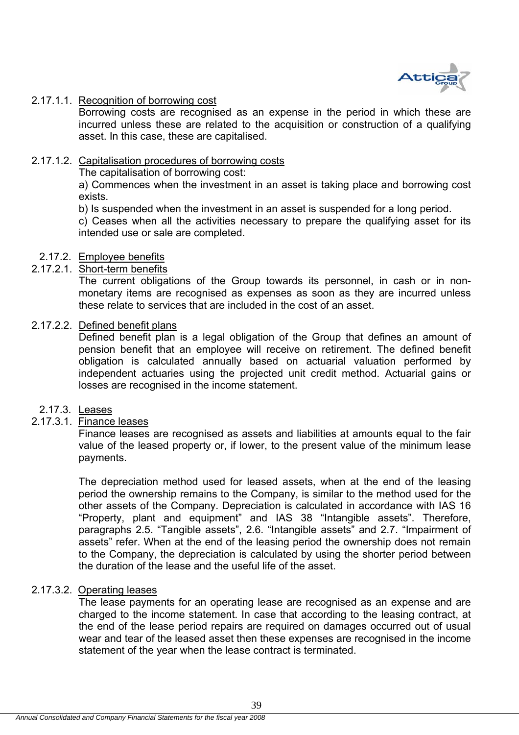#### 2.17.1.1. Recognition of borrowing cost

Borrowing costs are recognised as an expense in the period in which these are incurred unless these are related to the acquisition or construction of a qualifying asset. In this case, these are capitalised.

#### 2.17.1.2. Capitalisation procedures of borrowing costs

The capitalisation of borrowing cost:

a) Commences when the investment in an asset is taking place and borrowing cost exists.

b) Is suspended when the investment in an asset is suspended for a long period.

c) Ceases when all the activities necessary to prepare the qualifying asset for its intended use or sale are completed.

### 2.17.2. Employee benefits

#### 2.17.2.1. Short-term benefits

The current obligations of the Group towards its personnel, in cash or in non-monetary items are recognised as expenses as soon as they are incurred unless these relate to services that are included in the cost of an asset.

#### 2.17.2.2. Defined benefit plans

Defined benefit plan is a legal obligation of the Group that defines an amount of pension benefit that an employee will receive on retirement. The defined benefit obligation is calculated annually based on actuarial valuation performed by independent actuaries using the projected unit credit method. Actuarial gains or losses are recognised in the income statement.

### 2.17.3. Leases

#### 2.17.3.1. Finance leases

Finance leases are recognised as assets and liabilities at amounts equal to the fair value of the leased property or, if lower, to the present value of the minimum lease payments.

The depreciation method used for leased assets, when at the end of the leasing period the ownership remains to the Company, is similar to the method used for the other assets of the Company. Depreciation is calculated in accordance with IAS 16 "Property, plant and equipment" and IAS 38 "Intangible assets". Therefore, paragraphs 2.5. "Tangible assets", 2.6. "Intangible assets" and 2.7. "Impairment of assets" refer. When at the end of the leasing period the ownership does not remain to the Company, the depreciation is calculated by using the shorter period between the duration of the lease and the useful life of the asset.

#### 2.17.3.2. Operating leases

The lease payments for an operating lease are recognised as an expense and are charged to the income statement. In case that according to the leasing contract, at the end of the lease period repairs are required on damages occurred out of usual wear and tear of the leased asset then these expenses are recognised in the income statement of the year when the lease contract is terminated.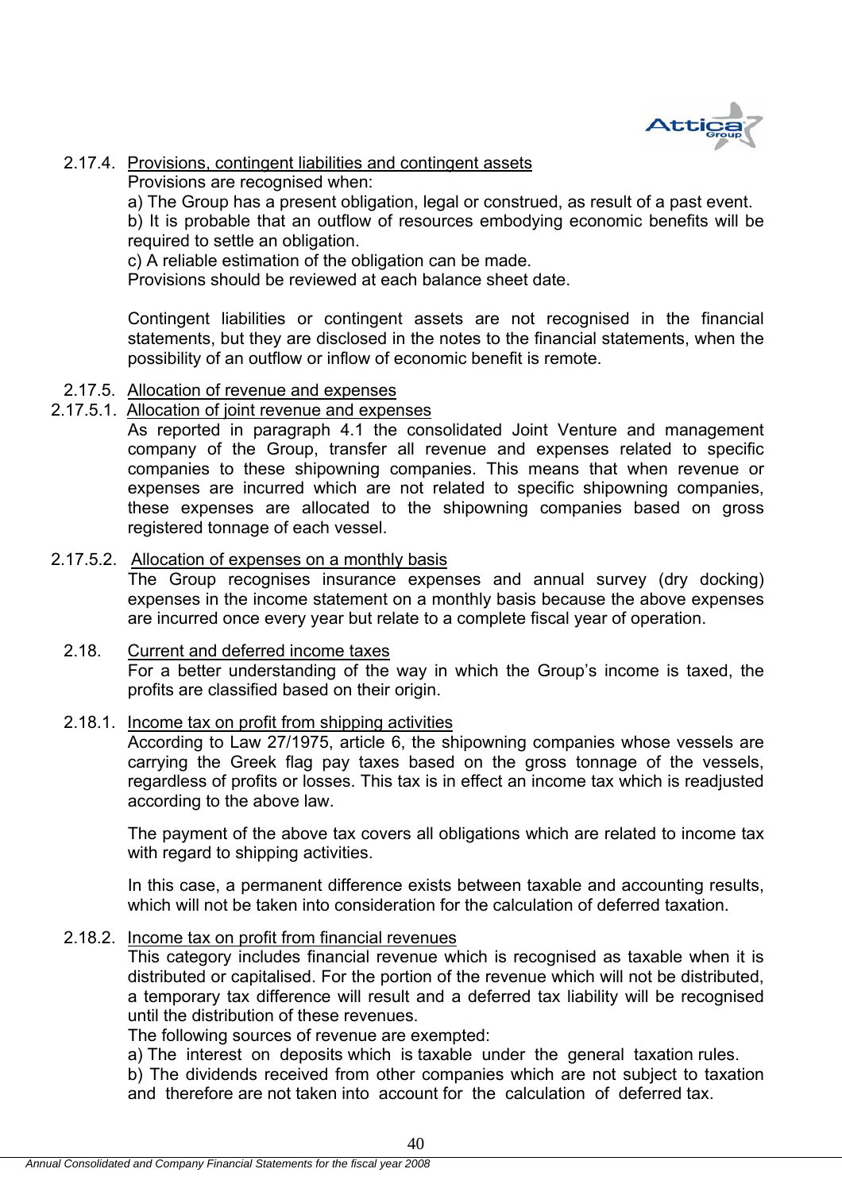#### 2.17.4. Provisions, contingent liabilities and contingent assets

Provisions are recognised when:

a) The Group has a present obligation, legal or construed, as result of a past event.

b) It is probable that an outflow of resources embodying economic benefits will be required to settle an obligation.

c) A reliable estimation of the obligation can be made.

Provisions should be reviewed at each balance sheet date.

Contingent liabilities or contingent assets are not recognised in the financial statements, but they are disclosed in the notes to the financial statements, when the possibility of an outflow or inflow of economic benefit is remote.

#### 2.17.5. Allocation of revenue and expenses

##### 2.17.5.1. Allocation of joint revenue and expenses

As reported in paragraph 4.1 the consolidated Joint Venture and management company of the Group, transfer all revenue and expenses related to specific companies to these shipowning companies. This means that when revenue or expenses are incurred which are not related to specific shipowning companies, these expenses are allocated to the shipowning companies based on gross registered tonnage of each vessel.

##### 2.17.5.2. Allocation of expenses on a monthly basis

The Group recognises insurance expenses and annual survey (dry docking) expenses in the income statement on a monthly basis because the above expenses are incurred once every year but relate to a complete fiscal year of operation.

### 2.18. Current and deferred income taxes

For a better understanding of the way in which the Group's income is taxed, the profits are classified based on their origin.

#### 2.18.1. Income tax on profit from shipping activities

According to Law 27/1975, article 6, the shipowning companies whose vessels are carrying the Greek flag pay taxes based on the gross tonnage of the vessels, regardless of profits or losses. This tax is in effect an income tax which is readjusted according to the above law.

The payment of the above tax covers all obligations which are related to income tax with regard to shipping activities.

In this case, a permanent difference exists between taxable and accounting results, which will not be taken into consideration for the calculation of deferred taxation.

#### 2.18.2. Income tax on profit from financial revenues

This category includes financial revenue which is recognised as taxable when it is distributed or capitalised. For the portion of the revenue which will not be distributed, a temporary tax difference will result and a deferred tax liability will be recognised until the distribution of these revenues.

The following sources of revenue are exempted:

a) The interest on deposits which is taxable under the general taxation rules.

b) The dividends received from other companies which are not subject to taxation and therefore are not taken into account for the calculation of deferred tax.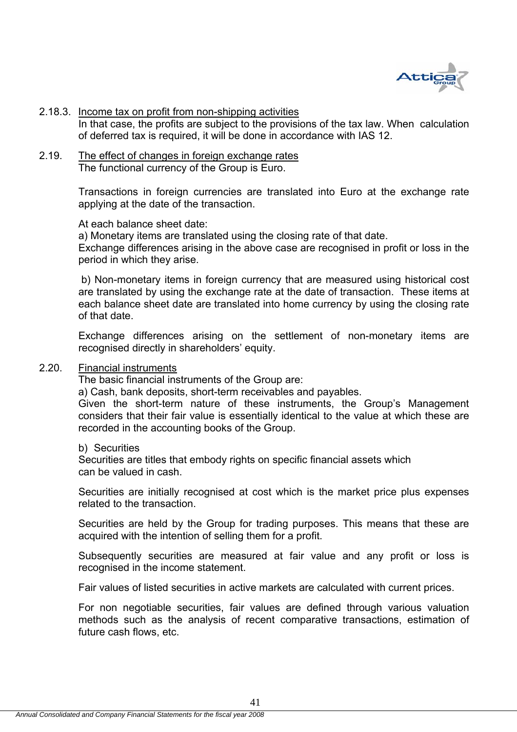2.18.3. Income tax on profit from non-shipping activities

In that case, the profits are subject to the provisions of the tax law. When calculation of deferred tax is required, it will be done in accordance with IAS 12.

2.19. The effect of changes in foreign exchange rates

The functional currency of the Group is Euro.

Transactions in foreign currencies are translated into Euro at the exchange rate applying at the date of the transaction.

At each balance sheet date:

a) Monetary items are translated using the closing rate of that date.

Exchange differences arising in the above case are recognised in profit or loss in the period in which they arise.

b) Non-monetary items in foreign currency that are measured using historical cost are translated by using the exchange rate at the date of transaction. These items at each balance sheet date are translated into home currency by using the closing rate of that date.

Exchange differences arising on the settlement of non-monetary items are recognised directly in shareholders' equity.

2.20. Financial instruments

The basic financial instruments of the Group are:

a) Cash, bank deposits, short-term receivables and payables.

Given the short-term nature of these instruments, the Group's Management considers that their fair value is essentially identical to the value at which these are recorded in the accounting books of the Group.

b) Securities

Securities are titles that embody rights on specific financial assets which can be valued in cash.

Securities are initially recognised at cost which is the market price plus expenses related to the transaction.

Securities are held by the Group for trading purposes. This means that these are acquired with the intention of selling them for a profit.

Subsequently securities are measured at fair value and any profit or loss is recognised in the income statement.

Fair values of listed securities in active markets are calculated with current prices.

For non negotiable securities, fair values are defined through various valuation methods such as the analysis of recent comparative transactions, estimation of future cash flows, etc.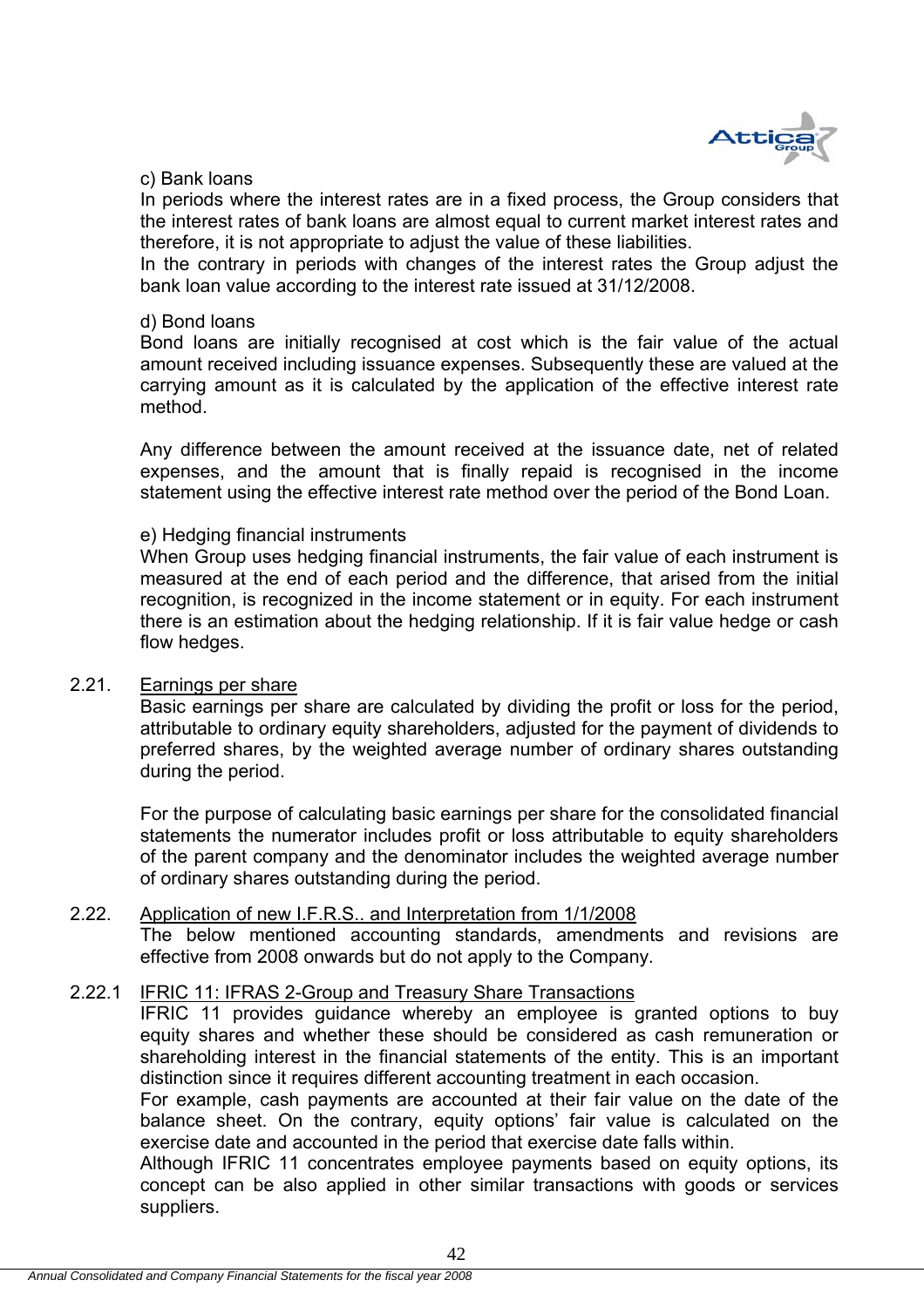c) Bank loans

In periods where the interest rates are in a fixed process, the Group considers that the interest rates of bank loans are almost equal to current market interest rates and therefore, it is not appropriate to adjust the value of these liabilities.

In the contrary in periods with changes of the interest rates the Group adjust the bank loan value according to the interest rate issued at 31/12/2008.

d) Bond loans

Bond loans are initially recognised at cost which is the fair value of the actual amount received including issuance expenses. Subsequently these are valued at the carrying amount as it is calculated by the application of the effective interest rate method.

Any difference between the amount received at the issuance date, net of related expenses, and the amount that is finally repaid is recognised in the income statement using the effective interest rate method over the period of the Bond Loan.

e) Hedging financial instruments

When Group uses hedging financial instruments, the fair value of each instrument is measured at the end of each period and the difference, that arised from the initial recognition, is recognized in the income statement or in equity. For each instrument there is an estimation about the hedging relationship. If it is fair value hedge or cash flow hedges.

## 2.21. Earnings per share

Basic earnings per share are calculated by dividing the profit or loss for the period, attributable to ordinary equity shareholders, adjusted for the payment of dividends to preferred shares, by the weighted average number of ordinary shares outstanding during the period.

For the purpose of calculating basic earnings per share for the consolidated financial statements the numerator includes profit or loss attributable to equity shareholders of the parent company and the denominator includes the weighted average number of ordinary shares outstanding during the period.

## 2.22. Application of new I.F.R.S.. and Interpretation from 1/1/2008

The below mentioned accounting standards, amendments and revisions are effective from 2008 onwards but do not apply to the Company.

### 2.22.1 IFRIC 11: IFRAS 2-Group and Treasury Share Transactions

IFRIC 11 provides guidance whereby an employee is granted options to buy equity shares and whether these should be considered as cash remuneration or shareholding interest in the financial statements of the entity. This is an important distinction since it requires different accounting treatment in each occasion.

For example, cash payments are accounted at their fair value on the date of the balance sheet. On the contrary, equity options' fair value is calculated on the exercise date and accounted in the period that exercise date falls within.

Although IFRIC 11 concentrates employee payments based on equity options, its concept can be also applied in other similar transactions with goods or services suppliers.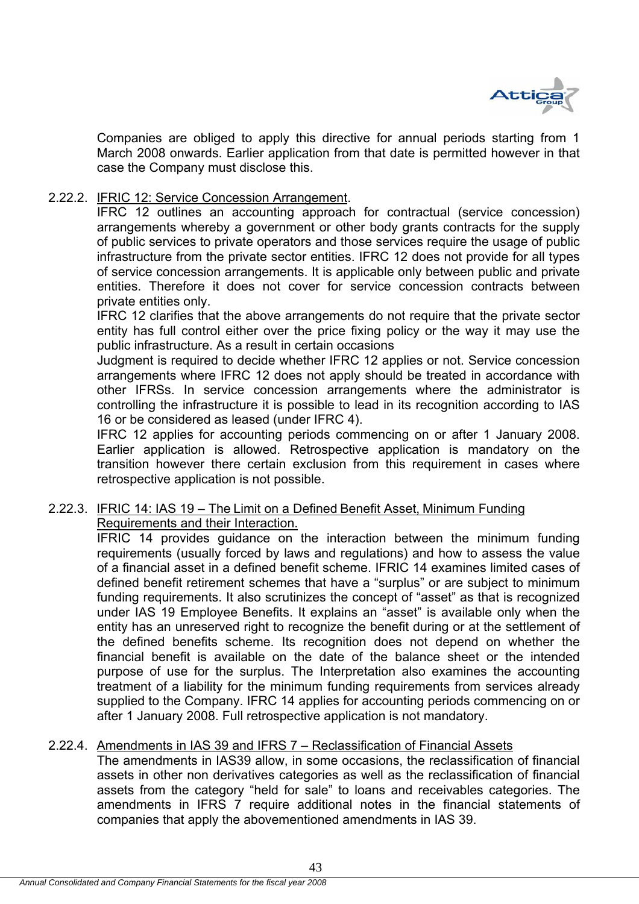Companies are obliged to apply this directive for annual periods starting from 1 March 2008 onwards. Earlier application from that date is permitted however in that case the Company must disclose this.

2.22.2. IFRIC 12: Service Concession Arrangement.

IFRC 12 outlines an accounting approach for contractual (service concession) arrangements whereby a government or other body grants contracts for the supply of public services to private operators and those services require the usage of public infrastructure from the private sector entities. IFRC 12 does not provide for all types of service concession arrangements. It is applicable only between public and private entities. Therefore it does not cover for service concession contracts between private entities only.

IFRC 12 clarifies that the above arrangements do not require that the private sector entity has full control either over the price fixing policy or the way it may use the public infrastructure. As a result in certain occasions

Judgment is required to decide whether IFRC 12 applies or not. Service concession arrangements where IFRC 12 does not apply should be treated in accordance with other IFRSs. In service concession arrangements where the administrator is controlling the infrastructure it is possible to lead in its recognition according to IAS 16 or be considered as leased (under IFRC 4).

IFRC 12 applies for accounting periods commencing on or after 1 January 2008. Earlier application is allowed. Retrospective application is mandatory on the transition however there certain exclusion from this requirement in cases where retrospective application is not possible.

2.22.3. IFRIC 14: IAS 19 – The Limit on a Defined Benefit Asset, Minimum Funding Requirements and their Interaction.

IFRIC 14 provides guidance on the interaction between the minimum funding requirements (usually forced by laws and regulations) and how to assess the value of a financial asset in a defined benefit scheme. IFRIC 14 examines limited cases of defined benefit retirement schemes that have a "surplus" or are subject to minimum funding requirements. It also scrutinizes the concept of "asset" as that is recognized under IAS 19 Employee Benefits. It explains an "asset" is available only when the entity has an unreserved right to recognize the benefit during or at the settlement of the defined benefits scheme. Its recognition does not depend on whether the financial benefit is available on the date of the balance sheet or the intended purpose of use for the surplus. The Interpretation also examines the accounting treatment of a liability for the minimum funding requirements from services already supplied to the Company. IFRC 14 applies for accounting periods commencing on or after 1 January 2008. Full retrospective application is not mandatory.

2.22.4. Amendments in IAS 39 and IFRS 7 – Reclassification of Financial Assets

The amendments in IAS39 allow, in some occasions, the reclassification of financial assets in other non derivatives categories as well as the reclassification of financial assets from the category "held for sale" to loans and receivables categories. The amendments in IFRS 7 require additional notes in the financial statements of companies that apply the abovementioned amendments in IAS 39.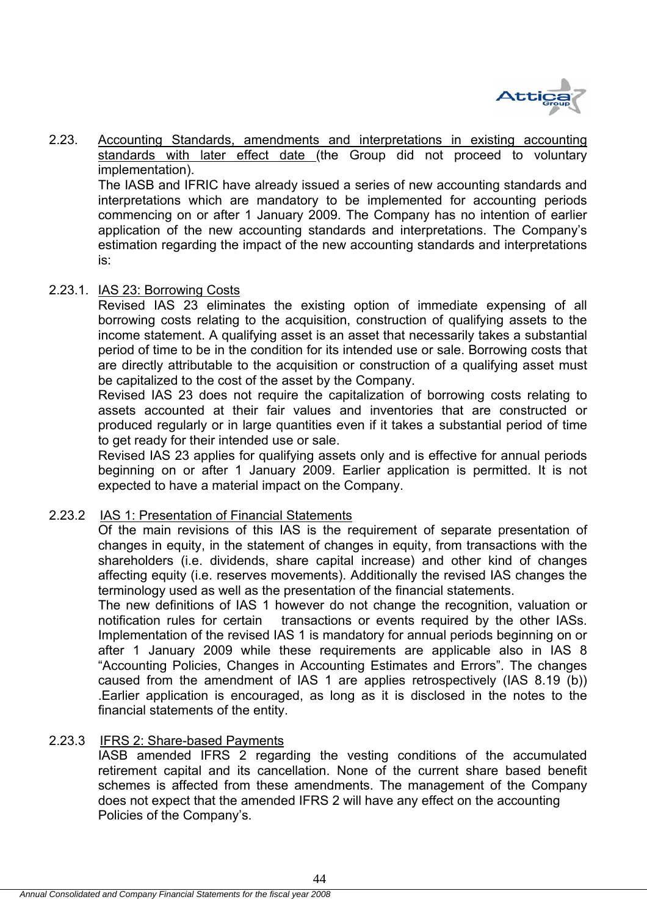2.23. Accounting Standards, amendments and interpretations in existing accounting standards with later effect date (the Group did not proceed to voluntary implementation).

The IASB and IFRIC have already issued a series of new accounting standards and interpretations which are mandatory to be implemented for accounting periods commencing on or after 1 January 2009. The Company has no intention of earlier application of the new accounting standards and interpretations. The Company's estimation regarding the impact of the new accounting standards and interpretations is:

2.23.1. IAS 23: Borrowing Costs

Revised IAS 23 eliminates the existing option of immediate expensing of all borrowing costs relating to the acquisition, construction of qualifying assets to the income statement. A qualifying asset is an asset that necessarily takes a substantial period of time to be in the condition for its intended use or sale. Borrowing costs that are directly attributable to the acquisition or construction of a qualifying asset must be capitalized to the cost of the asset by the Company.

Revised IAS 23 does not require the capitalization of borrowing costs relating to assets accounted at their fair values and inventories that are constructed or produced regularly or in large quantities even if it takes a substantial period of time to get ready for their intended use or sale.

Revised IAS 23 applies for qualifying assets only and is effective for annual periods beginning on or after 1 January 2009. Earlier application is permitted. It is not expected to have a material impact on the Company.

2.23.2 IAS 1: Presentation of Financial Statements

Of the main revisions of this IAS is the requirement of separate presentation of changes in equity, in the statement of changes in equity, from transactions with the shareholders (i.e. dividends, share capital increase) and other kind of changes affecting equity (i.e. reserves movements). Additionally the revised IAS changes the terminology used as well as the presentation of the financial statements.

The new definitions of IAS 1 however do not change the recognition, valuation or notification rules for certain transactions or events required by the other IASs. Implementation of the revised IAS 1 is mandatory for annual periods beginning on or after 1 January 2009 while these requirements are applicable also in IAS 8 "Accounting Policies, Changes in Accounting Estimates and Errors". The changes caused from the amendment of IAS 1 are applies retrospectively (IAS 8.19 (b)) .Earlier application is encouraged, as long as it is disclosed in the notes to the financial statements of the entity.

2.23.3 IFRS 2: Share-based Payments

IASB amended IFRS 2 regarding the vesting conditions of the accumulated retirement capital and its cancellation. None of the current share based benefit schemes is affected from these amendments. The management of the Company does not expect that the amended IFRS 2 will have any effect on the accounting Policies of the Company's.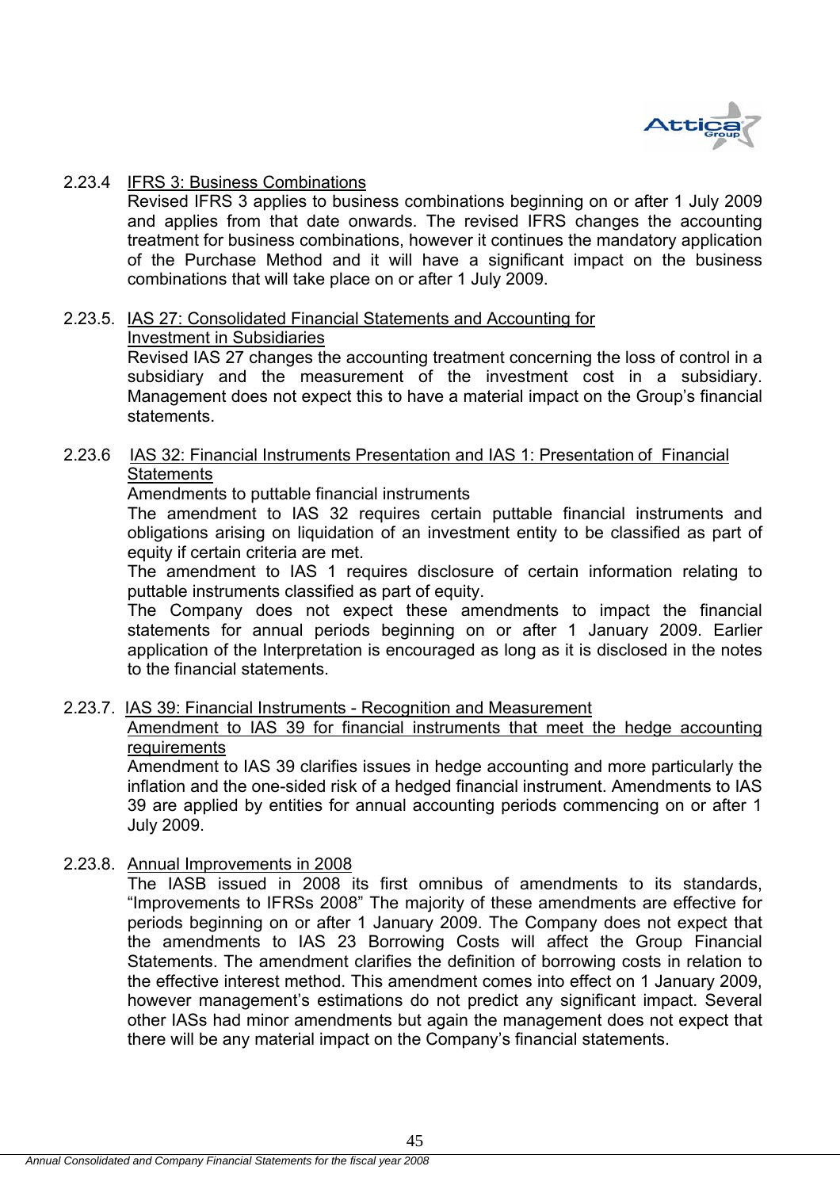2.23.4 IFRS 3: Business Combinations

Revised IFRS 3 applies to business combinations beginning on or after 1 July 2009 and applies from that date onwards. The revised IFRS changes the accounting treatment for business combinations, however it continues the mandatory application of the Purchase Method and it will have a significant impact on the business combinations that will take place on or after 1 July 2009.

2.23.5. IAS 27: Consolidated Financial Statements and Accounting for Investment in Subsidiaries

Revised IAS 27 changes the accounting treatment concerning the loss of control in a subsidiary and the measurement of the investment cost in a subsidiary. Management does not expect this to have a material impact on the Group's financial statements.

2.23.6 IAS 32: Financial Instruments Presentation and IAS 1: Presentation of Financial Statements

Amendments to puttable financial instruments

The amendment to IAS 32 requires certain puttable financial instruments and obligations arising on liquidation of an investment entity to be classified as part of equity if certain criteria are met.

The amendment to IAS 1 requires disclosure of certain information relating to puttable instruments classified as part of equity.

The Company does not expect these amendments to impact the financial statements for annual periods beginning on or after 1 January 2009. Earlier application of the Interpretation is encouraged as long as it is disclosed in the notes to the financial statements.

2.23.7. IAS 39: Financial Instruments - Recognition and Measurement

Amendment to IAS 39 for financial instruments that meet the hedge accounting requirements

Amendment to IAS 39 clarifies issues in hedge accounting and more particularly the inflation and the one-sided risk of a hedged financial instrument. Amendments to IAS 39 are applied by entities for annual accounting periods commencing on or after 1 July 2009.

2.23.8. Annual Improvements in 2008

The IASB issued in 2008 its first omnibus of amendments to its standards, "Improvements to IFRSs 2008" The majority of these amendments are effective for periods beginning on or after 1 January 2009. The Company does not expect that the amendments to IAS 23 Borrowing Costs will affect the Group Financial Statements. The amendment clarifies the definition of borrowing costs in relation to the effective interest method. This amendment comes into effect on 1 January 2009, however management's estimations do not predict any significant impact. Several other IASs had minor amendments but again the management does not expect that there will be any material impact on the Company's financial statements.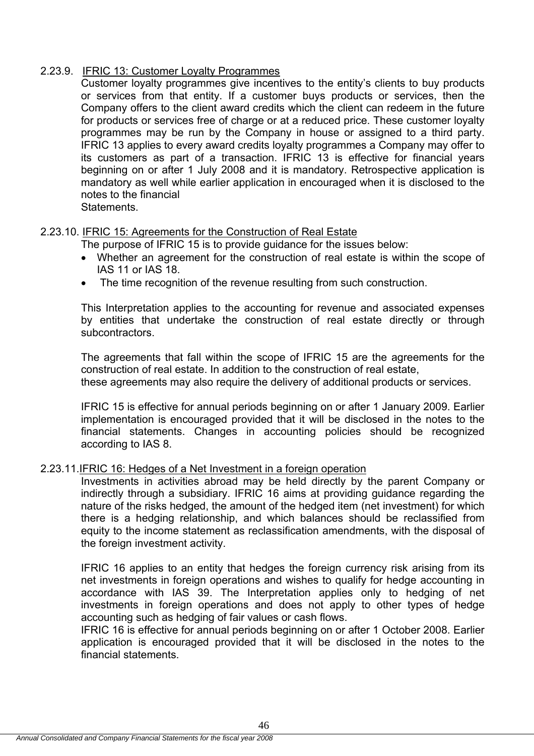### 2.23.9. IFRIC 13: Customer Loyalty Programmes

Customer loyalty programmes give incentives to the entity's clients to buy products or services from that entity. If a customer buys products or services, then the Company offers to the client award credits which the client can redeem in the future for products or services free of charge or at a reduced price. These customer loyalty programmes may be run by the Company in house or assigned to a third party. IFRIC 13 applies to every award credits loyalty programmes a Company may offer to its customers as part of a transaction. IFRIC 13 is effective for financial years beginning on or after 1 July 2008 and it is mandatory. Retrospective application is mandatory as well while earlier application in encouraged when it is disclosed to the notes to the financial
Statements.

### 2.23.10. IFRIC 15: Agreements for the Construction of Real Estate

The purpose of IFRIC 15 is to provide guidance for the issues below:

- Whether an agreement for the construction of real estate is within the scope of IAS 11 or IAS 18.
- The time recognition of the revenue resulting from such construction.

This Interpretation applies to the accounting for revenue and associated expenses by entities that undertake the construction of real estate directly or through subcontractors.

The agreements that fall within the scope of IFRIC 15 are the agreements for the construction of real estate. In addition to the construction of real estate,
these agreements may also require the delivery of additional products or services.

IFRIC 15 is effective for annual periods beginning on or after 1 January 2009. Earlier implementation is encouraged provided that it will be disclosed in the notes to the financial statements. Changes in accounting policies should be recognized according to IAS 8.

### 2.23.11. IFRIC 16: Hedges of a Net Investment in a foreign operation

Investments in activities abroad may be held directly by the parent Company or indirectly through a subsidiary. IFRIC 16 aims at providing guidance regarding the nature of the risks hedged, the amount of the hedged item (net investment) for which there is a hedging relationship, and which balances should be reclassified from equity to the income statement as reclassification amendments, with the disposal of the foreign investment activity.

IFRIC 16 applies to an entity that hedges the foreign currency risk arising from its net investments in foreign operations and wishes to qualify for hedge accounting in accordance with IAS 39. The Interpretation applies only to hedging of net investments in foreign operations and does not apply to other types of hedge accounting such as hedging of fair values or cash flows.
IFRIC 16 is effective for annual periods beginning on or after 1 October 2008. Earlier application is encouraged provided that it will be disclosed in the notes to the financial statements.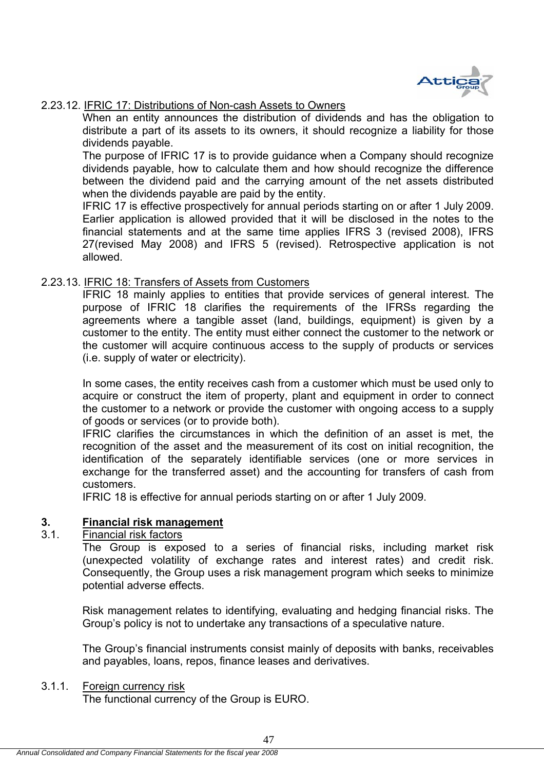#### 2.23.12. IFRIC 17: Distributions of Non-cash Assets to Owners

When an entity announces the distribution of dividends and has the obligation to distribute a part of its assets to its owners, it should recognize a liability for those dividends payable.

The purpose of IFRIC 17 is to provide guidance when a Company should recognize dividends payable, how to calculate them and how should recognize the difference between the dividend paid and the carrying amount of the net assets distributed when the dividends payable are paid by the entity.

IFRIC 17 is effective prospectively for annual periods starting on or after 1 July 2009. Earlier application is allowed provided that it will be disclosed in the notes to the financial statements and at the same time applies IFRS 3 (revised 2008), IFRS 27(revised May 2008) and IFRS 5 (revised). Retrospective application is not allowed.

#### 2.23.13. IFRIC 18: Transfers of Assets from Customers

IFRIC 18 mainly applies to entities that provide services of general interest. The purpose of IFRIC 18 clarifies the requirements of the IFRSs regarding the agreements where a tangible asset (land, buildings, equipment) is given by a customer to the entity. The entity must either connect the customer to the network or the customer will acquire continuous access to the supply of products or services (i.e. supply of water or electricity).

In some cases, the entity receives cash from a customer which must be used only to acquire or construct the item of property, plant and equipment in order to connect the customer to a network or provide the customer with ongoing access to a supply of goods or services (or to provide both).

IFRIC clarifies the circumstances in which the definition of an asset is met, the recognition of the asset and the measurement of its cost on initial recognition, the identification of the separately identifiable services (one or more services in exchange for the transferred asset) and the accounting for transfers of cash from customers.

IFRIC 18 is effective for annual periods starting on or after 1 July 2009.

## 3. Financial risk management

### 3.1. Financial risk factors

The Group is exposed to a series of financial risks, including market risk (unexpected volatility of exchange rates and interest rates) and credit risk. Consequently, the Group uses a risk management program which seeks to minimize potential adverse effects.

Risk management relates to identifying, evaluating and hedging financial risks. The Group's policy is not to undertake any transactions of a speculative nature.

The Group's financial instruments consist mainly of deposits with banks, receivables and payables, loans, repos, finance leases and derivatives.

#### 3.1.1. Foreign currency risk

The functional currency of the Group is EURO.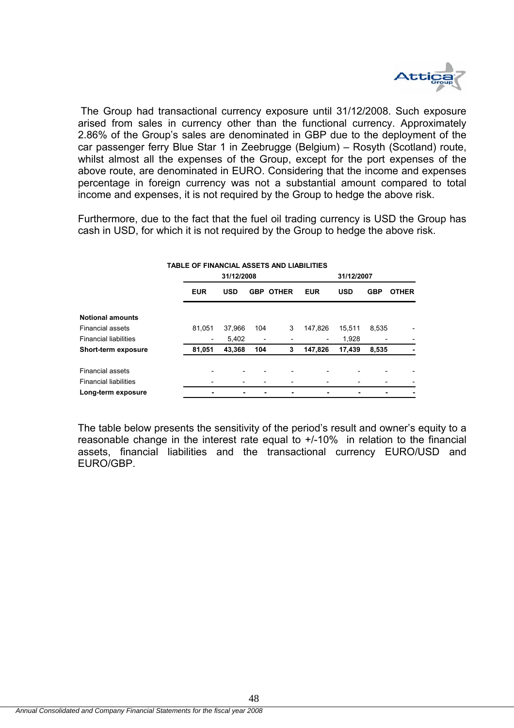The Group had transactional currency exposure until 31/12/2008. Such exposure arised from sales in currency other than the functional currency. Approximately 2.86% of the Group's sales are denominated in GBP due to the deployment of the car passenger ferry Blue Star 1 in Zeebrugge (Belgium) – Rosyth (Scotland) route, whilst almost all the expenses of the Group, except for the port expenses of the above route, are denominated in EURO. Considering that the income and expenses percentage in foreign currency was not a substantial amount compared to total income and expenses, it is not required by the Group to hedge the above risk.

Furthermore, due to the fact that the fuel oil trading currency is USD the Group has cash in USD, for which it is not required by the Group to hedge the above risk.

**TABLE OF FINANCIAL ASSETS AND LIABILITIES**

| | 31/12/2008 | | | | 31/12/2007 | | | |
|---|---|---|---|---|---|---|---|---|
| | **EUR** | **USD** | **GBP** | **OTHER** | **EUR** | **USD** | **GBP** | **OTHER** |
| **Notional amounts** | | | | | | | | |
| Financial assets | 81,051 | 37,966 | 104 | 3 | 147,826 | 15,511 | 8,535 | - |
| Financial liabilities | - | 5,402 | - | - | - | 1,928 | - | - |
| **Short-term exposure** | **81,051** | **43,368** | **104** | **3** | **147,826** | **17,439** | **8,535** | **-** |
| Financial assets | - | - | - | - | - | - | - | - |
| Financial liabilities | - | - | - | - | - | - | - | - |
| **Long-term exposure** | **-** | **-** | **-** | **-** | **-** | **-** | **-** | **-** |

The table below presents the sensitivity of the period's result and owner's equity to a reasonable change in the interest rate equal to +/-10% in relation to the financial assets, financial liabilities and the transactional currency EURO/USD and EURO/GBP.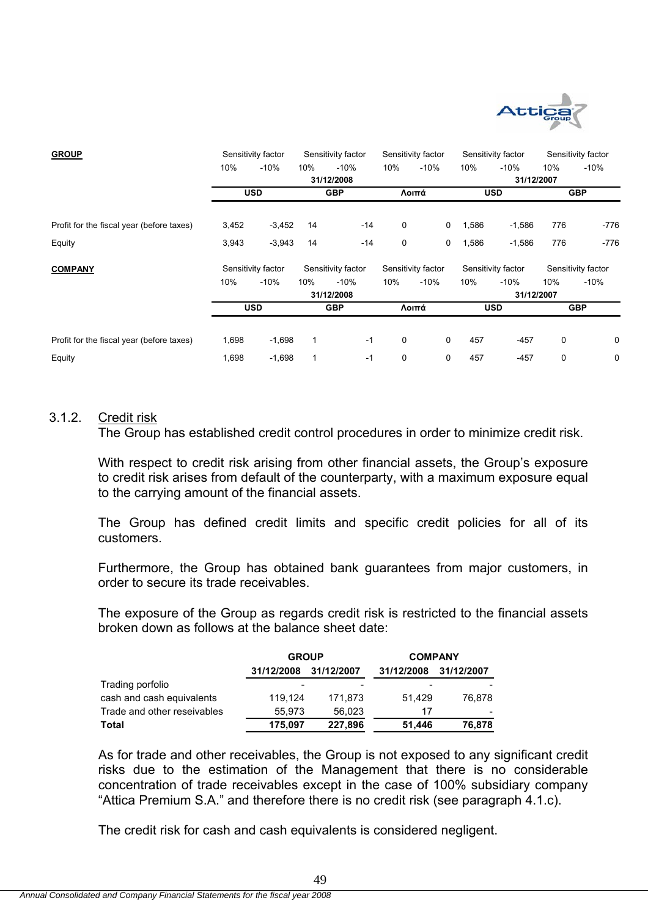| **GROUP** | Sensitivity factor | | Sensitivity factor | | Sensitivity factor | | Sensitivity factor | | Sensitivity factor | |
|---|---|---|---|---|---|---|---|---|---|---|
| | 10% | -10% | 10% | -10% | 10% | -10% | 10% | -10% | 10% | -10% |
| | 31/12/2008 | | | | | | 31/12/2007 | | | |
| | USD | | GBP | | Λοιπά | | USD | | GBP | |
| Profit for the fiscal year (before taxes) | 3,452 | -3,452 | 14 | -14 | 0 | 0 | 1,586 | -1,586 | 776 | -776 |
| Equity | 3,943 | -3,943 | 14 | -14 | 0 | 0 | 1,586 | -1,586 | 776 | -776 |

| **COMPANY** | Sensitivity factor | | Sensitivity factor | | Sensitivity factor | | Sensitivity factor | | Sensitivity factor | |
|---|---|---|---|---|---|---|---|---|---|---|
| | 10% | -10% | 10% | -10% | 10% | -10% | 10% | -10% | 10% | -10% |
| | 31/12/2008 | | | | | | 31/12/2007 | | | |
| | USD | | GBP | | Λοιπά | | USD | | GBP | |
| Profit for the fiscal year (before taxes) | 1,698 | -1,698 | 1 | -1 | 0 | 0 | 457 | -457 | 0 | 0 |
| Equity | 1,698 | -1,698 | 1 | -1 | 0 | 0 | 457 | -457 | 0 | 0 |

### 3.1.2. Credit risk

The Group has established credit control procedures in order to minimize credit risk.

With respect to credit risk arising from other financial assets, the Group's exposure to credit risk arises from default of the counterparty, with a maximum exposure equal to the carrying amount of the financial assets.

The Group has defined credit limits and specific credit policies for all of its customers.

Furthermore, the Group has obtained bank guarantees from major customers, in order to secure its trade receivables.

The exposure of the Group as regards credit risk is restricted to the financial assets broken down as follows at the balance sheet date:

| | GROUP | | COMPANY | |
|---|---|---|---|---|
| | 31/12/2008 | 31/12/2007 | 31/12/2008 | 31/12/2007 |
| Trading porfolio | - | - | - | - |
| cash and cash equivalents | 119,124 | 171,873 | 51,429 | 76,878 |
| Trade and other reseivables | 55,973 | 56,023 | 17 | - |
| **Total** | **175,097** | **227,896** | **51,446** | **76,878** |

As for trade and other receivables, the Group is not exposed to any significant credit risks due to the estimation of the Management that there is no considerable concentration of trade receivables except in the case of 100% subsidiary company "Attica Premium S.A." and therefore there is no credit risk (see paragraph 4.1.c).

The credit risk for cash and cash equivalents is considered negligent.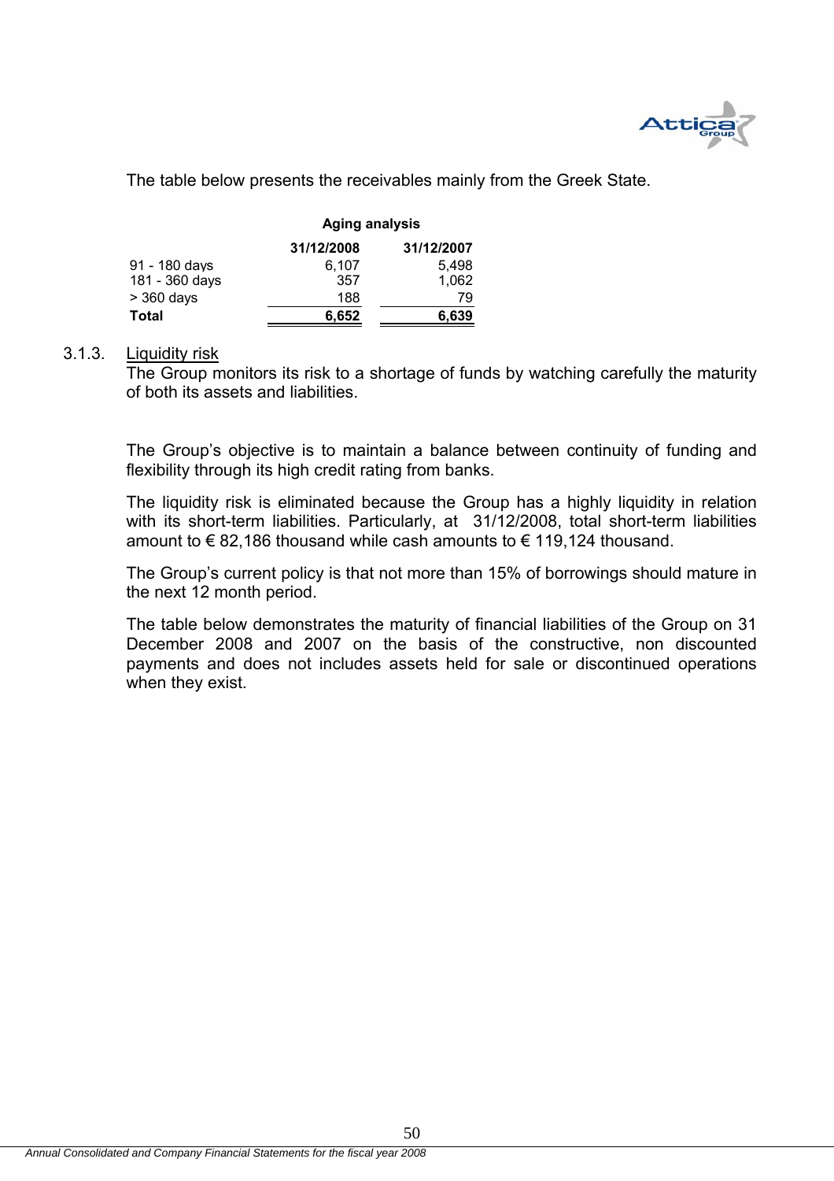The table below presents the receivables mainly from the Greek State.

| | Aging analysis | |
|---|---|---|
| | 31/12/2008 | 31/12/2007 |
| 91 - 180 days | 6,107 | 5,498 |
| 181 - 360 days | 357 | 1,062 |
| > 360 days | 188 | 79 |
| **Total** | **6,652** | **6,639** |

3.1.3. Liquidity risk

The Group monitors its risk to a shortage of funds by watching carefully the maturity of both its assets and liabilities.

The Group's objective is to maintain a balance between continuity of funding and flexibility through its high credit rating from banks.

The liquidity risk is eliminated because the Group has a highly liquidity in relation with its short-term liabilities. Particularly, at 31/12/2008, total short-term liabilities amount to € 82,186 thousand while cash amounts to € 119,124 thousand.

The Group's current policy is that not more than 15% of borrowings should mature in the next 12 month period.

The table below demonstrates the maturity of financial liabilities of the Group on 31 December 2008 and 2007 on the basis of the constructive, non discounted payments and does not includes assets held for sale or discontinued operations when they exist.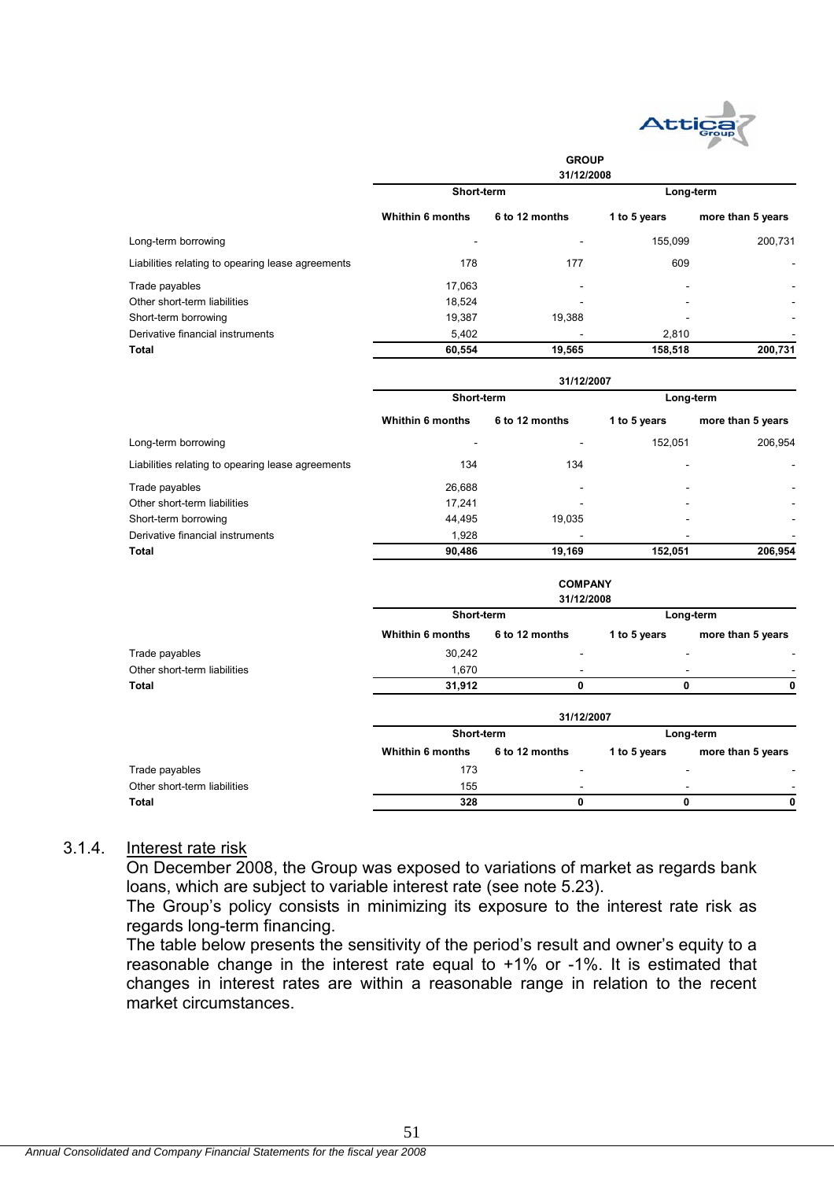**GROUP**

**31/12/2008**

| | Short-term | | Long-term | |
|---|---|---|---|---|
| | **Whithin 6 months** | **6 to 12 months** | **1 to 5 years** | **more than 5 years** |
| Long-term borrowing | - | - | 155,099 | 200,731 |
| Liabilities relating to opearing lease agreements | 178 | 177 | 609 | - |
| Trade payables | 17,063 | - | - | - |
| Other short-term liabilities | 18,524 | - | - | - |
| Short-term borrowing | 19,387 | 19,388 | - | - |
| Derivative financial instruments | 5,402 | - | 2,810 | - |
| **Total** | **60,554** | **19,565** | **158,518** | **200,731** |

**31/12/2007**

| | Short-term | | Long-term | |
|---|---|---|---|---|
| | **Whithin 6 months** | **6 to 12 months** | **1 to 5 years** | **more than 5 years** |
| Long-term borrowing | - | - | 152,051 | 206,954 |
| Liabilities relating to opearing lease agreements | 134 | 134 | - | - |
| Trade payables | 26,688 | - | - | - |
| Other short-term liabilities | 17,241 | - | - | - |
| Short-term borrowing | 44,495 | 19,035 | - | - |
| Derivative financial instruments | 1,928 | - | - | - |
| **Total** | **90,486** | **19,169** | **152,051** | **206,954** |

**COMPANY**

**31/12/2008**

| | Short-term | | Long-term | |
|---|---|---|---|---|
| | **Whithin 6 months** | **6 to 12 months** | **1 to 5 years** | **more than 5 years** |
| Trade payables | 30,242 | - | - | - |
| Other short-term liabilities | 1,670 | - | - | - |
| **Total** | **31,912** | **0** | **0** | **0** |

**31/12/2007**

| | Short-term | | Long-term | |
|---|---|---|---|---|
| | **Whithin 6 months** | **6 to 12 months** | **1 to 5 years** | **more than 5 years** |
| Trade payables | 173 | - | - | - |
| Other short-term liabilities | 155 | - | - | - |
| **Total** | **328** | **0** | **0** | **0** |

### 3.1.4. Interest rate risk

On December 2008, the Group was exposed to variations of market as regards bank loans, which are subject to variable interest rate (see note 5.23).

The Group's policy consists in minimizing its exposure to the interest rate risk as regards long-term financing.

The table below presents the sensitivity of the period's result and owner's equity to a reasonable change in the interest rate equal to +1% or -1%. It is estimated that changes in interest rates are within a reasonable range in relation to the recent market circumstances.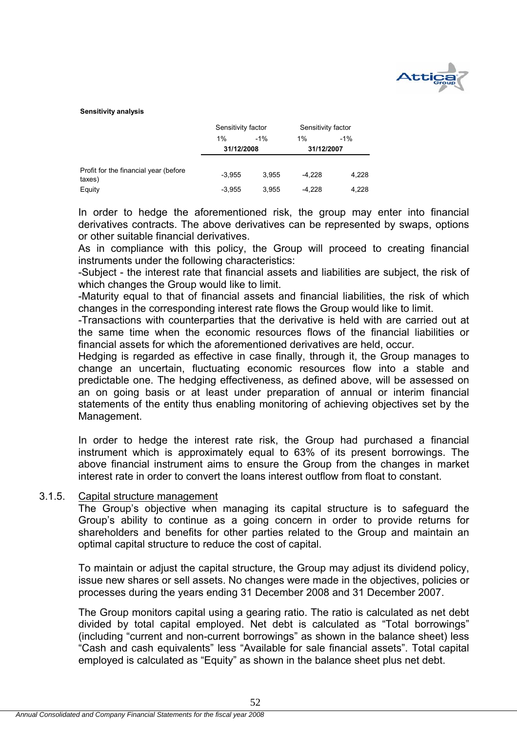**Sensitivity analysis**

| | Sensitivity factor | | Sensitivity factor | |
|---|---|---|---|---|
| | 1% | -1% | 1% | -1% |
| | 31/12/2008 | | 31/12/2007 | |
| Profit for the financial year (before taxes) | -3,955 | 3,955 | -4,228 | 4,228 |
| Equity | -3,955 | 3,955 | -4,228 | 4,228 |

In order to hedge the aforementioned risk, the group may enter into financial derivatives contracts. The above derivatives can be represented by swaps, options or other suitable financial derivatives.
As in compliance with this policy, the Group will proceed to creating financial instruments under the following characteristics:
-Subject - the interest rate that financial assets and liabilities are subject, the risk of which changes the Group would like to limit.
-Maturity equal to that of financial assets and financial liabilities, the risk of which changes in the corresponding interest rate flows the Group would like to limit.
-Transactions with counterparties that the derivative is held with are carried out at the same time when the economic resources flows of the financial liabilities or financial assets for which the aforementioned derivatives are held, occur.
Hedging is regarded as effective in case finally, through it, the Group manages to change an uncertain, fluctuating economic resources flow into a stable and predictable one. The hedging effectiveness, as defined above, will be assessed on an on going basis or at least under preparation of annual or interim financial statements of the entity thus enabling monitoring of achieving objectives set by the Management.

In order to hedge the interest rate risk, the Group had purchased a financial instrument which is approximately equal to 63% of its present borrowings. The above financial instrument aims to ensure the Group from the changes in market interest rate in order to convert the loans interest outflow from float to constant.

### 3.1.5. Capital structure management

The Group's objective when managing its capital structure is to safeguard the Group's ability to continue as a going concern in order to provide returns for shareholders and benefits for other parties related to the Group and maintain an optimal capital structure to reduce the cost of capital.

To maintain or adjust the capital structure, the Group may adjust its dividend policy, issue new shares or sell assets. No changes were made in the objectives, policies or processes during the years ending 31 December 2008 and 31 December 2007.

The Group monitors capital using a gearing ratio. The ratio is calculated as net debt divided by total capital employed. Net debt is calculated as "Total borrowings" (including "current and non-current borrowings" as shown in the balance sheet) less "Cash and cash equivalents" less "Available for sale financial assets". Total capital employed is calculated as "Equity" as shown in the balance sheet plus net debt.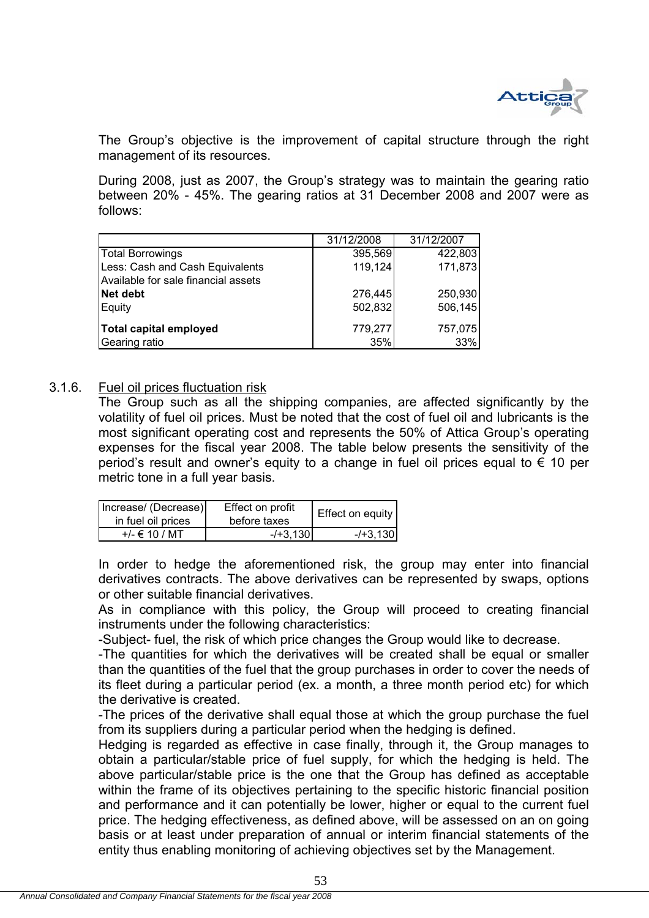The Group's objective is the improvement of capital structure through the right management of its resources.

During 2008, just as 2007, the Group's strategy was to maintain the gearing ratio between 20% - 45%. The gearing ratios at 31 December 2008 and 2007 were as follows:

| | 31/12/2008 | 31/12/2007 |
|---|---|---|
| Total Borrowings | 395,569 | 422,803 |
| Less: Cash and Cash Equivalents | 119,124 | 171,873 |
| Available for sale financial assets | | |
| **Net debt** | 276,445 | 250,930 |
| Equity | 502,832 | 506,145 |
| **Total capital employed** | 779,277 | 757,075 |
| Gearing ratio | 35% | 33% |

3.1.6. Fuel oil prices fluctuation risk

The Group such as all the shipping companies, are affected significantly by the volatility of fuel oil prices. Must be noted that the cost of fuel oil and lubricants is the most significant operating cost and represents the 50% of Attica Group's operating expenses for the fiscal year 2008. The table below presents the sensitivity of the period's result and owner's equity to a change in fuel oil prices equal to € 10 per metric tone in a full year basis.

| Increase/ (Decrease) in fuel oil prices | Effect on profit before taxes | Effect on equity |
|---|---|---|
| +/- € 10 / MT | -/+3,130 | -/+3,130 |

In order to hedge the aforementioned risk, the group may enter into financial derivatives contracts. The above derivatives can be represented by swaps, options or other suitable financial derivatives.

As in compliance with this policy, the Group will proceed to creating financial instruments under the following characteristics:

-Subject- fuel, the risk of which price changes the Group would like to decrease.

-The quantities for which the derivatives will be created shall be equal or smaller than the quantities of the fuel that the group purchases in order to cover the needs of its fleet during a particular period (ex. a month, a three month period etc) for which the derivative is created.

-The prices of the derivative shall equal those at which the group purchase the fuel from its suppliers during a particular period when the hedging is defined.

Hedging is regarded as effective in case finally, through it, the Group manages to obtain a particular/stable price of fuel supply, for which the hedging is held. The above particular/stable price is the one that the Group has defined as acceptable within the frame of its objectives pertaining to the specific historic financial position and performance and it can potentially be lower, higher or equal to the current fuel price. The hedging effectiveness, as defined above, will be assessed on an on going basis or at least under preparation of annual or interim financial statements of the entity thus enabling monitoring of achieving objectives set by the Management.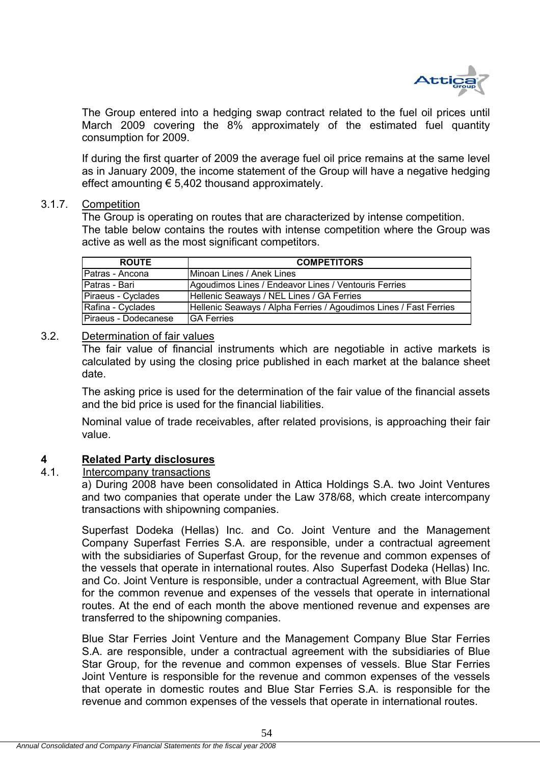The Group entered into a hedging swap contract related to the fuel oil prices until March 2009 covering the 8% approximately of the estimated fuel quantity consumption for 2009.

If during the first quarter of 2009 the average fuel oil price remains at the same level as in January 2009, the income statement of the Group will have a negative hedging effect amounting € 5,402 thousand approximately.

### 3.1.7. Competition

The Group is operating on routes that are characterized by intense competition.
The table below contains the routes with intense competition where the Group was active as well as the most significant competitors.

| ROUTE | COMPETITORS |
|---|---|
| Patras - Ancona | Minoan Lines / Anek Lines |
| Patras - Bari | Agoudimos Lines / Endeavor Lines / Ventouris Ferries |
| Piraeus - Cyclades | Hellenic Seaways / NEL Lines / GA Ferries |
| Rafina - Cyclades | Hellenic Seaways / Alpha Ferries / Agoudimos Lines / Fast Ferries |
| Piraeus - Dodecanese | GA Ferries |

### 3.2. Determination of fair values

The fair value of financial instruments which are negotiable in active markets is calculated by using the closing price published in each market at the balance sheet date.

The asking price is used for the determination of the fair value of the financial assets and the bid price is used for the financial liabilities.

Nominal value of trade receivables, after related provisions, is approaching their fair value.

## 4 Related Party disclosures

### 4.1. Intercompany transactions

a) During 2008 have been consolidated in Attica Holdings S.A. two Joint Ventures and two companies that operate under the Law 378/68, which create intercompany transactions with shipowning companies.

Superfast Dodeka (Hellas) Inc. and Co. Joint Venture and the Management Company Superfast Ferries S.A. are responsible, under a contractual agreement with the subsidiaries of Superfast Group, for the revenue and common expenses of the vessels that operate in international routes. Also Superfast Dodeka (Hellas) Inc. and Co. Joint Venture is responsible, under a contractual Agreement, with Blue Star for the common revenue and expenses of the vessels that operate in international routes. At the end of each month the above mentioned revenue and expenses are transferred to the shipowning companies.

Blue Star Ferries Joint Venture and the Management Company Blue Star Ferries S.A. are responsible, under a contractual agreement with the subsidiaries of Blue Star Group, for the revenue and common expenses of vessels. Blue Star Ferries Joint Venture is responsible for the revenue and common expenses of the vessels that operate in domestic routes and Blue Star Ferries S.A. is responsible for the revenue and common expenses of the vessels that operate in international routes.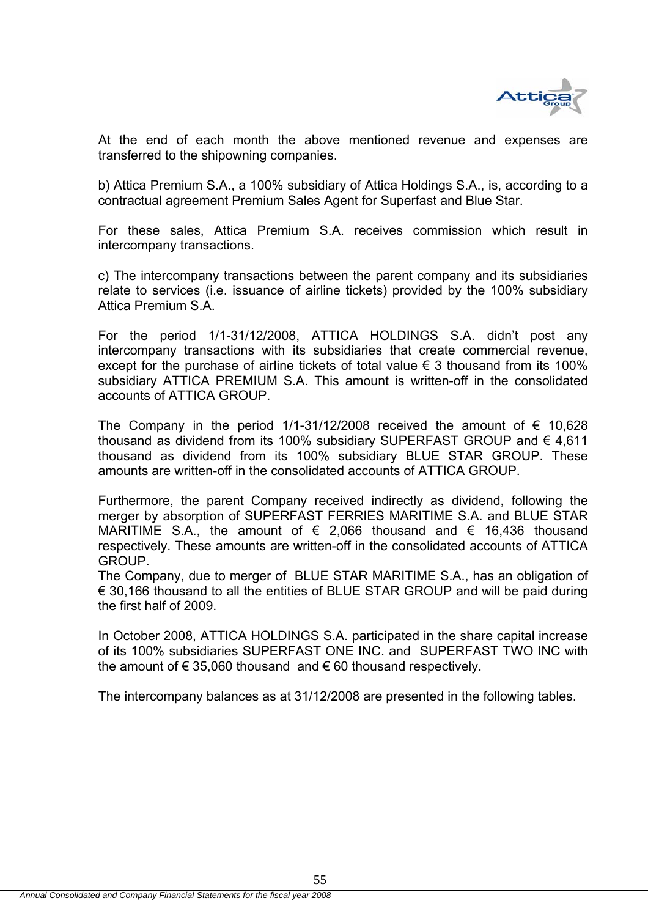At the end of each month the above mentioned revenue and expenses are transferred to the shipowning companies.

b) Attica Premium S.A., a 100% subsidiary of Attica Holdings S.A., is, according to a contractual agreement Premium Sales Agent for Superfast and Blue Star.

For these sales, Attica Premium S.A. receives commission which result in intercompany transactions.

c) The intercompany transactions between the parent company and its subsidiaries relate to services (i.e. issuance of airline tickets) provided by the 100% subsidiary Attica Premium S.A.

For the period 1/1-31/12/2008, ATTICA HOLDINGS S.A. didn't post any intercompany transactions with its subsidiaries that create commercial revenue, except for the purchase of airline tickets of total value € 3 thousand from its 100% subsidiary ATTICA PREMIUM S.A. This amount is written-off in the consolidated accounts of ATTICA GROUP.

The Company in the period 1/1-31/12/2008 received the amount of € 10,628 thousand as dividend from its 100% subsidiary SUPERFAST GROUP and € 4,611 thousand as dividend from its 100% subsidiary BLUE STAR GROUP. These amounts are written-off in the consolidated accounts of ATTICA GROUP.

Furthermore, the parent Company received indirectly as dividend, following the merger by absorption of SUPERFAST FERRIES MARITIME S.A. and BLUE STAR MARITIME S.A., the amount of € 2,066 thousand and € 16,436 thousand respectively. These amounts are written-off in the consolidated accounts of ATTICA GROUP.
The Company, due to merger of BLUE STAR MARITIME S.A., has an obligation of € 30,166 thousand to all the entities of BLUE STAR GROUP and will be paid during the first half of 2009.

In October 2008, ATTICA HOLDINGS S.A. participated in the share capital increase of its 100% subsidiaries SUPERFAST ONE INC. and SUPERFAST TWO INC with the amount of € 35,060 thousand and € 60 thousand respectively.

The intercompany balances as at 31/12/2008 are presented in the following tables.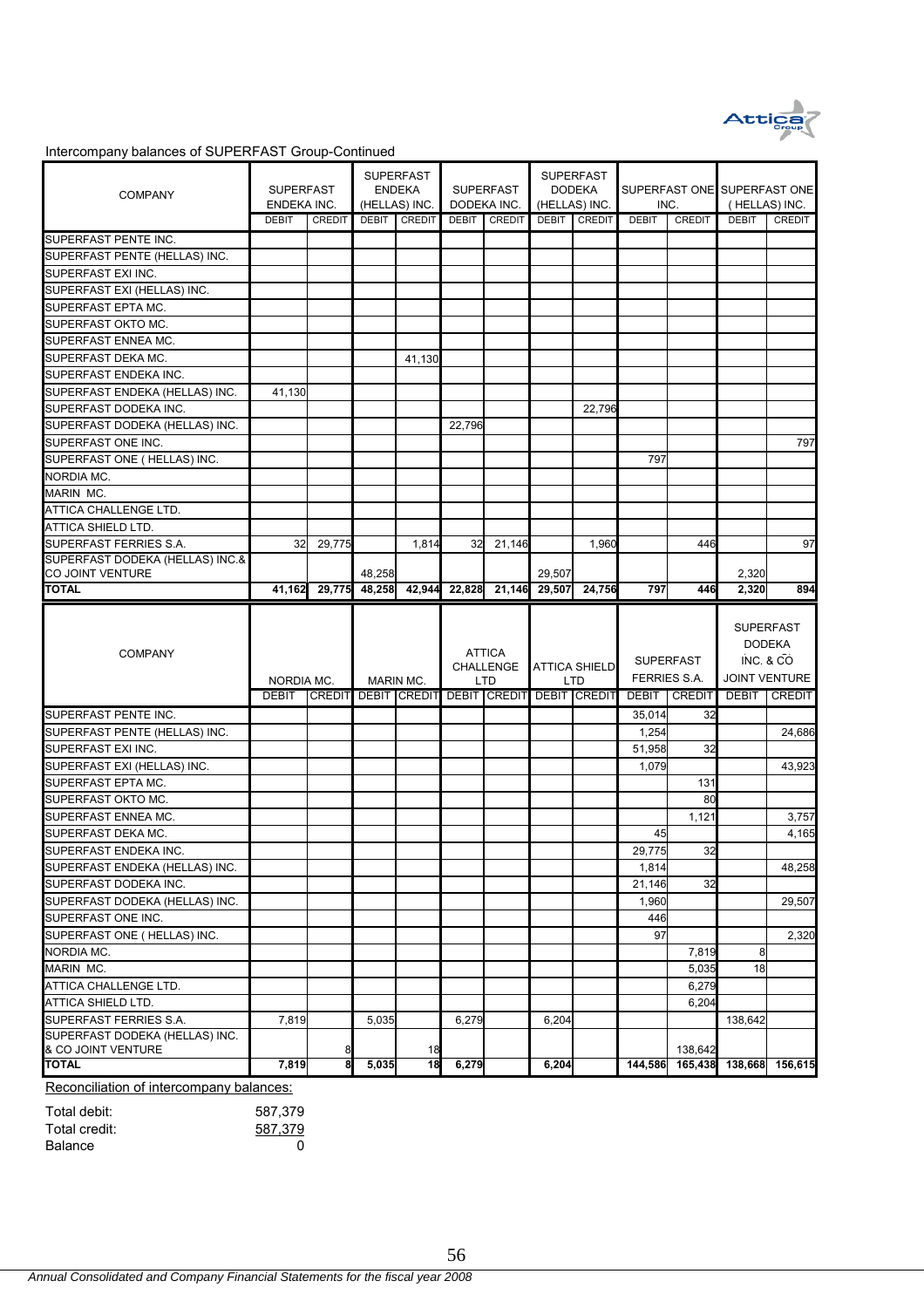Intercompany balances of SUPERFAST Group-Continued

| COMPANY | SUPERFAST ENDEKA INC. | | SUPERFAST ENDEKA (HELLAS) INC. | | SUPERFAST DODEKA INC. | | SUPERFAST DODEKA (HELLAS) INC. | | SUPERFAST ONE INC. | | SUPERFAST ONE ( HELLAS) INC. | |
|---|---|---|---|---|---|---|---|---|---|---|---|---|
| | DEBIT | CREDIT | DEBIT | CREDIT | DEBIT | CREDIT | DEBIT | CREDIT | DEBIT | CREDIT | DEBIT | CREDIT |
| SUPERFAST PENTE INC. | | | | | | | | | | | | |
| SUPERFAST PENTE (HELLAS) INC. | | | | | | | | | | | | |
| SUPERFAST EXI INC. | | | | | | | | | | | | |
| SUPERFAST EXI (HELLAS) INC. | | | | | | | | | | | | |
| SUPERFAST EPTA MC. | | | | | | | | | | | | |
| SUPERFAST OKTO MC. | | | | | | | | | | | | |
| SUPERFAST ENNEA MC. | | | | | | | | | | | | |
| SUPERFAST DEKA MC. | | | | 41,130 | | | | | | | | |
| SUPERFAST ENDEKA INC. | | | | | | | | | | | | |
| SUPERFAST ENDEKA (HELLAS) INC. | 41,130 | | | | | | | | | | | |
| SUPERFAST DODEKA INC. | | | | | | | | 22,796 | | | | |
| SUPERFAST DODEKA (HELLAS) INC. | | | | | 22,796 | | | | | | | |
| SUPERFAST ONE INC. | | | | | | | | | | | | 797 |
| SUPERFAST ONE ( HELLAS) INC. | | | | | | | | | 797 | | | |
| NORDIA MC. | | | | | | | | | | | | |
| MARIN MC. | | | | | | | | | | | | |
| ATTICA CHALLENGE LTD. | | | | | | | | | | | | |
| ATTICA SHIELD LTD. | | | | | | | | | | | | |
| SUPERFAST FERRIES S.A. | 32 | 29,775 | | 1,814 | 32 | 21,146 | | 1,960 | | 446 | | 97 |
| SUPERFAST DODEKA (HELLAS) INC.& CO JOINT VENTURE | | | 48,258 | | | | 29,507 | | | | 2,320 | |
| **TOTAL** | **41,162** | **29,775** | **48,258** | **42,944** | **22,828** | **21,146** | **29,507** | **24,756** | **797** | **446** | **2,320** | **894** |

| COMPANY | NORDIA MC. | | MARIN MC. | | ATTICA CHALLENGE LTD | | ATTICA SHIELD LTD | | SUPERFAST FERRIES S.A. | | SUPERFAST DODEKA INC. & CO JOINT VENTURE | |
|---|---|---|---|---|---|---|---|---|---|---|---|---|
| | DEBIT | CREDIT | DEBIT | CREDIT | DEBIT | CREDIT | DEBIT | CREDIT | DEBIT | CREDIT | DEBIT | CREDIT |
| SUPERFAST PENTE INC. | | | | | | | | | 35,014 | 32 | | |
| SUPERFAST PENTE (HELLAS) INC. | | | | | | | | | 1,254 | | | 24,686 |
| SUPERFAST EXI INC. | | | | | | | | | 51,958 | 32 | | |
| SUPERFAST EXI (HELLAS) INC. | | | | | | | | | 1,079 | | | 43,923 |
| SUPERFAST EPTA MC. | | | | | | | | | | 131 | | |
| SUPERFAST OKTO MC. | | | | | | | | | | 80 | | |
| SUPERFAST ENNEA MC. | | | | | | | | | | 1,121 | | 3,757 |
| SUPERFAST DEKA MC. | | | | | | | | | 45 | | | 4,165 |
| SUPERFAST ENDEKA INC. | | | | | | | | | 29,775 | 32 | | |
| SUPERFAST ENDEKA (HELLAS) INC. | | | | | | | | | 1,814 | | | 48,258 |
| SUPERFAST DODEKA INC. | | | | | | | | | 21,146 | 32 | | |
| SUPERFAST DODEKA (HELLAS) INC. | | | | | | | | | 1,960 | | | 29,507 |
| SUPERFAST ONE INC. | | | | | | | | | 446 | | | |
| SUPERFAST ONE ( HELLAS) INC. | | | | | | | | | 97 | | | 2,320 |
| NORDIA MC. | | | | | | | | | | 7,819 | 8 | |
| MARIN MC. | | | | | | | | | | 5,035 | 18 | |
| ATTICA CHALLENGE LTD. | | | | | | | | | | 6,279 | | |
| ATTICA SHIELD LTD. | | | | | | | | | | 6,204 | | |
| SUPERFAST FERRIES S.A. | 7,819 | | 5,035 | | 6,279 | | 6,204 | | | | 138,642 | |
| SUPERFAST DODEKA (HELLAS) INC. & CO JOINT VENTURE | | 8 | | 18 | | | | | | 138,642 | | |
| **TOTAL** | **7,819** | **8** | **5,035** | **18** | **6,279** | | **6,204** | | **144,586** | **165,438** | **138,668** | **156,615** |

Reconciliation of intercompany balances:

| | |
|---|---|
| Total debit: | 587,379 |
| Total credit: | 587,379 |
| Balance | 0 |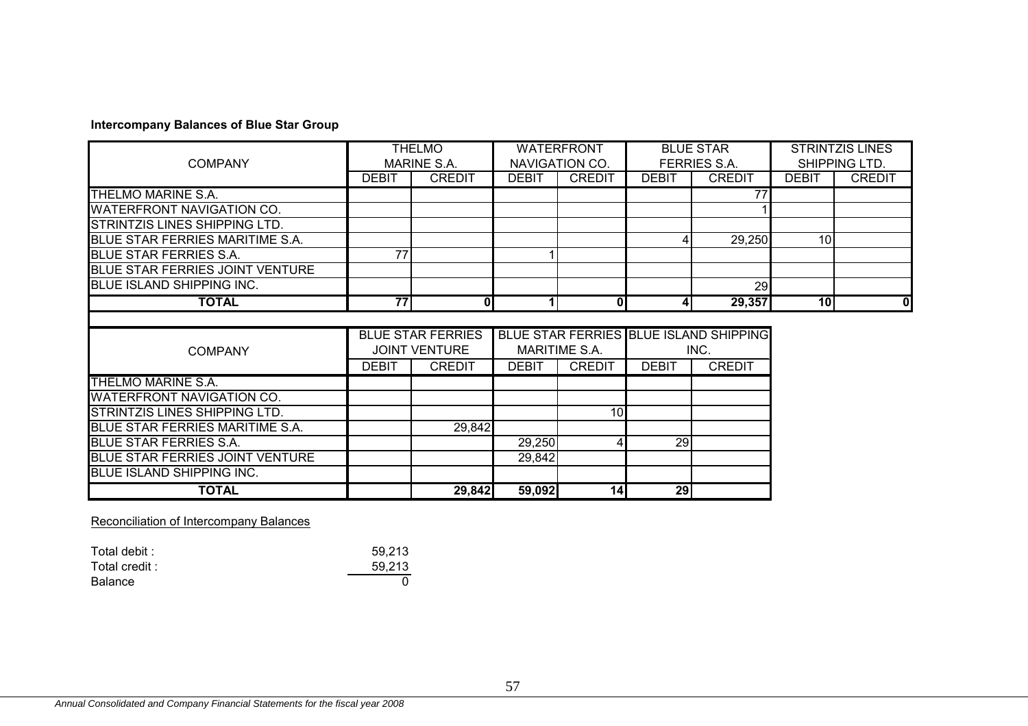**Intercompany Balances of Blue Star Group**

| COMPANY | THELMO MARINE S.A. | | WATERFRONT NAVIGATION CO. | | BLUE STAR FERRIES S.A. | | STRINTZIS LINES SHIPPING LTD. | |
|---|---|---|---|---|---|---|---|---|
| | DEBIT | CREDIT | DEBIT | CREDIT | DEBIT | CREDIT | DEBIT | CREDIT |
| THELMO MARINE S.A. | | | | | | 77 | | |
| WATERFRONT NAVIGATION CO. | | | | | | 1 | | |
| STRINTZIS LINES SHIPPING LTD. | | | | | | | | |
| BLUE STAR FERRIES MARITIME S.A. | | | | | 4 | 29,250 | 10 | |
| BLUE STAR FERRIES S.A. | 77 | | 1 | | | | | |
| BLUE STAR FERRIES JOINT VENTURE | | | | | | | | |
| BLUE ISLAND SHIPPING INC. | | | | | | 29 | | |
| **TOTAL** | **77** | **0** | **1** | **0** | **4** | **29,357** | **10** | **0** |

| COMPANY | BLUE STAR FERRIES JOINT VENTURE | | BLUE STAR FERRIES MARITIME S.A. | | BLUE ISLAND SHIPPING INC. | |
|---|---|---|---|---|---|---|
| | DEBIT | CREDIT | DEBIT | CREDIT | DEBIT | CREDIT |
| THELMO MARINE S.A. | | | | | | |
| WATERFRONT NAVIGATION CO. | | | | | | |
| STRINTZIS LINES SHIPPING LTD. | | | | 10 | | |
| BLUE STAR FERRIES MARITIME S.A. | | 29,842 | | | | |
| BLUE STAR FERRIES S.A. | | | 29,250 | 4 | 29 | |
| BLUE STAR FERRIES JOINT VENTURE | | | 29,842 | | | |
| BLUE ISLAND SHIPPING INC. | | | | | | |
| **TOTAL** | | **29,842** | **59,092** | **14** | **29** | |

Reconciliation of Intercompany Balances

| | |
|---|---|
| Total debit : | 59,213 |
| Total credit : | 59,213 |
| Balance | 0 |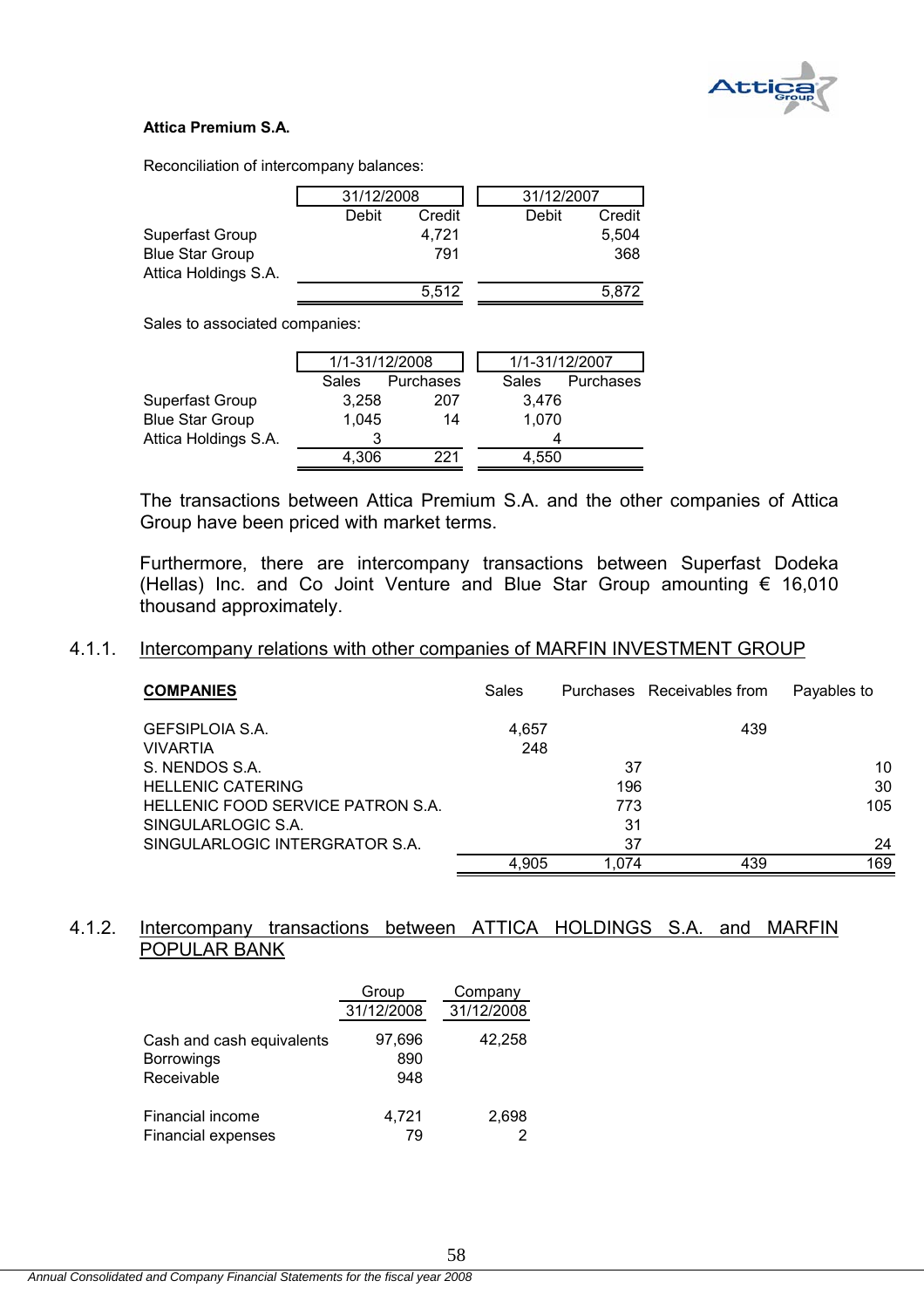**Attica Premium S.A.**

Reconciliation of intercompany balances:

| | 31/12/2008 | | 31/12/2007 | |
|---|---|---|---|---|
| | Debit | Credit | Debit | Credit |
| Superfast Group | | 4,721 | | 5,504 |
| Blue Star Group | | 791 | | 368 |
| Attica Holdings S.A. | | | | |
| | | 5,512 | | 5,872 |

Sales to associated companies:

| | 1/1-31/12/2008 | | 1/1-31/12/2007 | |
|---|---|---|---|---|
| | Sales | Purchases | Sales | Purchases |
| Superfast Group | 3,258 | 207 | 3,476 | |
| Blue Star Group | 1,045 | 14 | 1,070 | |
| Attica Holdings S.A. | 3 | | 4 | |
| | 4,306 | 221 | 4,550 | |

The transactions between Attica Premium S.A. and the other companies of Attica Group have been priced with market terms.

Furthermore, there are intercompany transactions between Superfast Dodeka (Hellas) Inc. and Co Joint Venture and Blue Star Group amounting € 16,010 thousand approximately.

### 4.1.1. Intercompany relations with other companies of MARFIN INVESTMENT GROUP

| **COMPANIES** | Sales | Purchases | Receivables from | Payables to |
|---|---|---|---|---|
| GEFSIPLOIA S.A. | 4,657 | | 439 | |
| VIVARTIA | 248 | | | |
| S. NENDOS S.A. | | 37 | | 10 |
| HELLENIC CATERING | | 196 | | 30 |
| HELLENIC FOOD SERVICE PATRON S.A. | | 773 | | 105 |
| SINGULARLOGIC S.A. | | 31 | | |
| SINGULARLOGIC INTERGRATOR S.A. | | 37 | | 24 |
| | 4,905 | 1,074 | 439 | 169 |

### 4.1.2. Intercompany transactions between ATTICA HOLDINGS S.A. and MARFIN POPULAR BANK

| | Group | Company |
|---|---|---|
| | 31/12/2008 | 31/12/2008 |
| Cash and cash equivalents | 97,696 | 42,258 |
| Borrowings | 890 | |
| Receivable | 948 | |
| | | |
| Financial income | 4,721 | 2,698 |
| Financial expenses | 79 | 2 |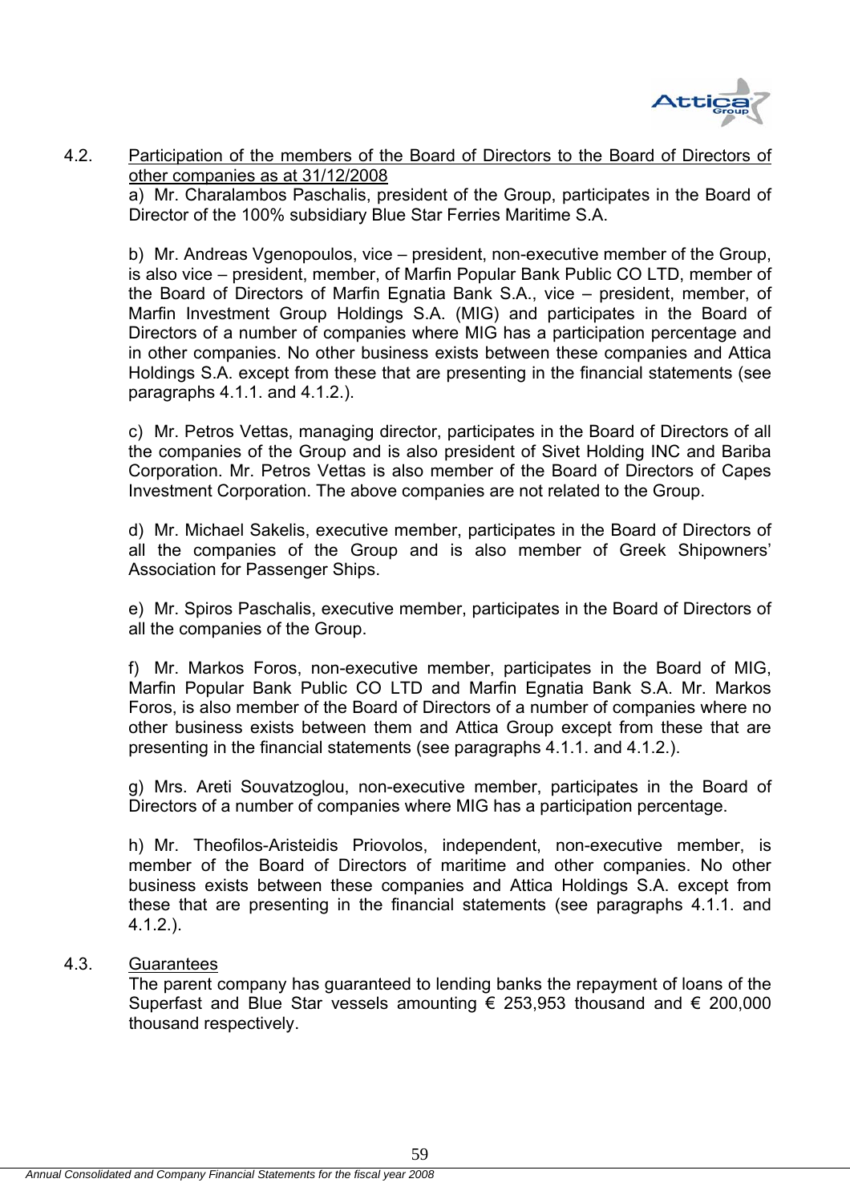## 4.2. Participation of the members of the Board of Directors to the Board of Directors of other companies as at 31/12/2008

a) Mr. Charalambos Paschalis, president of the Group, participates in the Board of Director of the 100% subsidiary Blue Star Ferries Maritime S.A.

b) Mr. Andreas Vgenopoulos, vice – president, non-executive member of the Group, is also vice – president, member, of Marfin Popular Bank Public CO LTD, member of the Board of Directors of Marfin Egnatia Bank S.A., vice – president, member, of Marfin Investment Group Holdings S.A. (MIG) and participates in the Board of Directors of a number of companies where MIG has a participation percentage and in other companies. No other business exists between these companies and Attica Holdings S.A. except from these that are presenting in the financial statements (see paragraphs 4.1.1. and 4.1.2.).

c) Mr. Petros Vettas, managing director, participates in the Board of Directors of all the companies of the Group and is also president of Sivet Holding INC and Bariba Corporation. Mr. Petros Vettas is also member of the Board of Directors of Capes Investment Corporation. The above companies are not related to the Group.

d) Mr. Michael Sakelis, executive member, participates in the Board of Directors of all the companies of the Group and is also member of Greek Shipowners' Association for Passenger Ships.

e) Mr. Spiros Paschalis, executive member, participates in the Board of Directors of all the companies of the Group.

f) Mr. Markos Foros, non-executive member, participates in the Board of MIG, Marfin Popular Bank Public CO LTD and Marfin Egnatia Bank S.A. Mr. Markos Foros, is also member of the Board of Directors of a number of companies where no other business exists between them and Attica Group except from these that are presenting in the financial statements (see paragraphs 4.1.1. and 4.1.2.).

g) Mrs. Areti Souvatzoglou, non-executive member, participates in the Board of Directors of a number of companies where MIG has a participation percentage.

h) Mr. Theofilos-Aristeidis Priovolos, independent, non-executive member, is member of the Board of Directors of maritime and other companies. No other business exists between these companies and Attica Holdings S.A. except from these that are presenting in the financial statements (see paragraphs 4.1.1. and 4.1.2.).

## 4.3. Guarantees

The parent company has guaranteed to lending banks the repayment of loans of the Superfast and Blue Star vessels amounting € 253,953 thousand and € 200,000 thousand respectively.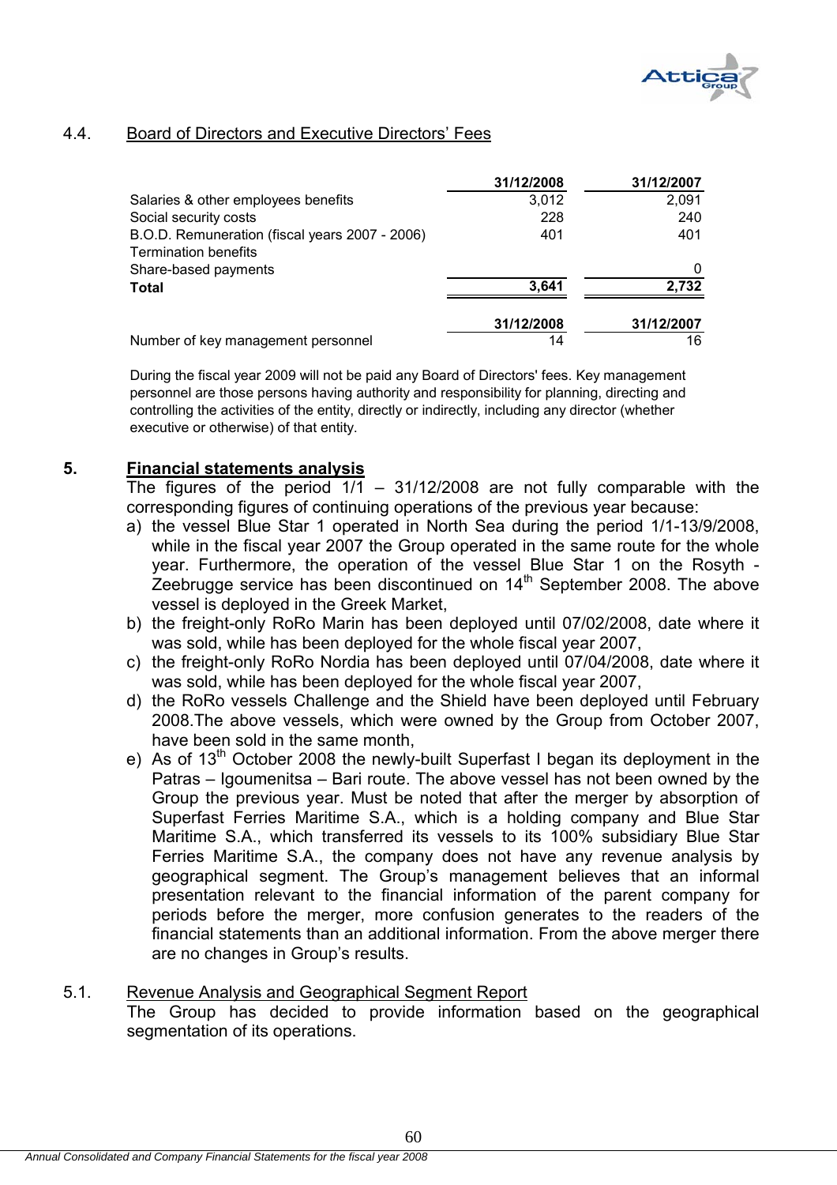### 4.4. Board of Directors and Executive Directors' Fees

| | 31/12/2008 | 31/12/2007 |
|---|---|---|
| Salaries & other employees benefits | 3,012 | 2,091 |
| Social security costs | 228 | 240 |
| B.O.D. Remuneration (fiscal years 2007 - 2006) | 401 | 401 |
| Termination benefits | | |
| Share-based payments | | 0 |
| **Total** | **3,641** | **2,732** |

| | 31/12/2008 | 31/12/2007 |
|---|---|---|
| Number of key management personnel | 14 | 16 |

During the fiscal year 2009 will not be paid any Board of Directors' fees. Key management personnel are those persons having authority and responsibility for planning, directing and controlling the activities of the entity, directly or indirectly, including any director (whether executive or otherwise) of that entity.

## 5. Financial statements analysis

The figures of the period 1/1 – 31/12/2008 are not fully comparable with the corresponding figures of continuing operations of the previous year because:

a) the vessel Blue Star 1 operated in North Sea during the period 1/1-13/9/2008, while in the fiscal year 2007 the Group operated in the same route for the whole year. Furthermore, the operation of the vessel Blue Star 1 on the Rosyth - Zeebrugge service has been discontinued on 14th September 2008. The above vessel is deployed in the Greek Market,

b) the freight-only RoRo Marin has been deployed until 07/02/2008, date where it was sold, while has been deployed for the whole fiscal year 2007,

c) the freight-only RoRo Nordia has been deployed until 07/04/2008, date where it was sold, while has been deployed for the whole fiscal year 2007,

d) the RoRo vessels Challenge and the Shield have been deployed until February 2008.The above vessels, which were owned by the Group from October 2007, have been sold in the same month,

e) As of 13th October 2008 the newly-built Superfast I began its deployment in the Patras – Igoumenitsa – Bari route. The above vessel has not been owned by the Group the previous year. Must be noted that after the merger by absorption of Superfast Ferries Maritime S.A., which is a holding company and Blue Star Maritime S.A., which transferred its vessels to its 100% subsidiary Blue Star Ferries Maritime S.A., the company does not have any revenue analysis by geographical segment. The Group's management believes that an informal presentation relevant to the financial information of the parent company for periods before the merger, more confusion generates to the readers of the financial statements than an additional information. From the above merger there are no changes in Group's results.

### 5.1. Revenue Analysis and Geographical Segment Report

The Group has decided to provide information based on the geographical segmentation of its operations.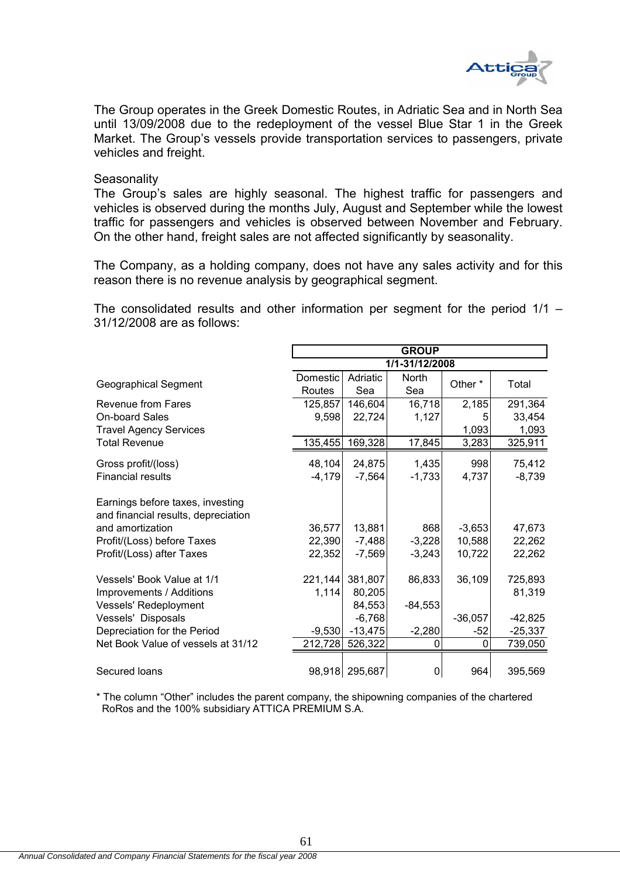The Group operates in the Greek Domestic Routes, in Adriatic Sea and in North Sea until 13/09/2008 due to the redeployment of the vessel Blue Star 1 in the Greek Market. The Group's vessels provide transportation services to passengers, private vehicles and freight.

Seasonality

The Group's sales are highly seasonal. The highest traffic for passengers and vehicles is observed during the months July, August and September while the lowest traffic for passengers and vehicles is observed between November and February. On the other hand, freight sales are not affected significantly by seasonality.

The Company, as a holding company, does not have any sales activity and for this reason there is no revenue analysis by geographical segment.

The consolidated results and other information per segment for the period 1/1 – 31/12/2008 are as follows:

| | GROUP | | | | |
|---|---|---|---|---|---|
| | 1/1-31/12/2008 | | | | |
| Geographical Segment | Domestic Routes | Adriatic Sea | North Sea | Other * | Total |
| Revenue from Fares | 125,857 | 146,604 | 16,718 | 2,185 | 291,364 |
| On-board Sales | 9,598 | 22,724 | 1,127 | 5 | 33,454 |
| Travel Agency Services | | | | 1,093 | 1,093 |
| Total Revenue | 135,455 | 169,328 | 17,845 | 3,283 | 325,911 |
| Gross profit/(loss) | 48,104 | 24,875 | 1,435 | 998 | 75,412 |
| Financial results | -4,179 | -7,564 | -1,733 | 4,737 | -8,739 |
| Earnings before taxes, investing and financial results, depreciation and amortization | 36,577 | 13,881 | 868 | -3,653 | 47,673 |
| Profit/(Loss) before Taxes | 22,390 | -7,488 | -3,228 | 10,588 | 22,262 |
| Profit/(Loss) after Taxes | 22,352 | -7,569 | -3,243 | 10,722 | 22,262 |
| Vessels' Book Value at 1/1 | 221,144 | 381,807 | 86,833 | 36,109 | 725,893 |
| Improvements / Additions | 1,114 | 80,205 | | | 81,319 |
| Vessels' Redeployment | | 84,553 | -84,553 | | |
| Vessels' Disposals | | -6,768 | | -36,057 | -42,825 |
| Depreciation for the Period | -9,530 | -13,475 | -2,280 | -52 | -25,337 |
| Net Book Value of vessels at 31/12 | 212,728 | 526,322 | 0 | 0 | 739,050 |
| Secured loans | 98,918 | 295,687 | 0 | 964 | 395,569 |

* The column "Other" includes the parent company, the shipowning companies of the chartered RoRos and the 100% subsidiary ATTICA PREMIUM S.A.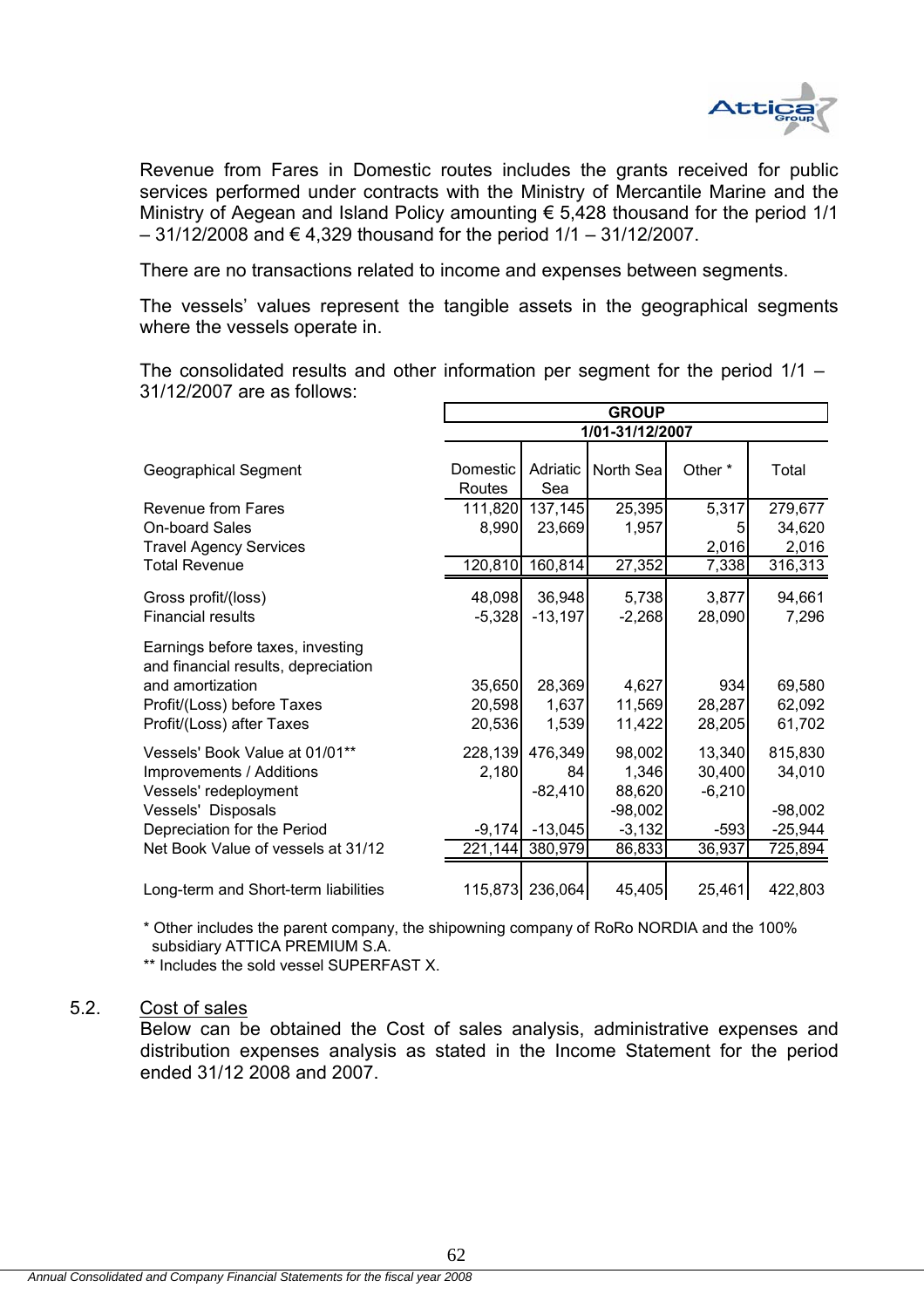Revenue from Fares in Domestic routes includes the grants received for public services performed under contracts with the Ministry of Mercantile Marine and the Ministry of Aegean and Island Policy amounting € 5,428 thousand for the period 1/1 – 31/12/2008 and € 4,329 thousand for the period 1/1 – 31/12/2007.

There are no transactions related to income and expenses between segments.

The vessels' values represent the tangible assets in the geographical segments where the vessels operate in.

The consolidated results and other information per segment for the period 1/1 – 31/12/2007 are as follows:

| | GROUP | | | | |
|---|---|---|---|---|---|
| | 1/01-31/12/2007 | | | | |
| Geographical Segment | Domestic Routes | Adriatic Sea | North Sea | Other * | Total |
| Revenue from Fares | 111,820 | 137,145 | 25,395 | 5,317 | 279,677 |
| On-board Sales | 8,990 | 23,669 | 1,957 | 5 | 34,620 |
| Travel Agency Services | | | | 2,016 | 2,016 |
| Total Revenue | 120,810 | 160,814 | 27,352 | 7,338 | 316,313 |
| Gross profit/(loss) | 48,098 | 36,948 | 5,738 | 3,877 | 94,661 |
| Financial results | -5,328 | -13,197 | -2,268 | 28,090 | 7,296 |
| Earnings before taxes, investing and financial results, depreciation and amortization | 35,650 | 28,369 | 4,627 | 934 | 69,580 |
| Profit/(Loss) before Taxes | 20,598 | 1,637 | 11,569 | 28,287 | 62,092 |
| Profit/(Loss) after Taxes | 20,536 | 1,539 | 11,422 | 28,205 | 61,702 |
| Vessels' Book Value at 01/01** | 228,139 | 476,349 | 98,002 | 13,340 | 815,830 |
| Improvements / Additions | 2,180 | 84 | 1,346 | 30,400 | 34,010 |
| Vessels' redeployment | | -82,410 | 88,620 | -6,210 | |
| Vessels' Disposals | | | -98,002 | | -98,002 |
| Depreciation for the Period | -9,174 | -13,045 | -3,132 | -593 | -25,944 |
| Net Book Value of vessels at 31/12 | 221,144 | 380,979 | 86,833 | 36,937 | 725,894 |
| Long-term and Short-term liabilities | 115,873 | 236,064 | 45,405 | 25,461 | 422,803 |

\* Other includes the parent company, the shipowning company of RoRo NORDIA and the 100% subsidiary ATTICA PREMIUM S.A.

\*\* Includes the sold vessel SUPERFAST X.

## 5.2. Cost of sales

Below can be obtained the Cost of sales analysis, administrative expenses and distribution expenses analysis as stated in the Income Statement for the period ended 31/12 2008 and 2007.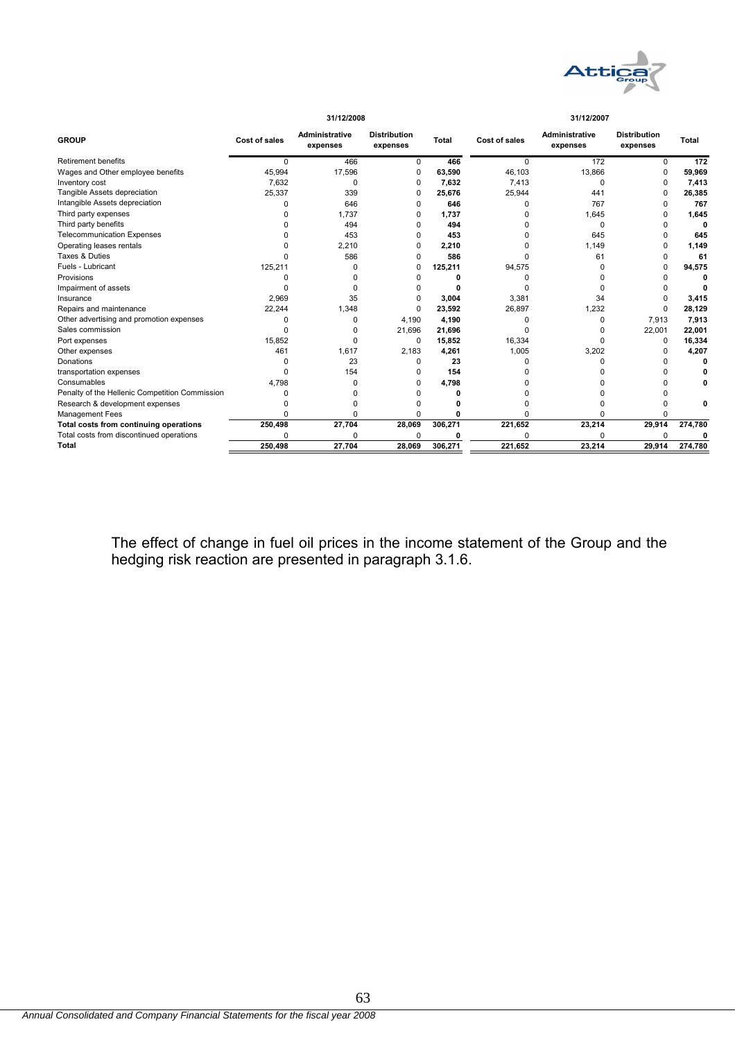| GROUP | 31/12/2008 | | | | 31/12/2007 | | | |
|---|---|---|---|---|---|---|---|---|
| | Cost of sales | Administrative expenses | Distribution expenses | Total | Cost of sales | Administrative expenses | Distribution expenses | Total |
| Retirement benefits | 0 | 466 | 0 | **466** | 0 | 172 | 0 | **172** |
| Wages and Other employee benefits | 45,994 | 17,596 | 0 | **63,590** | 46,103 | 13,866 | 0 | **59,969** |
| Inventory cost | 7,632 | 0 | 0 | **7,632** | 7,413 | 0 | 0 | **7,413** |
| Tangible Assets depreciation | 25,337 | 339 | 0 | **25,676** | 25,944 | 441 | 0 | **26,385** |
| Intangible Assets depreciation | 0 | 646 | 0 | **646** | 0 | 767 | 0 | **767** |
| Third party expenses | 0 | 1,737 | 0 | **1,737** | 0 | 1,645 | 0 | **1,645** |
| Third party benefits | 0 | 494 | 0 | **494** | 0 | 0 | 0 | **0** |
| Telecommunication Expenses | 0 | 453 | 0 | **453** | 0 | 645 | 0 | **645** |
| Operating leases rentals | 0 | 2,210 | 0 | **2,210** | 0 | 1,149 | 0 | **1,149** |
| Taxes & Duties | 0 | 586 | 0 | **586** | 0 | 61 | 0 | **61** |
| Fuels - Lubricant | 125,211 | 0 | 0 | **125,211** | 94,575 | 0 | 0 | **94,575** |
| Provisions | 0 | 0 | 0 | **0** | 0 | 0 | 0 | **0** |
| Impairment of assets | 0 | 0 | 0 | **0** | 0 | 0 | 0 | **0** |
| Insurance | 2,969 | 35 | 0 | **3,004** | 3,381 | 34 | 0 | **3,415** |
| Repairs and maintenance | 22,244 | 1,348 | 0 | **23,592** | 26,897 | 1,232 | 0 | **28,129** |
| Other advertising and promotion expenses | 0 | 0 | 4,190 | **4,190** | 0 | 0 | 7,913 | **7,913** |
| Sales commission | 0 | 0 | 21,696 | **21,696** | 0 | 0 | 22,001 | **22,001** |
| Port expenses | 15,852 | 0 | 0 | **15,852** | 16,334 | 0 | 0 | **16,334** |
| Other expenses | 461 | 1,617 | 2,183 | **4,261** | 1,005 | 3,202 | 0 | **4,207** |
| Donations | 0 | 23 | 0 | **23** | 0 | 0 | 0 | **0** |
| transportation expenses | 0 | 154 | 0 | **154** | 0 | 0 | 0 | **0** |
| Consumables | 4,798 | 0 | 0 | **4,798** | 0 | 0 | 0 | **0** |
| Penalty of the Hellenic Competition Commission | 0 | 0 | 0 | **0** | 0 | 0 | 0 | |
| Research & development expenses | 0 | 0 | 0 | **0** | 0 | 0 | 0 | **0** |
| Management Fees | 0 | 0 | 0 | **0** | 0 | 0 | 0 | |
| **Total costs from continuing operations** | **250,498** | **27,704** | **28,069** | **306,271** | **221,652** | **23,214** | **29,914** | **274,780** |
| Total costs from discontinued operations | 0 | 0 | 0 | **0** | 0 | 0 | 0 | **0** |
| **Total** | **250,498** | **27,704** | **28,069** | **306,271** | **221,652** | **23,214** | **29,914** | **274,780** |

The effect of change in fuel oil prices in the income statement of the Group and the hedging risk reaction are presented in paragraph 3.1.6.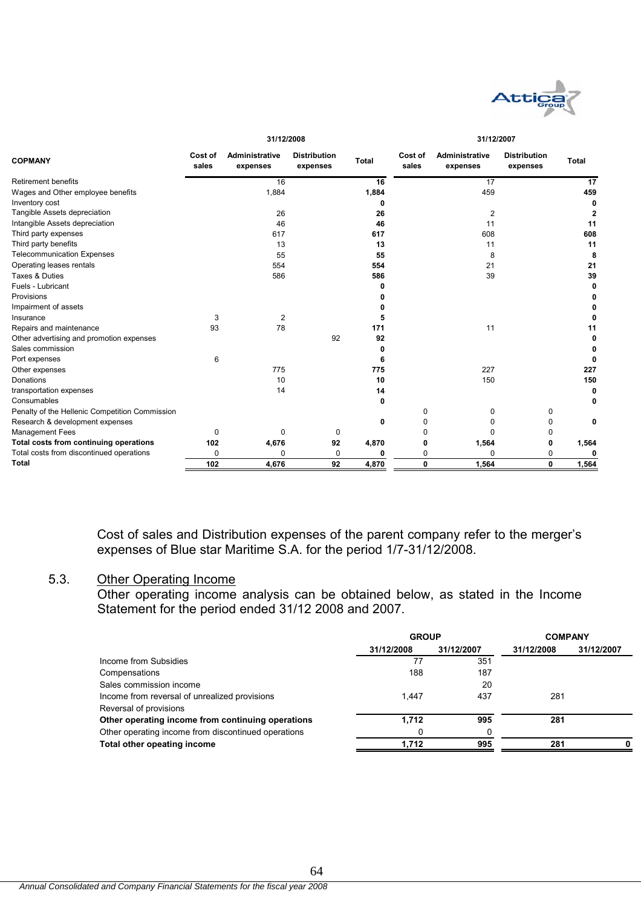| COPMANY | 31/12/2008 | | | | 31/12/2007 | | | |
|---|---|---|---|---|---|---|---|---|
| | Cost of sales | Administrative expenses | Distribution expenses | Total | Cost of sales | Administrative expenses | Distribution expenses | Total |
| Retirement benefits | | 16 | | **16** | | 17 | | **17** |
| Wages and Other employee benefits | | 1,884 | | **1,884** | | 459 | | **459** |
| Inventory cost | | | | **0** | | | | **0** |
| Tangible Assets depreciation | | 26 | | **26** | | 2 | | **2** |
| Intangible Assets depreciation | | 46 | | **46** | | 11 | | **11** |
| Third party expenses | | 617 | | **617** | | 608 | | **608** |
| Third party benefits | | 13 | | **13** | | 11 | | **11** |
| Telecommunication Expenses | | 55 | | **55** | | 8 | | **8** |
| Operating leases rentals | | 554 | | **554** | | 21 | | **21** |
| Taxes & Duties | | 586 | | **586** | | 39 | | **39** |
| Fuels - Lubricant | | | | **0** | | | | **0** |
| Provisions | | | | **0** | | | | **0** |
| Impairment of assets | | | | **0** | | | | **0** |
| Insurance | 3 | 2 | | **5** | | | | **0** |
| Repairs and maintenance | 93 | 78 | | **171** | | 11 | | **11** |
| Other advertising and promotion expenses | | | 92 | **92** | | | | **0** |
| Sales commission | | | | **0** | | | | **0** |
| Port expenses | 6 | | | **6** | | | | **0** |
| Other expenses | | 775 | | **775** | | 227 | | **227** |
| Donations | | 10 | | **10** | | 150 | | **150** |
| transportation expenses | | 14 | | **14** | | | | **0** |
| Consumables | | | | **0** | | | | **0** |
| Penalty of the Hellenic Competition Commission | | | | | 0 | 0 | 0 | |
| Research & development expenses | | | | **0** | 0 | 0 | 0 | **0** |
| Management Fees | 0 | 0 | 0 | | 0 | 0 | 0 | |
| **Total costs from continuing operations** | **102** | **4,676** | **92** | **4,870** | **0** | **1,564** | **0** | **1,564** |
| Total costs from discontinued operations | 0 | 0 | 0 | **0** | 0 | 0 | 0 | **0** |
| **Total** | **102** | **4,676** | **92** | **4,870** | **0** | **1,564** | **0** | **1,564** |

Cost of sales and Distribution expenses of the parent company refer to the merger's expenses of Blue star Maritime S.A. for the period 1/7-31/12/2008.

## 5.3. Other Operating Income

Other operating income analysis can be obtained below, as stated in the Income Statement for the period ended 31/12 2008 and 2007.

| | GROUP | | COMPANY | |
|---|---|---|---|---|
| | 31/12/2008 | 31/12/2007 | 31/12/2008 | 31/12/2007 |
| Income from Subsidies | 77 | 351 | | |
| Compensations | 188 | 187 | | |
| Sales commission income | | 20 | | |
| Income from reversal of unrealized provisions | 1,447 | 437 | 281 | |
| Reversal of provisions | | | | |
| **Other operating income from continuing operations** | **1,712** | **995** | **281** | |
| Other operating income from discontinued operations | 0 | 0 | | |
| **Total other opeating income** | **1,712** | **995** | **281** | **0** |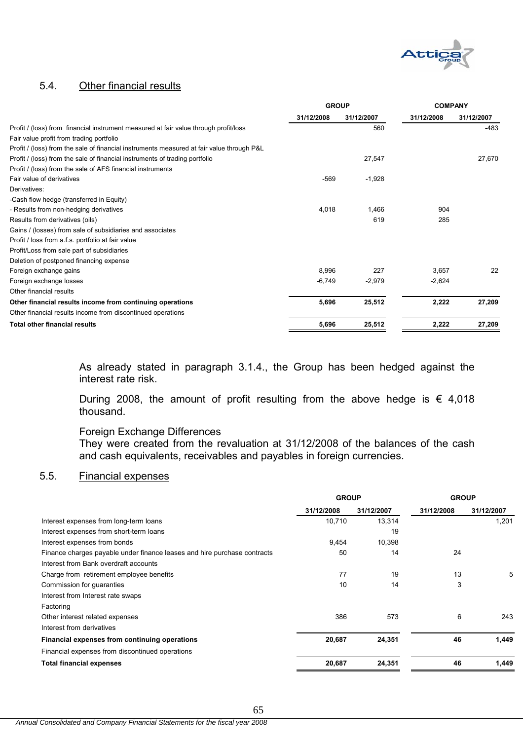## 5.4. Other financial results

| | GROUP | | COMPANY | |
|---|---|---|---|---|
| | 31/12/2008 | 31/12/2007 | 31/12/2008 | 31/12/2007 |
| Profit / (loss) from financial instrument measured at fair value through profit/loss | | 560 | | -483 |
| Fair value profit from trading portfolio | | | | |
| Profit / (loss) from the sale of financial instruments measured at fair value through P&L | | | | |
| Profit / (loss) from the sale of financial instruments of trading portfolio | | 27,547 | | 27,670 |
| Profit / (loss) from the sale of AFS financial instruments | | | | |
| Fair value of derivatives | -569 | -1,928 | | |
| Derivatives: | | | | |
| -Cash flow hedge (transferred in Equity) | | | | |
| - Results from non-hedging derivatives | 4,018 | 1,466 | 904 | |
| Results from derivatives (oils) | | 619 | 285 | |
| Gains / (losses) from sale of subsidiaries and associates | | | | |
| Profit / loss from a.f.s. portfolio at fair value | | | | |
| Profit/Loss from sale part of subsidiaries | | | | |
| Deletion of postponed financing expense | | | | |
| Foreign exchange gains | 8,996 | 227 | 3,657 | 22 |
| Foreign exchange losses | -6,749 | -2,979 | -2,624 | |
| Other financial results | | | | |
| **Other financial results income from continuing operations** | **5,696** | **25,512** | **2,222** | **27,209** |
| Other financial results income from discontinued operations | | | | |
| **Total other financial results** | **5,696** | **25,512** | **2,222** | **27,209** |

As already stated in paragraph 3.1.4., the Group has been hedged against the interest rate risk.

During 2008, the amount of profit resulting from the above hedge is € 4,018 thousand.

Foreign Exchange Differences
They were created from the revaluation at 31/12/2008 of the balances of the cash and cash equivalents, receivables and payables in foreign currencies.

## 5.5. Financial expenses

| | GROUP | | GROUP | |
|---|---|---|---|---|
| | 31/12/2008 | 31/12/2007 | 31/12/2008 | 31/12/2007 |
| Interest expenses from long-term loans | 10,710 | 13,314 | | 1,201 |
| Interest expenses from short-term loans | | 19 | | |
| Interest expenses from bonds | 9,454 | 10,398 | | |
| Finance charges payable under finance leases and hire purchase contracts | 50 | 14 | 24 | |
| Interest from Bank overdraft accounts | | | | |
| Charge from retirement employee benefits | 77 | 19 | 13 | 5 |
| Commission for guaranties | 10 | 14 | 3 | |
| Interest from Interest rate swaps | | | | |
| Factoring | | | | |
| Other interest related expenses | 386 | 573 | 6 | 243 |
| Interest from derivatives | | | | |
| **Financial expenses from continuing operations** | **20,687** | **24,351** | **46** | **1,449** |
| Financial expenses from discontinued operations | | | | |
| **Total financial expenses** | **20,687** | **24,351** | **46** | **1,449** |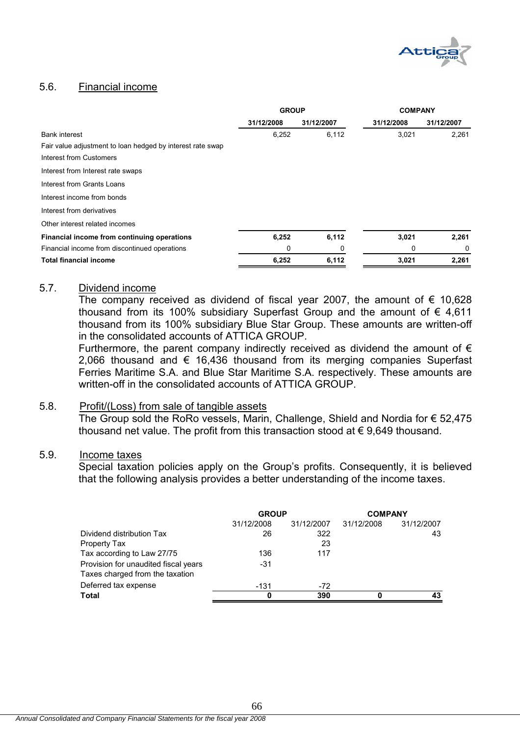## 5.6. Financial income

| | GROUP | | COMPANY | |
|---|---|---|---|---|
| | 31/12/2008 | 31/12/2007 | 31/12/2008 | 31/12/2007 |
| Bank interest | 6,252 | 6,112 | 3,021 | 2,261 |
| Fair value adjustment to loan hedged by interest rate swap | | | | |
| Interest from Customers | | | | |
| Interest from Interest rate swaps | | | | |
| Interest from Grants Loans | | | | |
| Interest income from bonds | | | | |
| Interest from derivatives | | | | |
| Other interest related incomes | | | | |
| **Financial income from continuing operations** | **6,252** | **6,112** | **3,021** | **2,261** |
| Financial income from discontinued operations | 0 | 0 | 0 | 0 |
| **Total financial income** | **6,252** | **6,112** | **3,021** | **2,261** |

## 5.7. Dividend income

The company received as dividend of fiscal year 2007, the amount of € 10,628 thousand from its 100% subsidiary Superfast Group and the amount of € 4,611 thousand from its 100% subsidiary Blue Star Group. These amounts are written-off in the consolidated accounts of ATTICA GROUP.

Furthermore, the parent company indirectly received as dividend the amount of € 2,066 thousand and € 16,436 thousand from its merging companies Superfast Ferries Maritime S.A. and Blue Star Maritime S.A. respectively. These amounts are written-off in the consolidated accounts of ATTICA GROUP.

## 5.8. Profit/(Loss) from sale of tangible assets

The Group sold the RoRo vessels, Marin, Challenge, Shield and Nordia for € 52,475 thousand net value. The profit from this transaction stood at € 9,649 thousand.

## 5.9. Income taxes

Special taxation policies apply on the Group's profits. Consequently, it is believed that the following analysis provides a better understanding of the income taxes.

| | GROUP | | COMPANY | |
|---|---|---|---|---|
| | 31/12/2008 | 31/12/2007 | 31/12/2008 | 31/12/2007 |
| Dividend distribution Tax | 26 | 322 | | 43 |
| Property Tax | | 23 | | |
| Tax according to Law 27/75 | 136 | 117 | | |
| Provision for unaudited fiscal years | -31 | | | |
| Taxes charged from the taxation | | | | |
| Deferred tax expense | -131 | -72 | | |
| **Total** | **0** | **390** | **0** | **43** |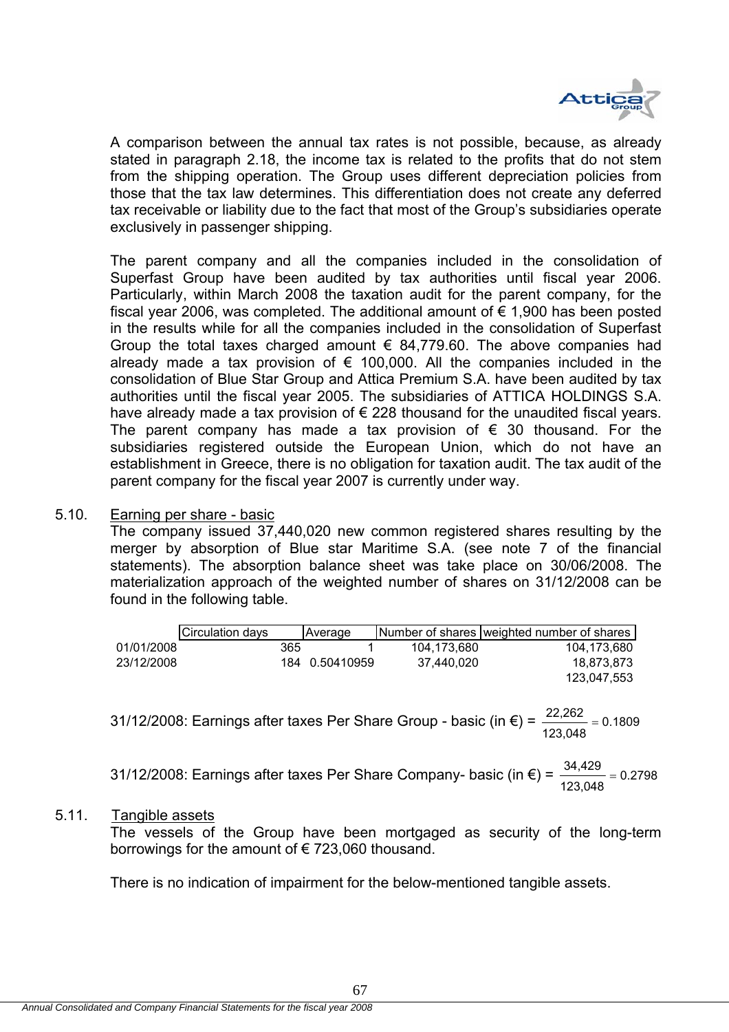A comparison between the annual tax rates is not possible, because, as already stated in paragraph 2.18, the income tax is related to the profits that do not stem from the shipping operation. The Group uses different depreciation policies from those that the tax law determines. This differentiation does not create any deferred tax receivable or liability due to the fact that most of the Group's subsidiaries operate exclusively in passenger shipping.

The parent company and all the companies included in the consolidation of Superfast Group have been audited by tax authorities until fiscal year 2006. Particularly, within March 2008 the taxation audit for the parent company, for the fiscal year 2006, was completed. The additional amount of € 1,900 has been posted in the results while for all the companies included in the consolidation of Superfast Group the total taxes charged amount € 84,779.60. The above companies had already made a tax provision of € 100,000. All the companies included in the consolidation of Blue Star Group and Attica Premium S.A. have been audited by tax authorities until the fiscal year 2005. The subsidiaries of ATTICA HOLDINGS S.A. have already made a tax provision of € 228 thousand for the unaudited fiscal years. The parent company has made a tax provision of € 30 thousand. For the subsidiaries registered outside the European Union, which do not have an establishment in Greece, there is no obligation for taxation audit. The tax audit of the parent company for the fiscal year 2007 is currently under way.

## 5.10. Earning per share - basic

The company issued 37,440,020 new common registered shares resulting by the merger by absorption of Blue star Maritime S.A. (see note 7 of the financial statements). The absorption balance sheet was take place on 30/06/2008. The materialization approach of the weighted number of shares on 31/12/2008 can be found in the following table.

| | Circulation days | Average | Number of shares | weighted number of shares |
|---|---|---|---|---|
| 01/01/2008 | 365 | 1 | 104,173,680 | 104,173,680 |
| 23/12/2008 | 184 | 0.50410959 | 37,440,020 | 18,873,873 |
| | | | | 123,047,553 |

31/12/2008: Earnings after taxes Per Share Group - basic (in €) = $\frac{22,262}{123,048} = 0.1809$

31/12/2008: Earnings after taxes Per Share Company- basic (in €) = $\frac{34,429}{123,048} = 0.2798$

## 5.11. Tangible assets

The vessels of the Group have been mortgaged as security of the long-term borrowings for the amount of € 723,060 thousand.

There is no indication of impairment for the below-mentioned tangible assets.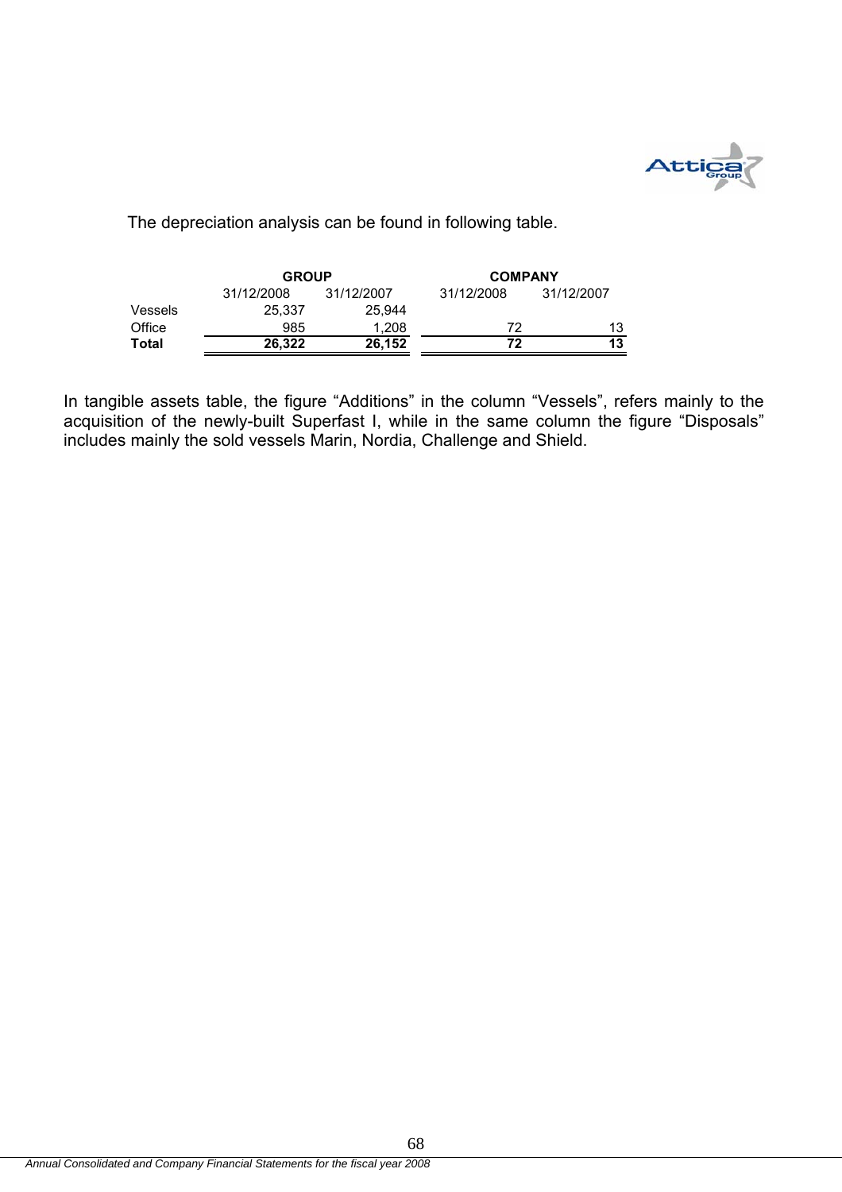The depreciation analysis can be found in following table.

| | GROUP | | COMPANY | |
|---|---|---|---|---|
| | 31/12/2008 | 31/12/2007 | 31/12/2008 | 31/12/2007 |
| Vessels | 25,337 | 25,944 | | |
| Office | 985 | 1,208 | 72 | 13 |
| **Total** | **26,322** | **26,152** | **72** | **13** |

In tangible assets table, the figure "Additions" in the column "Vessels", refers mainly to the acquisition of the newly-built Superfast I, while in the same column the figure "Disposals" includes mainly the sold vessels Marin, Nordia, Challenge and Shield.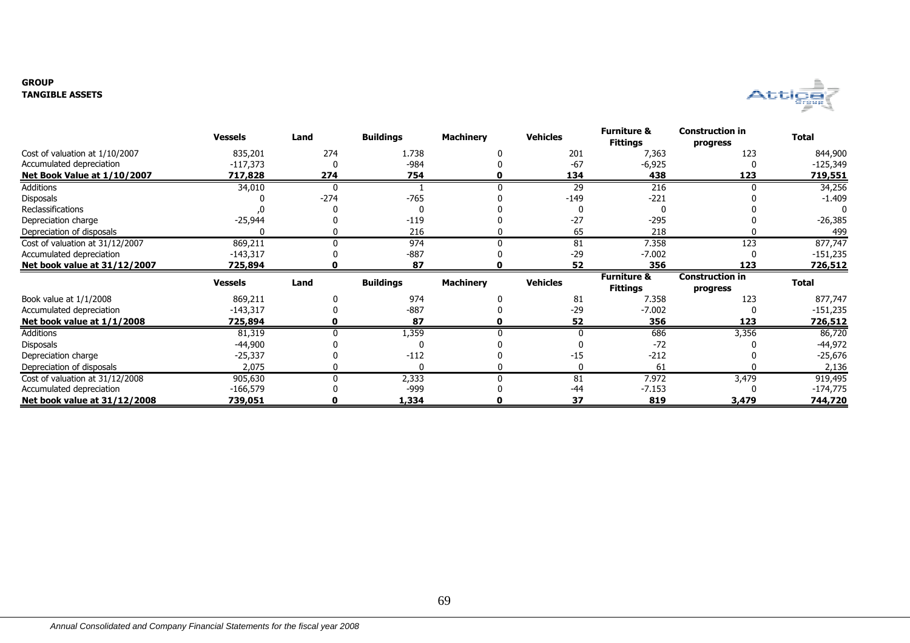**GROUP**
**TANGIBLE ASSETS**

| | Vessels | Land | Buildings | Machinery | Vehicles | Furniture & Fittings | Construction in progress | Total |
|---|---|---|---|---|---|---|---|---|
| Cost of valuation at 1/10/2007 | 835,201 | 274 | 1.738 | 0 | 201 | 7,363 | 123 | 844,900 |
| Accumulated depreciation | -117,373 | 0 | -984 | 0 | -67 | -6,925 | 0 | -125,349 |
| **Net Book Value at 1/10/2007** | **717,828** | **274** | **754** | **0** | **134** | **438** | **123** | **719,551** |
| Additions | 34,010 | 0 | 1 | 0 | 29 | 216 | 0 | 34,256 |
| Disposals | 0 | -274 | -765 | 0 | -149 | -221 | 0 | -1.409 |
| Reclassifications | ,0 | 0 | 0 | 0 | 0 | 0 | 0 | 0 |
| Depreciation charge | -25,944 | 0 | -119 | 0 | -27 | -295 | 0 | -26,385 |
| Depreciation of disposals | 0 | 0 | 216 | 0 | 65 | 218 | 0 | 499 |
| Cost of valuation at 31/12/2007 | 869,211 | 0 | 974 | 0 | 81 | 7.358 | 123 | 877,747 |
| Accumulated depreciation | -143,317 | 0 | -887 | 0 | -29 | -7.002 | 0 | -151,235 |
| **Net book value at 31/12/2007** | **725,894** | **0** | **87** | **0** | **52** | **356** | **123** | **726,512** |
| | **Vessels** | **Land** | **Buildings** | **Machinery** | **Vehicles** | **Furniture & Fittings** | **Construction in progress** | **Total** |
| Book value at 1/1/2008 | 869,211 | 0 | 974 | 0 | 81 | 7.358 | 123 | 877,747 |
| Accumulated depreciation | -143,317 | 0 | -887 | 0 | -29 | -7.002 | 0 | -151,235 |
| **Net book value at 1/1/2008** | **725,894** | **0** | **87** | **0** | **52** | **356** | **123** | **726,512** |
| Additions | 81,319 | 0 | 1,359 | 0 | 0 | 686 | 3,356 | 86,720 |
| Disposals | -44,900 | 0 | 0 | 0 | 0 | -72 | 0 | -44,972 |
| Depreciation charge | -25,337 | 0 | -112 | 0 | -15 | -212 | 0 | -25,676 |
| Depreciation of disposals | 2,075 | 0 | 0 | 0 | 0 | 61 | 0 | 2,136 |
| Cost of valuation at 31/12/2008 | 905,630 | 0 | 2,333 | 0 | 81 | 7.972 | 3,479 | 919,495 |
| Accumulated depreciation | -166,579 | 0 | -999 | 0 | -44 | -7.153 | 0 | -174,775 |
| **Net book value at 31/12/2008** | **739,051** | **0** | **1,334** | **0** | **37** | **819** | **3,479** | **744,720** |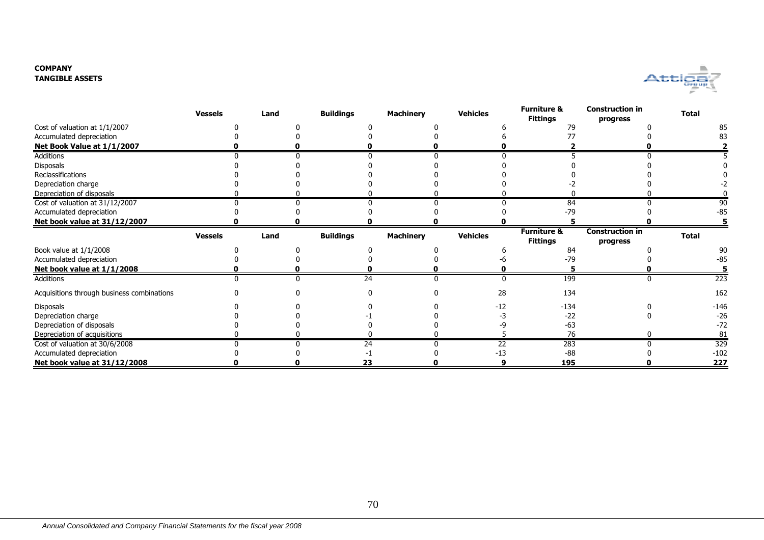**COMPANY**
**TANGIBLE ASSETS**

| | Vessels | Land | Buildings | Machinery | Vehicles | Furniture & Fittings | Construction in progress | Total |
|---|---|---|---|---|---|---|---|---|
| Cost of valuation at 1/1/2007 | 0 | 0 | 0 | 0 | 6 | 79 | 0 | 85 |
| Accumulated depreciation | 0 | 0 | 0 | 0 | 6 | 77 | 0 | 83 |
| **Net Book Value at 1/1/2007** | **0** | **0** | **0** | **0** | **0** | **2** | **0** | **2** |
| Additions | 0 | 0 | 0 | 0 | 0 | 5 | 0 | 5 |
| Disposals | 0 | 0 | 0 | 0 | 0 | 0 | 0 | 0 |
| Reclassifications | 0 | 0 | 0 | 0 | 0 | 0 | 0 | 0 |
| Depreciation charge | 0 | 0 | 0 | 0 | 0 | -2 | 0 | -2 |
| Depreciation of disposals | 0 | 0 | 0 | 0 | 0 | 0 | 0 | 0 |
| Cost of valuation at 31/12/2007 | 0 | 0 | 0 | 0 | 0 | 84 | 0 | 90 |
| Accumulated depreciation | 0 | 0 | 0 | 0 | 0 | -79 | 0 | -85 |
| **Net book value at 31/12/2007** | **0** | **0** | **0** | **0** | **0** | **5** | **0** | **5** |
| | **Vessels** | **Land** | **Buildings** | **Machinery** | **Vehicles** | **Furniture & Fittings** | **Construction in progress** | **Total** |
| Book value at 1/1/2008 | 0 | 0 | 0 | 0 | 6 | 84 | 0 | 90 |
| Accumulated depreciation | 0 | 0 | 0 | 0 | -6 | -79 | 0 | -85 |
| **Net book value at 1/1/2008** | **0** | **0** | **0** | **0** | **0** | **5** | **0** | **5** |
| Additions | 0 | 0 | 24 | 0 | 0 | 199 | 0 | 223 |
| Acquisitions through business combinations | 0 | 0 | 0 | 0 | 28 | 134 | | 162 |
| Disposals | 0 | 0 | 0 | 0 | -12 | -134 | 0 | -146 |
| Depreciation charge | 0 | 0 | -1 | 0 | -3 | -22 | 0 | -26 |
| Depreciation of disposals | 0 | 0 | 0 | 0 | -9 | -63 | | -72 |
| Depreciation of acquisitions | 0 | 0 | 0 | 0 | 5 | 76 | 0 | 81 |
| Cost of valuation at 30/6/2008 | 0 | 0 | 24 | 0 | 22 | 283 | 0 | 329 |
| Accumulated depreciation | 0 | 0 | -1 | 0 | -13 | -88 | 0 | -102 |
| **Net book value at 31/12/2008** | **0** | **0** | **23** | **0** | **9** | **195** | **0** | **227** |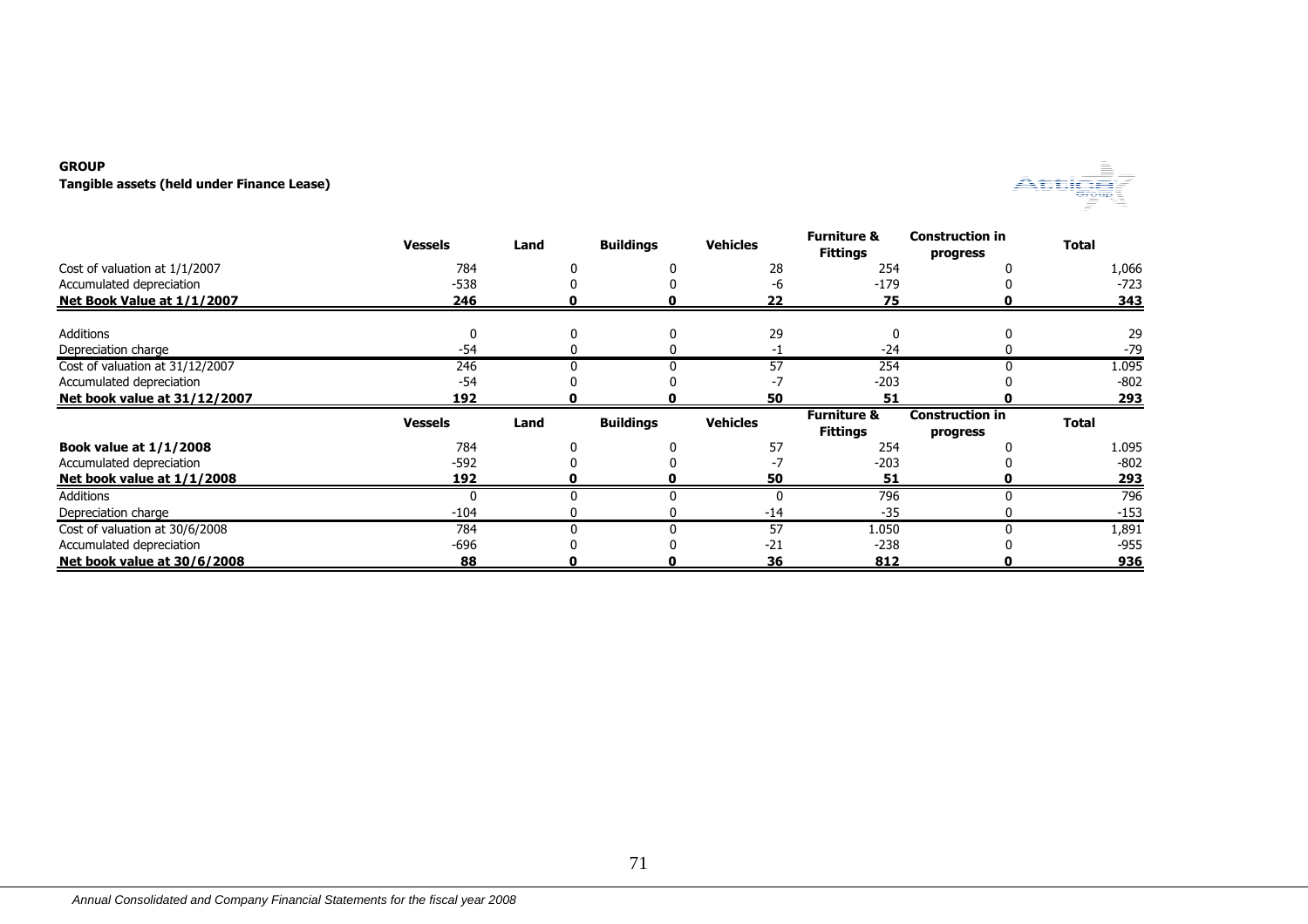**GROUP**

**Tangible assets (held under Finance Lease)**

| | Vessels | Land | Buildings | Vehicles | Furniture & Fittings | Construction in progress | Total |
|---|---|---|---|---|---|---|---|
| Cost of valuation at 1/1/2007 | 784 | 0 | 0 | 28 | 254 | 0 | 1,066 |
| Accumulated depreciation | -538 | 0 | 0 | -6 | -179 | 0 | -723 |
| **Net Book Value at 1/1/2007** | **246** | **0** | **0** | **22** | **75** | **0** | **343** |
| Additions | 0 | 0 | 0 | 29 | 0 | 0 | 29 |
| Depreciation charge | -54 | 0 | 0 | -1 | -24 | 0 | -79 |
| Cost of valuation at 31/12/2007 | 246 | 0 | 0 | 57 | 254 | 0 | 1.095 |
| Accumulated depreciation | -54 | 0 | 0 | -7 | -203 | 0 | -802 |
| **Net book value at 31/12/2007** | **192** | **0** | **0** | **50** | **51** | **0** | **293** |
| | **Vessels** | **Land** | **Buildings** | **Vehicles** | **Furniture & Fittings** | **Construction in progress** | **Total** |
| **Book value at 1/1/2008** | 784 | 0 | 0 | 57 | 254 | 0 | 1.095 |
| Accumulated depreciation | -592 | 0 | 0 | -7 | -203 | 0 | -802 |
| **Net book value at 1/1/2008** | **192** | **0** | **0** | **50** | **51** | **0** | **293** |
| Additions | 0 | 0 | 0 | 0 | 796 | 0 | 796 |
| Depreciation charge | -104 | 0 | 0 | -14 | -35 | 0 | -153 |
| Cost of valuation at 30/6/2008 | 784 | 0 | 0 | 57 | 1.050 | 0 | 1,891 |
| Accumulated depreciation | -696 | 0 | 0 | -21 | -238 | 0 | -955 |
| **Net book value at 30/6/2008** | **88** | **0** | **0** | **36** | **812** | **0** | **936** |

*Annual Consolidated and Company Financial Statements for the fiscal year 2008*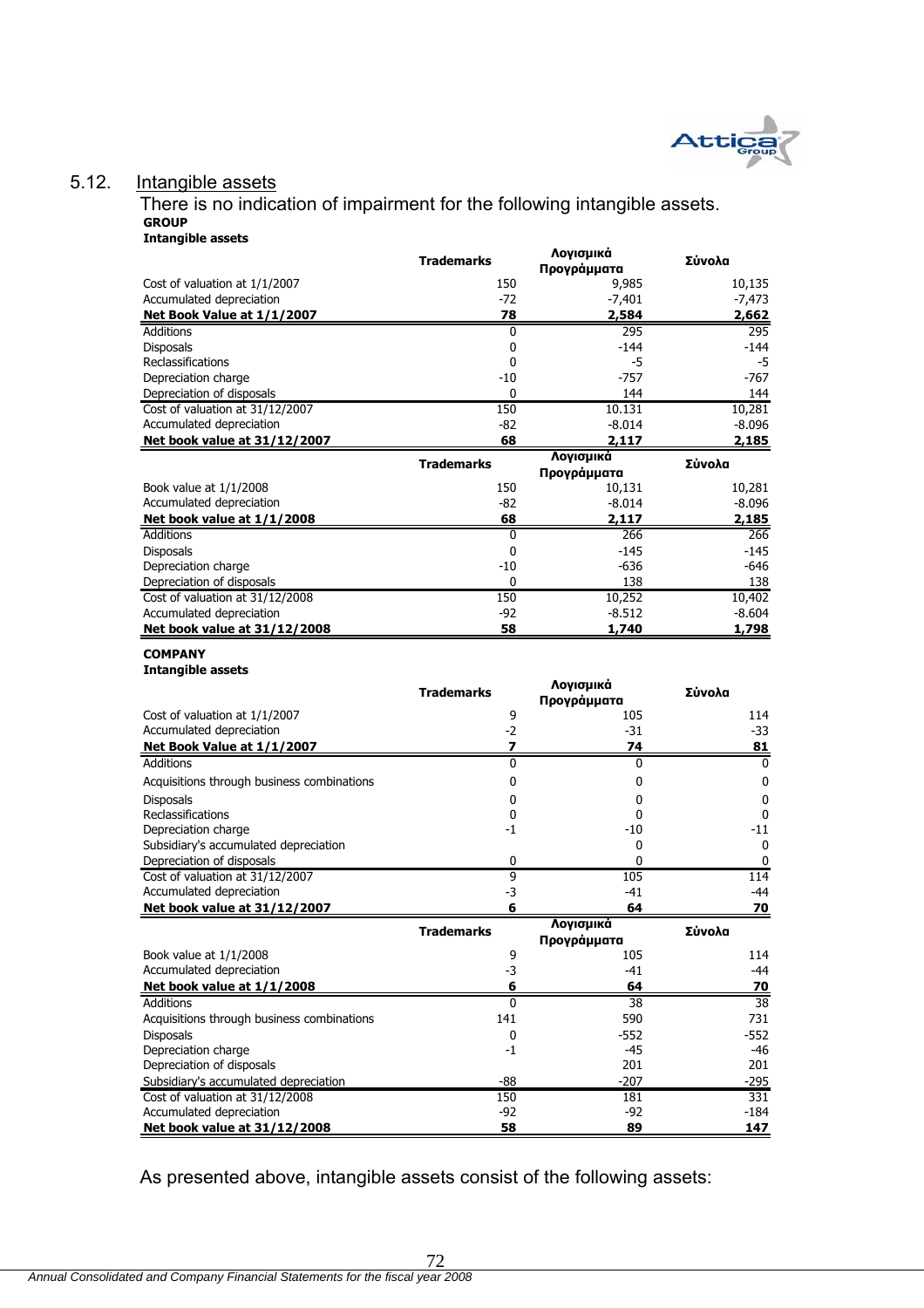## 5.12. Intangible assets

There is no indication of impairment for the following intangible assets.

**GROUP**

**Intangible assets**

| | Trademarks | Λογισμικά Προγράμματα | Σύνολα |
|---|---|---|---|
| Cost of valuation at 1/1/2007 | 150 | 9,985 | 10,135 |
| Accumulated depreciation | -72 | -7,401 | -7,473 |
| **Net Book Value at 1/1/2007** | **78** | **2,584** | **2,662** |
| Additions | 0 | 295 | 295 |
| Disposals | 0 | -144 | -144 |
| Reclassifications | 0 | -5 | -5 |
| Depreciation charge | -10 | -757 | -767 |
| Depreciation of disposals | 0 | 144 | 144 |
| Cost of valuation at 31/12/2007 | 150 | 10.131 | 10,281 |
| Accumulated depreciation | -82 | -8.014 | -8.096 |
| **Net book value at 31/12/2007** | **68** | **2,117** | **2,185** |

| | Trademarks | Λογισμικά Προγράμματα | Σύνολα |
|---|---|---|---|
| Book value at 1/1/2008 | 150 | 10,131 | 10,281 |
| Accumulated depreciation | -82 | -8.014 | -8.096 |
| **Net book value at 1/1/2008** | **68** | **2,117** | **2,185** |
| Additions | 0 | 266 | 266 |
| Disposals | 0 | -145 | -145 |
| Depreciation charge | -10 | -636 | -646 |
| Depreciation of disposals | 0 | 138 | 138 |
| Cost of valuation at 31/12/2008 | 150 | 10,252 | 10,402 |
| Accumulated depreciation | -92 | -8.512 | -8.604 |
| **Net book value at 31/12/2008** | **58** | **1,740** | **1,798** |

**COMPANY**

**Intangible assets**

| | Trademarks | Λογισμικά Προγράμματα | Σύνολα |
|---|---|---|---|
| Cost of valuation at 1/1/2007 | 9 | 105 | 114 |
| Accumulated depreciation | -2 | -31 | -33 |
| **Net Book Value at 1/1/2007** | **7** | **74** | **81** |
| Additions | 0 | 0 | 0 |
| Acquisitions through business combinations | 0 | 0 | 0 |
| Disposals | 0 | 0 | 0 |
| Reclassifications | 0 | 0 | 0 |
| Depreciation charge | -1 | -10 | -11 |
| Subsidiary's accumulated depreciation | | 0 | 0 |
| Depreciation of disposals | 0 | 0 | 0 |
| Cost of valuation at 31/12/2007 | 9 | 105 | 114 |
| Accumulated depreciation | -3 | -41 | -44 |
| **Net book value at 31/12/2007** | **6** | **64** | **70** |

| | Trademarks | Λογισμικά Προγράμματα | Σύνολα |
|---|---|---|---|
| Book value at 1/1/2008 | 9 | 105 | 114 |
| Accumulated depreciation | -3 | -41 | -44 |
| **Net book value at 1/1/2008** | **6** | **64** | **70** |
| Additions | 0 | 38 | 38 |
| Acquisitions through business combinations | 141 | 590 | 731 |
| Disposals | 0 | -552 | -552 |
| Depreciation charge | -1 | -45 | -46 |
| Depreciation of disposals | | 201 | 201 |
| Subsidiary's accumulated depreciation | -88 | -207 | -295 |
| Cost of valuation at 31/12/2008 | 150 | 181 | 331 |
| Accumulated depreciation | -92 | -92 | -184 |
| **Net book value at 31/12/2008** | **58** | **89** | **147** |

As presented above, intangible assets consist of the following assets: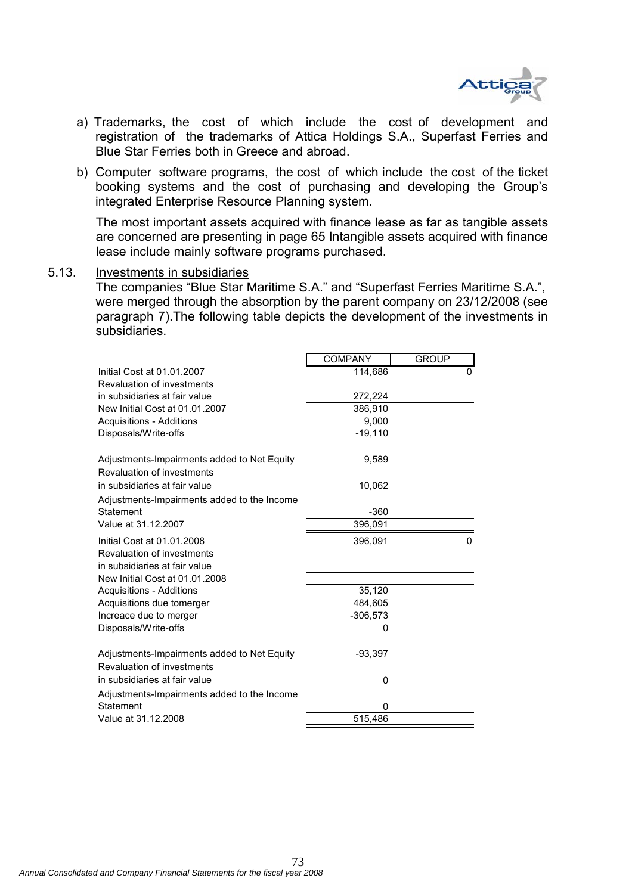a) Trademarks, the cost of which include the cost of development and registration of the trademarks of Attica Holdings S.A., Superfast Ferries and Blue Star Ferries both in Greece and abroad.

b) Computer software programs, the cost of which include the cost of the ticket booking systems and the cost of purchasing and developing the Group's integrated Enterprise Resource Planning system.

The most important assets acquired with finance lease as far as tangible assets are concerned are presenting in page 65 Intangible assets acquired with finance lease include mainly software programs purchased.

## 5.13. Investments in subsidiaries

The companies "Blue Star Maritime S.A." and "Superfast Ferries Maritime S.A.", were merged through the absorption by the parent company on 23/12/2008 (see paragraph 7).The following table depicts the development of the investments in subsidiaries.

| | COMPANY | GROUP |
|---|---|---|
| Initial Cost at 01.01.2007 | 114,686 | 0 |
| Revaluation of investments in subsidiaries at fair value | 272,224 | |
| New Initial Cost at 01.01.2007 | 386,910 | |
| Acquisitions - Additions | 9,000 | |
| Disposals/Write-offs | -19,110 | |
| Adjustments-Impairments added to Net Equity | 9,589 | |
| Revaluation of investments in subsidiaries at fair value | 10,062 | |
| Adjustments-Impairments added to the Income Statement | -360 | |
| Value at 31.12.2007 | 396,091 | |
| Initial Cost at 01.01.2008 | 396,091 | 0 |
| Revaluation of investments in subsidiaries at fair value | | |
| New Initial Cost at 01.01.2008 | | |
| Acquisitions - Additions | 35,120 | |
| Acquisitions due tomerger | 484,605 | |
| Increace due to merger | -306,573 | |
| Disposals/Write-offs | 0 | |
| Adjustments-Impairments added to Net Equity | -93,397 | |
| Revaluation of investments in subsidiaries at fair value | 0 | |
| Adjustments-Impairments added to the Income Statement | 0 | |
| Value at 31.12.2008 | 515,486 | |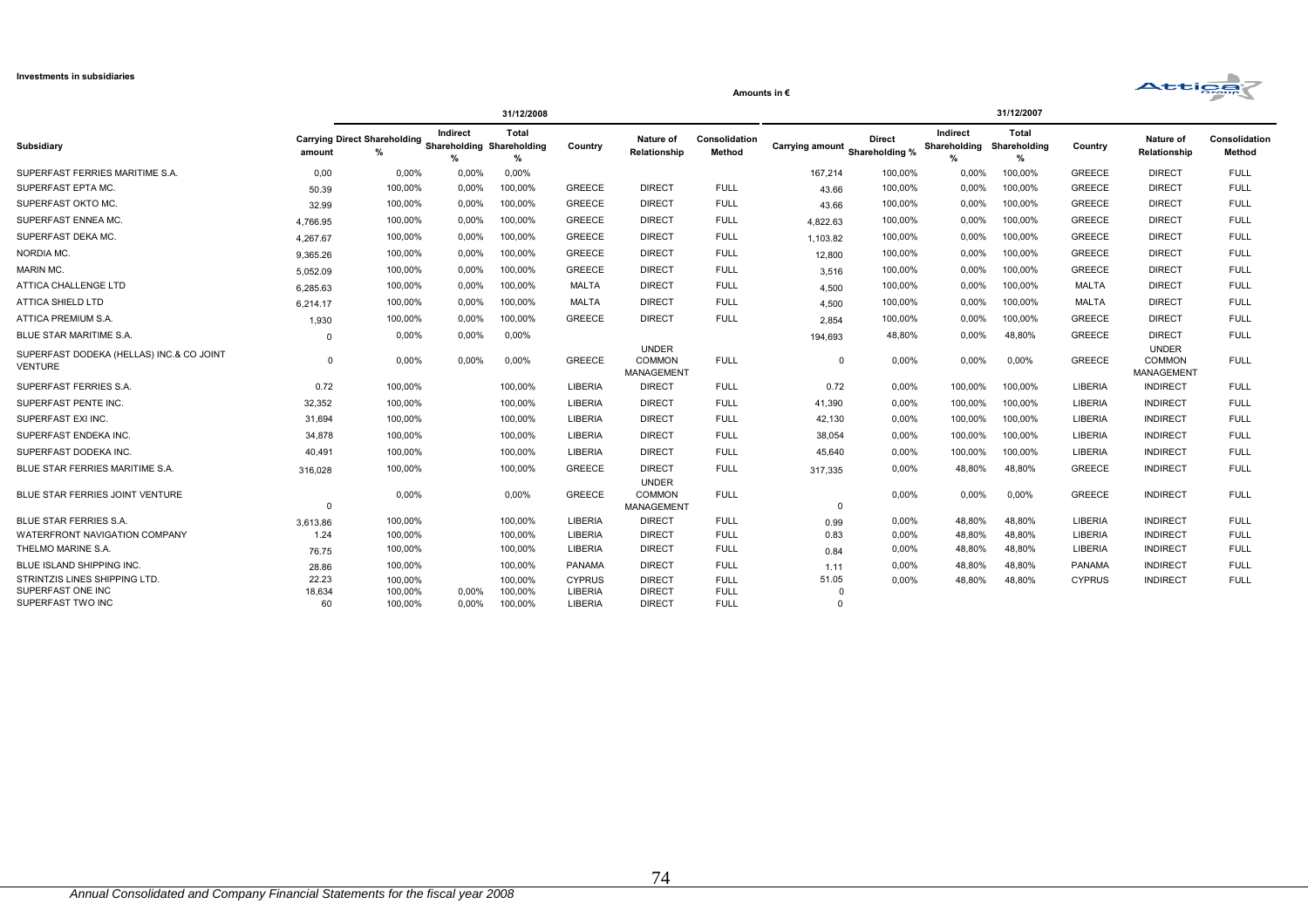**Investments in subsidiaries**

Amounts in €

| Subsidiary | 31/12/2008 | | | | | | | 31/12/2007 | | | | | | |
|---|---|---|---|---|---|---|---|---|---|---|---|---|---|---|
| | Carrying amount | Direct Shareholding % | Indirect Shareholding % | Total Shareholding % | Country | Nature of Relationship | Consolidation Method | Carrying amount | Direct Shareholding % | Indirect Shareholding % | Total Shareholding % | Country | Nature of Relationship | Consolidation Method |
| SUPERFAST FERRIES MARITIME S.A. | 0,00 | 0,00% | 0,00% | 0,00% | | | | 167,214 | 100,00% | 0,00% | 100,00% | GREECE | DIRECT | FULL |
| SUPERFAST EPTA MC. | 50.39 | 100,00% | 0,00% | 100,00% | GREECE | DIRECT | FULL | 43.66 | 100,00% | 0,00% | 100,00% | GREECE | DIRECT | FULL |
| SUPERFAST OKTO MC. | 32.99 | 100,00% | 0,00% | 100,00% | GREECE | DIRECT | FULL | 43.66 | 100,00% | 0,00% | 100,00% | GREECE | DIRECT | FULL |
| SUPERFAST ENNEA MC. | 4,766.95 | 100,00% | 0,00% | 100,00% | GREECE | DIRECT | FULL | 4,822.63 | 100,00% | 0,00% | 100,00% | GREECE | DIRECT | FULL |
| SUPERFAST DEKA MC. | 4,267.67 | 100,00% | 0,00% | 100,00% | GREECE | DIRECT | FULL | 1,103.82 | 100,00% | 0,00% | 100,00% | GREECE | DIRECT | FULL |
| NORDIA MC. | 9,365.26 | 100,00% | 0,00% | 100,00% | GREECE | DIRECT | FULL | 12,800 | 100,00% | 0,00% | 100,00% | GREECE | DIRECT | FULL |
| MARIN MC. | 5,052.09 | 100,00% | 0,00% | 100,00% | GREECE | DIRECT | FULL | 3,516 | 100,00% | 0,00% | 100,00% | GREECE | DIRECT | FULL |
| ATTICA CHALLENGE LTD | 6,285.63 | 100,00% | 0,00% | 100,00% | MALTA | DIRECT | FULL | 4,500 | 100,00% | 0,00% | 100,00% | MALTA | DIRECT | FULL |
| ATTICA SHIELD LTD | 6,214.17 | 100,00% | 0,00% | 100,00% | MALTA | DIRECT | FULL | 4,500 | 100,00% | 0,00% | 100,00% | MALTA | DIRECT | FULL |
| ATTICA PREMIUM S.A. | 1,930 | 100,00% | 0,00% | 100,00% | GREECE | DIRECT | FULL | 2,854 | 100,00% | 0,00% | 100,00% | GREECE | DIRECT | FULL |
| BLUE STAR MARITIME S.A. | 0 | 0,00% | 0,00% | 0,00% | | | | 194,693 | 48,80% | 0,00% | 48,80% | GREECE | DIRECT | FULL |
| SUPERFAST DODEKA (HELLAS) INC.& CO JOINT VENTURE | 0 | 0,00% | 0,00% | 0,00% | GREECE | UNDER COMMON MANAGEMENT | FULL | 0 | 0,00% | 0,00% | 0,00% | GREECE | UNDER COMMON MANAGEMENT | FULL |
| SUPERFAST FERRIES S.A. | 0.72 | 100,00% | | 100,00% | LIBERIA | DIRECT | FULL | 0.72 | 0,00% | 100,00% | 100,00% | LIBERIA | INDIRECT | FULL |
| SUPERFAST PENTE INC. | 32,352 | 100,00% | | 100,00% | LIBERIA | DIRECT | FULL | 41,390 | 0,00% | 100,00% | 100,00% | LIBERIA | INDIRECT | FULL |
| SUPERFAST EXI INC. | 31,694 | 100,00% | | 100,00% | LIBERIA | DIRECT | FULL | 42,130 | 0,00% | 100,00% | 100,00% | LIBERIA | INDIRECT | FULL |
| SUPERFAST ENDEKA INC. | 34,878 | 100,00% | | 100,00% | LIBERIA | DIRECT | FULL | 38,054 | 0,00% | 100,00% | 100,00% | LIBERIA | INDIRECT | FULL |
| SUPERFAST DODEKA INC. | 40,491 | 100,00% | | 100,00% | LIBERIA | DIRECT | FULL | 45,640 | 0,00% | 100,00% | 100,00% | LIBERIA | INDIRECT | FULL |
| BLUE STAR FERRIES MARITIME S.A. | 316,028 | 100,00% | | 100,00% | GREECE | DIRECT | FULL | 317,335 | 0,00% | 48,80% | 48,80% | GREECE | INDIRECT | FULL |
| BLUE STAR FERRIES JOINT VENTURE | 0 | 0,00% | | 0,00% | GREECE | UNDER COMMON MANAGEMENT | FULL | 0 | 0,00% | 0,00% | 0,00% | GREECE | INDIRECT | FULL |
| BLUE STAR FERRIES S.A. | 3,613.86 | 100,00% | | 100,00% | LIBERIA | DIRECT | FULL | 0.99 | 0,00% | 48,80% | 48,80% | LIBERIA | INDIRECT | FULL |
| WATERFRONT NAVIGATION COMPANY | 1.24 | 100,00% | | 100,00% | LIBERIA | DIRECT | FULL | 0.83 | 0,00% | 48,80% | 48,80% | LIBERIA | INDIRECT | FULL |
| THELMO MARINE S.A. | 76.75 | 100,00% | | 100,00% | LIBERIA | DIRECT | FULL | 0.84 | 0,00% | 48,80% | 48,80% | LIBERIA | INDIRECT | FULL |
| BLUE ISLAND SHIPPING INC. | 28.86 | 100,00% | | 100,00% | PANAMA | DIRECT | FULL | 1.11 | 0,00% | 48,80% | 48,80% | PANAMA | INDIRECT | FULL |
| STRINTZIS LINES SHIPPING LTD. | 22.23 | 100,00% | | 100,00% | CYPRUS | DIRECT | FULL | 51.05 | 0,00% | 48,80% | 48,80% | CYPRUS | INDIRECT | FULL |
| SUPERFAST ONE INC | 18,634 | 100,00% | 0,00% | 100,00% | LIBERIA | DIRECT | FULL | 0 | | | | | | |
| SUPERFAST TWO INC | 60 | 100,00% | 0,00% | 100,00% | LIBERIA | DIRECT | FULL | 0 | | | | | | |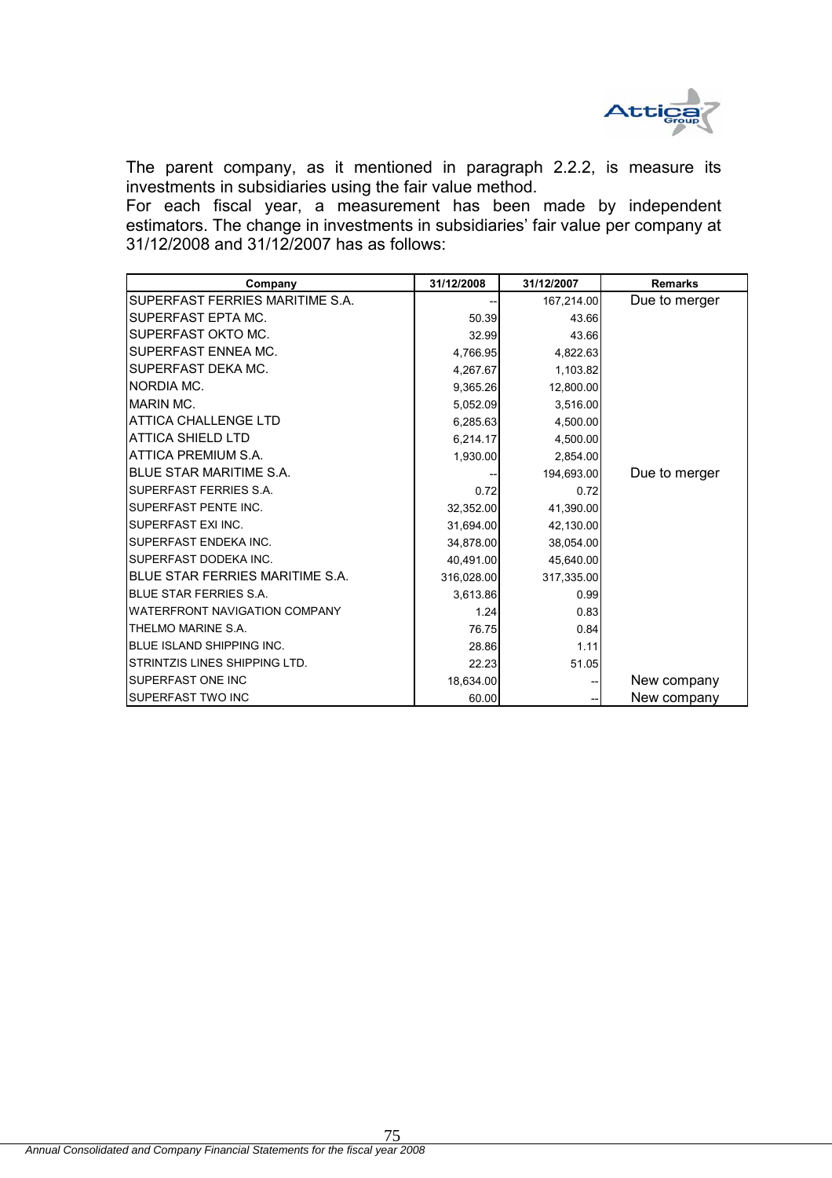The parent company, as it mentioned in paragraph 2.2.2, is measure its investments in subsidiaries using the fair value method.
For each fiscal year, a measurement has been made by independent estimators. The change in investments in subsidiaries' fair value per company at 31/12/2008 and 31/12/2007 has as follows:

| Company | 31/12/2008 | 31/12/2007 | Remarks |
|---|---|---|---|
| SUPERFAST FERRIES MARITIME S.A. | -- | 167,214.00 | Due to merger |
| SUPERFAST EPTA MC. | 50.39 | 43.66 | |
| SUPERFAST OKTO MC. | 32.99 | 43.66 | |
| SUPERFAST ENNEA MC. | 4,766.95 | 4,822.63 | |
| SUPERFAST DEKA MC. | 4,267.67 | 1,103.82 | |
| NORDIA MC. | 9,365.26 | 12,800.00 | |
| MARIN MC. | 5,052.09 | 3,516.00 | |
| ATTICA CHALLENGE LTD | 6,285.63 | 4,500.00 | |
| ATTICA SHIELD LTD | 6,214.17 | 4,500.00 | |
| ATTICA PREMIUM S.A. | 1,930.00 | 2,854.00 | |
| BLUE STAR MARITIME S.A. | -- | 194,693.00 | Due to merger |
| SUPERFAST FERRIES S.A. | 0.72 | 0.72 | |
| SUPERFAST PENTE INC. | 32,352.00 | 41,390.00 | |
| SUPERFAST EXI INC. | 31,694.00 | 42,130.00 | |
| SUPERFAST ENDEKA INC. | 34,878.00 | 38,054.00 | |
| SUPERFAST DODEKA INC. | 40,491.00 | 45,640.00 | |
| BLUE STAR FERRIES MARITIME S.A. | 316,028.00 | 317,335.00 | |
| BLUE STAR FERRIES S.A. | 3,613.86 | 0.99 | |
| WATERFRONT NAVIGATION COMPANY | 1.24 | 0.83 | |
| THELMO MARINE S.A. | 76.75 | 0.84 | |
| BLUE ISLAND SHIPPING INC. | 28.86 | 1.11 | |
| STRINTZIS LINES SHIPPING LTD. | 22.23 | 51.05 | |
| SUPERFAST ONE INC | 18,634.00 | -- | New company |
| SUPERFAST TWO INC | 60.00 | -- | New company |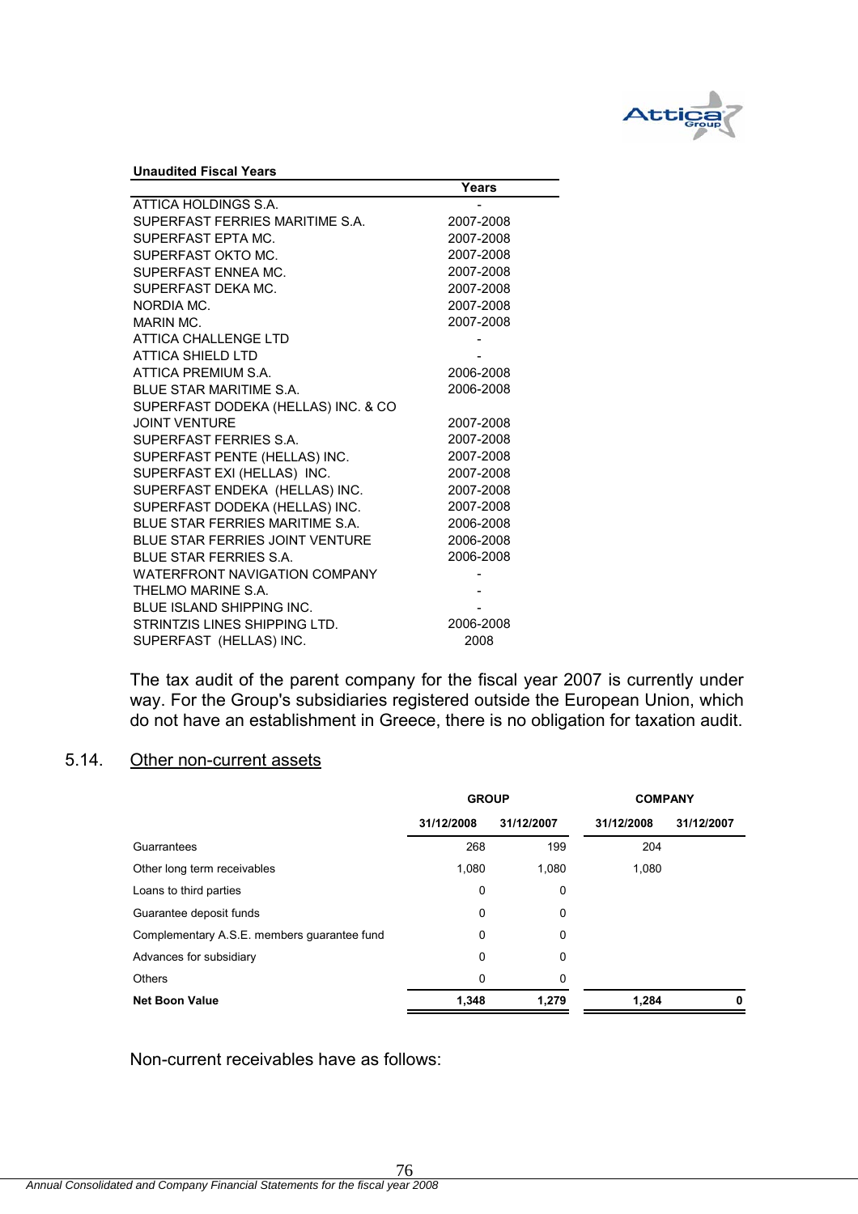**Unaudited Fiscal Years**

| | Years |
|---|---|
| ATTICA HOLDINGS S.A. | - |
| SUPERFAST FERRIES MARITIME S.A. | 2007-2008 |
| SUPERFAST EPTA MC. | 2007-2008 |
| SUPERFAST OKTO MC. | 2007-2008 |
| SUPERFAST ENNEA MC. | 2007-2008 |
| SUPERFAST DEKA MC. | 2007-2008 |
| NORDIA MC. | 2007-2008 |
| MARIN MC. | 2007-2008 |
| ATTICA CHALLENGE LTD | - |
| ATTICA SHIELD LTD | - |
| ATTICA PREMIUM S.A. | 2006-2008 |
| BLUE STAR MARITIME S.A. | 2006-2008 |
| SUPERFAST DODEKA (HELLAS) INC. & CO JOINT VENTURE | 2007-2008 |
| SUPERFAST FERRIES S.A. | 2007-2008 |
| SUPERFAST PENTE (HELLAS) INC. | 2007-2008 |
| SUPERFAST EXI (HELLAS) INC. | 2007-2008 |
| SUPERFAST ENDEKA (HELLAS) INC. | 2007-2008 |
| SUPERFAST DODEKA (HELLAS) INC. | 2007-2008 |
| BLUE STAR FERRIES MARITIME S.A. | 2006-2008 |
| BLUE STAR FERRIES JOINT VENTURE | 2006-2008 |
| BLUE STAR FERRIES S.A. | 2006-2008 |
| WATERFRONT NAVIGATION COMPANY | - |
| THELMO MARINE S.A. | - |
| BLUE ISLAND SHIPPING INC. | - |
| STRINTZIS LINES SHIPPING LTD. | 2006-2008 |
| SUPERFAST (HELLAS) INC. | 2008 |

The tax audit of the parent company for the fiscal year 2007 is currently under way. For the Group's subsidiaries registered outside the European Union, which do not have an establishment in Greece, there is no obligation for taxation audit.

## 5.14. Other non-current assets

| | GROUP | | COMPANY | |
|---|---|---|---|---|
| | 31/12/2008 | 31/12/2007 | 31/12/2008 | 31/12/2007 |
| Guarantees | 268 | 199 | 204 | |
| Other long term receivables | 1,080 | 1,080 | 1,080 | |
| Loans to third parties | 0 | 0 | | |
| Guarantee deposit funds | 0 | 0 | | |
| Complementary A.S.E. members guarantee fund | 0 | 0 | | |
| Advances for subsidiary | 0 | 0 | | |
| Others | 0 | 0 | | |
| **Net Boon Value** | **1,348** | **1,279** | **1,284** | **0** |

Non-current receivables have as follows: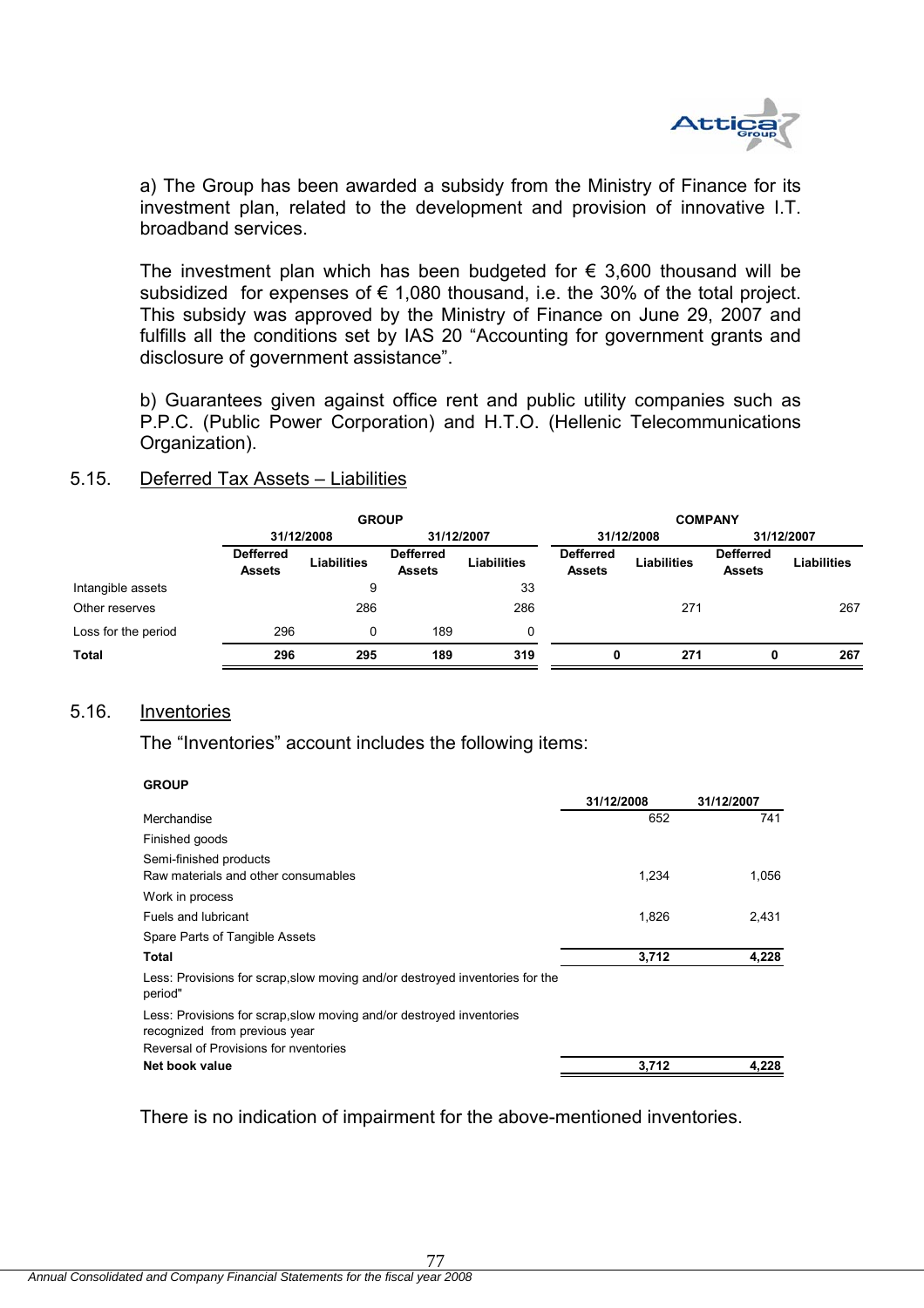a) The Group has been awarded a subsidy from the Ministry of Finance for its investment plan, related to the development and provision of innovative I.T. broadband services.

The investment plan which has been budgeted for € 3,600 thousand will be subsidized for expenses of € 1,080 thousand, i.e. the 30% of the total project. This subsidy was approved by the Ministry of Finance on June 29, 2007 and fulfills all the conditions set by IAS 20 “Accounting for government grants and disclosure of government assistance”.

b) Guarantees given against office rent and public utility companies such as P.P.C. (Public Power Corporation) and H.T.O. (Hellenic Telecommunications Organization).

## 5.15. Deferred Tax Assets – Liabilities

| | GROUP | | | | COMPANY | | | |
|---|---|---|---|---|---|---|---|---|
| | 31/12/2008 | | 31/12/2007 | | 31/12/2008 | | 31/12/2007 | |
| | Defferred Assets | Liabilities | Defferred Assets | Liabilities | Defferred Assets | Liabilities | Defferred Assets | Liabilities |
| Intangible assets | | 9 | | 33 | | | | |
| Other reserves | | 286 | | 286 | | 271 | | 267 |
| Loss for the period | 296 | 0 | 189 | 0 | | | | |
| **Total** | **296** | **295** | **189** | **319** | **0** | **271** | **0** | **267** |

## 5.16. Inventories

The “Inventories” account includes the following items:

| GROUP | 31/12/2008 | 31/12/2007 |
|---|---|---|
| Merchandise | 652 | 741 |
| Finished goods | | |
| Semi-finished products | | |
| Raw materials and other consumables | 1,234 | 1,056 |
| Work in process | | |
| Fuels and lubricant | 1,826 | 2,431 |
| Spare Parts of Tangible Assets | | |
| **Total** | **3,712** | **4,228** |
| Less: Provisions for scrap,slow moving and/or destroyed inventories for the period" | | |
| Less: Provisions for scrap,slow moving and/or destroyed inventories recognized from previous year | | |
| Reversal of Provisions for nventories | | |
| **Net book value** | **3,712** | **4,228** |

There is no indication of impairment for the above-mentioned inventories.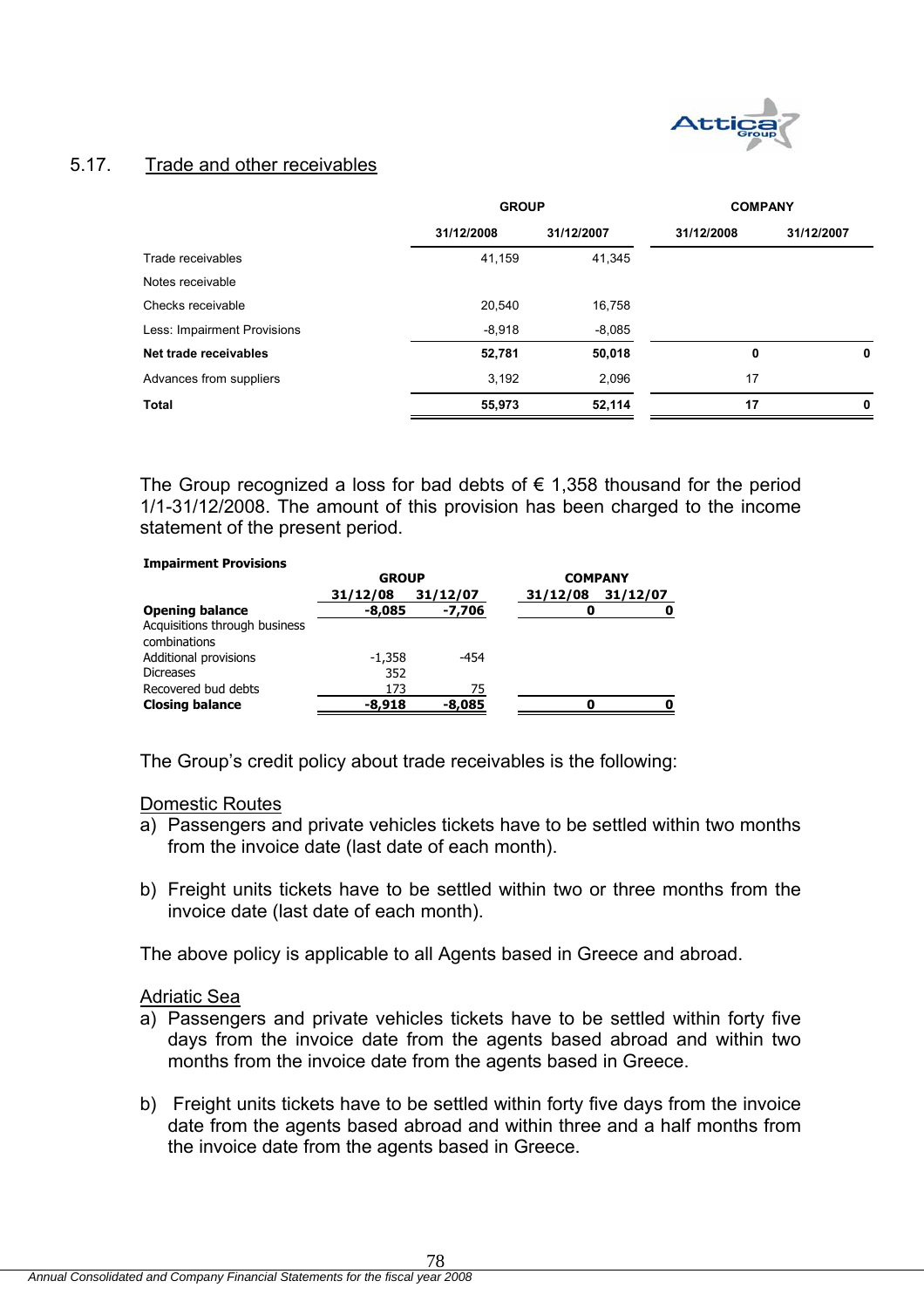## 5.17. Trade and other receivables

| | GROUP | | COMPANY | |
|---|---|---|---|---|
| | 31/12/2008 | 31/12/2007 | 31/12/2008 | 31/12/2007 |
| Trade receivables | 41,159 | 41,345 | | |
| Notes receivable | | | | |
| Checks receivable | 20,540 | 16,758 | | |
| Less: Impairment Provisions | -8,918 | -8,085 | | |
| **Net trade receivables** | **52,781** | **50,018** | **0** | **0** |
| Advances from suppliers | 3,192 | 2,096 | 17 | |
| **Total** | **55,973** | **52,114** | **17** | **0** |

The Group recognized a loss for bad debts of € 1,358 thousand for the period 1/1-31/12/2008. The amount of this provision has been charged to the income statement of the present period.

**Impairment Provisions**

| | GROUP | | COMPANY | |
|---|---|---|---|---|
| | 31/12/08 | 31/12/07 | 31/12/08 | 31/12/07 |
| **Opening balance** | **-8,085** | **-7,706** | **0** | **0** |
| Acquisitions through business combinations | | | | |
| Additional provisions | -1,358 | -454 | | |
| Dicreases | 352 | | | |
| Recovered bud debts | 173 | 75 | | |
| **Closing balance** | **-8,918** | **-8,085** | **0** | **0** |

The Group's credit policy about trade receivables is the following:

Domestic Routes

a) Passengers and private vehicles tickets have to be settled within two months from the invoice date (last date of each month).

b) Freight units tickets have to be settled within two or three months from the invoice date (last date of each month).

The above policy is applicable to all Agents based in Greece and abroad.

Adriatic Sea

a) Passengers and private vehicles tickets have to be settled within forty five days from the invoice date from the agents based abroad and within two months from the invoice date from the agents based in Greece.

b) Freight units tickets have to be settled within forty five days from the invoice date from the agents based abroad and within three and a half months from the invoice date from the agents based in Greece.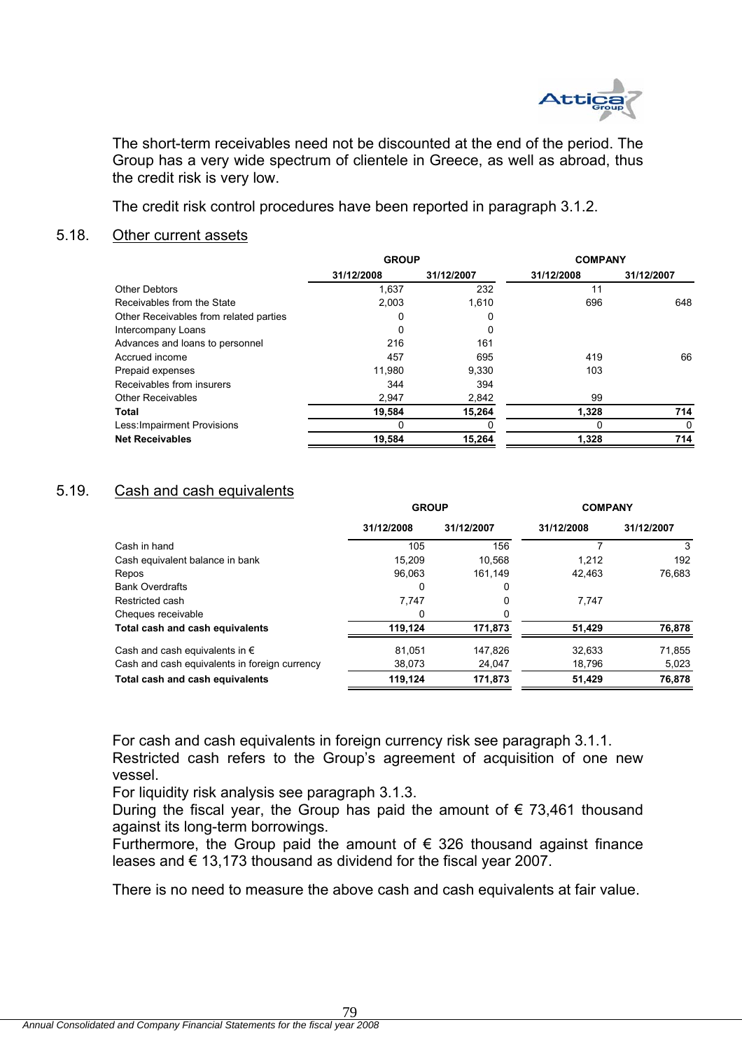The short-term receivables need not be discounted at the end of the period. The Group has a very wide spectrum of clientele in Greece, as well as abroad, thus the credit risk is very low.

The credit risk control procedures have been reported in paragraph 3.1.2.

## 5.18. Other current assets

| | GROUP | | COMPANY | |
|---|---|---|---|---|
| | 31/12/2008 | 31/12/2007 | 31/12/2008 | 31/12/2007 |
| Other Debtors | 1,637 | 232 | 11 | |
| Receivables from the State | 2,003 | 1,610 | 696 | 648 |
| Other Receivables from related parties | 0 | 0 | | |
| Intercompany Loans | 0 | 0 | | |
| Advances and loans to personnel | 216 | 161 | | |
| Accrued income | 457 | 695 | 419 | 66 |
| Prepaid expenses | 11,980 | 9,330 | 103 | |
| Receivables from insurers | 344 | 394 | | |
| Other Receivables | 2,947 | 2,842 | 99 | |
| **Total** | **19,584** | **15,264** | **1,328** | **714** |
| Less:Impairment Provisions | 0 | 0 | 0 | 0 |
| **Net Receivables** | **19,584** | **15,264** | **1,328** | **714** |

## 5.19. Cash and cash equivalents

| | GROUP | | COMPANY | |
|---|---|---|---|---|
| | 31/12/2008 | 31/12/2007 | 31/12/2008 | 31/12/2007 |
| Cash in hand | 105 | 156 | 7 | 3 |
| Cash equivalent balance in bank | 15,209 | 10,568 | 1,212 | 192 |
| Repos | 96,063 | 161,149 | 42,463 | 76,683 |
| Bank Overdrafts | 0 | 0 | | |
| Restricted cash | 7,747 | 0 | 7,747 | |
| Cheques receivable | 0 | 0 | | |
| **Total cash and cash equivalents** | **119,124** | **171,873** | **51,429** | **76,878** |
| Cash and cash equivalents in € | 81,051 | 147,826 | 32,633 | 71,855 |
| Cash and cash equivalents in foreign currency | 38,073 | 24,047 | 18,796 | 5,023 |
| **Total cash and cash equivalents** | **119,124** | **171,873** | **51,429** | **76,878** |

For cash and cash equivalents in foreign currency risk see paragraph 3.1.1.
Restricted cash refers to the Group's agreement of acquisition of one new vessel.
For liquidity risk analysis see paragraph 3.1.3.
During the fiscal year, the Group has paid the amount of € 73,461 thousand against its long-term borrowings.
Furthermore, the Group paid the amount of € 326 thousand against finance leases and € 13,173 thousand as dividend for the fiscal year 2007.

There is no need to measure the above cash and cash equivalents at fair value.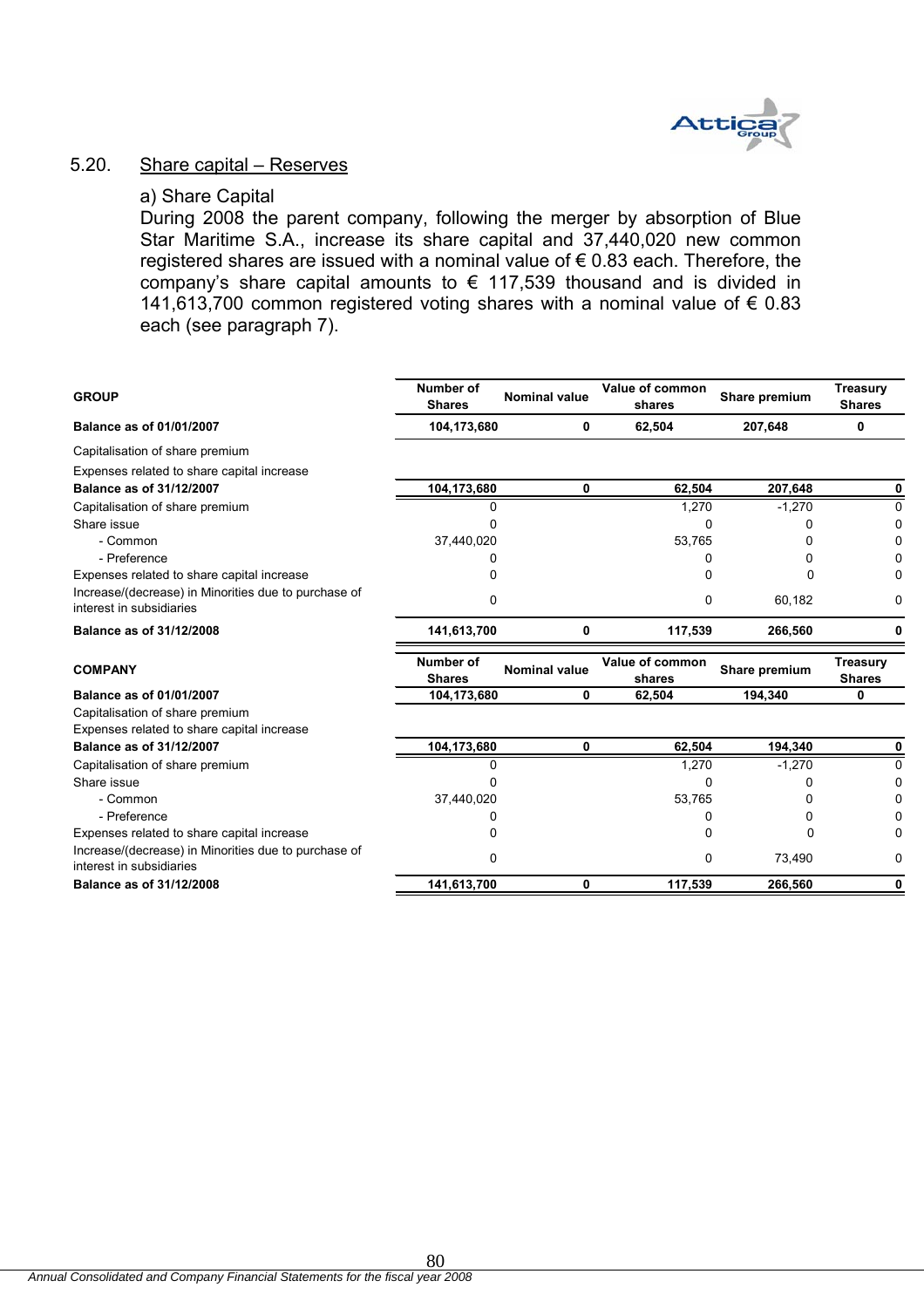## 5.20. Share capital – Reserves

a) Share Capital

During 2008 the parent company, following the merger by absorption of Blue Star Maritime S.A., increase its share capital and 37,440,020 new common registered shares are issued with a nominal value of € 0.83 each. Therefore, the company's share capital amounts to € 117,539 thousand and is divided in 141,613,700 common registered voting shares with a nominal value of € 0.83 each (see paragraph 7).

| GROUP | Number of Shares | Nominal value | Value of common shares | Share premium | Treasury Shares |
|---|---|---|---|---|---|
| **Balance as of 01/01/2007** | **104,173,680** | **0** | **62,504** | **207,648** | **0** |
| Capitalisation of share premium | | | | | |
| Expenses related to share capital increase | | | | | |
| **Balance as of 31/12/2007** | **104,173,680** | **0** | **62,504** | **207,648** | **0** |
| Capitalisation of share premium | 0 | | 1,270 | -1,270 | 0 |
| Share issue | 0 | | 0 | 0 | 0 |
| - Common | 37,440,020 | | 53,765 | 0 | 0 |
| - Preference | 0 | | 0 | 0 | 0 |
| Expenses related to share capital increase | 0 | | 0 | 0 | 0 |
| Increase/(decrease) in Minorities due to purchase of interest in subsidiaries | 0 | | 0 | 60,182 | 0 |
| **Balance as of 31/12/2008** | **141,613,700** | **0** | **117,539** | **266,560** | **0** |

| COMPANY | Number of Shares | Nominal value | Value of common shares | Share premium | Treasury Shares |
|---|---|---|---|---|---|
| **Balance as of 01/01/2007** | **104,173,680** | **0** | **62,504** | **194,340** | **0** |
| Capitalisation of share premium | | | | | |
| Expenses related to share capital increase | | | | | |
| **Balance as of 31/12/2007** | **104,173,680** | **0** | **62,504** | **194,340** | **0** |
| Capitalisation of share premium | 0 | | 1,270 | -1,270 | 0 |
| Share issue | 0 | | 0 | 0 | 0 |
| - Common | 37,440,020 | | 53,765 | 0 | 0 |
| - Preference | 0 | | 0 | 0 | 0 |
| Expenses related to share capital increase | 0 | | 0 | 0 | 0 |
| Increase/(decrease) in Minorities due to purchase of interest in subsidiaries | 0 | | 0 | 73,490 | 0 |
| **Balance as of 31/12/2008** | **141,613,700** | **0** | **117,539** | **266,560** | **0** |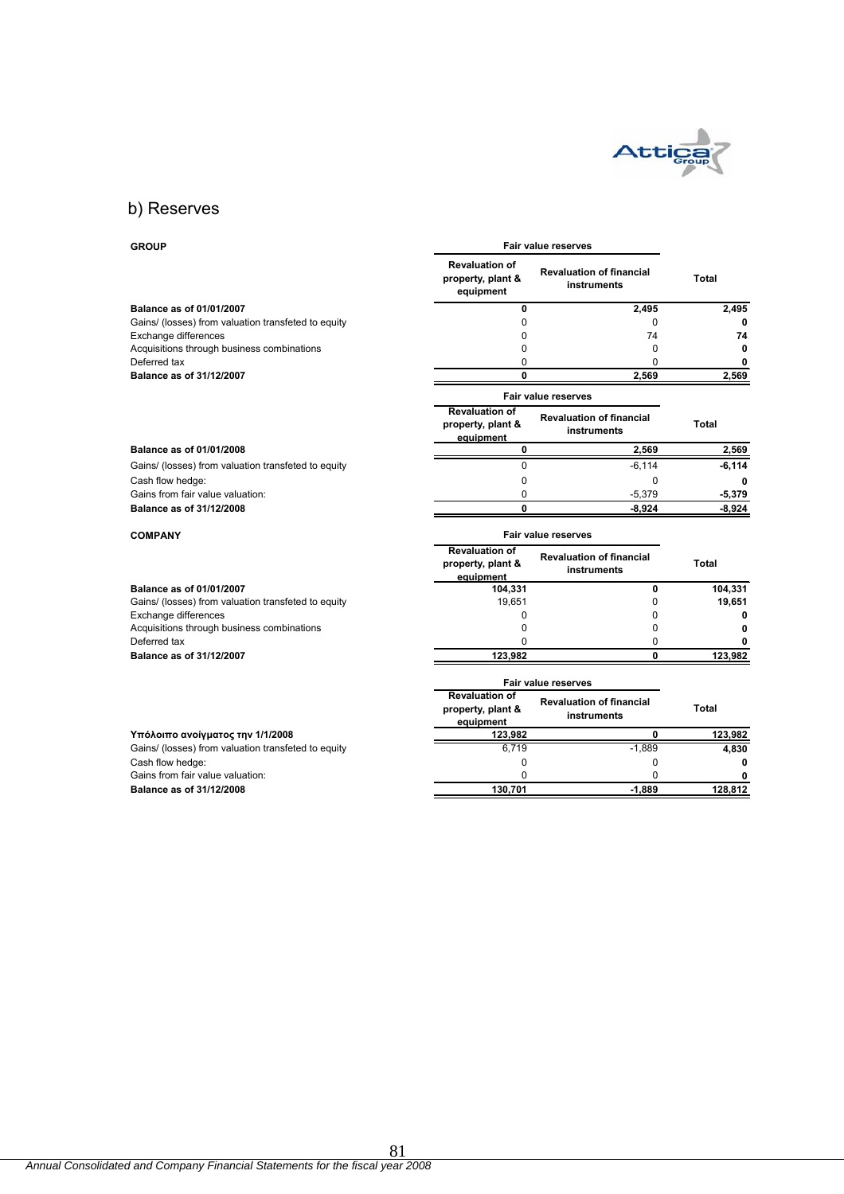## b) Reserves

**GROUP**

| | Fair value reserves | | |
|---|---|---|---|
| | Revaluation of property, plant & equipment | Revaluation of financial instruments | Total |
| **Balance as of 01/01/2007** | **0** | **2,495** | **2,495** |
| Gains/ (losses) from valuation transfeted to equity | 0 | 0 | **0** |
| Exchange differences | 0 | 74 | **74** |
| Acquisitions through business combinations | 0 | 0 | **0** |
| Deferred tax | 0 | 0 | **0** |
| **Balance as of 31/12/2007** | **0** | **2,569** | **2,569** |

| | Fair value reserves | | |
|---|---|---|---|
| | Revaluation of property, plant & equipment | Revaluation of financial instruments | Total |
| **Balance as of 01/01/2008** | **0** | **2,569** | **2,569** |
| Gains/ (losses) from valuation transfeted to equity | 0 | -6,114 | **-6,114** |
| Cash flow hedge: | 0 | 0 | **0** |
| Gains from fair value valuation: | 0 | -5,379 | **-5,379** |
| **Balance as of 31/12/2008** | **0** | **-8,924** | **-8,924** |

**COMPANY**

| | Fair value reserves | | |
|---|---|---|---|
| | Revaluation of property, plant & equipment | Revaluation of financial instruments | Total |
| **Balance as of 01/01/2007** | **104,331** | **0** | **104,331** |
| Gains/ (losses) from valuation transfeted to equity | 19,651 | 0 | **19,651** |
| Exchange differences | 0 | 0 | **0** |
| Acquisitions through business combinations | 0 | 0 | **0** |
| Deferred tax | 0 | 0 | **0** |
| **Balance as of 31/12/2007** | **123,982** | **0** | **123,982** |

| | Fair value reserves | | |
|---|---|---|---|
| | Revaluation of property, plant & equipment | Revaluation of financial instruments | Total |
| **Υπόλοιπο ανοίγματος την 1/1/2008** | **123,982** | **0** | **123,982** |
| Gains/ (losses) from valuation transfeted to equity | 6,719 | -1,889 | **4,830** |
| Cash flow hedge: | 0 | 0 | **0** |
| Gains from fair value valuation: | 0 | 0 | **0** |
| **Balance as of 31/12/2008** | **130,701** | **-1,889** | **128,812** |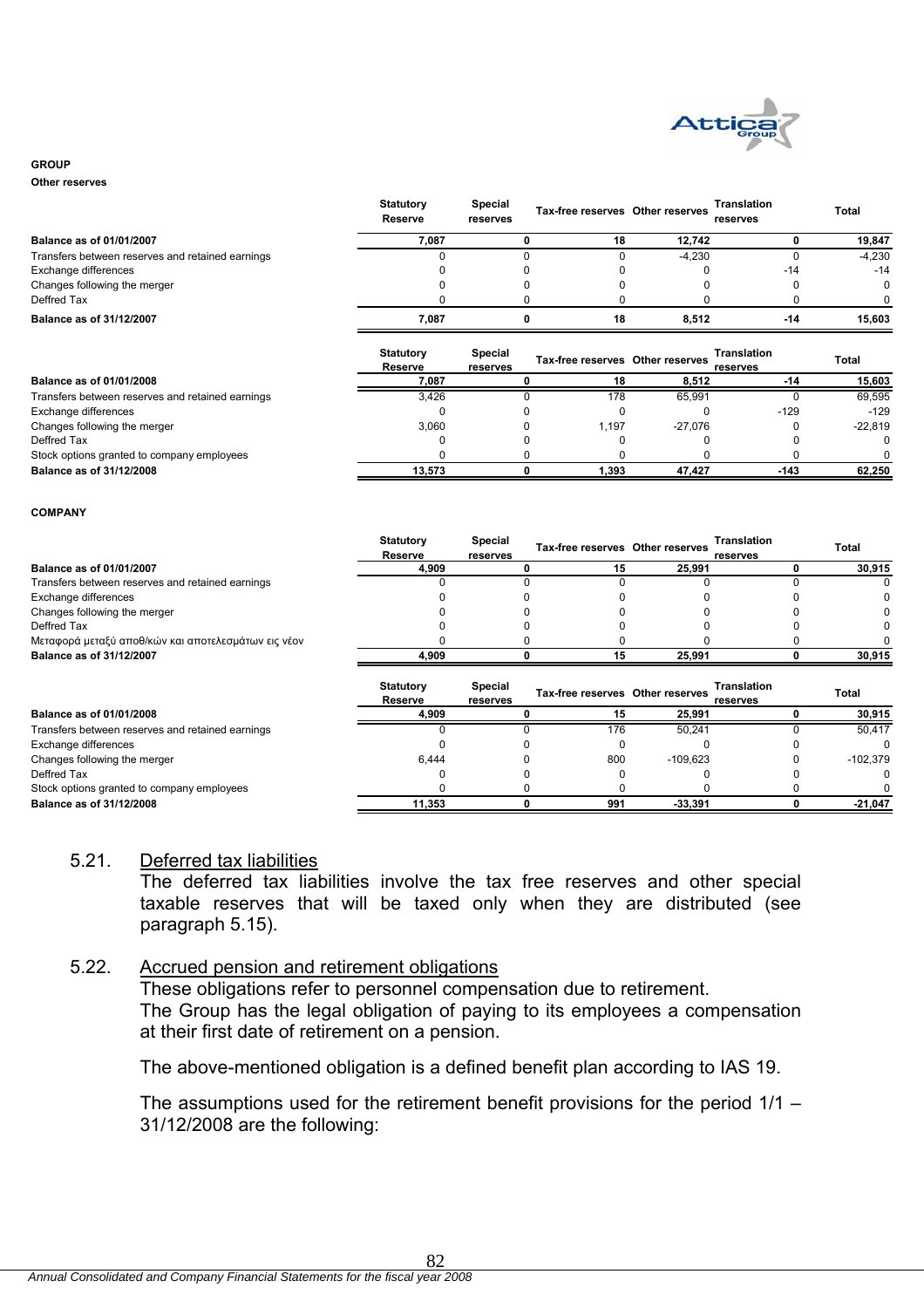**GROUP**

**Other reserves**

| | Statutory Reserve | Special reserves | Tax-free reserves | Other reserves | Translation reserves | Total |
|---|---|---|---|---|---|---|
| **Balance as of 01/01/2007** | **7,087** | **0** | **18** | **12,742** | **0** | **19,847** |
| Transfers between reserves and retained earnings | 0 | 0 | 0 | -4,230 | 0 | -4,230 |
| Exchange differences | 0 | 0 | 0 | 0 | -14 | -14 |
| Changes following the merger | 0 | 0 | 0 | 0 | 0 | 0 |
| Deffred Tax | 0 | 0 | 0 | 0 | 0 | 0 |
| **Balance as of 31/12/2007** | **7,087** | **0** | **18** | **8,512** | **-14** | **15,603** |

| | Statutory Reserve | Special reserves | Tax-free reserves | Other reserves | Translation reserves | Total |
|---|---|---|---|---|---|---|
| **Balance as of 01/01/2008** | **7,087** | **0** | **18** | **8,512** | **-14** | **15,603** |
| Transfers between reserves and retained earnings | 3,426 | 0 | 178 | 65,991 | 0 | 69,595 |
| Exchange differences | 0 | 0 | 0 | 0 | -129 | -129 |
| Changes following the merger | 3,060 | 0 | 1,197 | -27,076 | 0 | -22,819 |
| Deffred Tax | 0 | 0 | 0 | 0 | 0 | 0 |
| Stock options granted to company employees | 0 | 0 | 0 | 0 | 0 | 0 |
| **Balance as of 31/12/2008** | **13,573** | **0** | **1,393** | **47,427** | **-143** | **62,250** |

**COMPANY**

| | Statutory Reserve | Special reserves | Tax-free reserves | Other reserves | Translation reserves | Total |
|---|---|---|---|---|---|---|
| **Balance as of 01/01/2007** | **4,909** | **0** | **15** | **25,991** | **0** | **30,915** |
| Transfers between reserves and retained earnings | 0 | 0 | 0 | 0 | 0 | 0 |
| Exchange differences | 0 | 0 | 0 | 0 | 0 | 0 |
| Changes following the merger | 0 | 0 | 0 | 0 | 0 | 0 |
| Deffred Tax | 0 | 0 | 0 | 0 | 0 | 0 |
| Μεταφορά μεταξύ αποθ/κών και αποτελεσμάτων εις νέον | 0 | 0 | 0 | 0 | 0 | 0 |
| **Balance as of 31/12/2007** | **4,909** | **0** | **15** | **25,991** | **0** | **30,915** |

| | Statutory Reserve | Special reserves | Tax-free reserves | Other reserves | Translation reserves | Total |
|---|---|---|---|---|---|---|
| **Balance as of 01/01/2008** | **4,909** | **0** | **15** | **25,991** | **0** | **30,915** |
| Transfers between reserves and retained earnings | 0 | 0 | 176 | 50,241 | 0 | 50,417 |
| Exchange differences | 0 | 0 | 0 | 0 | 0 | 0 |
| Changes following the merger | 6,444 | 0 | 800 | -109,623 | 0 | -102,379 |
| Deffred Tax | 0 | 0 | 0 | 0 | 0 | 0 |
| Stock options granted to company employees | 0 | 0 | 0 | 0 | 0 | 0 |
| **Balance as of 31/12/2008** | **11,353** | **0** | **991** | **-33,391** | **0** | **-21,047** |

## 5.21. Deferred tax liabilities

The deferred tax liabilities involve the tax free reserves and other special taxable reserves that will be taxed only when they are distributed (see paragraph 5.15).

## 5.22. Accrued pension and retirement obligations

These obligations refer to personnel compensation due to retirement.
The Group has the legal obligation of paying to its employees a compensation at their first date of retirement on a pension.

The above-mentioned obligation is a defined benefit plan according to IAS 19.

The assumptions used for the retirement benefit provisions for the period 1/1 – 31/12/2008 are the following: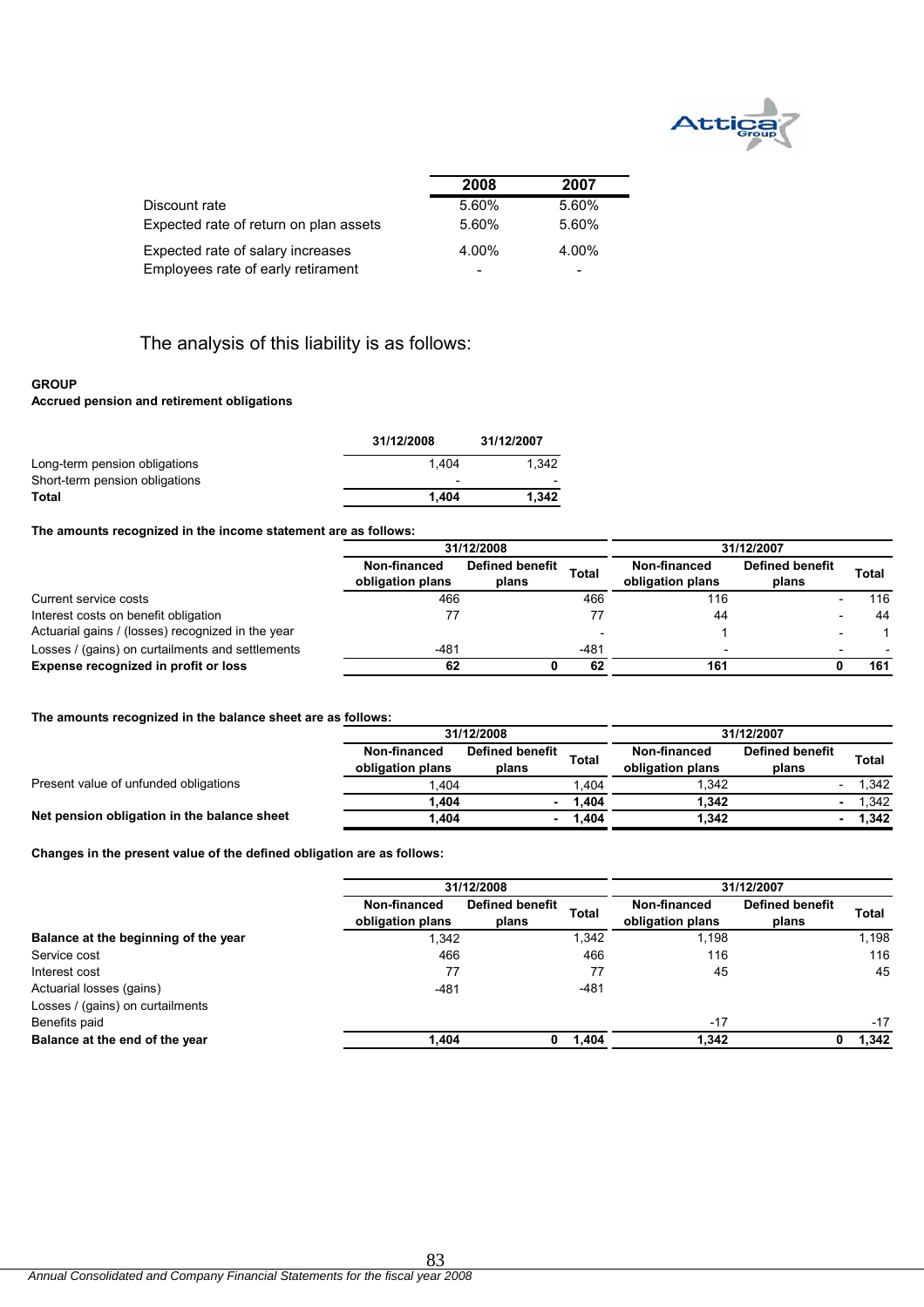| | 2008 | 2007 |
|---|---|---|
| Discount rate | 5.60% | 5.60% |
| Expected rate of return on plan assets | 5.60% | 5.60% |
| Expected rate of salary increases | 4.00% | 4.00% |
| Employees rate of early retirament | - | - |

## The analysis of this liability is as follows:

**GROUP**

**Accrued pension and retirement obligations**

| | 31/12/2008 | 31/12/2007 |
|---|---|---|
| Long-term pension obligations | 1,404 | 1,342 |
| Short-term pension obligations | - | - |
| **Total** | **1,404** | **1,342** |

**The amounts recognized in the income statement are as follows:**

| | 31/12/2008 | | | 31/12/2007 | | |
|---|---|---|---|---|---|---|
| | Non-financed obligation plans | Defined benefit plans | Total | Non-financed obligation plans | Defined benefit plans | Total |
| Current service costs | 466 | | 466 | 116 | - | 116 |
| Interest costs on benefit obligation | 77 | | 77 | 44 | - | 44 |
| Actuarial gains / (losses) recognized in the year | | | - | 1 | - | 1 |
| Losses / (gains) on curtailments and settlements | -481 | | -481 | - | - | - |
| **Expense recognized in profit or loss** | **62** | **0** | **62** | **161** | **0** | **161** |

**The amounts recognized in the balance sheet are as follows:**

| | 31/12/2008 | | | 31/12/2007 | | |
|---|---|---|---|---|---|---|
| | Non-financed obligation plans | Defined benefit plans | Total | Non-financed obligation plans | Defined benefit plans | Total |
| Present value of unfunded obligations | 1,404 | | 1,404 | 1,342 | - | 1,342 |
| | **1,404** | **-** | **1,404** | **1,342** | **-** | 1,342 |
| **Net pension obligation in the balance sheet** | **1,404** | **-** | **1,404** | **1,342** | **-** | **1,342** |

**Changes in the present value of the defined obligation are as follows:**

| | 31/12/2008 | | | 31/12/2007 | | |
|---|---|---|---|---|---|---|
| | Non-financed obligation plans | Defined benefit plans | Total | Non-financed obligation plans | Defined benefit plans | Total |
| **Balance at the beginning of the year** | 1,342 | | 1,342 | 1,198 | | 1,198 |
| Service cost | 466 | | 466 | 116 | | 116 |
| Interest cost | 77 | | 77 | 45 | | 45 |
| Actuarial losses (gains) | -481 | | -481 | | | |
| Losses / (gains) on curtailments | | | | | | |
| Benefits paid | | | | -17 | | -17 |
| **Balance at the end of the year** | **1,404** | **0** | **1,404** | **1,342** | **0** | **1,342** |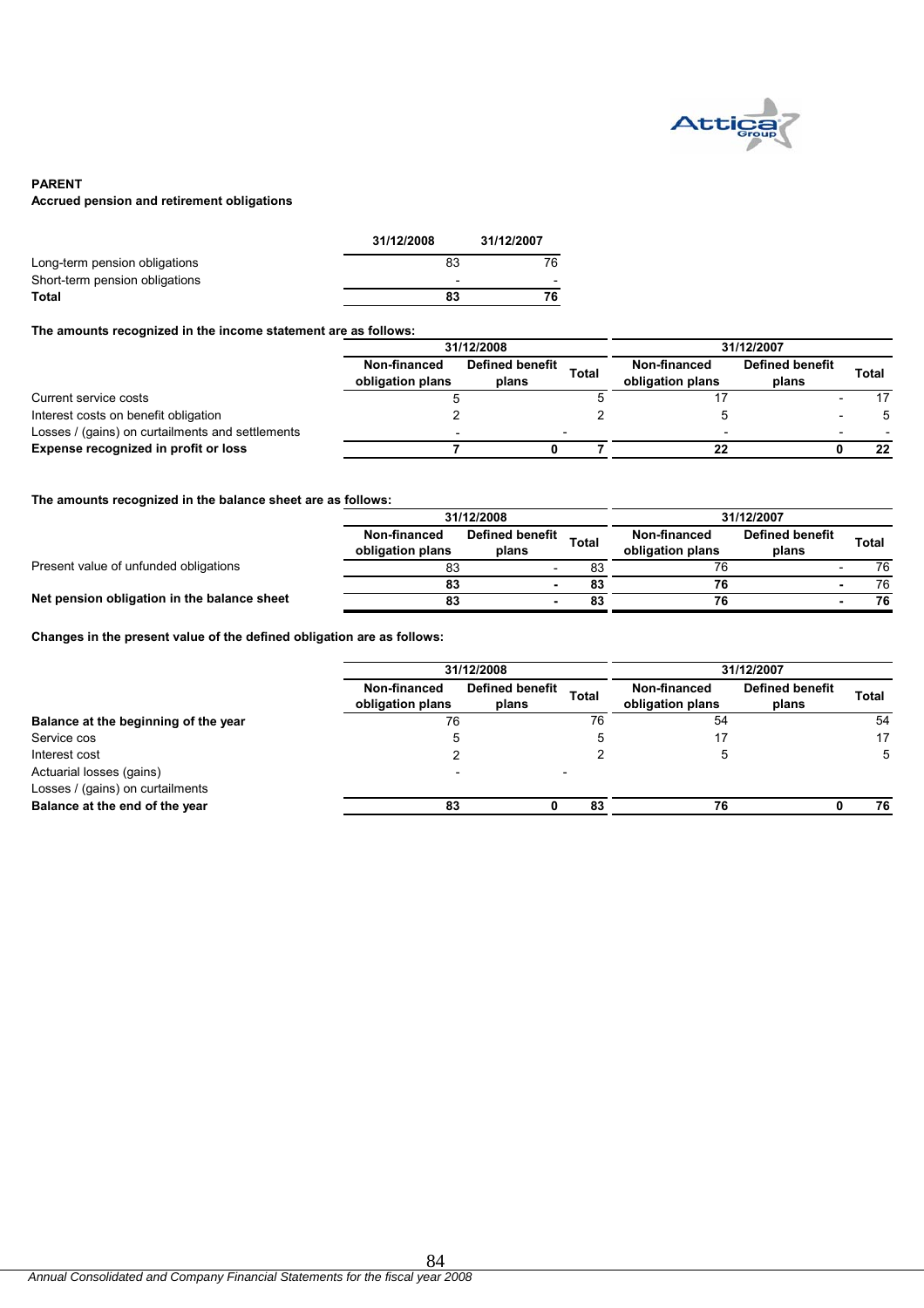**PARENT**

**Accrued pension and retirement obligations**

| | 31/12/2008 | 31/12/2007 |
|---|---|---|
| Long-term pension obligations | 83 | 76 |
| Short-term pension obligations | - | - |
| **Total** | **83** | **76** |

**The amounts recognized in the income statement are as follows:**

| | 31/12/2008 | | | 31/12/2007 | | |
|---|---|---|---|---|---|---|
| | Non-financed obligation plans | Defined benefit plans | Total | Non-financed obligation plans | Defined benefit plans | Total |
| Current service costs | 5 | | 5 | 17 | - | 17 |
| Interest costs on benefit obligation | 2 | | 2 | 5 | - | 5 |
| Losses / (gains) on curtailments and settlements | - | - | | - | - | - |
| **Expense recognized in profit or loss** | **7** | **0** | **7** | **22** | **0** | **22** |

**The amounts recognized in the balance sheet are as follows:**

| | 31/12/2008 | | | 31/12/2007 | | |
|---|---|---|---|---|---|---|
| | Non-financed obligation plans | Defined benefit plans | Total | Non-financed obligation plans | Defined benefit plans | Total |
| Present value of unfunded obligations | 83 | - | 83 | 76 | - | 76 |
| | **83** | **-** | **83** | **76** | **-** | 76 |
| **Net pension obligation in the balance sheet** | **83** | **-** | **83** | **76** | **-** | **76** |

**Changes in the present value of the defined obligation are as follows:**

| | 31/12/2008 | | | 31/12/2007 | | |
|---|---|---|---|---|---|---|
| | Non-financed obligation plans | Defined benefit plans | Total | Non-financed obligation plans | Defined benefit plans | Total |
| **Balance at the beginning of the year** | 76 | | 76 | 54 | | 54 |
| Service cos | 5 | | 5 | 17 | | 17 |
| Interest cost | 2 | | 2 | 5 | | 5 |
| Actuarial losses (gains) | - | - | | | | |
| Losses / (gains) on curtailments | | | | | | |
| **Balance at the end of the year** | **83** | **0** | **83** | **76** | **0** | **76** |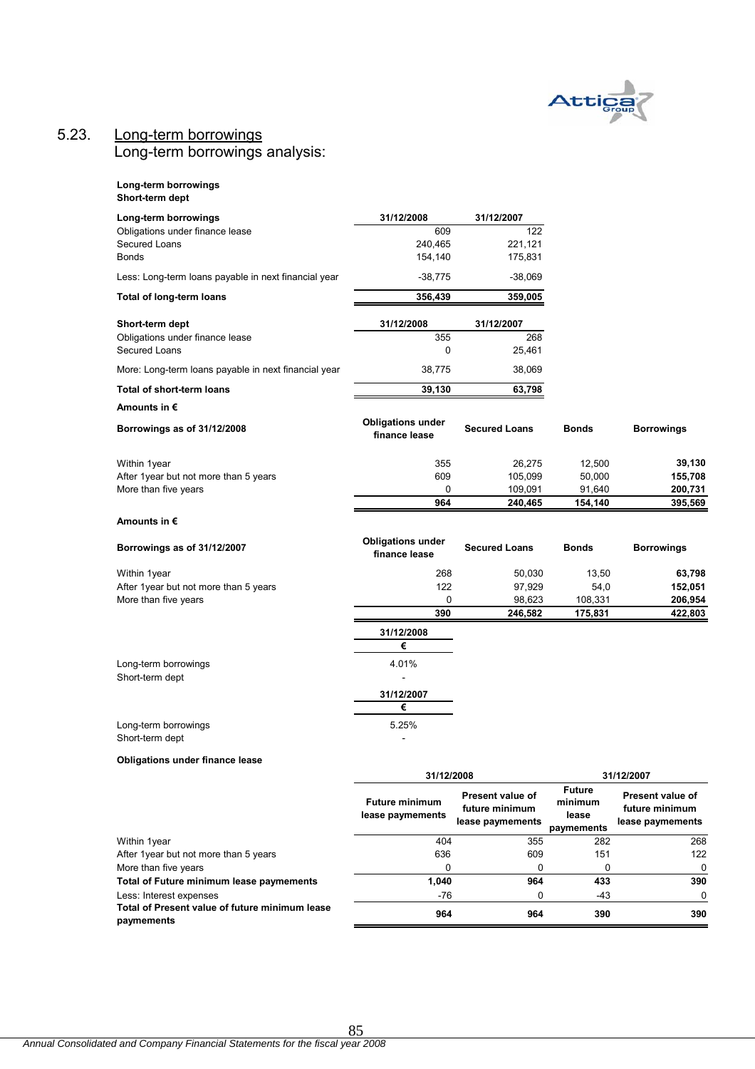## 5.23. Long-term borrowings

Long-term borrowings analysis:

**Long-term borrowings**
**Short-term dept**

| **Long-term borrowings** | **31/12/2008** | **31/12/2007** |
|---|---|---|
| Obligations under finance lease | 609 | 122 |
| Secured Loans | 240,465 | 221,121 |
| Bonds | 154,140 | 175,831 |
| Less: Long-term loans payable in next financial year | -38,775 | -38,069 |
| **Total of long-term loans** | **356,439** | **359,005** |

| **Short-term dept** | **31/12/2008** | **31/12/2007** |
|---|---|---|
| Obligations under finance lease | 355 | 268 |
| Secured Loans | 0 | 25,461 |
| More: Long-term loans payable in next financial year | 38,775 | 38,069 |
| **Total of short-term loans** | **39,130** | **63,798** |

**Amounts in €**

| **Borrowings as of 31/12/2008** | **Obligations under finance lease** | **Secured Loans** | **Bonds** | **Borrowings** |
|---|---|---|---|---|
| Within 1year | 355 | 26,275 | 12,500 | **39,130** |
| After 1year but not more than 5 years | 609 | 105,099 | 50,000 | **155,708** |
| More than five years | 0 | 109,091 | 91,640 | **200,731** |
| | **964** | **240,465** | **154,140** | **395,569** |

**Amounts in €**

| **Borrowings as of 31/12/2007** | **Obligations under finance lease** | **Secured Loans** | **Bonds** | **Borrowings** |
|---|---|---|---|---|
| Within 1year | 268 | 50,030 | 13,50 | **63,798** |
| After 1year but not more than 5 years | 122 | 97,929 | 54,0 | **152,051** |
| More than five years | 0 | 98,623 | 108,331 | **206,954** |
| | **390** | **246,582** | **175,831** | **422,803** |

| | **31/12/2008** |
|---|---|
| | **€** |
| Long-term borrowings | 4.01% |
| Short-term dept | - |

| | **31/12/2007** |
|---|---|
| | **€** |
| Long-term borrowings | 5.25% |
| Short-term dept | - |

**Obligations under finance lease**

| | **31/12/2008** | | **31/12/2007** | |
|---|---|---|---|---|
| | **Future minimum lease paymements** | **Present value of future minimum lease paymements** | **Future minimum lease paymements** | **Present value of future minimum lease paymements** |
| Within 1year | 404 | 355 | 282 | 268 |
| After 1year but not more than 5 years | 636 | 609 | 151 | 122 |
| More than five years | 0 | 0 | 0 | 0 |
| **Total of Future minimum lease paymements** | **1,040** | **964** | **433** | **390** |
| Less: Interest expenses | -76 | 0 | -43 | 0 |
| **Total of Present value of future minimum lease paymements** | **964** | **964** | **390** | **390** |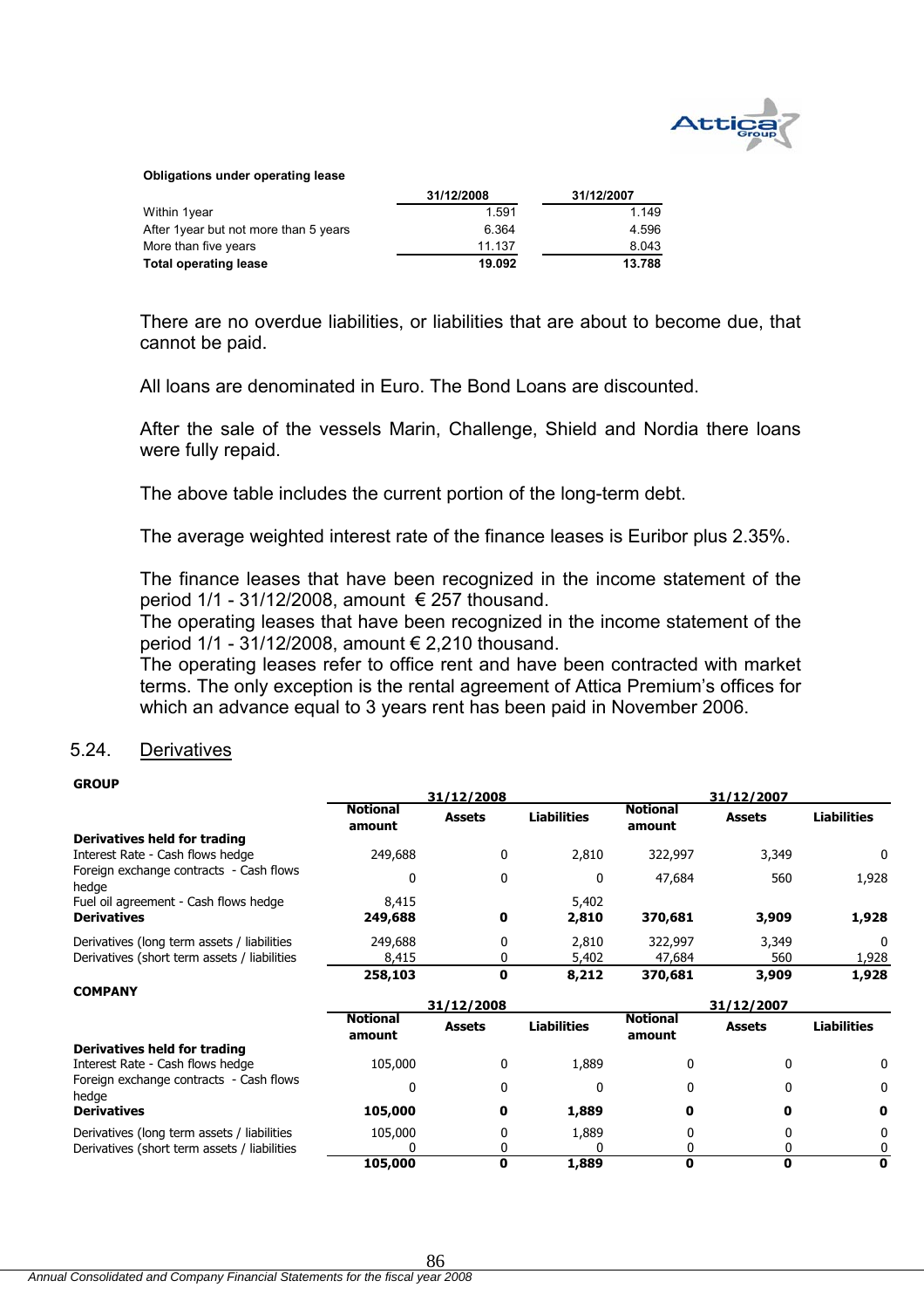**Obligations under operating lease**

| | 31/12/2008 | 31/12/2007 |
|---|---|---|
| Within 1year | 1.591 | 1.149 |
| After 1year but not more than 5 years | 6.364 | 4.596 |
| More than five years | 11.137 | 8.043 |
| **Total operating lease** | **19.092** | **13.788** |

There are no overdue liabilities, or liabilities that are about to become due, that cannot be paid.

All loans are denominated in Euro. The Bond Loans are discounted.

After the sale of the vessels Marin, Challenge, Shield and Nordia there loans were fully repaid.

The above table includes the current portion of the long-term debt.

The average weighted interest rate of the finance leases is Euribor plus 2.35%.

The finance leases that have been recognized in the income statement of the period 1/1 - 31/12/2008, amount € 257 thousand.
The operating leases that have been recognized in the income statement of the period 1/1 - 31/12/2008, amount € 2,210 thousand.
The operating leases refer to office rent and have been contracted with market terms. The only exception is the rental agreement of Attica Premium's offices for which an advance equal to 3 years rent has been paid in November 2006.

## 5.24. Derivatives

**GROUP**

| | 31/12/2008 | | | 31/12/2007 | | |
|---|---|---|---|---|---|---|
| | **Notional amount** | **Assets** | **Liabilities** | **Notional amount** | **Assets** | **Liabilities** |
| **Derivatives held for trading** | | | | | | |
| Interest Rate - Cash flows hedge | 249,688 | 0 | 2,810 | 322,997 | 3,349 | 0 |
| Foreign exchange contracts - Cash flows hedge | 0 | 0 | 0 | 47,684 | 560 | 1,928 |
| Fuel oil agreement - Cash flows hedge | 8,415 | | 5,402 | | | |
| **Derivatives** | **249,688** | **0** | **2,810** | **370,681** | **3,909** | **1,928** |
| Derivatives (long term assets / liabilities | 249,688 | 0 | 2,810 | 322,997 | 3,349 | 0 |
| Derivatives (short term assets / liabilities | 8,415 | 0 | 5,402 | 47,684 | 560 | 1,928 |
| | **258,103** | **0** | **8,212** | **370,681** | **3,909** | **1,928** |

**COMPANY**

| | 31/12/2008 | | | 31/12/2007 | | |
|---|---|---|---|---|---|---|
| | **Notional amount** | **Assets** | **Liabilities** | **Notional amount** | **Assets** | **Liabilities** |
| **Derivatives held for trading** | | | | | | |
| Interest Rate - Cash flows hedge | 105,000 | 0 | 1,889 | 0 | 0 | 0 |
| Foreign exchange contracts - Cash flows hedge | 0 | 0 | 0 | 0 | 0 | 0 |
| **Derivatives** | **105,000** | **0** | **1,889** | **0** | **0** | **0** |
| Derivatives (long term assets / liabilities | 105,000 | 0 | 1,889 | 0 | 0 | 0 |
| Derivatives (short term assets / liabilities | 0 | 0 | 0 | 0 | 0 | 0 |
| | **105,000** | **0** | **1,889** | **0** | **0** | **0** |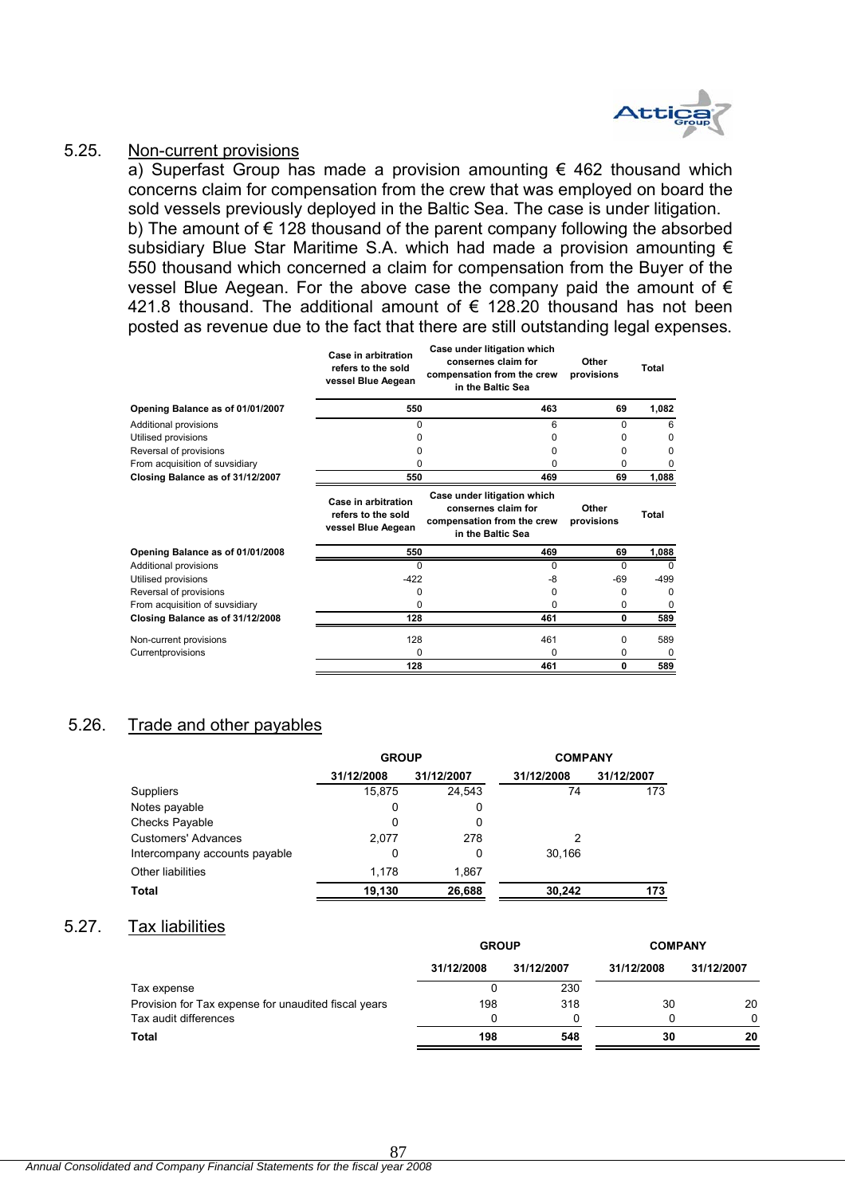## 5.25. Non-current provisions

a) Superfast Group has made a provision amounting € 462 thousand which concerns claim for compensation from the crew that was employed on board the sold vessels previously deployed in the Baltic Sea. The case is under litigation.

b) The amount of € 128 thousand of the parent company following the absorbed subsidiary Blue Star Maritime S.A. which had made a provision amounting € 550 thousand which concerned a claim for compensation from the Buyer of the vessel Blue Aegean. For the above case the company paid the amount of € 421.8 thousand. The additional amount of € 128.20 thousand has not been posted as revenue due to the fact that there are still outstanding legal expenses.

| | Case in arbitration refers to the sold vessel Blue Aegean | Case under litigation which consernes claim for compensation from the crew in the Baltic Sea | Other provisions | Total |
|---|---|---|---|---|
| **Opening Balance as of 01/01/2007** | **550** | **463** | **69** | **1,082** |
| Additional provisions | 0 | 6 | 0 | 6 |
| Utilised provisions | 0 | 0 | 0 | 0 |
| Reversal of provisions | 0 | 0 | 0 | 0 |
| From acquisition of suvsidiary | 0 | 0 | 0 | 0 |
| **Closing Balance as of 31/12/2007** | **550** | **469** | **69** | **1,088** |

| | Case in arbitration refers to the sold vessel Blue Aegean | Case under litigation which consernes claim for compensation from the crew in the Baltic Sea | Other provisions | Total |
|---|---|---|---|---|
| **Opening Balance as of 01/01/2008** | **550** | **469** | **69** | **1,088** |
| Additional provisions | 0 | 0 | 0 | 0 |
| Utilised provisions | -422 | -8 | -69 | -499 |
| Reversal of provisions | 0 | 0 | 0 | 0 |
| From acquisition of suvsidiary | 0 | 0 | 0 | 0 |
| **Closing Balance as of 31/12/2008** | **128** | **461** | **0** | **589** |
| Non-current provisions | 128 | 461 | 0 | 589 |
| Currentprovisions | 0 | 0 | 0 | 0 |
| | **128** | **461** | **0** | **589** |

## 5.26. Trade and other payables

| | GROUP | | COMPANY | |
|---|---|---|---|---|
| | 31/12/2008 | 31/12/2007 | 31/12/2008 | 31/12/2007 |
| Suppliers | 15,875 | 24,543 | 74 | 173 |
| Notes payable | 0 | 0 | | |
| Checks Payable | 0 | 0 | | |
| Customers' Advances | 2,077 | 278 | 2 | |
| Intercompany accounts payable | 0 | 0 | 30,166 | |
| Other liabilities | 1,178 | 1,867 | | |
| **Total** | **19,130** | **26,688** | **30,242** | **173** |

## 5.27. Tax liabilities

| | GROUP | | COMPANY | |
|---|---|---|---|---|
| | 31/12/2008 | 31/12/2007 | 31/12/2008 | 31/12/2007 |
| Tax expense | 0 | 230 | | |
| Provision for Tax expense for unaudited fiscal years | 198 | 318 | 30 | 20 |
| Tax audit differences | 0 | 0 | 0 | 0 |
| **Total** | **198** | **548** | **30** | **20** |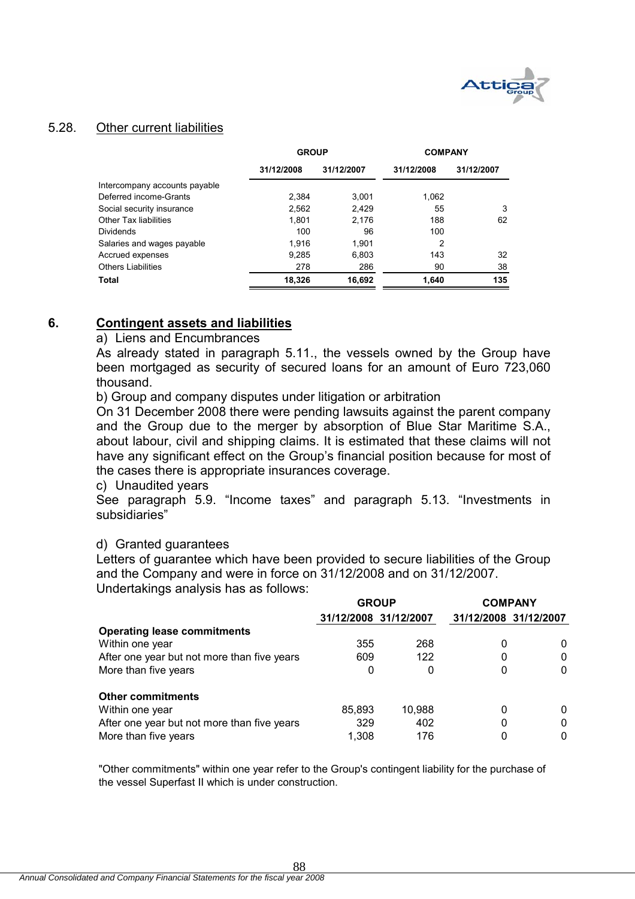## 5.28. Other current liabilities

| | GROUP | | COMPANY | |
|---|---|---|---|---|
| | 31/12/2008 | 31/12/2007 | 31/12/2008 | 31/12/2007 |
| Intercompany accounts payable | | | | |
| Deferred income-Grants | 2,384 | 3,001 | 1,062 | |
| Social security insurance | 2,562 | 2,429 | 55 | 3 |
| Other Tax liabilities | 1,801 | 2,176 | 188 | 62 |
| Dividends | 100 | 96 | 100 | |
| Salaries and wages payable | 1,916 | 1,901 | 2 | |
| Accrued expenses | 9,285 | 6,803 | 143 | 32 |
| Others Liabilities | 278 | 286 | 90 | 38 |
| **Total** | **18,326** | **16,692** | **1,640** | **135** |

# 6. Contingent assets and liabilities

a) Liens and Encumbrances

As already stated in paragraph 5.11., the vessels owned by the Group have been mortgaged as security of secured loans for an amount of Euro 723,060 thousand.

b) Group and company disputes under litigation or arbitration

On 31 December 2008 there were pending lawsuits against the parent company and the Group due to the merger by absorption of Blue Star Maritime S.A., about labour, civil and shipping claims. It is estimated that these claims will not have any significant effect on the Group's financial position because for most of the cases there is appropriate insurances coverage.

c) Unaudited years

See paragraph 5.9. "Income taxes" and paragraph 5.13. "Investments in subsidiaries"

d) Granted guarantees

Letters of guarantee which have been provided to secure liabilities of the Group and the Company and were in force on 31/12/2008 and on 31/12/2007.

Undertakings analysis has as follows:

| | GROUP | | COMPANY | |
|---|---|---|---|---|
| | 31/12/2008 | 31/12/2007 | 31/12/2008 | 31/12/2007 |
| **Operating lease commitments** | | | | |
| Within one year | 355 | 268 | 0 | 0 |
| After one year but not more than five years | 609 | 122 | 0 | 0 |
| More than five years | 0 | 0 | 0 | 0 |
| | | | | |
| **Other commitments** | | | | |
| Within one year | 85,893 | 10,988 | 0 | 0 |
| After one year but not more than five years | 329 | 402 | 0 | 0 |
| More than five years | 1,308 | 176 | 0 | 0 |

"Other commitments" within one year refer to the Group's contingent liability for the purchase of the vessel Superfast II which is under construction.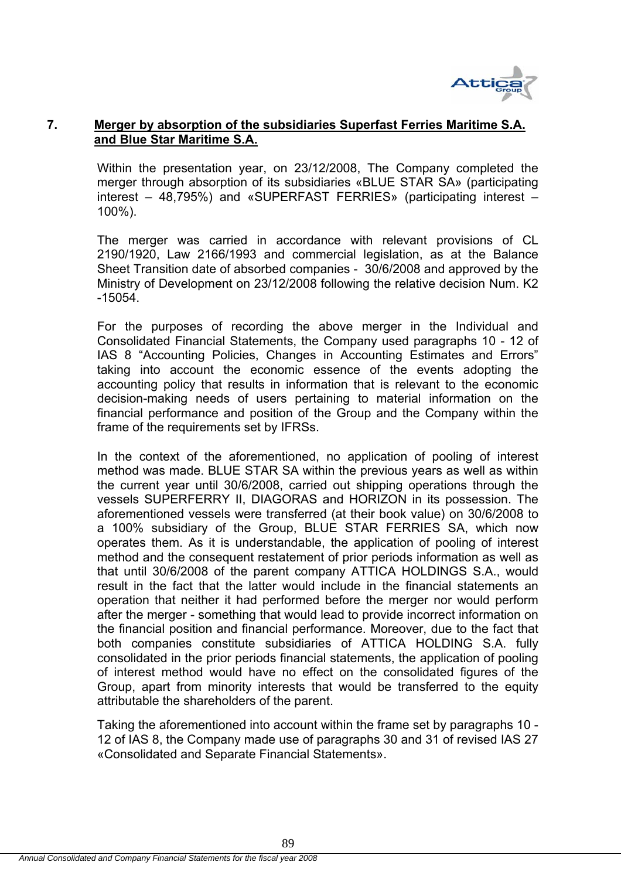## 7. Merger by absorption of the subsidiaries Superfast Ferries Maritime S.A. and Blue Star Maritime S.A.

Within the presentation year, on 23/12/2008, The Company completed the merger through absorption of its subsidiaries «BLUE STAR SA» (participating interest – 48,795%) and «SUPERFAST FERRIES» (participating interest – 100%).

The merger was carried in accordance with relevant provisions of CL 2190/1920, Law 2166/1993 and commercial legislation, as at the Balance Sheet Transition date of absorbed companies - 30/6/2008 and approved by the Ministry of Development on 23/12/2008 following the relative decision Num. K2 -15054.

For the purposes of recording the above merger in the Individual and Consolidated Financial Statements, the Company used paragraphs 10 - 12 of IAS 8 "Accounting Policies, Changes in Accounting Estimates and Errors" taking into account the economic essence of the events adopting the accounting policy that results in information that is relevant to the economic decision-making needs of users pertaining to material information on the financial performance and position of the Group and the Company within the frame of the requirements set by IFRSs.

In the context of the aforementioned, no application of pooling of interest method was made. BLUE STAR SA within the previous years as well as within the current year until 30/6/2008, carried out shipping operations through the vessels SUPERFERRY II, DIAGORAS and HORIZON in its possession. The aforementioned vessels were transferred (at their book value) on 30/6/2008 to a 100% subsidiary of the Group, BLUE STAR FERRIES SA, which now operates them. As it is understandable, the application of pooling of interest method and the consequent restatement of prior periods information as well as that until 30/6/2008 of the parent company ATTICA HOLDINGS S.A., would result in the fact that the latter would include in the financial statements an operation that neither it had performed before the merger nor would perform after the merger - something that would lead to provide incorrect information on the financial position and financial performance. Moreover, due to the fact that both companies constitute subsidiaries of ATTICA HOLDING S.A. fully consolidated in the prior periods financial statements, the application of pooling of interest method would have no effect on the consolidated figures of the Group, apart from minority interests that would be transferred to the equity attributable the shareholders of the parent.

Taking the aforementioned into account within the frame set by paragraphs 10 - 12 of IAS 8, the Company made use of paragraphs 30 and 31 of revised IAS 27 «Consolidated and Separate Financial Statements».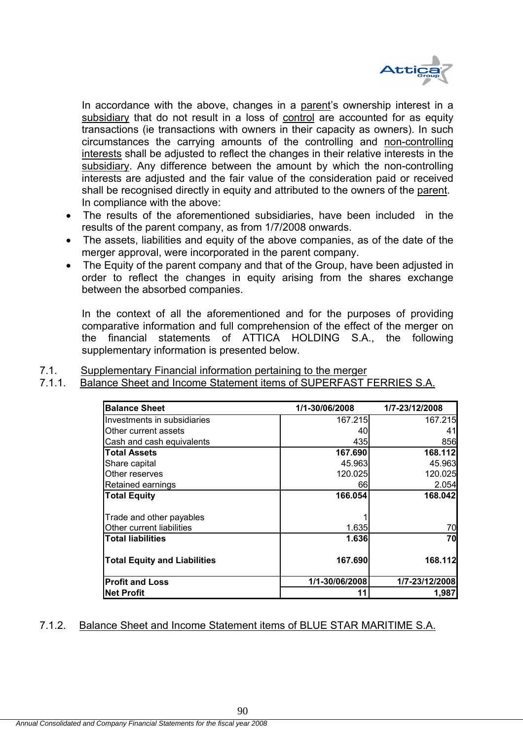In accordance with the above, changes in a parent's ownership interest in a subsidiary that do not result in a loss of control are accounted for as equity transactions (ie transactions with owners in their capacity as owners). In such circumstances the carrying amounts of the controlling and non-controlling interests shall be adjusted to reflect the changes in their relative interests in the subsidiary. Any difference between the amount by which the non-controlling interests are adjusted and the fair value of the consideration paid or received shall be recognised directly in equity and attributed to the owners of the parent. In compliance with the above:

- The results of the aforementioned subsidiaries, have been included in the results of the parent company, as from 1/7/2008 onwards.
- The assets, liabilities and equity of the above companies, as of the date of the merger approval, were incorporated in the parent company.
- The Equity of the parent company and that of the Group, have been adjusted in order to reflect the changes in equity arising from the shares exchange between the absorbed companies.

In the context of all the aforementioned and for the purposes of providing comparative information and full comprehension of the effect of the merger on the financial statements of ATTICA HOLDING S.A., the following supplementary information is presented below.

## 7.1. Supplementary Financial information pertaining to the merger

### 7.1.1. Balance Sheet and Income Statement items of SUPERFAST FERRIES S.A.

| **Balance Sheet** | **1/1-30/06/2008** | **1/7-23/12/2008** |
|---|---|---|
| Investments in subsidiaries | 167.215 | 167.215 |
| Other current assets | 40 | 41 |
| Cash and cash equivalents | 435 | 856 |
| **Total Assets** | **167.690** | **168.112** |
| Share capital | 45.963 | 45.963 |
| Other reserves | 120.025 | 120.025 |
| Retained earnings | 66 | 2.054 |
| **Total Equity** | **166.054** | **168.042** |
| Trade and other payables | 1 | |
| Other current liabilities | 1.635 | 70 |
| **Total liabilities** | **1.636** | **70** |
| **Total Equity and Liabilities** | **167.690** | **168.112** |
| **Profit and Loss** | **1/1-30/06/2008** | **1/7-23/12/2008** |
| **Net Profit** | **11** | **1,987** |

### 7.1.2. Balance Sheet and Income Statement items of BLUE STAR MARITIME S.A.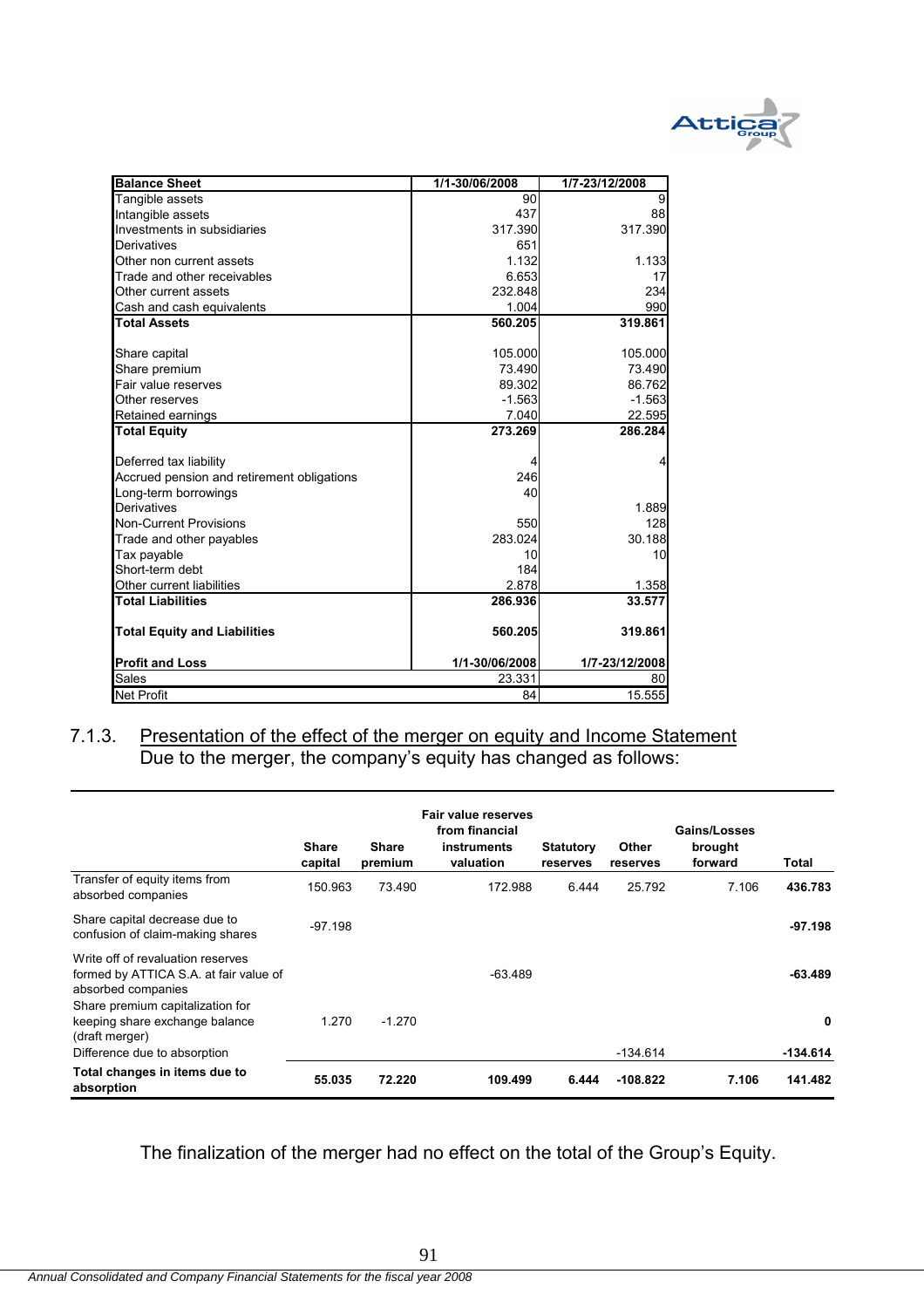| Balance Sheet | 1/1-30/06/2008 | 1/7-23/12/2008 |
|---|---|---|
| Tangible assets | 90 | 9 |
| Intangible assets | 437 | 88 |
| Investments in subsidiaries | 317.390 | 317.390 |
| Derivatives | 651 | |
| Other non current assets | 1.132 | 1.133 |
| Trade and other receivables | 6.653 | 17 |
| Other current assets | 232.848 | 234 |
| Cash and cash equivalents | 1.004 | 990 |
| **Total Assets** | **560.205** | **319.861** |
| | | |
| Share capital | 105.000 | 105.000 |
| Share premium | 73.490 | 73.490 |
| Fair value reserves | 89.302 | 86.762 |
| Other reserves | -1.563 | -1.563 |
| Retained earnings | 7.040 | 22.595 |
| **Total Equity** | **273.269** | **286.284** |
| | | |
| Deferred tax liability | 4 | 4 |
| Accrued pension and retirement obligations | 246 | |
| Long-term borrowings | 40 | |
| Derivatives | | 1.889 |
| Non-Current Provisions | 550 | 128 |
| Trade and other payables | 283.024 | 30.188 |
| Tax payable | 10 | 10 |
| Short-term debt | 184 | |
| Other current liabilities | 2.878 | 1.358 |
| **Total Liabilities** | **286.936** | **33.577** |
| | | |
| **Total Equity and Liabilities** | **560.205** | **319.861** |
| | | |
| **Profit and Loss** | **1/1-30/06/2008** | **1/7-23/12/2008** |
| Sales | 23.331 | 80 |
| Net Profit | 84 | 15.555 |

### 7.1.3. Presentation of the effect of the merger on equity and Income Statement

Due to the merger, the company's equity has changed as follows:

| | Share capital | Share premium | Fair value reserves from financial instruments valuation | Statutory reserves | Other reserves | Gains/Losses brought forward | Total |
|---|---|---|---|---|---|---|---|
| Transfer of equity items from absorbed companies | 150.963 | 73.490 | 172.988 | 6.444 | 25.792 | 7.106 | **436.783** |
| Share capital decrease due to confusion of claim-making shares | -97.198 | | | | | | **-97.198** |
| Write off of revaluation reserves formed by ATTICA S.A. at fair value of absorbed companies | | | -63.489 | | | | **-63.489** |
| Share premium capitalization for keeping share exchange balance (draft merger) | 1.270 | -1.270 | | | | | **0** |
| Difference due to absorption | | | | | -134.614 | | **-134.614** |
| **Total changes in items due to absorption** | **55.035** | **72.220** | **109.499** | **6.444** | **-108.822** | **7.106** | **141.482** |

The finalization of the merger had no effect on the total of the Group's Equity.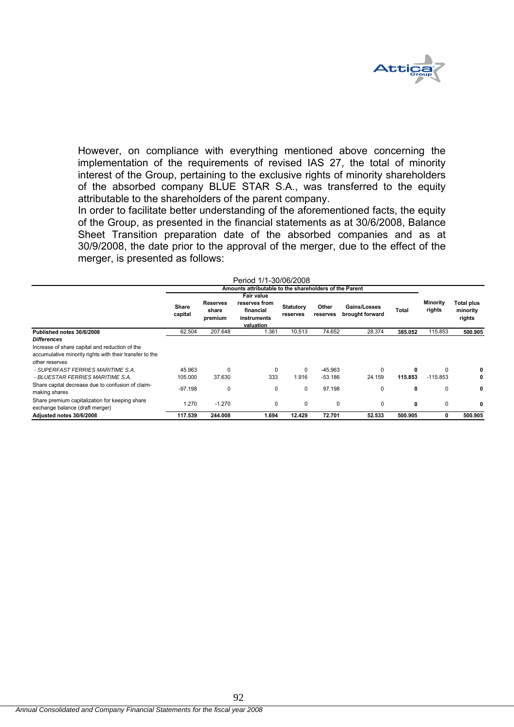However, on compliance with everything mentioned above concerning the implementation of the requirements of revised IAS 27, the total of minority interest of the Group, pertaining to the exclusive rights of minority shareholders of the absorbed company BLUE STAR S.A., was transferred to the equity attributable to the shareholders of the parent company.

In order to facilitate better understanding of the aforementioned facts, the equity of the Group, as presented in the financial statements as at 30/6/2008, Balance Sheet Transition preparation date of the absorbed companies and as at 30/9/2008, the date prior to the approval of the merger, due to the effect of the merger, is presented as follows:

Period 1/1-30/06/2008

| | Amounts attributable to the shareholders of the Parent | | | | | | | | |
|---|---|---|---|---|---|---|---|---|---|
| | **Share capital** | **Reserves share premium** | **Fair value reserves from financial instruments valuation** | **Statutory reserves** | **Other reserves** | **Gains/Losses brought forward** | **Total** | **Minority rights** | **Total plus minority rights** |
| **Published notes 30/6/2008** | 62.504 | 207.648 | 1.361 | 10.513 | 74.652 | 28.374 | **385.052** | 115.853 | **500.905** |
| ***Differences*** | | | | | | | | | |
| Increase of share capital and reduction of the accumulative minority rights with their transfer to the other reserves | | | | | | | | | |
| *- SUPERFAST FERRIES MARITIME S.A.* | 45.963 | 0 | 0 | 0 | -45.963 | 0 | **0** | 0 | **0** |
| *- BLUESTAR FERRIES MARITIME S.A.* | 105.000 | 37.630 | 333 | 1.916 | -53.186 | 24.159 | **115.853** | -115.853 | **0** |
| Share capital decrease due to confusion of claim-making shares | -97.198 | 0 | 0 | 0 | 97.198 | 0 | **0** | 0 | **0** |
| Share premium capitalization for keeping share exchange balance (draft merger) | 1.270 | -1.270 | 0 | 0 | 0 | 0 | **0** | 0 | **0** |
| **Adjusted notes 30/6/2008** | **117.539** | **244.008** | **1.694** | **12.429** | **72.701** | **52.533** | **500.905** | **0** | **500.905** |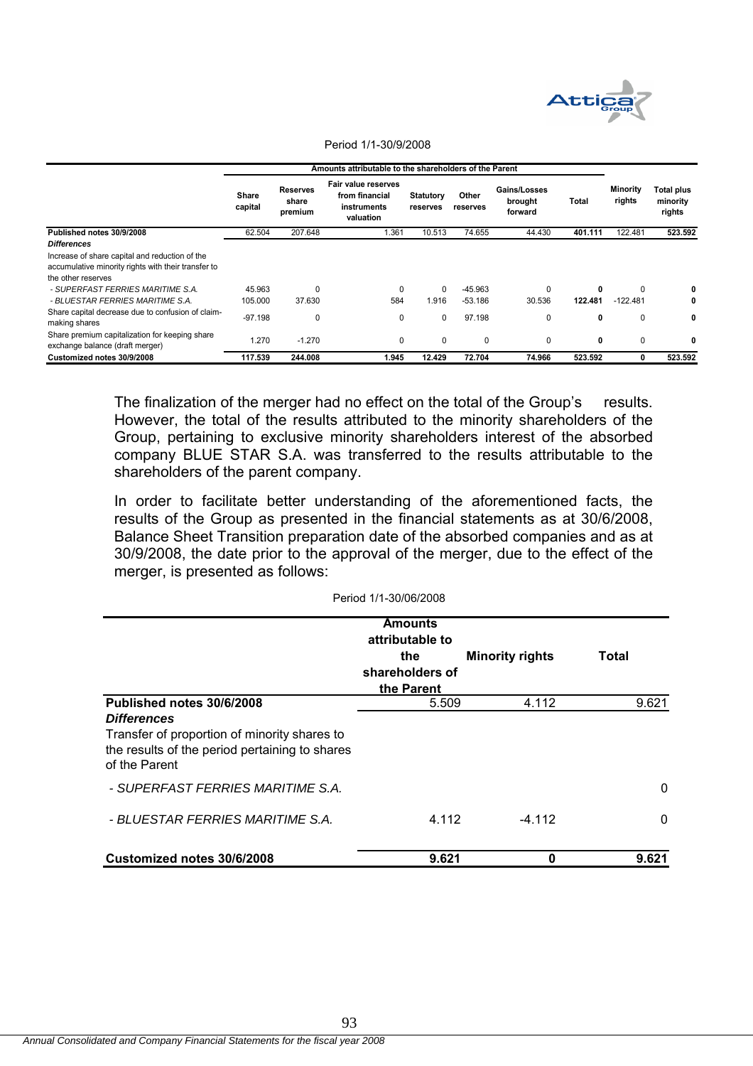Period 1/1-30/9/2008

| | Amounts attributable to the shareholders of the Parent | | | | | | | | |
|---|---|---|---|---|---|---|---|---|---|
| | Share capital | Reserves share premium | Fair value reserves from financial instruments valuation | Statutory reserves | Other reserves | Gains/Losses brought forward | Total | Minority rights | Total plus minority rights |
| **Published notes 30/9/2008** | 62.504 | 207.648 | 1.361 | 10.513 | 74.655 | 44.430 | **401.111** | 122.481 | **523.592** |
| ***Differences*** | | | | | | | | | |
| Increase of share capital and reduction of the accumulative minority rights with their transfer to the other reserves | | | | | | | | | |
| *- SUPERFAST FERRIES MARITIME S.A.* | 45.963 | 0 | 0 | 0 | -45.963 | 0 | **0** | 0 | **0** |
| *- BLUESTAR FERRIES MARITIME S.A.* | 105.000 | 37.630 | 584 | 1.916 | -53.186 | 30.536 | **122.481** | -122.481 | **0** |
| Share capital decrease due to confusion of claim-making shares | -97.198 | 0 | 0 | 0 | 97.198 | 0 | **0** | 0 | **0** |
| Share premium capitalization for keeping share exchange balance (draft merger) | 1.270 | -1.270 | 0 | 0 | 0 | 0 | **0** | 0 | **0** |
| **Customized notes 30/9/2008** | **117.539** | **244.008** | **1.945** | **12.429** | **72.704** | **74.966** | **523.592** | **0** | **523.592** |

The finalization of the merger had no effect on the total of the Group's results. However, the total of the results attributed to the minority shareholders of the Group, pertaining to exclusive minority shareholders interest of the absorbed company BLUE STAR S.A. was transferred to the results attributable to the shareholders of the parent company.

In order to facilitate better understanding of the aforementioned facts, the results of the Group as presented in the financial statements as at 30/6/2008, Balance Sheet Transition preparation date of the absorbed companies and as at 30/9/2008, the date prior to the approval of the merger, due to the effect of the merger, is presented as follows:

Period 1/1-30/06/2008

| | Amounts attributable to the shareholders of the Parent | Minority rights | Total |
|---|---|---|---|
| **Published notes 30/6/2008** | 5.509 | 4.112 | 9.621 |
| ***Differences*** | | | |
| Transfer of proportion of minority shares to the results of the period pertaining to shares of the Parent | | | |
| *- SUPERFAST FERRIES MARITIME S.A.* | | | 0 |
| *- BLUESTAR FERRIES MARITIME S.A.* | 4.112 | -4.112 | 0 |
| **Customized notes 30/6/2008** | **9.621** | **0** | **9.621** |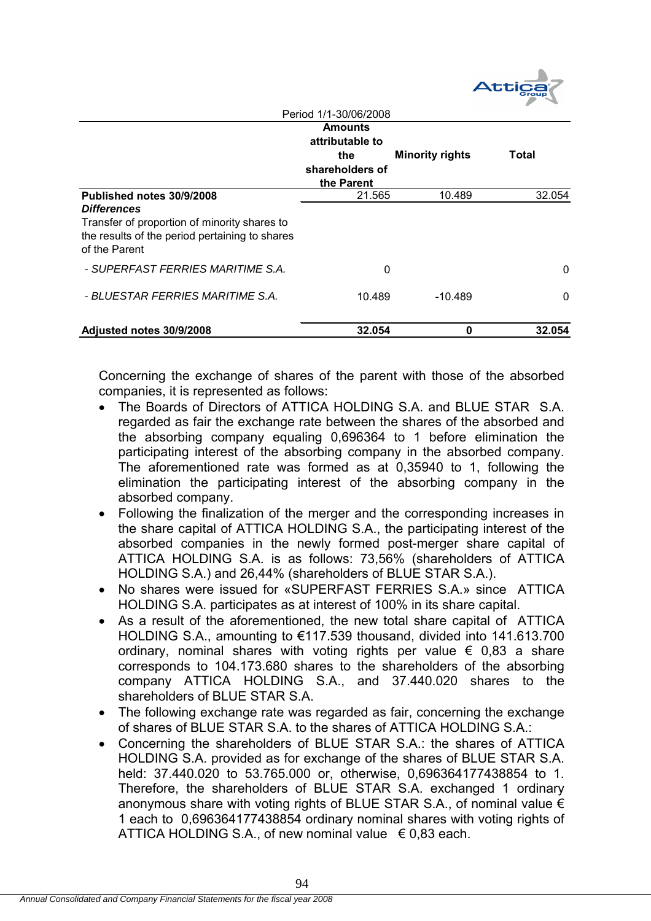| Period 1/1-30/06/2008 | | | |
|---|---|---|---|
| | **Amounts attributable to the shareholders of the Parent** | **Minority rights** | **Total** |
| **Published notes 30/9/2008** | 21.565 | 10.489 | 32.054 |
| ***Differences*** | | | |
| Transfer of proportion of minority shares to the results of the period pertaining to shares of the Parent | | | |
| *- SUPERFAST FERRIES MARITIME S.A.* | 0 | | 0 |
| *- BLUESTAR FERRIES MARITIME S.A.* | 10.489 | -10.489 | 0 |
| **Adjusted notes 30/9/2008** | **32.054** | **0** | **32.054** |

Concerning the exchange of shares of the parent with those of the absorbed companies, it is represented as follows:

- The Boards of Directors of ATTICA HOLDING S.A. and BLUE STAR S.A. regarded as fair the exchange rate between the shares of the absorbed and the absorbing company equaling 0,696364 to 1 before elimination the participating interest of the absorbing company in the absorbed company. The aforementioned rate was formed as at 0,35940 to 1, following the elimination the participating interest of the absorbing company in the absorbed company.
- Following the finalization of the merger and the corresponding increases in the share capital of ATTICA HOLDING S.A., the participating interest of the absorbed companies in the newly formed post-merger share capital of ATTICA HOLDING S.A. is as follows: 73,56% (shareholders of ATTICA HOLDING S.A.) and 26,44% (shareholders of BLUE STAR S.A.).
- No shares were issued for «SUPERFAST FERRIES S.A.» since ATTICA HOLDING S.A. participates as at interest of 100% in its share capital.
- As a result of the aforementioned, the new total share capital of ATTICA HOLDING S.A., amounting to €117.539 thousand, divided into 141.613.700 ordinary, nominal shares with voting rights per value € 0,83 a share corresponds to 104.173.680 shares to the shareholders of the absorbing company ATTICA HOLDING S.A., and 37.440.020 shares to the shareholders of BLUE STAR S.A.
- The following exchange rate was regarded as fair, concerning the exchange of shares of BLUE STAR S.A. to the shares of ATTICA HOLDING S.A.:
- Concerning the shareholders of BLUE STAR S.A.: the shares of ATTICA HOLDING S.A. provided as for exchange of the shares of BLUE STAR S.A. held: 37.440.020 to 53.765.000 or, otherwise, 0,696364177438854 to 1. Therefore, the shareholders of BLUE STAR S.A. exchanged 1 ordinary anonymous share with voting rights of BLUE STAR S.A., of nominal value € 1 each to 0,696364177438854 ordinary nominal shares with voting rights of ATTICA HOLDING S.A., of new nominal value € 0,83 each.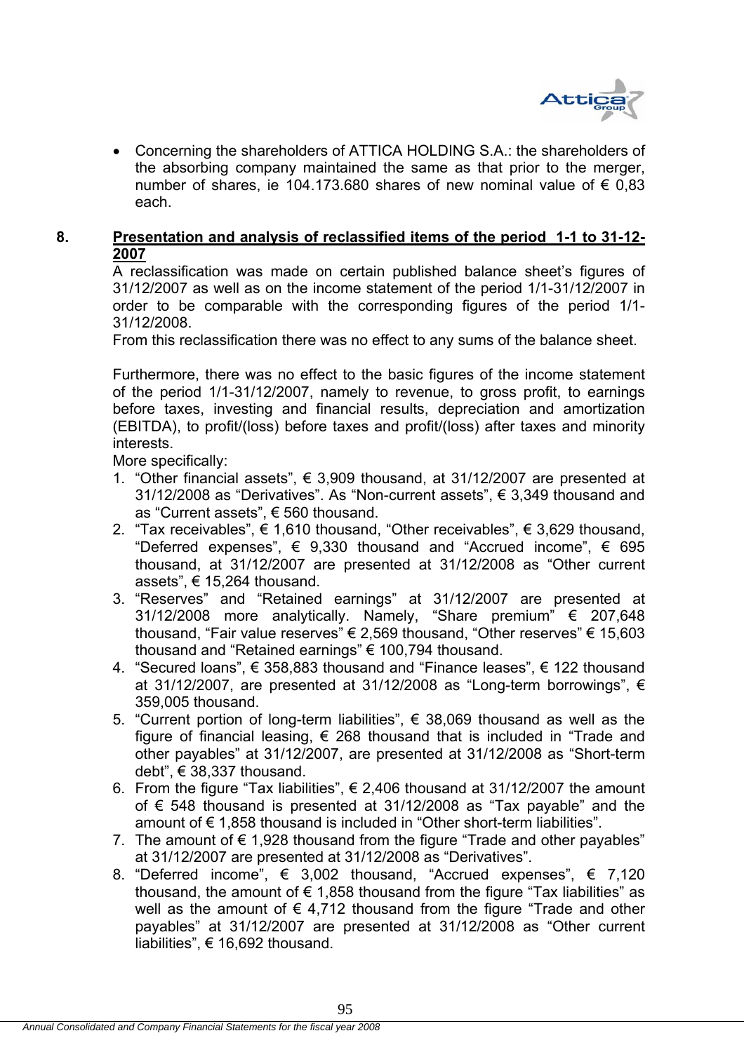- Concerning the shareholders of ATTICA HOLDING S.A.: the shareholders of the absorbing company maintained the same as that prior to the merger, number of shares, ie 104.173.680 shares of new nominal value of € 0,83 each.

## 8. Presentation and analysis of reclassified items of the period 1-1 to 31-12-2007

A reclassification was made on certain published balance sheet's figures of 31/12/2007 as well as on the income statement of the period 1/1-31/12/2007 in order to be comparable with the corresponding figures of the period 1/1-31/12/2008.

From this reclassification there was no effect to any sums of the balance sheet.

Furthermore, there was no effect to the basic figures of the income statement of the period 1/1-31/12/2007, namely to revenue, to gross profit, to earnings before taxes, investing and financial results, depreciation and amortization (EBITDA), to profit/(loss) before taxes and profit/(loss) after taxes and minority interests.

More specifically:

1. "Other financial assets", € 3,909 thousand, at 31/12/2007 are presented at 31/12/2008 as "Derivatives". As "Non-current assets", € 3,349 thousand and as "Current assets", € 560 thousand.
2. "Tax receivables", € 1,610 thousand, "Other receivables", € 3,629 thousand, "Deferred expenses", € 9,330 thousand and "Accrued income", € 695 thousand, at 31/12/2007 are presented at 31/12/2008 as "Other current assets", € 15,264 thousand.
3. "Reserves" and "Retained earnings" at 31/12/2007 are presented at 31/12/2008 more analytically. Namely, "Share premium" € 207,648 thousand, "Fair value reserves" € 2,569 thousand, "Other reserves" € 15,603 thousand and "Retained earnings" € 100,794 thousand.
4. "Secured loans", € 358,883 thousand and "Finance leases", € 122 thousand at 31/12/2007, are presented at 31/12/2008 as "Long-term borrowings", € 359,005 thousand.
5. "Current portion of long-term liabilities", € 38,069 thousand as well as the figure of financial leasing, € 268 thousand that is included in "Trade and other payables" at 31/12/2007, are presented at 31/12/2008 as "Short-term debt", € 38,337 thousand.
6. From the figure "Tax liabilities", € 2,406 thousand at 31/12/2007 the amount of € 548 thousand is presented at 31/12/2008 as "Tax payable" and the amount of € 1,858 thousand is included in "Other short-term liabilities".
7. The amount of € 1,928 thousand from the figure "Trade and other payables" at 31/12/2007 are presented at 31/12/2008 as "Derivatives".
8. "Deferred income", € 3,002 thousand, "Accrued expenses", € 7,120 thousand, the amount of € 1,858 thousand from the figure "Tax liabilities" as well as the amount of € 4,712 thousand from the figure "Trade and other payables" at 31/12/2007 are presented at 31/12/2008 as "Other current liabilities", € 16,692 thousand.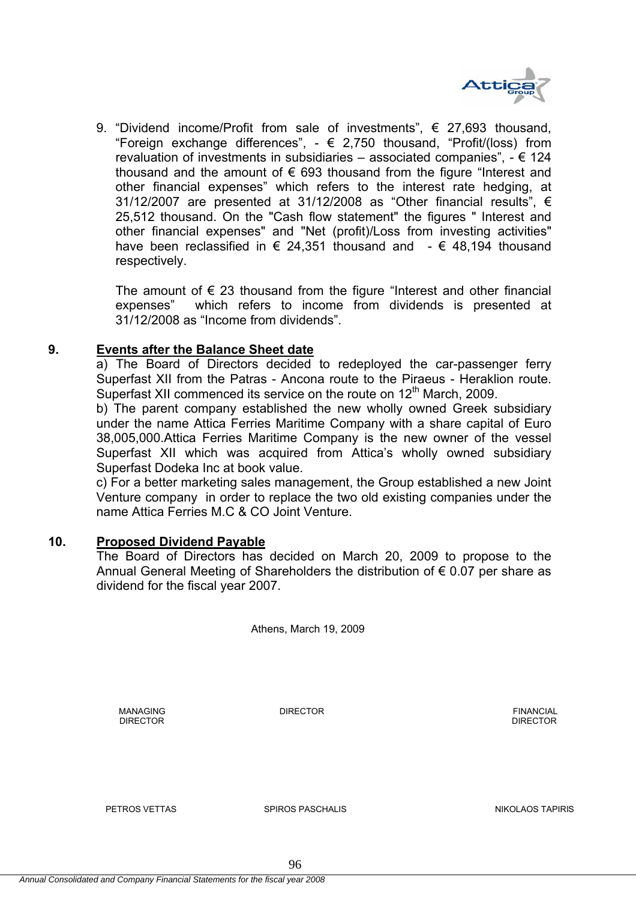9. “Dividend income/Profit from sale of investments”, € 27,693 thousand, “Foreign exchange differences”, - € 2,750 thousand, “Profit/(loss) from revaluation of investments in subsidiaries – associated companies”, - € 124 thousand and the amount of € 693 thousand from the figure “Interest and other financial expenses” which refers to the interest rate hedging, at 31/12/2007 are presented at 31/12/2008 as “Other financial results”, € 25,512 thousand. On the "Cash flow statement" the figures " Interest and other financial expenses" and "Net (profit)/Loss from investing activities" have been reclassified in € 24,351 thousand and - € 48,194 thousand respectively.

   The amount of € 23 thousand from the figure “Interest and other financial expenses” which refers to income from dividends is presented at 31/12/2008 as “Income from dividends”.

## 9. Events after the Balance Sheet date

a) The Board of Directors decided to redeployed the car-passenger ferry Superfast XII from the Patras - Ancona route to the Piraeus - Heraklion route. Superfast XII commenced its service on the route on 12th March, 2009.

b) The parent company established the new wholly owned Greek subsidiary under the name Attica Ferries Maritime Company with a share capital of Euro 38,005,000.Attica Ferries Maritime Company is the new owner of the vessel Superfast XII which was acquired from Attica’s wholly owned subsidiary Superfast Dodeka Inc at book value.

c) For a better marketing sales management, the Group established a new Joint Venture company in order to replace the two old existing companies under the name Attica Ferries M.C & CO Joint Venture.

## 10. Proposed Dividend Payable

The Board of Directors has decided on March 20, 2009 to propose to the Annual General Meeting of Shareholders the distribution of € 0.07 per share as dividend for the fiscal year 2007.

Athens, March 19, 2009

| MANAGING DIRECTOR | DIRECTOR | FINANCIAL DIRECTOR |
|---|---|---|
| PETROS VETTAS | SPIROS PASCHALIS | NIKOLAOS TAPIRIS |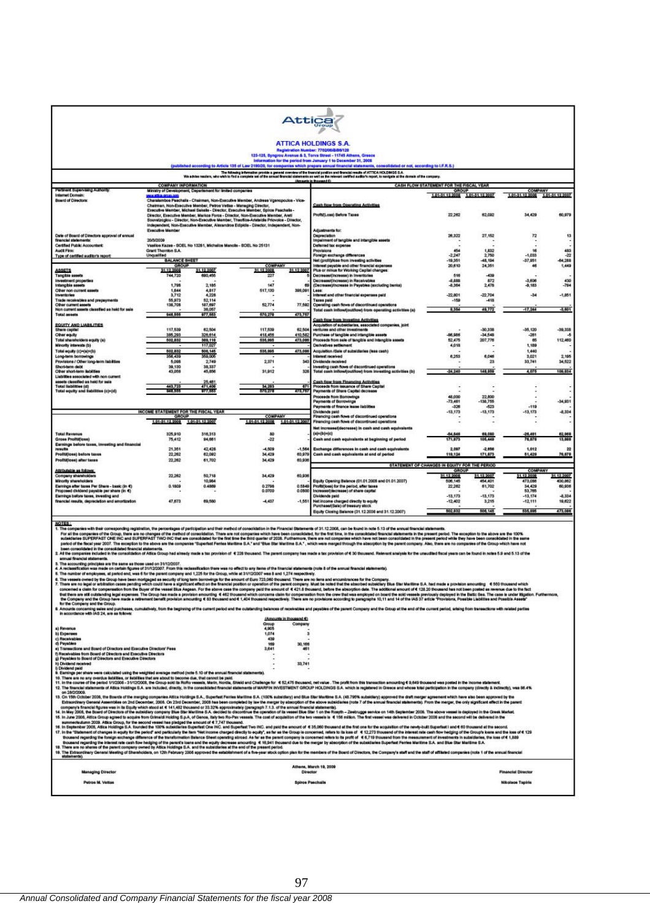# ATTICA HOLDINGS S.A.

**Registration Number: 7702/06/B/86/128**

**123-125, Syngrou Avenue & 3, Torva Street - 11745 Athens, Greece**

**Information for the period from January 1 to December 31, 2008**

**(published according to Article 135 of Law 2190/20, for companies which prepare annual financial statements, consolidated or not, according to I.F.R.S.)**

The following information provide a general overview of the financial position and financial results of ATTICA HOLDINGS S.A. We advise readers, who wish to find a complete set of the annual financial statements as well as the relevant certified auditor's report, to navigate at the domain of the company.

(Amounts in thousand €)

## COMPANY INFORMATION

| | |
|---|---|
| Pertinent Supervising Authority: | Ministry of Development, Department for limited companies |
| Internet Domain: | www.attica-group.com |
| Board of Directors: | Charalambos Paschalis - Chairman, Non-Executive Member, Andreas Vgenopoulos - Vice-Chairman, Non-Executive Member, Petros Vettas - Managing Director, Executive Member, Michael Sakellis - Director, Executive Member, Spiros Paschalis - Director, Executive Member, Markos Foros - Director, Non-Executive Member, Areti Souvatzoglou - Director, Non-Executive Member, Theofilos-Aristeidis Priovolos - Director, Independent, Non-Executive Member, Alexandros Edipidis - Director, Independent, Non-Executive Member |
| Date of Board of Directors approval of annual financial statements: | 20/3/2009 |
| Certified Public Accountant: | Vassilios Kazas - SOEL No 13281, Michalios Manolis - SOEL No 25131 |
| Audit Firm: | Grant Thornton S.A. |
| Type of certified auditor's report: | Unqualified |

## BALANCE SHEET

| | GROUP | | COMPANY | |
|---|---|---|---|---|
| **ASSETS** | 31.12.2008 | 31.12.2007 | 31.12.2008 | 31.12.2007 |
| Tangible assets | 744,720 | 690,455 | 227 | 5 |
| Investment properties | - | - | - | - |
| Intangible assets | 1,798 | 2,185 | 147 | 69 |
| Other non current assets | 1,644 | 4,817 | 517,130 | 396,091 |
| Inventories | 3,712 | 4,228 | - | - |
| Trade receivables and prepayments | 56,973 | 52,114 | - | - |
| Other current assets | 138,708 | 187,897 | 52,774 | 77,592 |
| Non current assets classified as held for sale | - | 36,057 | - | - |
| Total assets | 946,555 | 977,553 | 570,278 | 473,757 |
| **EQUITY AND LIABILITIES** | | | | |
| Share capital | 117,539 | 62,504 | 117,539 | 62,504 |
| Other equity | 385,293 | 326,614 | 418,455 | 410,582 |
| Total shareholders equity (a) | 502,832 | 389,118 | 535,995 | 473,086 |
| Minority interests (b) | - | 117,027 | - | - |
| Total equity (c)=(a)+(b) | 502,832 | 506,145 | 535,995 | 473,086 |
| Long-term borrowings | 358,439 | 359,005 | - | - |
| Provisions / Other long-term liabilities | 5,088 | 2,749 | 2,371 | 343 |
| Short-term debt | 39,130 | 38,337 | - | - |
| Other short-term liabilities | 43,066 | 45,856 | 31,912 | 328 |
| Liabilities associated with non current assets classified as held for sale | - | 25,461 | - | - |
| Total liabilities (d) | 443,723 | 471,408 | 34,283 | 671 |
| Total equity and liabilities (c)+(d) | 946,555 | 977,553 | 570,278 | 473,757 |

## INCOME STATEMENT FOR THE FISCAL YEAR

| | GROUP | | COMPANY | |
|---|---|---|---|---|
| | 1.01-31.12.2008 | 1.01-31.12.2007 | 1.01-31.12.2008 | 1.01-31.12.2007 |
| Total Revenue | 325,910 | 316,313 | 80 | - |
| Gross Profit/(loss) | 75,412 | 84,661 | -22 | - |
| Earnings before taxes, investing and financial results | 21,351 | 42,428 | -4,509 | -1,564 |
| Profit/(loss) before taxes | 22,262 | 62,092 | 34,429 | 60,979 |
| Profit/(loss) after taxes | 22,262 | 61,702 | 34,429 | 60,936 |
| **Attributable as follows:** | | | | |
| Company shareholders | 22,262 | 50,718 | 34,429 | 60,936 |
| Minority shareholders | - | 10,984 | - | - |
| Earnings after Taxes Per Share - basic (in €) | 0.1809 | 0.4889 | 0.2798 | 0.5849 |
| Proposed dividend payable per share (in €) | - | - | 0.0700 | 0.0500 |
| Earnings before taxes, investing and financial results, depreciation and amortization | 47,673 | 69,560 | -4,437 | -1,551 |

## CASH FLOW STATEMENT FOR THE FISCAL YEAR

| | GROUP | | COMPANY | |
|---|---|---|---|---|
| | 1.01-31.12.2008 | 1.01-31.12.2007 | 1.01-31.12.2008 | 1.01-31.12.2007 |
| **Cash flow from Operating Activities** | | | | |
| Profit/(Loss) Before Taxes | 22,262 | 62,092 | 34,429 | 60,979 |
| Adjustments for: | | | | |
| Depreciation | 26,322 | 27,152 | 72 | 13 |
| Impairment of tangible and intangible assets | - | - | - | - |
| Deferred tax expense | - | - | - | - |
| Provisions | 454 | 1,832 | 16 | 483 |
| Foreign exchange differences | -2,247 | 2,750 | -1,033 | -22 |
| Net (profit)/loss from investing activities | -19,351 | -48,194 | -37,951 | -64,288 |
| Interest payable and other financial expenses | 20,610 | 24,351 | 46 | 1,449 |
| Plus or minus for Working Capital changes: | | | | |
| Decrease/(increase) in Inventories | 516 | -439 | - | - |
| Decrease/(increase) in Receivables | -8,888 | 872 | -3,606 | 430 |
| (Decrease)/increase in Payables (excluding banks) | -8,364 | 2,478 | -9,183 | -794 |
| Less: | | | | |
| Interest and other financial expenses paid | -22,801 | -22,704 | -34 | -1,851 |
| Taxes paid | -159 | -418 | - | - |
| Operating cash flows of discontinued operations | - | - | - | - |
| Total cash inflow/(outflow) from operating activities (a) | 8,354 | 49,772 | -17,244 | -3,601 |
| **Cash flow from Investing Activities** | | | | |
| Acquisition of subsidiaries, associated companies, joint ventures and other investments | - | -30,338 | -35,120 | -39,338 |
| Purchase of tangible and intangible assets | -86,986 | -34,548 | -251 | -5 |
| Proceeds from sale of tangible and intangible assets | 52,475 | 207,776 | 65 | 112,460 |
| Derivatives settlement | 4,018 | - | 1,189 | - |
| Acquisition /Sale of subsidiaries (less cash) | - | - | 1,440 | - |
| Interest received | 6,253 | 6,046 | 3,021 | 2,195 |
| Dividends received | - | 23 | 33,741 | 34,522 |
| Investing cash flows of discontinued operations | - | - | - | - |
| Total cash inflow/(outflow) from investing activities (b) | -24,240 | 148,959 | 4,075 | 109,834 |
| **Cash flow from Financing Activities** | | | | |
| Proceeds from issuance of Share Capital | - | - | - | - |
| Payments of Share Capital decrease | - | - | - | - |
| Proceeds from Borrowings | 48,000 | 22,800 | - | - |
| Payments of Borrowings | -73,461 | -138,755 | - | -34,931 |
| Payments of finance lease liabilities | -326 | -523 | -119 | - |
| Dividends paid | -13,173 | -13,173 | -13,173 | -8,334 |
| Financing cash flows of discontinued operations | - | - | - | - |
| Financing cash flows of discontinued operations | - | - | - | - |
| Net increase/(decrease) in cash and cash equivalents (a)+(b)+(c) | -54,846 | 69,080 | -26,461 | 62,968 |
| Cash and cash equivalents at beginning of period | 171,873 | 105,449 | 76,878 | 13,888 |
| Exchange differences in cash and cash equivalents | 2,097 | -2,656 | 1,012 | 22 |
| Cash and cash equivalents at end of period | 119,124 | 171,873 | 51,429 | 76,878 |

## STATEMENT OF CHANGES IN EQUITY FOR THE PERIOD

| | GROUP | | COMPANY | |
|---|---|---|---|---|
| | 31.12.2008 | 31.12.2007 | 31.12.2008 | 31.12.2007 |
| Equity Opening Balance (01.01.2008 and 01.01.2007) | 506,145 | 454,401 | 473,086 | 400,862 |
| Profit/(loss) for the period, after taxes | 22,262 | 61,702 | 34,429 | 60,936 |
| Increase/(decrease) of share capital | - | - | 53,765 | - |
| Dividends paid | -13,173 | -13,173 | -13,174 | -8,334 |
| Net income charged directly to equity | -12,402 | 3,215 | -12,111 | 19,622 |
| Purchase/(Sale) of treasury stock | - | - | - | - |
| Equity Closing Balance (31.12.2008 and 31.12.2007) | 502,832 | 506,145 | 535,995 | 473,086 |

## NOTES :

1. The companies with their corresponding registration, the percentages of participation and their method of consolidation in the Financial Statements of 31.12.2008, can be found in note 5.13 of the annual financial statements.
For all the companies of the Group, there are no changes of the method of consolidation. There are not companies which have been consolidated, for the first time, in the consolidated financial statements in the present period. The exception to the above are the 100% subsidiaries SUPERFAST ONE INC and SUPERFAST TWO INC that are consolidated for the first time the third quarter of 2008. Furthermore, there are not companies which have not been consolidated in the present period while they have been consolidated in the same period of the fiscal year 2007. The exception to the above are the companies "Superfast Ferries Maritime S.A." and "Blue Star Maritime S.A.", which were merged through the absorption by the parent company. Also, there are no companies of the Group which have not been consolidated in the consolidated financial statements.
2. All the companies included in the consolidation of Attica Group had already made a tax provision of € 228 thousand. The parent company has made a tax provision of € 30 thousand. Relevant analysis for the unaudited fiscal years can be found in notes 5.9 and 5.13 of the annual financial statements.
3. The accounting principles are the same as those used on 31/12/2007.
4. A reclassification was made on certain figures of 31/12/2007. From this reclassification there was no effect to any items of the financial statements (note 8 of the annual financial statements).
5. The number of employees, at period end, was 6 for the parent company and 1,225 for the Group, while at 31/12/2007 were 8 and 1,274 respectively.
6. The vessels owned by the Group have been mortgaged as security of long term borrowings for the amount of Euro 723,060 thousand. There are no liens and encumbrances for the Company.
7. There are no legal or arbitration cases pending which could have a significant effect on the financial position or operation of the parent company. Must be noted that the absorbed subsidiary Blue Star Maritime S.A. had made a provision amounting € 550 thousand which concerned a claim for compensation from the Buyer of the vessel Blue Aegean. For the above case the company paid the amount of € 421.8 thousand, before the absorption date. The additional amount of € 128.20 thousand has not been posted as revenue due to the fact that there are still outstanding legal expenses. The Group has made a provision amounting € 462 thousand which concerns claim for compensation from the crew that was employed on board the sold vessels previously deployed in the Baltic Sea. The case is under litigation. Furthermore, the Company and the Group have made a retirement benefit provision amounting € 83 thousand and € 1,404 thousand respectively. There are no provisions according to paragraphs 10,11 and 14 of the IAS 37 article "Provisions, Possible Liabilities and Possible Assets" for the Company and the Group.
8. Amounts concerning sales and purchases, cumulatively, from the beginning of the current period and the outstanding balances of receivables and payables of the parent Company and the Group at the end of the current period, arising from transactions with related parties in accordance with IAS 24, are as follows:

(Amounts in thousand €)

| | Group | Company |
|---|---|---|
| a) Revenue | 4,805 | - |
| b) Expenses | 1,074 | 3 |
| c) Receivables | 439 | - |
| d) Payables | 169 | 30,166 |
| e) Transactions and Board of Directors and Executive Directors' Fees | 3,841 | 461 |
| f) Receivables from Board of Directors and Executive Directors | - | - |
| g) Payables to Board of Directors and Executive Directors | - | - |
| h) Dividend received | - | 33,741 |
| i) Dividend paid | - | - |

9. Earnings per share were calculated using the weighted average method (note 5.10 of the annual financial statements).
10. There are no any overdue liabilities, or liabilities that are about to become due, that cannot be paid.
11. In the course of the period 1/1/2008 - 31/12/2008, the Group sold its RoRo vessels, Marin, Nordia, Shield and Challenge for € 52,475 thousand, net value. The profit from this transaction amounting € 9,849 thousand was posted in the income statement.
12. The financial statements of Attica Holdings S.A. are included, directly, in the consolidated financial statements of MARFIN INVESTMENT GROUP HOLDINGS S.A. which is registered in Greece and whose total participation in the company (directly & indirectly), was 86.4% on 28/02/2009.
13. On 15th October 2008, the Boards of the merging companies Attica Holdings S.A., Superfast Ferries Maritime S.A. (100% subsidiary) and Blue Star Maritime S.A. (48.795% subsidiary) approved the draft merger agreement which have also been approved by the Extraordinary General Assemblies on 2nd December, 2008. On 23rd December, 2008 has been completed by law the merger by absorption of the above subsidiaries (note 7 of the annual financial statements). From the merger, the only significant effect in the parent company's financial figures was in its Equity which stood at € 141,482 thousand or 33.32% approximately (paragraph 7.1.3. of the annual financial statements).
14. In May 2008, the Board of Directors of the subsidiary company Blue Star Maritime S.A. decided to discontinue the operation of its vessel Blue Star 1 on the Rosyth – Zeebrugge service on 14th September 2008. The above vessel is deployed in the Greek Market.
15. In June 2008, Attica Group agreed to acquire from Grimaldi Holding S.p.A, of Genoa, Italy two Ro-Pax vessels. The cost of acquisition of the two vessels is € 156 million. The first vessel was delivered in October 2008 and the second will be delivered in the summer/autumn 2009. Attica Group, for the second vessel has pledged the amount of € 7,747 thousand.
16. In September 2008, Attica Holdings S.A. founded the 100% subsidiaries Superfast One INC. and Superfast Two INC. and paid the amount of € 35,060 thousand at the first one for the acquisition of the newly-built Superfast I and € 60 thousand at the second.
17. In the "Statement of changes in equity for the period" and particularly the item "Net income charged directly to equity", as far as the Group is concerned, refers to its loss of € 12,273 thousand of the interest rate cash flow hedging of the Group's loans and the loss of € 129 thousand regarding the foreign exchange difference of the transformation Balance Sheet operating abroad. As far as the parent company is concerned refers to its profit of € 6,719 thousand from the measurement of investments in subsidiaries, the loss of € 1,889 thousand regarding the interest rate cash flow hedging of the parent's loans and the equity decrease amounting € 16,941 thousand due to the merger by absorption of the subsidiaries Superfast Ferries Maritime S.A. and Blue Star Maritime S.A.
18. There are no shares of the parent company owned by Attica Holdings S.A. and the subsidiaries at the end of the present period.
19. The Extraordinary General Meeting of Shareholders, on 12th February 2008 approved the establishment of a five-year stock option plan for the members of the Board of Directors, the Company's staff and the staff of affiliated companies (note 1 of the annual financial statements).

Athens, March 19, 2009

| Managing Director | Director | Financial Director |
|---|---|---|
| Petros M. Vettas | Spiros Paschalis | Nikolaos Taptiris |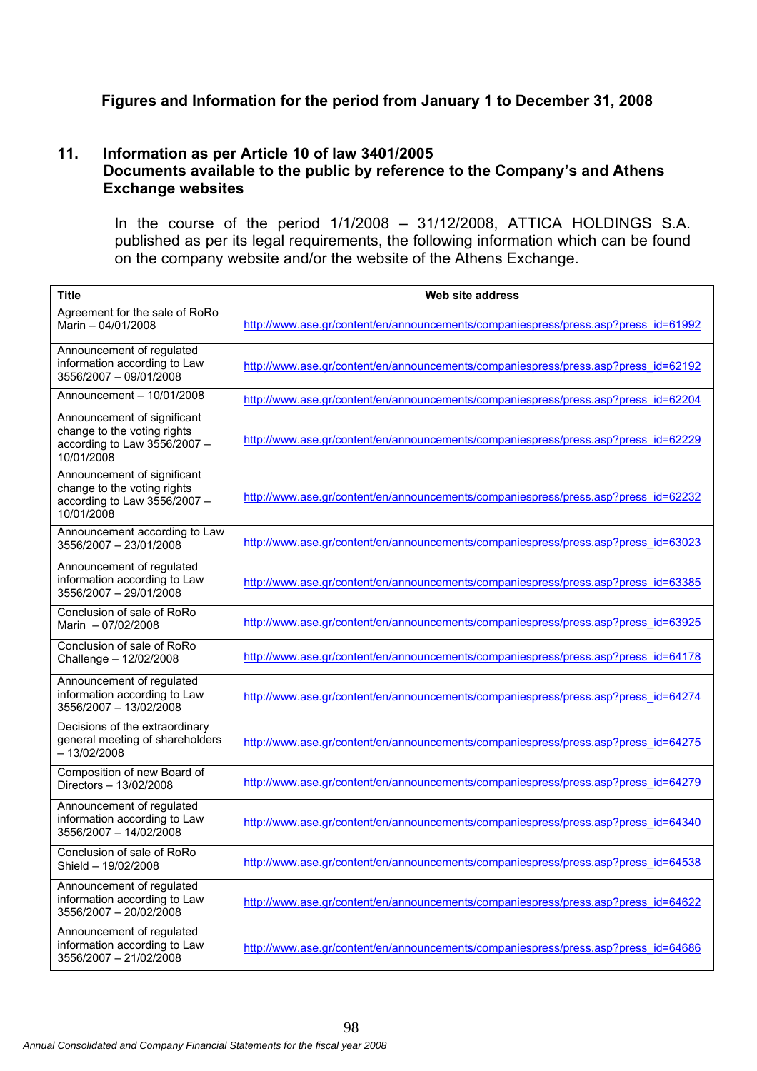**Figures and Information for the period from January 1 to December 31, 2008**

## 11. Information as per Article 10 of law 3401/2005 Documents available to the public by reference to the Company's and Athens Exchange websites

In the course of the period 1/1/2008 – 31/12/2008, ATTICA HOLDINGS S.A. published as per its legal requirements, the following information which can be found on the company website and/or the website of the Athens Exchange.

| Title | Web site address |
|---|---|
| Agreement for the sale of RoRo Marin – 04/01/2008 | http://www.ase.gr/content/en/announcements/companiespress/press.asp?press_id=61992 |
| Announcement of regulated information according to Law 3556/2007 – 09/01/2008 | http://www.ase.gr/content/en/announcements/companiespress/press.asp?press_id=62192 |
| Announcement – 10/01/2008 | http://www.ase.gr/content/en/announcements/companiespress/press.asp?press_id=62204 |
| Announcement of significant change to the voting rights according to Law 3556/2007 – 10/01/2008 | http://www.ase.gr/content/en/announcements/companiespress/press.asp?press_id=62229 |
| Announcement of significant change to the voting rights according to Law 3556/2007 – 10/01/2008 | http://www.ase.gr/content/en/announcements/companiespress/press.asp?press_id=62232 |
| Announcement according to Law 3556/2007 – 23/01/2008 | http://www.ase.gr/content/en/announcements/companiespress/press.asp?press_id=63023 |
| Announcement of regulated information according to Law 3556/2007 – 29/01/2008 | http://www.ase.gr/content/en/announcements/companiespress/press.asp?press_id=63385 |
| Conclusion of sale of RoRo Marin – 07/02/2008 | http://www.ase.gr/content/en/announcements/companiespress/press.asp?press_id=63925 |
| Conclusion of sale of RoRo Challenge – 12/02/2008 | http://www.ase.gr/content/en/announcements/companiespress/press.asp?press_id=64178 |
| Announcement of regulated information according to Law 3556/2007 – 13/02/2008 | http://www.ase.gr/content/en/announcements/companiespress/press.asp?press_id=64274 |
| Decisions of the extraordinary general meeting of shareholders – 13/02/2008 | http://www.ase.gr/content/en/announcements/companiespress/press.asp?press_id=64275 |
| Composition of new Board of Directors – 13/02/2008 | http://www.ase.gr/content/en/announcements/companiespress/press.asp?press_id=64279 |
| Announcement of regulated information according to Law 3556/2007 – 14/02/2008 | http://www.ase.gr/content/en/announcements/companiespress/press.asp?press_id=64340 |
| Conclusion of sale of RoRo Shield – 19/02/2008 | http://www.ase.gr/content/en/announcements/companiespress/press.asp?press_id=64538 |
| Announcement of regulated information according to Law 3556/2007 – 20/02/2008 | http://www.ase.gr/content/en/announcements/companiespress/press.asp?press_id=64622 |
| Announcement of regulated information according to Law 3556/2007 – 21/02/2008 | http://www.ase.gr/content/en/announcements/companiespress/press.asp?press_id=64686 |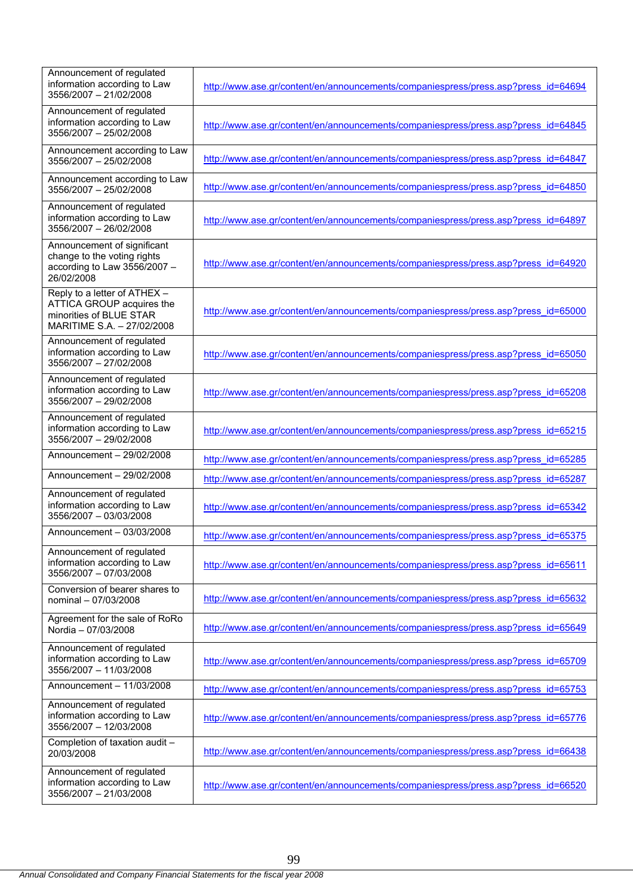| | |
|---|---|
| Announcement of regulated information according to Law 3556/2007 – 21/02/2008 | http://www.ase.gr/content/en/announcements/companiespress/press.asp?press_id=64694 |
| Announcement of regulated information according to Law 3556/2007 – 25/02/2008 | http://www.ase.gr/content/en/announcements/companiespress/press.asp?press_id=64845 |
| Announcement according to Law 3556/2007 – 25/02/2008 | http://www.ase.gr/content/en/announcements/companiespress/press.asp?press_id=64847 |
| Announcement according to Law 3556/2007 – 25/02/2008 | http://www.ase.gr/content/en/announcements/companiespress/press.asp?press_id=64850 |
| Announcement of regulated information according to Law 3556/2007 – 26/02/2008 | http://www.ase.gr/content/en/announcements/companiespress/press.asp?press_id=64897 |
| Announcement of significant change to the voting rights according to Law 3556/2007 – 26/02/2008 | http://www.ase.gr/content/en/announcements/companiespress/press.asp?press_id=64920 |
| Reply to a letter of ATHEX – ATTICA GROUP acquires the minorities of BLUE STAR MARITIME S.A. – 27/02/2008 | http://www.ase.gr/content/en/announcements/companiespress/press.asp?press_id=65000 |
| Announcement of regulated information according to Law 3556/2007 – 27/02/2008 | http://www.ase.gr/content/en/announcements/companiespress/press.asp?press_id=65050 |
| Announcement of regulated information according to Law 3556/2007 – 29/02/2008 | http://www.ase.gr/content/en/announcements/companiespress/press.asp?press_id=65208 |
| Announcement of regulated information according to Law 3556/2007 – 29/02/2008 | http://www.ase.gr/content/en/announcements/companiespress/press.asp?press_id=65215 |
| Announcement – 29/02/2008 | http://www.ase.gr/content/en/announcements/companiespress/press.asp?press_id=65285 |
| Announcement – 29/02/2008 | http://www.ase.gr/content/en/announcements/companiespress/press.asp?press_id=65287 |
| Announcement of regulated information according to Law 3556/2007 – 03/03/2008 | http://www.ase.gr/content/en/announcements/companiespress/press.asp?press_id=65342 |
| Announcement – 03/03/2008 | http://www.ase.gr/content/en/announcements/companiespress/press.asp?press_id=65375 |
| Announcement of regulated information according to Law 3556/2007 – 07/03/2008 | http://www.ase.gr/content/en/announcements/companiespress/press.asp?press_id=65611 |
| Conversion of bearer shares to nominal – 07/03/2008 | http://www.ase.gr/content/en/announcements/companiespress/press.asp?press_id=65632 |
| Agreement for the sale of RoRo Nordia – 07/03/2008 | http://www.ase.gr/content/en/announcements/companiespress/press.asp?press_id=65649 |
| Announcement of regulated information according to Law 3556/2007 – 11/03/2008 | http://www.ase.gr/content/en/announcements/companiespress/press.asp?press_id=65709 |
| Announcement – 11/03/2008 | http://www.ase.gr/content/en/announcements/companiespress/press.asp?press_id=65753 |
| Announcement of regulated information according to Law 3556/2007 – 12/03/2008 | http://www.ase.gr/content/en/announcements/companiespress/press.asp?press_id=65776 |
| Completion of taxation audit – 20/03/2008 | http://www.ase.gr/content/en/announcements/companiespress/press.asp?press_id=66438 |
| Announcement of regulated information according to Law 3556/2007 – 21/03/2008 | http://www.ase.gr/content/en/announcements/companiespress/press.asp?press_id=66520 |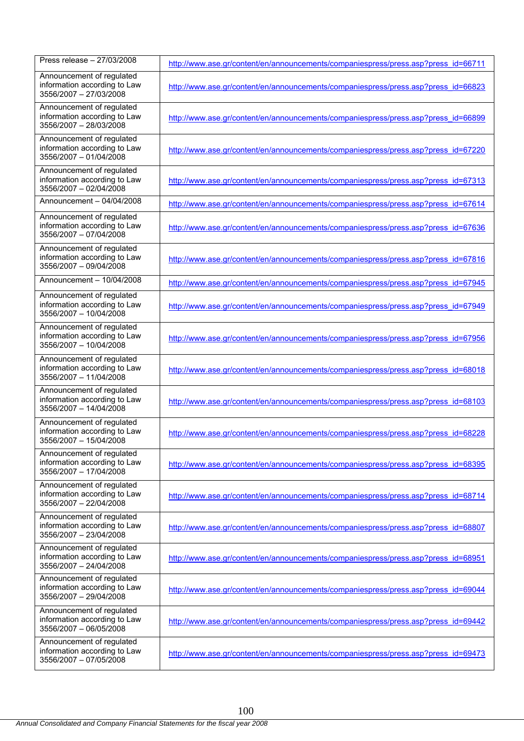| | |
|---|---|
| Press release – 27/03/2008 | http://www.ase.gr/content/en/announcements/companiespress/press.asp?press_id=66711 |
| Announcement of regulated information according to Law 3556/2007 – 27/03/2008 | http://www.ase.gr/content/en/announcements/companiespress/press.asp?press_id=66823 |
| Announcement of regulated information according to Law 3556/2007 – 28/03/2008 | http://www.ase.gr/content/en/announcements/companiespress/press.asp?press_id=66899 |
| Announcement of regulated information according to Law 3556/2007 – 01/04/2008 | http://www.ase.gr/content/en/announcements/companiespress/press.asp?press_id=67220 |
| Announcement of regulated information according to Law 3556/2007 – 02/04/2008 | http://www.ase.gr/content/en/announcements/companiespress/press.asp?press_id=67313 |
| Announcement – 04/04/2008 | http://www.ase.gr/content/en/announcements/companiespress/press.asp?press_id=67614 |
| Announcement of regulated information according to Law 3556/2007 – 07/04/2008 | http://www.ase.gr/content/en/announcements/companiespress/press.asp?press_id=67636 |
| Announcement of regulated information according to Law 3556/2007 – 09/04/2008 | http://www.ase.gr/content/en/announcements/companiespress/press.asp?press_id=67816 |
| Announcement – 10/04/2008 | http://www.ase.gr/content/en/announcements/companiespress/press.asp?press_id=67945 |
| Announcement of regulated information according to Law 3556/2007 – 10/04/2008 | http://www.ase.gr/content/en/announcements/companiespress/press.asp?press_id=67949 |
| Announcement of regulated information according to Law 3556/2007 – 10/04/2008 | http://www.ase.gr/content/en/announcements/companiespress/press.asp?press_id=67956 |
| Announcement of regulated information according to Law 3556/2007 – 11/04/2008 | http://www.ase.gr/content/en/announcements/companiespress/press.asp?press_id=68018 |
| Announcement of regulated information according to Law 3556/2007 – 14/04/2008 | http://www.ase.gr/content/en/announcements/companiespress/press.asp?press_id=68103 |
| Announcement of regulated information according to Law 3556/2007 – 15/04/2008 | http://www.ase.gr/content/en/announcements/companiespress/press.asp?press_id=68228 |
| Announcement of regulated information according to Law 3556/2007 – 17/04/2008 | http://www.ase.gr/content/en/announcements/companiespress/press.asp?press_id=68395 |
| Announcement of regulated information according to Law 3556/2007 – 22/04/2008 | http://www.ase.gr/content/en/announcements/companiespress/press.asp?press_id=68714 |
| Announcement of regulated information according to Law 3556/2007 – 23/04/2008 | http://www.ase.gr/content/en/announcements/companiespress/press.asp?press_id=68807 |
| Announcement of regulated information according to Law 3556/2007 – 24/04/2008 | http://www.ase.gr/content/en/announcements/companiespress/press.asp?press_id=68951 |
| Announcement of regulated information according to Law 3556/2007 – 29/04/2008 | http://www.ase.gr/content/en/announcements/companiespress/press.asp?press_id=69044 |
| Announcement of regulated information according to Law 3556/2007 – 06/05/2008 | http://www.ase.gr/content/en/announcements/companiespress/press.asp?press_id=69442 |
| Announcement of regulated information according to Law 3556/2007 – 07/05/2008 | http://www.ase.gr/content/en/announcements/companiespress/press.asp?press_id=69473 |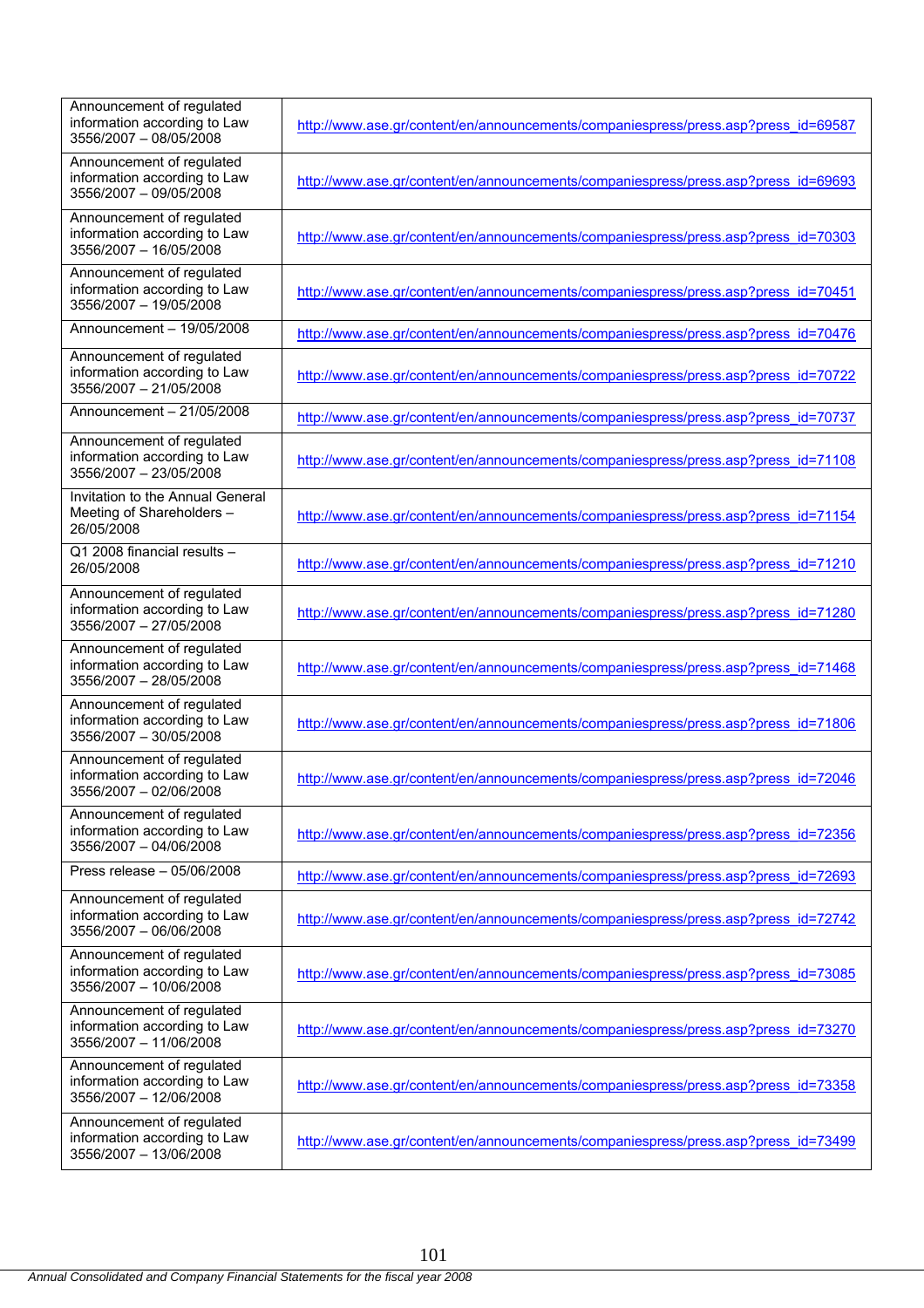| | |
|---|---|
| Announcement of regulated information according to Law 3556/2007 – 08/05/2008 | http://www.ase.gr/content/en/announcements/companiespress/press.asp?press_id=69587 |
| Announcement of regulated information according to Law 3556/2007 – 09/05/2008 | http://www.ase.gr/content/en/announcements/companiespress/press.asp?press_id=69693 |
| Announcement of regulated information according to Law 3556/2007 – 16/05/2008 | http://www.ase.gr/content/en/announcements/companiespress/press.asp?press_id=70303 |
| Announcement of regulated information according to Law 3556/2007 – 19/05/2008 | http://www.ase.gr/content/en/announcements/companiespress/press.asp?press_id=70451 |
| Announcement – 19/05/2008 | http://www.ase.gr/content/en/announcements/companiespress/press.asp?press_id=70476 |
| Announcement of regulated information according to Law 3556/2007 – 21/05/2008 | http://www.ase.gr/content/en/announcements/companiespress/press.asp?press_id=70722 |
| Announcement – 21/05/2008 | http://www.ase.gr/content/en/announcements/companiespress/press.asp?press_id=70737 |
| Announcement of regulated information according to Law 3556/2007 – 23/05/2008 | http://www.ase.gr/content/en/announcements/companiespress/press.asp?press_id=71108 |
| Invitation to the Annual General Meeting of Shareholders – 26/05/2008 | http://www.ase.gr/content/en/announcements/companiespress/press.asp?press_id=71154 |
| Q1 2008 financial results – 26/05/2008 | http://www.ase.gr/content/en/announcements/companiespress/press.asp?press_id=71210 |
| Announcement of regulated information according to Law 3556/2007 – 27/05/2008 | http://www.ase.gr/content/en/announcements/companiespress/press.asp?press_id=71280 |
| Announcement of regulated information according to Law 3556/2007 – 28/05/2008 | http://www.ase.gr/content/en/announcements/companiespress/press.asp?press_id=71468 |
| Announcement of regulated information according to Law 3556/2007 – 30/05/2008 | http://www.ase.gr/content/en/announcements/companiespress/press.asp?press_id=71806 |
| Announcement of regulated information according to Law 3556/2007 – 02/06/2008 | http://www.ase.gr/content/en/announcements/companiespress/press.asp?press_id=72046 |
| Announcement of regulated information according to Law 3556/2007 – 04/06/2008 | http://www.ase.gr/content/en/announcements/companiespress/press.asp?press_id=72356 |
| Press release – 05/06/2008 | http://www.ase.gr/content/en/announcements/companiespress/press.asp?press_id=72693 |
| Announcement of regulated information according to Law 3556/2007 – 06/06/2008 | http://www.ase.gr/content/en/announcements/companiespress/press.asp?press_id=72742 |
| Announcement of regulated information according to Law 3556/2007 – 10/06/2008 | http://www.ase.gr/content/en/announcements/companiespress/press.asp?press_id=73085 |
| Announcement of regulated information according to Law 3556/2007 – 11/06/2008 | http://www.ase.gr/content/en/announcements/companiespress/press.asp?press_id=73270 |
| Announcement of regulated information according to Law 3556/2007 – 12/06/2008 | http://www.ase.gr/content/en/announcements/companiespress/press.asp?press_id=73358 |
| Announcement of regulated information according to Law 3556/2007 – 13/06/2008 | http://www.ase.gr/content/en/announcements/companiespress/press.asp?press_id=73499 |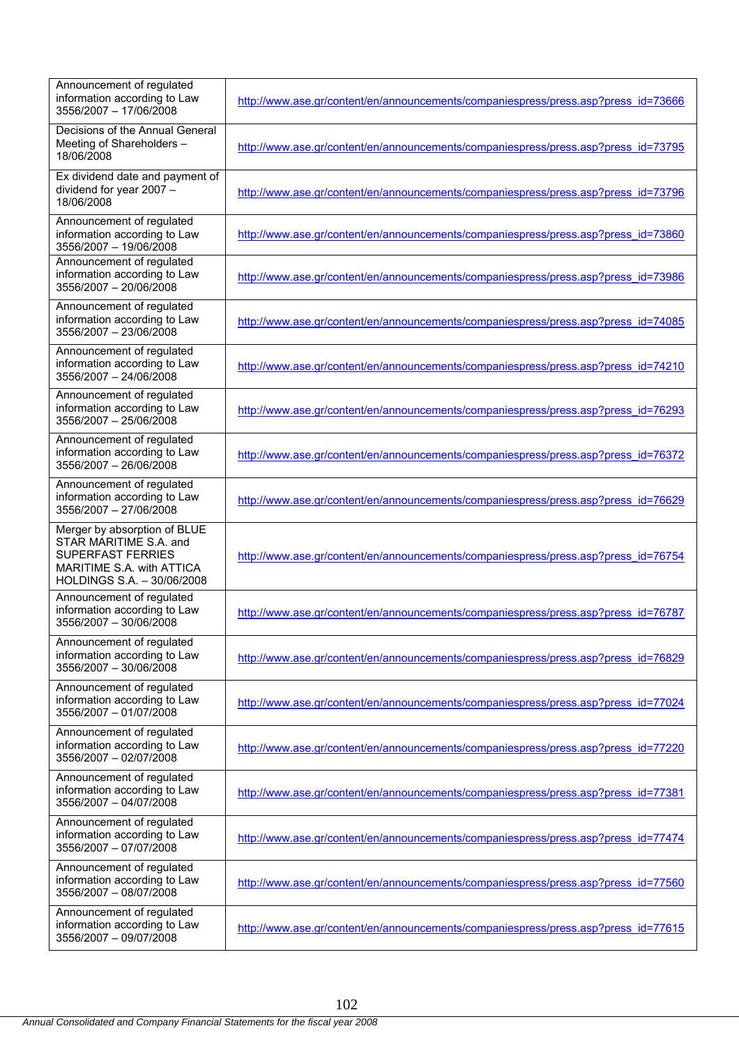| | |
|---|---|
| Announcement of regulated information according to Law 3556/2007 – 17/06/2008 | http://www.ase.gr/content/en/announcements/companiespress/press.asp?press_id=73666 |
| Decisions of the Annual General Meeting of Shareholders – 18/06/2008 | http://www.ase.gr/content/en/announcements/companiespress/press.asp?press_id=73795 |
| Ex dividend date and payment of dividend for year 2007 – 18/06/2008 | http://www.ase.gr/content/en/announcements/companiespress/press.asp?press_id=73796 |
| Announcement of regulated information according to Law 3556/2007 – 19/06/2008 | http://www.ase.gr/content/en/announcements/companiespress/press.asp?press_id=73860 |
| Announcement of regulated information according to Law 3556/2007 – 20/06/2008 | http://www.ase.gr/content/en/announcements/companiespress/press.asp?press_id=73986 |
| Announcement of regulated information according to Law 3556/2007 – 23/06/2008 | http://www.ase.gr/content/en/announcements/companiespress/press.asp?press_id=74085 |
| Announcement of regulated information according to Law 3556/2007 – 24/06/2008 | http://www.ase.gr/content/en/announcements/companiespress/press.asp?press_id=74210 |
| Announcement of regulated information according to Law 3556/2007 – 25/06/2008 | http://www.ase.gr/content/en/announcements/companiespress/press.asp?press_id=76293 |
| Announcement of regulated information according to Law 3556/2007 – 26/06/2008 | http://www.ase.gr/content/en/announcements/companiespress/press.asp?press_id=76372 |
| Announcement of regulated information according to Law 3556/2007 – 27/06/2008 | http://www.ase.gr/content/en/announcements/companiespress/press.asp?press_id=76629 |
| Merger by absorption of BLUE STAR MARITIME S.A. and SUPERFAST FERRIES MARITIME S.A. with ATTICA HOLDINGS S.A. – 30/06/2008 | http://www.ase.gr/content/en/announcements/companiespress/press.asp?press_id=76754 |
| Announcement of regulated information according to Law 3556/2007 – 30/06/2008 | http://www.ase.gr/content/en/announcements/companiespress/press.asp?press_id=76787 |
| Announcement of regulated information according to Law 3556/2007 – 30/06/2008 | http://www.ase.gr/content/en/announcements/companiespress/press.asp?press_id=76829 |
| Announcement of regulated information according to Law 3556/2007 – 01/07/2008 | http://www.ase.gr/content/en/announcements/companiespress/press.asp?press_id=77024 |
| Announcement of regulated information according to Law 3556/2007 – 02/07/2008 | http://www.ase.gr/content/en/announcements/companiespress/press.asp?press_id=77220 |
| Announcement of regulated information according to Law 3556/2007 – 04/07/2008 | http://www.ase.gr/content/en/announcements/companiespress/press.asp?press_id=77381 |
| Announcement of regulated information according to Law 3556/2007 – 07/07/2008 | http://www.ase.gr/content/en/announcements/companiespress/press.asp?press_id=77474 |
| Announcement of regulated information according to Law 3556/2007 – 08/07/2008 | http://www.ase.gr/content/en/announcements/companiespress/press.asp?press_id=77560 |
| Announcement of regulated information according to Law 3556/2007 – 09/07/2008 | http://www.ase.gr/content/en/announcements/companiespress/press.asp?press_id=77615 |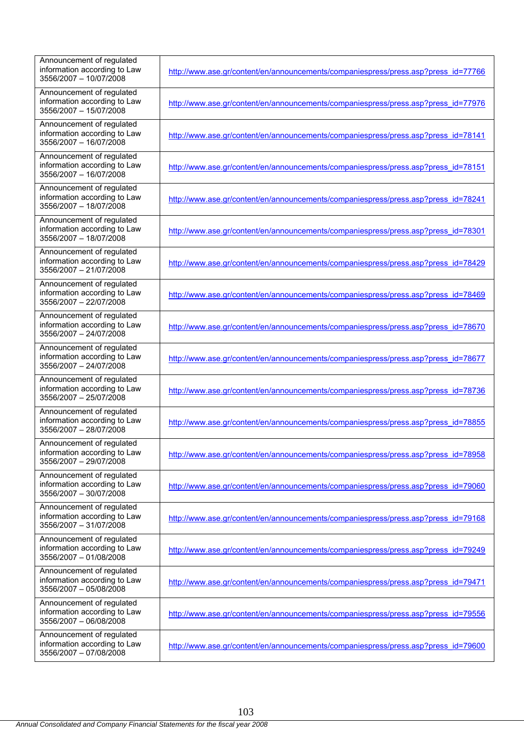| | |
|---|---|
| Announcement of regulated information according to Law 3556/2007 – 10/07/2008 | http://www.ase.gr/content/en/announcements/companiespress/press.asp?press_id=77766 |
| Announcement of regulated information according to Law 3556/2007 – 15/07/2008 | http://www.ase.gr/content/en/announcements/companiespress/press.asp?press_id=77976 |
| Announcement of regulated information according to Law 3556/2007 – 16/07/2008 | http://www.ase.gr/content/en/announcements/companiespress/press.asp?press_id=78141 |
| Announcement of regulated information according to Law 3556/2007 – 16/07/2008 | http://www.ase.gr/content/en/announcements/companiespress/press.asp?press_id=78151 |
| Announcement of regulated information according to Law 3556/2007 – 18/07/2008 | http://www.ase.gr/content/en/announcements/companiespress/press.asp?press_id=78241 |
| Announcement of regulated information according to Law 3556/2007 – 18/07/2008 | http://www.ase.gr/content/en/announcements/companiespress/press.asp?press_id=78301 |
| Announcement of regulated information according to Law 3556/2007 – 21/07/2008 | http://www.ase.gr/content/en/announcements/companiespress/press.asp?press_id=78429 |
| Announcement of regulated information according to Law 3556/2007 – 22/07/2008 | http://www.ase.gr/content/en/announcements/companiespress/press.asp?press_id=78469 |
| Announcement of regulated information according to Law 3556/2007 – 24/07/2008 | http://www.ase.gr/content/en/announcements/companiespress/press.asp?press_id=78670 |
| Announcement of regulated information according to Law 3556/2007 – 24/07/2008 | http://www.ase.gr/content/en/announcements/companiespress/press.asp?press_id=78677 |
| Announcement of regulated information according to Law 3556/2007 – 25/07/2008 | http://www.ase.gr/content/en/announcements/companiespress/press.asp?press_id=78736 |
| Announcement of regulated information according to Law 3556/2007 – 28/07/2008 | http://www.ase.gr/content/en/announcements/companiespress/press.asp?press_id=78855 |
| Announcement of regulated information according to Law 3556/2007 – 29/07/2008 | http://www.ase.gr/content/en/announcements/companiespress/press.asp?press_id=78958 |
| Announcement of regulated information according to Law 3556/2007 – 30/07/2008 | http://www.ase.gr/content/en/announcements/companiespress/press.asp?press_id=79060 |
| Announcement of regulated information according to Law 3556/2007 – 31/07/2008 | http://www.ase.gr/content/en/announcements/companiespress/press.asp?press_id=79168 |
| Announcement of regulated information according to Law 3556/2007 – 01/08/2008 | http://www.ase.gr/content/en/announcements/companiespress/press.asp?press_id=79249 |
| Announcement of regulated information according to Law 3556/2007 – 05/08/2008 | http://www.ase.gr/content/en/announcements/companiespress/press.asp?press_id=79471 |
| Announcement of regulated information according to Law 3556/2007 – 06/08/2008 | http://www.ase.gr/content/en/announcements/companiespress/press.asp?press_id=79556 |
| Announcement of regulated information according to Law 3556/2007 – 07/08/2008 | http://www.ase.gr/content/en/announcements/companiespress/press.asp?press_id=79600 |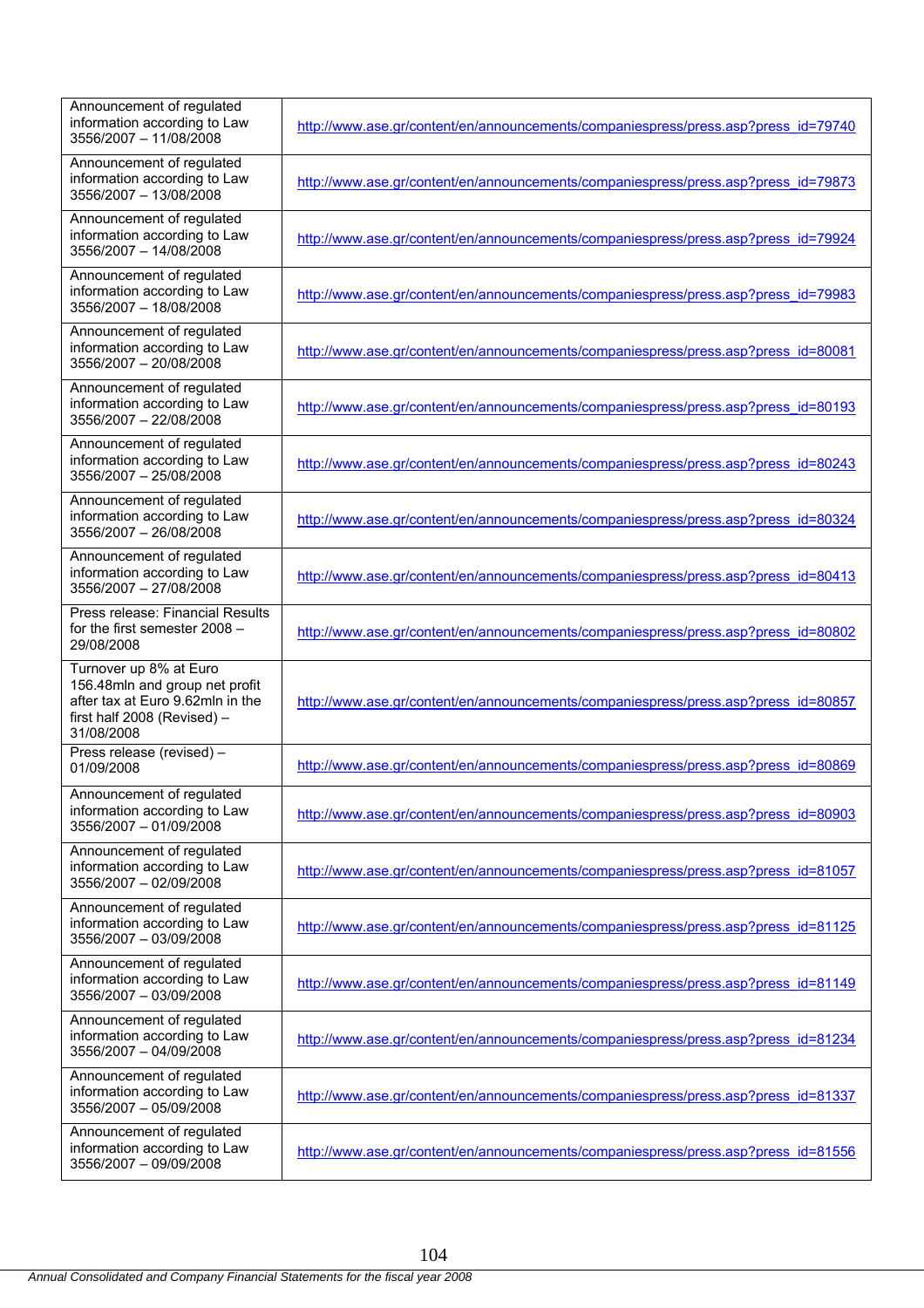| | |
|---|---|
| Announcement of regulated information according to Law 3556/2007 – 11/08/2008 | http://www.ase.gr/content/en/announcements/companiespress/press.asp?press_id=79740 |
| Announcement of regulated information according to Law 3556/2007 – 13/08/2008 | http://www.ase.gr/content/en/announcements/companiespress/press.asp?press_id=79873 |
| Announcement of regulated information according to Law 3556/2007 – 14/08/2008 | http://www.ase.gr/content/en/announcements/companiespress/press.asp?press_id=79924 |
| Announcement of regulated information according to Law 3556/2007 – 18/08/2008 | http://www.ase.gr/content/en/announcements/companiespress/press.asp?press_id=79983 |
| Announcement of regulated information according to Law 3556/2007 – 20/08/2008 | http://www.ase.gr/content/en/announcements/companiespress/press.asp?press_id=80081 |
| Announcement of regulated information according to Law 3556/2007 – 22/08/2008 | http://www.ase.gr/content/en/announcements/companiespress/press.asp?press_id=80193 |
| Announcement of regulated information according to Law 3556/2007 – 25/08/2008 | http://www.ase.gr/content/en/announcements/companiespress/press.asp?press_id=80243 |
| Announcement of regulated information according to Law 3556/2007 – 26/08/2008 | http://www.ase.gr/content/en/announcements/companiespress/press.asp?press_id=80324 |
| Announcement of regulated information according to Law 3556/2007 – 27/08/2008 | http://www.ase.gr/content/en/announcements/companiespress/press.asp?press_id=80413 |
| Press release: Financial Results for the first semester 2008 – 29/08/2008 | http://www.ase.gr/content/en/announcements/companiespress/press.asp?press_id=80802 |
| Turnover up 8% at Euro 156.48mln and group net profit after tax at Euro 9.62mln in the first half 2008 (Revised) – 31/08/2008 | http://www.ase.gr/content/en/announcements/companiespress/press.asp?press_id=80857 |
| Press release (revised) – 01/09/2008 | http://www.ase.gr/content/en/announcements/companiespress/press.asp?press_id=80869 |
| Announcement of regulated information according to Law 3556/2007 – 01/09/2008 | http://www.ase.gr/content/en/announcements/companiespress/press.asp?press_id=80903 |
| Announcement of regulated information according to Law 3556/2007 – 02/09/2008 | http://www.ase.gr/content/en/announcements/companiespress/press.asp?press_id=81057 |
| Announcement of regulated information according to Law 3556/2007 – 03/09/2008 | http://www.ase.gr/content/en/announcements/companiespress/press.asp?press_id=81125 |
| Announcement of regulated information according to Law 3556/2007 – 03/09/2008 | http://www.ase.gr/content/en/announcements/companiespress/press.asp?press_id=81149 |
| Announcement of regulated information according to Law 3556/2007 – 04/09/2008 | http://www.ase.gr/content/en/announcements/companiespress/press.asp?press_id=81234 |
| Announcement of regulated information according to Law 3556/2007 – 05/09/2008 | http://www.ase.gr/content/en/announcements/companiespress/press.asp?press_id=81337 |
| Announcement of regulated information according to Law 3556/2007 – 09/09/2008 | http://www.ase.gr/content/en/announcements/companiespress/press.asp?press_id=81556 |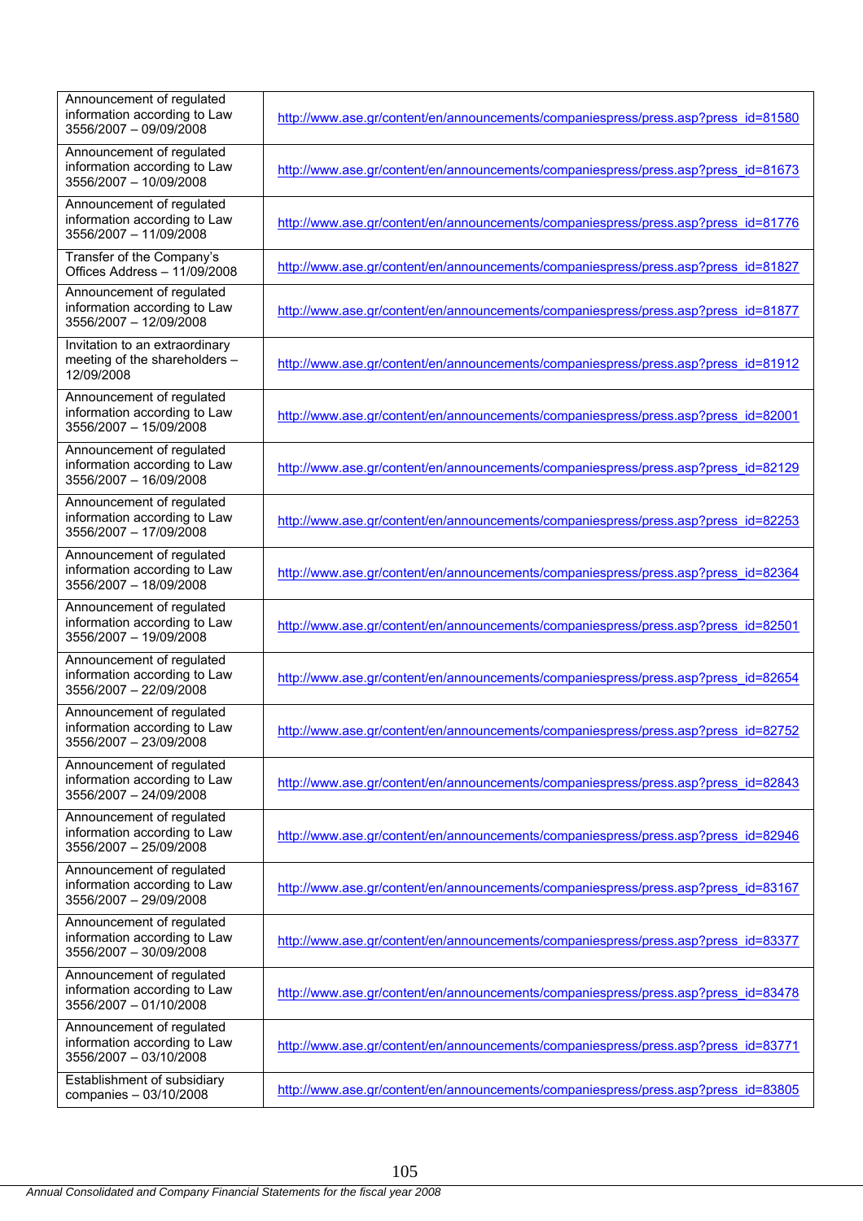| | |
|---|---|
| Announcement of regulated information according to Law 3556/2007 – 09/09/2008 | http://www.ase.gr/content/en/announcements/companiespress/press.asp?press_id=81580 |
| Announcement of regulated information according to Law 3556/2007 – 10/09/2008 | http://www.ase.gr/content/en/announcements/companiespress/press.asp?press_id=81673 |
| Announcement of regulated information according to Law 3556/2007 – 11/09/2008 | http://www.ase.gr/content/en/announcements/companiespress/press.asp?press_id=81776 |
| Transfer of the Company's Offices Address – 11/09/2008 | http://www.ase.gr/content/en/announcements/companiespress/press.asp?press_id=81827 |
| Announcement of regulated information according to Law 3556/2007 – 12/09/2008 | http://www.ase.gr/content/en/announcements/companiespress/press.asp?press_id=81877 |
| Invitation to an extraordinary meeting of the shareholders – 12/09/2008 | http://www.ase.gr/content/en/announcements/companiespress/press.asp?press_id=81912 |
| Announcement of regulated information according to Law 3556/2007 – 15/09/2008 | http://www.ase.gr/content/en/announcements/companiespress/press.asp?press_id=82001 |
| Announcement of regulated information according to Law 3556/2007 – 16/09/2008 | http://www.ase.gr/content/en/announcements/companiespress/press.asp?press_id=82129 |
| Announcement of regulated information according to Law 3556/2007 – 17/09/2008 | http://www.ase.gr/content/en/announcements/companiespress/press.asp?press_id=82253 |
| Announcement of regulated information according to Law 3556/2007 – 18/09/2008 | http://www.ase.gr/content/en/announcements/companiespress/press.asp?press_id=82364 |
| Announcement of regulated information according to Law 3556/2007 – 19/09/2008 | http://www.ase.gr/content/en/announcements/companiespress/press.asp?press_id=82501 |
| Announcement of regulated information according to Law 3556/2007 – 22/09/2008 | http://www.ase.gr/content/en/announcements/companiespress/press.asp?press_id=82654 |
| Announcement of regulated information according to Law 3556/2007 – 23/09/2008 | http://www.ase.gr/content/en/announcements/companiespress/press.asp?press_id=82752 |
| Announcement of regulated information according to Law 3556/2007 – 24/09/2008 | http://www.ase.gr/content/en/announcements/companiespress/press.asp?press_id=82843 |
| Announcement of regulated information according to Law 3556/2007 – 25/09/2008 | http://www.ase.gr/content/en/announcements/companiespress/press.asp?press_id=82946 |
| Announcement of regulated information according to Law 3556/2007 – 29/09/2008 | http://www.ase.gr/content/en/announcements/companiespress/press.asp?press_id=83167 |
| Announcement of regulated information according to Law 3556/2007 – 30/09/2008 | http://www.ase.gr/content/en/announcements/companiespress/press.asp?press_id=83377 |
| Announcement of regulated information according to Law 3556/2007 – 01/10/2008 | http://www.ase.gr/content/en/announcements/companiespress/press.asp?press_id=83478 |
| Announcement of regulated information according to Law 3556/2007 – 03/10/2008 | http://www.ase.gr/content/en/announcements/companiespress/press.asp?press_id=83771 |
| Establishment of subsidiary companies – 03/10/2008 | http://www.ase.gr/content/en/announcements/companiespress/press.asp?press_id=83805 |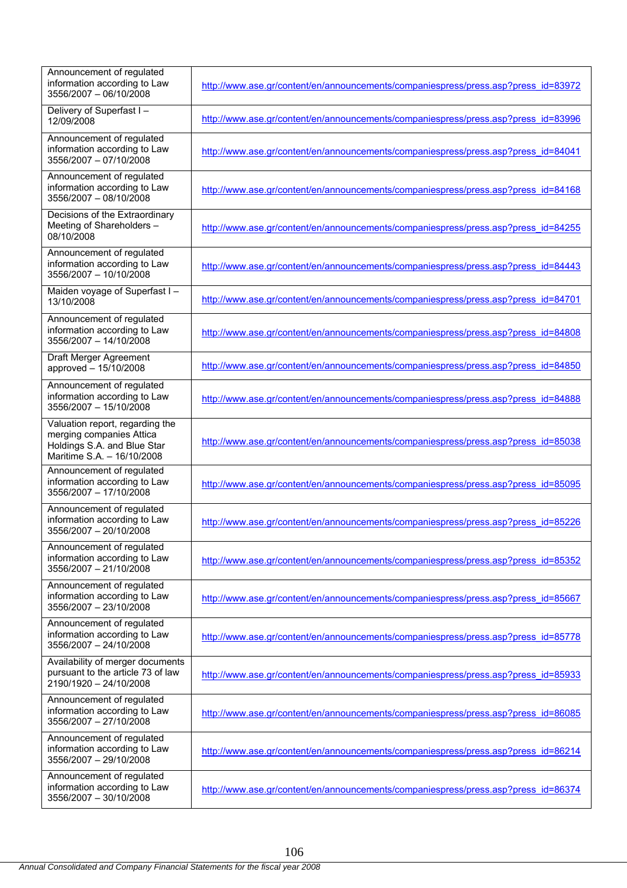| | |
|---|---|
| Announcement of regulated information according to Law 3556/2007 – 06/10/2008 | http://www.ase.gr/content/en/announcements/companiespress/press.asp?press_id=83972 |
| Delivery of Superfast I – 12/09/2008 | http://www.ase.gr/content/en/announcements/companiespress/press.asp?press_id=83996 |
| Announcement of regulated information according to Law 3556/2007 – 07/10/2008 | http://www.ase.gr/content/en/announcements/companiespress/press.asp?press_id=84041 |
| Announcement of regulated information according to Law 3556/2007 – 08/10/2008 | http://www.ase.gr/content/en/announcements/companiespress/press.asp?press_id=84168 |
| Decisions of the Extraordinary Meeting of Shareholders – 08/10/2008 | http://www.ase.gr/content/en/announcements/companiespress/press.asp?press_id=84255 |
| Announcement of regulated information according to Law 3556/2007 – 10/10/2008 | http://www.ase.gr/content/en/announcements/companiespress/press.asp?press_id=84443 |
| Maiden voyage of Superfast I – 13/10/2008 | http://www.ase.gr/content/en/announcements/companiespress/press.asp?press_id=84701 |
| Announcement of regulated information according to Law 3556/2007 – 14/10/2008 | http://www.ase.gr/content/en/announcements/companiespress/press.asp?press_id=84808 |
| Draft Merger Agreement approved – 15/10/2008 | http://www.ase.gr/content/en/announcements/companiespress/press.asp?press_id=84850 |
| Announcement of regulated information according to Law 3556/2007 – 15/10/2008 | http://www.ase.gr/content/en/announcements/companiespress/press.asp?press_id=84888 |
| Valuation report, regarding the merging companies Attica Holdings S.A. and Blue Star Maritime S.A. – 16/10/2008 | http://www.ase.gr/content/en/announcements/companiespress/press.asp?press_id=85038 |
| Announcement of regulated information according to Law 3556/2007 – 17/10/2008 | http://www.ase.gr/content/en/announcements/companiespress/press.asp?press_id=85095 |
| Announcement of regulated information according to Law 3556/2007 – 20/10/2008 | http://www.ase.gr/content/en/announcements/companiespress/press.asp?press_id=85226 |
| Announcement of regulated information according to Law 3556/2007 – 21/10/2008 | http://www.ase.gr/content/en/announcements/companiespress/press.asp?press_id=85352 |
| Announcement of regulated information according to Law 3556/2007 – 23/10/2008 | http://www.ase.gr/content/en/announcements/companiespress/press.asp?press_id=85667 |
| Announcement of regulated information according to Law 3556/2007 – 24/10/2008 | http://www.ase.gr/content/en/announcements/companiespress/press.asp?press_id=85778 |
| Availability of merger documents pursuant to the article 73 of law 2190/1920 – 24/10/2008 | http://www.ase.gr/content/en/announcements/companiespress/press.asp?press_id=85933 |
| Announcement of regulated information according to Law 3556/2007 – 27/10/2008 | http://www.ase.gr/content/en/announcements/companiespress/press.asp?press_id=86085 |
| Announcement of regulated information according to Law 3556/2007 – 29/10/2008 | http://www.ase.gr/content/en/announcements/companiespress/press.asp?press_id=86214 |
| Announcement of regulated information according to Law 3556/2007 – 30/10/2008 | http://www.ase.gr/content/en/announcements/companiespress/press.asp?press_id=86374 |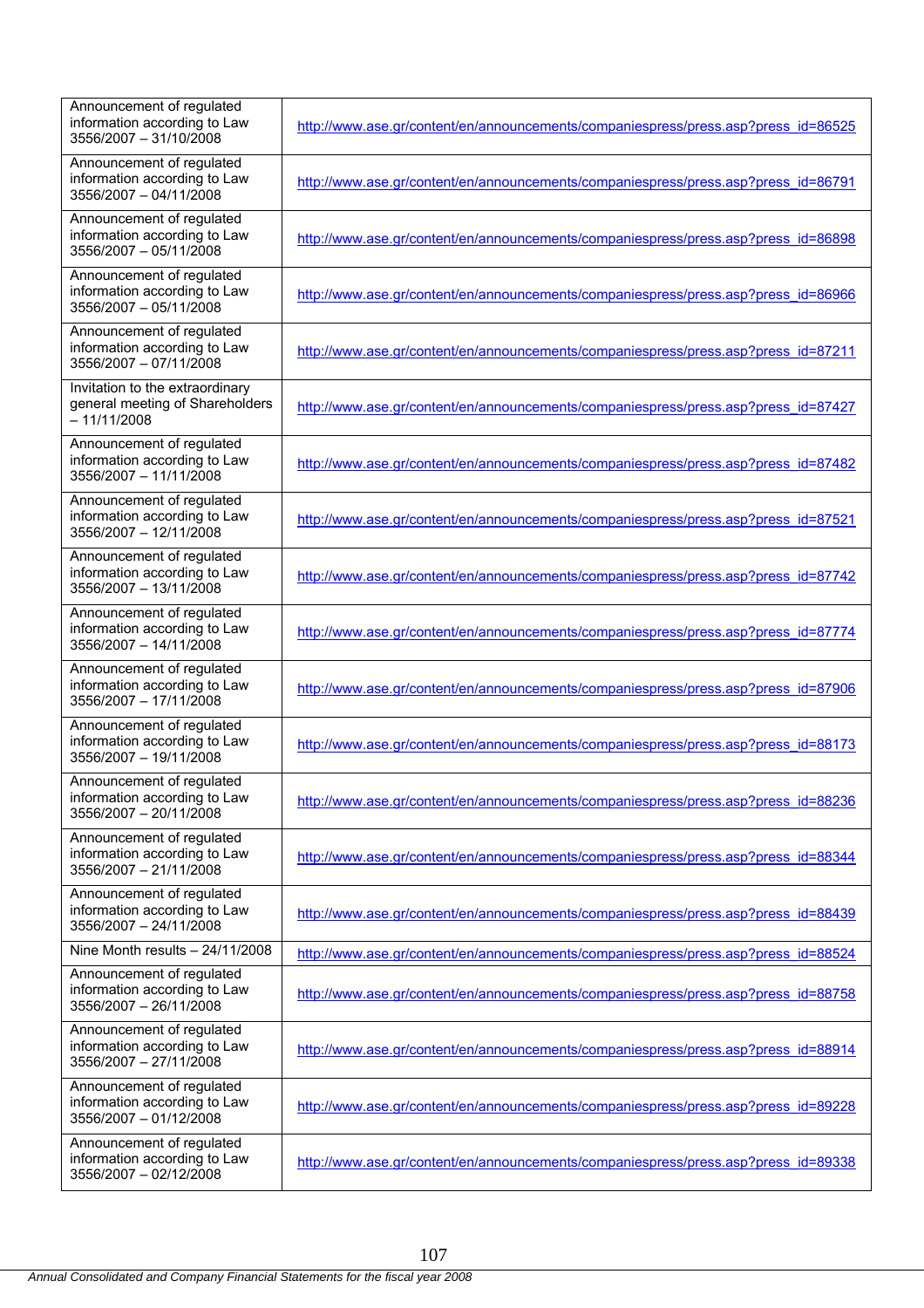| | |
|---|---|
| Announcement of regulated information according to Law 3556/2007 – 31/10/2008 | http://www.ase.gr/content/en/announcements/companiespress/press.asp?press_id=86525 |
| Announcement of regulated information according to Law 3556/2007 – 04/11/2008 | http://www.ase.gr/content/en/announcements/companiespress/press.asp?press_id=86791 |
| Announcement of regulated information according to Law 3556/2007 – 05/11/2008 | http://www.ase.gr/content/en/announcements/companiespress/press.asp?press_id=86898 |
| Announcement of regulated information according to Law 3556/2007 – 05/11/2008 | http://www.ase.gr/content/en/announcements/companiespress/press.asp?press_id=86966 |
| Announcement of regulated information according to Law 3556/2007 – 07/11/2008 | http://www.ase.gr/content/en/announcements/companiespress/press.asp?press_id=87211 |
| Invitation to the extraordinary general meeting of Shareholders – 11/11/2008 | http://www.ase.gr/content/en/announcements/companiespress/press.asp?press_id=87427 |
| Announcement of regulated information according to Law 3556/2007 – 11/11/2008 | http://www.ase.gr/content/en/announcements/companiespress/press.asp?press_id=87482 |
| Announcement of regulated information according to Law 3556/2007 – 12/11/2008 | http://www.ase.gr/content/en/announcements/companiespress/press.asp?press_id=87521 |
| Announcement of regulated information according to Law 3556/2007 – 13/11/2008 | http://www.ase.gr/content/en/announcements/companiespress/press.asp?press_id=87742 |
| Announcement of regulated information according to Law 3556/2007 – 14/11/2008 | http://www.ase.gr/content/en/announcements/companiespress/press.asp?press_id=87774 |
| Announcement of regulated information according to Law 3556/2007 – 17/11/2008 | http://www.ase.gr/content/en/announcements/companiespress/press.asp?press_id=87906 |
| Announcement of regulated information according to Law 3556/2007 – 19/11/2008 | http://www.ase.gr/content/en/announcements/companiespress/press.asp?press_id=88173 |
| Announcement of regulated information according to Law 3556/2007 – 20/11/2008 | http://www.ase.gr/content/en/announcements/companiespress/press.asp?press_id=88236 |
| Announcement of regulated information according to Law 3556/2007 – 21/11/2008 | http://www.ase.gr/content/en/announcements/companiespress/press.asp?press_id=88344 |
| Announcement of regulated information according to Law 3556/2007 – 24/11/2008 | http://www.ase.gr/content/en/announcements/companiespress/press.asp?press_id=88439 |
| Nine Month results – 24/11/2008 | http://www.ase.gr/content/en/announcements/companiespress/press.asp?press_id=88524 |
| Announcement of regulated information according to Law 3556/2007 – 26/11/2008 | http://www.ase.gr/content/en/announcements/companiespress/press.asp?press_id=88758 |
| Announcement of regulated information according to Law 3556/2007 – 27/11/2008 | http://www.ase.gr/content/en/announcements/companiespress/press.asp?press_id=88914 |
| Announcement of regulated information according to Law 3556/2007 – 01/12/2008 | http://www.ase.gr/content/en/announcements/companiespress/press.asp?press_id=89228 |
| Announcement of regulated information according to Law 3556/2007 – 02/12/2008 | http://www.ase.gr/content/en/announcements/companiespress/press.asp?press_id=89338 |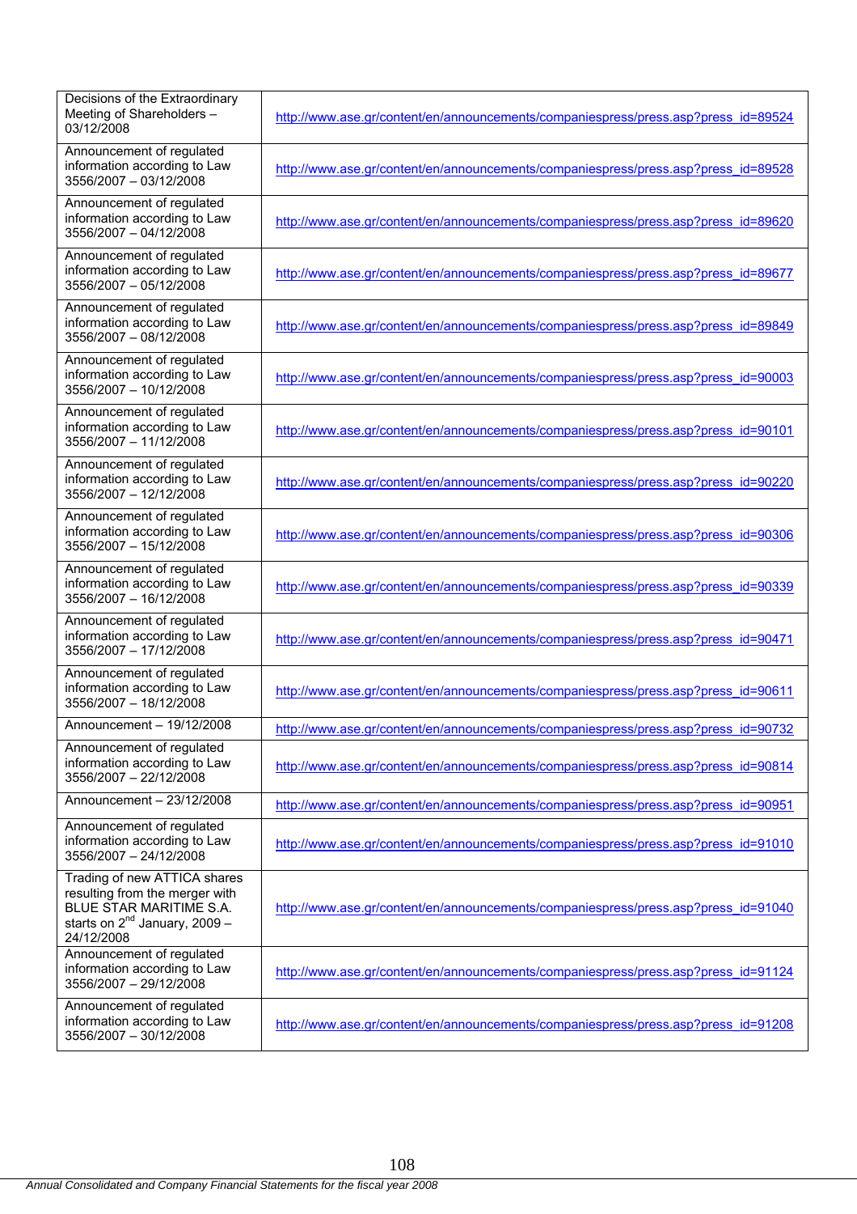| | |
|---|---|
| Decisions of the Extraordinary Meeting of Shareholders – 03/12/2008 | http://www.ase.gr/content/en/announcements/companiespress/press.asp?press_id=89524 |
| Announcement of regulated information according to Law 3556/2007 – 03/12/2008 | http://www.ase.gr/content/en/announcements/companiespress/press.asp?press_id=89528 |
| Announcement of regulated information according to Law 3556/2007 – 04/12/2008 | http://www.ase.gr/content/en/announcements/companiespress/press.asp?press_id=89620 |
| Announcement of regulated information according to Law 3556/2007 – 05/12/2008 | http://www.ase.gr/content/en/announcements/companiespress/press.asp?press_id=89677 |
| Announcement of regulated information according to Law 3556/2007 – 08/12/2008 | http://www.ase.gr/content/en/announcements/companiespress/press.asp?press_id=89849 |
| Announcement of regulated information according to Law 3556/2007 – 10/12/2008 | http://www.ase.gr/content/en/announcements/companiespress/press.asp?press_id=90003 |
| Announcement of regulated information according to Law 3556/2007 – 11/12/2008 | http://www.ase.gr/content/en/announcements/companiespress/press.asp?press_id=90101 |
| Announcement of regulated information according to Law 3556/2007 – 12/12/2008 | http://www.ase.gr/content/en/announcements/companiespress/press.asp?press_id=90220 |
| Announcement of regulated information according to Law 3556/2007 – 15/12/2008 | http://www.ase.gr/content/en/announcements/companiespress/press.asp?press_id=90306 |
| Announcement of regulated information according to Law 3556/2007 – 16/12/2008 | http://www.ase.gr/content/en/announcements/companiespress/press.asp?press_id=90339 |
| Announcement of regulated information according to Law 3556/2007 – 17/12/2008 | http://www.ase.gr/content/en/announcements/companiespress/press.asp?press_id=90471 |
| Announcement of regulated information according to Law 3556/2007 – 18/12/2008 | http://www.ase.gr/content/en/announcements/companiespress/press.asp?press_id=90611 |
| Announcement – 19/12/2008 | http://www.ase.gr/content/en/announcements/companiespress/press.asp?press_id=90732 |
| Announcement of regulated information according to Law 3556/2007 – 22/12/2008 | http://www.ase.gr/content/en/announcements/companiespress/press.asp?press_id=90814 |
| Announcement – 23/12/2008 | http://www.ase.gr/content/en/announcements/companiespress/press.asp?press_id=90951 |
| Announcement of regulated information according to Law 3556/2007 – 24/12/2008 | http://www.ase.gr/content/en/announcements/companiespress/press.asp?press_id=91010 |
| Trading of new ATTICA shares resulting from the merger with BLUE STAR MARITIME S.A. starts on 2nd January, 2009 – 24/12/2008 | http://www.ase.gr/content/en/announcements/companiespress/press.asp?press_id=91040 |
| Announcement of regulated information according to Law 3556/2007 – 29/12/2008 | http://www.ase.gr/content/en/announcements/companiespress/press.asp?press_id=91124 |
| Announcement of regulated information according to Law 3556/2007 – 30/12/2008 | http://www.ase.gr/content/en/announcements/companiespress/press.asp?press_id=91208 |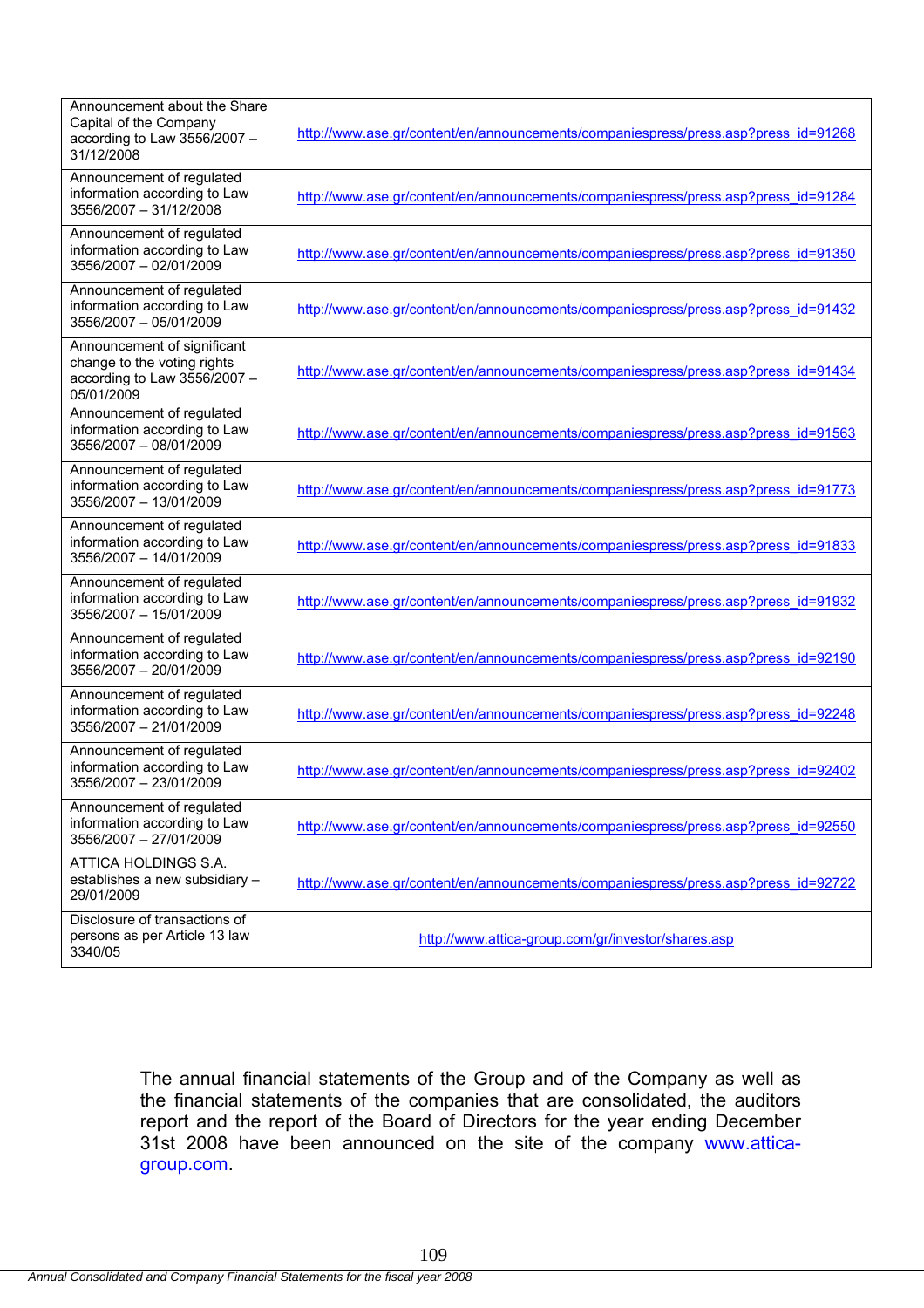| | |
|---|---|
| Announcement about the Share Capital of the Company according to Law 3556/2007 – 31/12/2008 | http://www.ase.gr/content/en/announcements/companiespress/press.asp?press_id=91268 |
| Announcement of regulated information according to Law 3556/2007 – 31/12/2008 | http://www.ase.gr/content/en/announcements/companiespress/press.asp?press_id=91284 |
| Announcement of regulated information according to Law 3556/2007 – 02/01/2009 | http://www.ase.gr/content/en/announcements/companiespress/press.asp?press_id=91350 |
| Announcement of regulated information according to Law 3556/2007 – 05/01/2009 | http://www.ase.gr/content/en/announcements/companiespress/press.asp?press_id=91432 |
| Announcement of significant change to the voting rights according to Law 3556/2007 – 05/01/2009 | http://www.ase.gr/content/en/announcements/companiespress/press.asp?press_id=91434 |
| Announcement of regulated information according to Law 3556/2007 – 08/01/2009 | http://www.ase.gr/content/en/announcements/companiespress/press.asp?press_id=91563 |
| Announcement of regulated information according to Law 3556/2007 – 13/01/2009 | http://www.ase.gr/content/en/announcements/companiespress/press.asp?press_id=91773 |
| Announcement of regulated information according to Law 3556/2007 – 14/01/2009 | http://www.ase.gr/content/en/announcements/companiespress/press.asp?press_id=91833 |
| Announcement of regulated information according to Law 3556/2007 – 15/01/2009 | http://www.ase.gr/content/en/announcements/companiespress/press.asp?press_id=91932 |
| Announcement of regulated information according to Law 3556/2007 – 20/01/2009 | http://www.ase.gr/content/en/announcements/companiespress/press.asp?press_id=92190 |
| Announcement of regulated information according to Law 3556/2007 – 21/01/2009 | http://www.ase.gr/content/en/announcements/companiespress/press.asp?press_id=92248 |
| Announcement of regulated information according to Law 3556/2007 – 23/01/2009 | http://www.ase.gr/content/en/announcements/companiespress/press.asp?press_id=92402 |
| Announcement of regulated information according to Law 3556/2007 – 27/01/2009 | http://www.ase.gr/content/en/announcements/companiespress/press.asp?press_id=92550 |
| ATTICA HOLDINGS S.A. establishes a new subsidiary – 29/01/2009 | http://www.ase.gr/content/en/announcements/companiespress/press.asp?press_id=92722 |
| Disclosure of transactions of persons as per Article 13 law 3340/05 | http://www.attica-group.com/gr/investor/shares.asp |

The annual financial statements of the Group and of the Company as well as the financial statements of the companies that are consolidated, the auditors report and the report of the Board of Directors for the year ending December 31st 2008 have been announced on the site of the company www.attica-group.com.